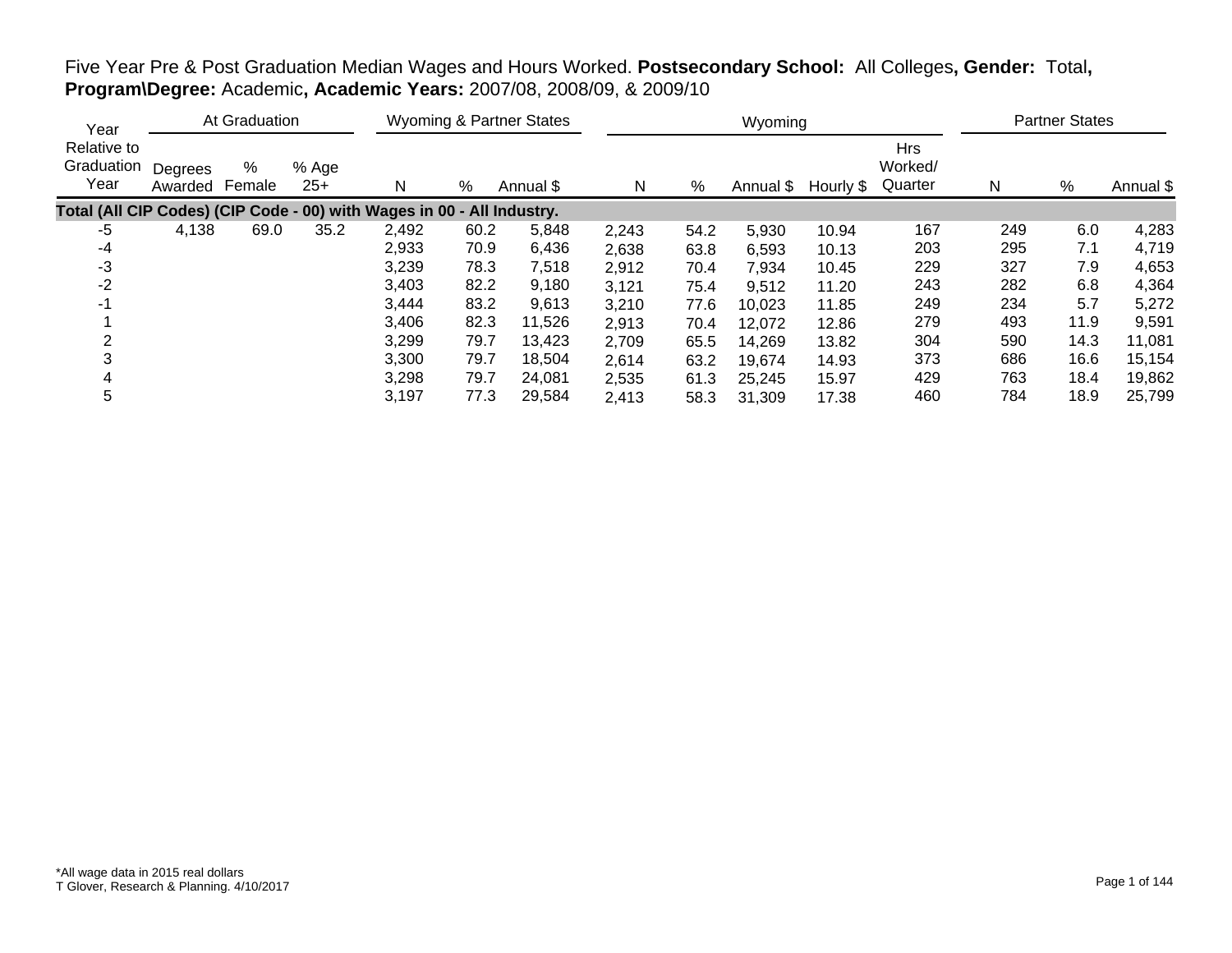Five Year Pre & Post Graduation Median Wages and Hours Worked. **Postsecondary School:** All Colleges**, Gender:** Total**, Program\Degree:** Academic**, Academic Years:** 2007/08, 2008/09, & 2009/10

| Year Relative to Graduation Year | At Graduation | | | Wyoming & Partner States | | | Wyoming | | | | | Partner States | | |
|---|---|---|---|---|---|---|---|---|---|---|---|---|---|---|
| | Degrees Awarded | % Female | % Age 25+ | N | % | Annual $ | N | % | Annual $ | Hourly $ | Hrs Worked/ Quarter | N | % | Annual $ |
| **Total (All CIP Codes) (CIP Code - 00) with Wages in 00 - All Industry.** | | | | | | | | | | | | | | |
| -5 | 4,138 | 69.0 | 35.2 | 2,492 | 60.2 | 5,848 | 2,243 | 54.2 | 5,930 | 10.94 | 167 | 249 | 6.0 | 4,283 |
| -4 | | | | 2,933 | 70.9 | 6,436 | 2,638 | 63.8 | 6,593 | 10.13 | 203 | 295 | 7.1 | 4,719 |
| -3 | | | | 3,239 | 78.3 | 7,518 | 2,912 | 70.4 | 7,934 | 10.45 | 229 | 327 | 7.9 | 4,653 |
| -2 | | | | 3,403 | 82.2 | 9,180 | 3,121 | 75.4 | 9,512 | 11.20 | 243 | 282 | 6.8 | 4,364 |
| -1 | | | | 3,444 | 83.2 | 9,613 | 3,210 | 77.6 | 10,023 | 11.85 | 249 | 234 | 5.7 | 5,272 |
| 1 | | | | 3,406 | 82.3 | 11,526 | 2,913 | 70.4 | 12,072 | 12.86 | 279 | 493 | 11.9 | 9,591 |
| 2 | | | | 3,299 | 79.7 | 13,423 | 2,709 | 65.5 | 14,269 | 13.82 | 304 | 590 | 14.3 | 11,081 |
| 3 | | | | 3,300 | 79.7 | 18,504 | 2,614 | 63.2 | 19,674 | 14.93 | 373 | 686 | 16.6 | 15,154 |
| 4 | | | | 3,298 | 79.7 | 24,081 | 2,535 | 61.3 | 25,245 | 15.97 | 429 | 763 | 18.4 | 19,862 |
| 5 | | | | 3,197 | 77.3 | 29,584 | 2,413 | 58.3 | 31,309 | 17.38 | 460 | 784 | 18.9 | 25,799 |

*All wage data in 2015 real dollars
T Glover, Research & Planning. 4/10/2017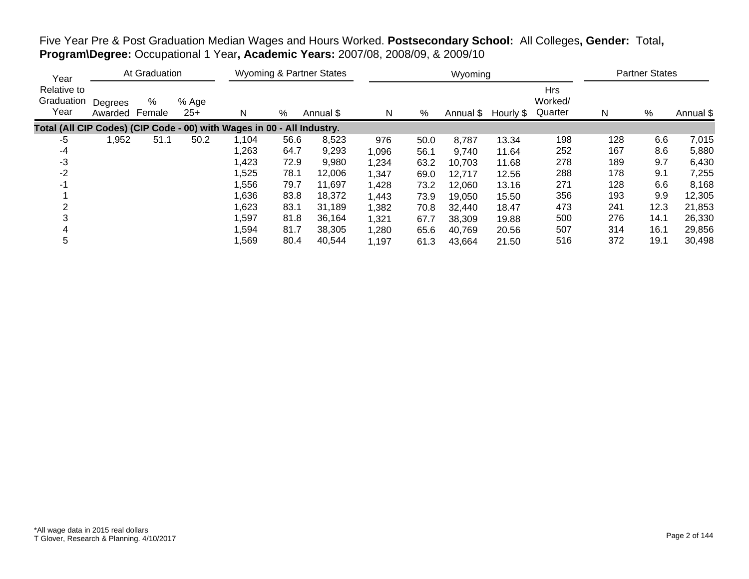Five Year Pre & Post Graduation Median Wages and Hours Worked. **Postsecondary School:** All Colleges**, Gender:** Total**, Program\Degree:** Occupational 1 Year**, Academic Years:** 2007/08, 2008/09, & 2009/10

| Year | At Graduation | | | Wyoming & Partner States | | | Wyoming | | | | | Partner States | | |
|---|---|---|---|---|---|---|---|---|---|---|---|---|---|---|
| Relative to Graduation Year | Degrees Awarded | % Female | % Age 25+ | N | % | Annual $ | N | % | Annual $ | Hourly $ | Hrs Worked/ Quarter | N | % | Annual $ |
| **Total (All CIP Codes) (CIP Code - 00) with Wages in 00 - All Industry.** | | | | | | | | | | | | | | |
| -5 | 1,952 | 51.1 | 50.2 | 1,104 | 56.6 | 8,523 | 976 | 50.0 | 8,787 | 13.34 | 198 | 128 | 6.6 | 7,015 |
| -4 | | | | 1,263 | 64.7 | 9,293 | 1,096 | 56.1 | 9,740 | 11.64 | 252 | 167 | 8.6 | 5,880 |
| -3 | | | | 1,423 | 72.9 | 9,980 | 1,234 | 63.2 | 10,703 | 11.68 | 278 | 189 | 9.7 | 6,430 |
| -2 | | | | 1,525 | 78.1 | 12,006 | 1,347 | 69.0 | 12,717 | 12.56 | 288 | 178 | 9.1 | 7,255 |
| -1 | | | | 1,556 | 79.7 | 11,697 | 1,428 | 73.2 | 12,060 | 13.16 | 271 | 128 | 6.6 | 8,168 |
| 1 | | | | 1,636 | 83.8 | 18,372 | 1,443 | 73.9 | 19,050 | 15.50 | 356 | 193 | 9.9 | 12,305 |
| 2 | | | | 1,623 | 83.1 | 31,189 | 1,382 | 70.8 | 32,440 | 18.47 | 473 | 241 | 12.3 | 21,853 |
| 3 | | | | 1,597 | 81.8 | 36,164 | 1,321 | 67.7 | 38,309 | 19.88 | 500 | 276 | 14.1 | 26,330 |
| 4 | | | | 1,594 | 81.7 | 38,305 | 1,280 | 65.6 | 40,769 | 20.56 | 507 | 314 | 16.1 | 29,856 |
| 5 | | | | 1,569 | 80.4 | 40,544 | 1,197 | 61.3 | 43,664 | 21.50 | 516 | 372 | 19.1 | 30,498 |

*All wage data in 2015 real dollars
T Glover, Research & Planning. 4/10/2017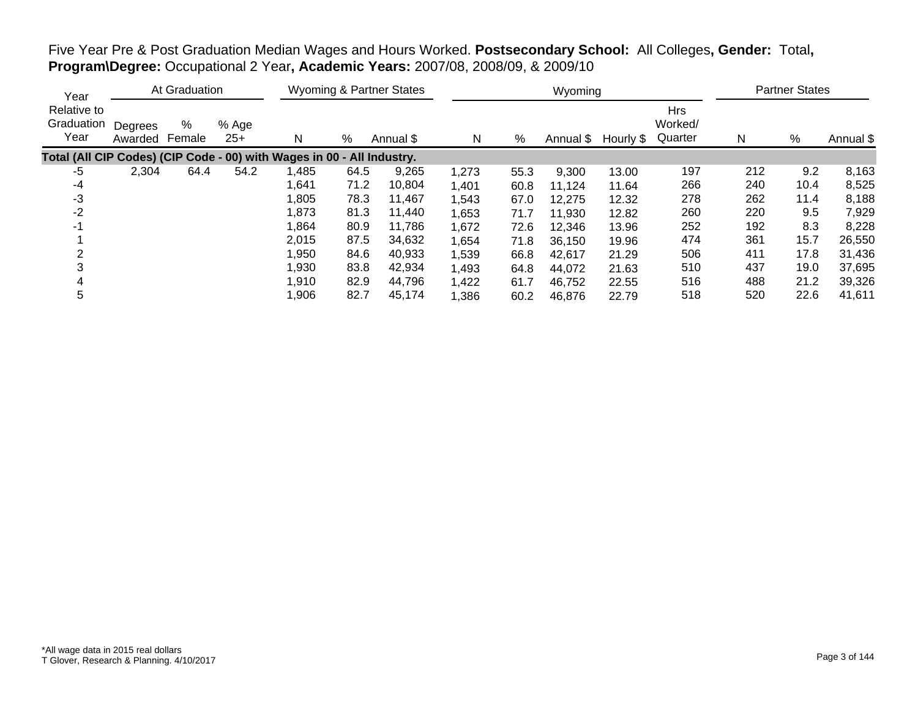Five Year Pre & Post Graduation Median Wages and Hours Worked. **Postsecondary School:** All Colleges**, Gender:** Total**, Program\Degree:** Occupational 2 Year**, Academic Years:** 2007/08, 2008/09, & 2009/10

| Year Relative to Graduation Year | At Graduation | | | Wyoming & Partner States | | | Wyoming | | | | | Partner States | | |
|---|---|---|---|---|---|---|---|---|---|---|---|---|---|---|
| | Degrees Awarded | % Female | % Age 25+ | N | % | Annual $ | N | % | Annual $ | Hourly $ | Hrs Worked/ Quarter | N | % | Annual $ |
| **Total (All CIP Codes) (CIP Code - 00) with Wages in 00 - All Industry.** | | | | | | | | | | | | | | |
| -5 | 2,304 | 64.4 | 54.2 | 1,485 | 64.5 | 9,265 | 1,273 | 55.3 | 9,300 | 13.00 | 197 | 212 | 9.2 | 8,163 |
| -4 | | | | 1,641 | 71.2 | 10,804 | 1,401 | 60.8 | 11,124 | 11.64 | 266 | 240 | 10.4 | 8,525 |
| -3 | | | | 1,805 | 78.3 | 11,467 | 1,543 | 67.0 | 12,275 | 12.32 | 278 | 262 | 11.4 | 8,188 |
| -2 | | | | 1,873 | 81.3 | 11,440 | 1,653 | 71.7 | 11,930 | 12.82 | 260 | 220 | 9.5 | 7,929 |
| -1 | | | | 1,864 | 80.9 | 11,786 | 1,672 | 72.6 | 12,346 | 13.96 | 252 | 192 | 8.3 | 8,228 |
| 1 | | | | 2,015 | 87.5 | 34,632 | 1,654 | 71.8 | 36,150 | 19.96 | 474 | 361 | 15.7 | 26,550 |
| 2 | | | | 1,950 | 84.6 | 40,933 | 1,539 | 66.8 | 42,617 | 21.29 | 506 | 411 | 17.8 | 31,436 |
| 3 | | | | 1,930 | 83.8 | 42,934 | 1,493 | 64.8 | 44,072 | 21.63 | 510 | 437 | 19.0 | 37,695 |
| 4 | | | | 1,910 | 82.9 | 44,796 | 1,422 | 61.7 | 46,752 | 22.55 | 516 | 488 | 21.2 | 39,326 |
| 5 | | | | 1,906 | 82.7 | 45,174 | 1,386 | 60.2 | 46,876 | 22.79 | 518 | 520 | 22.6 | 41,611 |

*All wage data in 2015 real dollars
T Glover, Research & Planning. 4/10/2017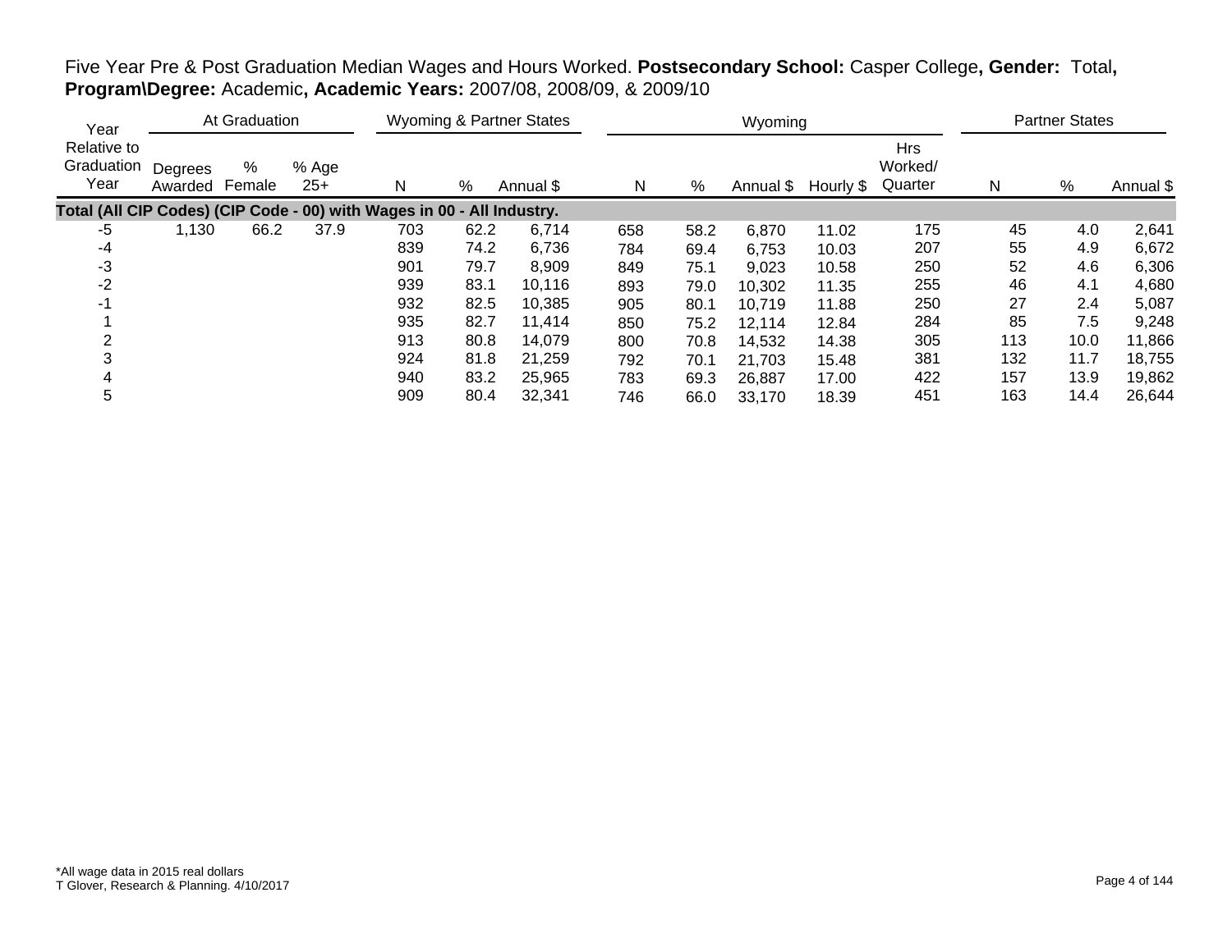Five Year Pre & Post Graduation Median Wages and Hours Worked. **Postsecondary School:** Casper College**, Gender:** Total**, Program\Degree:** Academic**, Academic Years:** 2007/08, 2008/09, & 2009/10

| Year | At Graduation | | | Wyoming & Partner States | | | Wyoming | | | | | Partner States | | |
|---|---|---|---|---|---|---|---|---|---|---|---|---|---|---|
| Relative to Graduation Year | Degrees Awarded | % Female | % Age 25+ | N | % | Annual $ | N | % | Annual $ | Hourly $ | Hrs Worked/ Quarter | N | % | Annual $ |
| **Total (All CIP Codes) (CIP Code - 00) with Wages in 00 - All Industry.** | | | | | | | | | | | | | | |
| -5 | 1,130 | 66.2 | 37.9 | 703 | 62.2 | 6,714 | 658 | 58.2 | 6,870 | 11.02 | 175 | 45 | 4.0 | 2,641 |
| -4 | | | | 839 | 74.2 | 6,736 | 784 | 69.4 | 6,753 | 10.03 | 207 | 55 | 4.9 | 6,672 |
| -3 | | | | 901 | 79.7 | 8,909 | 849 | 75.1 | 9,023 | 10.58 | 250 | 52 | 4.6 | 6,306 |
| -2 | | | | 939 | 83.1 | 10,116 | 893 | 79.0 | 10,302 | 11.35 | 255 | 46 | 4.1 | 4,680 |
| -1 | | | | 932 | 82.5 | 10,385 | 905 | 80.1 | 10,719 | 11.88 | 250 | 27 | 2.4 | 5,087 |
| 1 | | | | 935 | 82.7 | 11,414 | 850 | 75.2 | 12,114 | 12.84 | 284 | 85 | 7.5 | 9,248 |
| 2 | | | | 913 | 80.8 | 14,079 | 800 | 70.8 | 14,532 | 14.38 | 305 | 113 | 10.0 | 11,866 |
| 3 | | | | 924 | 81.8 | 21,259 | 792 | 70.1 | 21,703 | 15.48 | 381 | 132 | 11.7 | 18,755 |
| 4 | | | | 940 | 83.2 | 25,965 | 783 | 69.3 | 26,887 | 17.00 | 422 | 157 | 13.9 | 19,862 |
| 5 | | | | 909 | 80.4 | 32,341 | 746 | 66.0 | 33,170 | 18.39 | 451 | 163 | 14.4 | 26,644 |

*All wage data in 2015 real dollars
T Glover, Research & Planning. 4/10/2017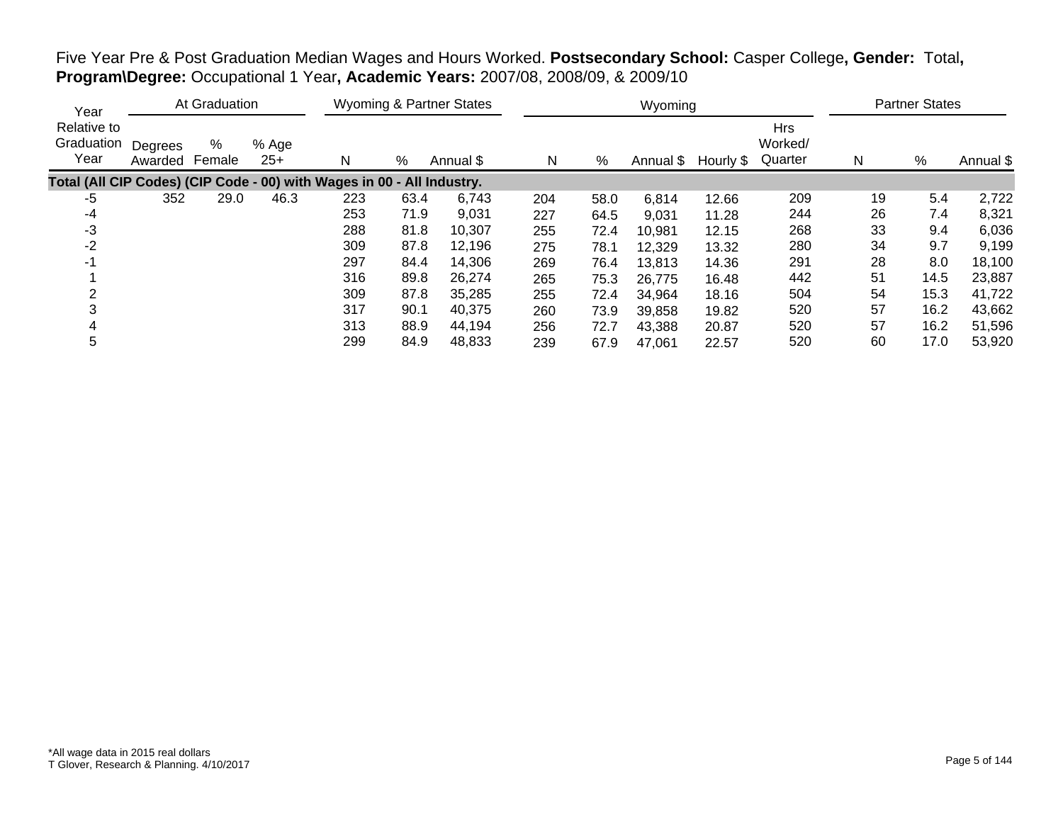Five Year Pre & Post Graduation Median Wages and Hours Worked. **Postsecondary School:** Casper College**, Gender:** Total**, Program\Degree:** Occupational 1 Year**, Academic Years:** 2007/08, 2008/09, & 2009/10

| Year | At Graduation | | | Wyoming & Partner States | | | Wyoming | | | | | Partner States | | |
|---|---|---|---|---|---|---|---|---|---|---|---|---|---|---|
| Year Relative to Graduation Year | Degrees Awarded | % Female | % Age 25+ | N | % | Annual $ | N | % | Annual $ | Hourly $ | Hrs Worked/ Quarter | N | % | Annual $ |
| **Total (All CIP Codes) (CIP Code - 00) with Wages in 00 - All Industry.** | | | | | | | | | | | | | | |
| -5 | 352 | 29.0 | 46.3 | 223 | 63.4 | 6,743 | 204 | 58.0 | 6,814 | 12.66 | 209 | 19 | 5.4 | 2,722 |
| -4 | | | | 253 | 71.9 | 9,031 | 227 | 64.5 | 9,031 | 11.28 | 244 | 26 | 7.4 | 8,321 |
| -3 | | | | 288 | 81.8 | 10,307 | 255 | 72.4 | 10,981 | 12.15 | 268 | 33 | 9.4 | 6,036 |
| -2 | | | | 309 | 87.8 | 12,196 | 275 | 78.1 | 12,329 | 13.32 | 280 | 34 | 9.7 | 9,199 |
| -1 | | | | 297 | 84.4 | 14,306 | 269 | 76.4 | 13,813 | 14.36 | 291 | 28 | 8.0 | 18,100 |
| 1 | | | | 316 | 89.8 | 26,274 | 265 | 75.3 | 26,775 | 16.48 | 442 | 51 | 14.5 | 23,887 |
| 2 | | | | 309 | 87.8 | 35,285 | 255 | 72.4 | 34,964 | 18.16 | 504 | 54 | 15.3 | 41,722 |
| 3 | | | | 317 | 90.1 | 40,375 | 260 | 73.9 | 39,858 | 19.82 | 520 | 57 | 16.2 | 43,662 |
| 4 | | | | 313 | 88.9 | 44,194 | 256 | 72.7 | 43,388 | 20.87 | 520 | 57 | 16.2 | 51,596 |
| 5 | | | | 299 | 84.9 | 48,833 | 239 | 67.9 | 47,061 | 22.57 | 520 | 60 | 17.0 | 53,920 |

*All wage data in 2015 real dollars
T Glover, Research & Planning. 4/10/2017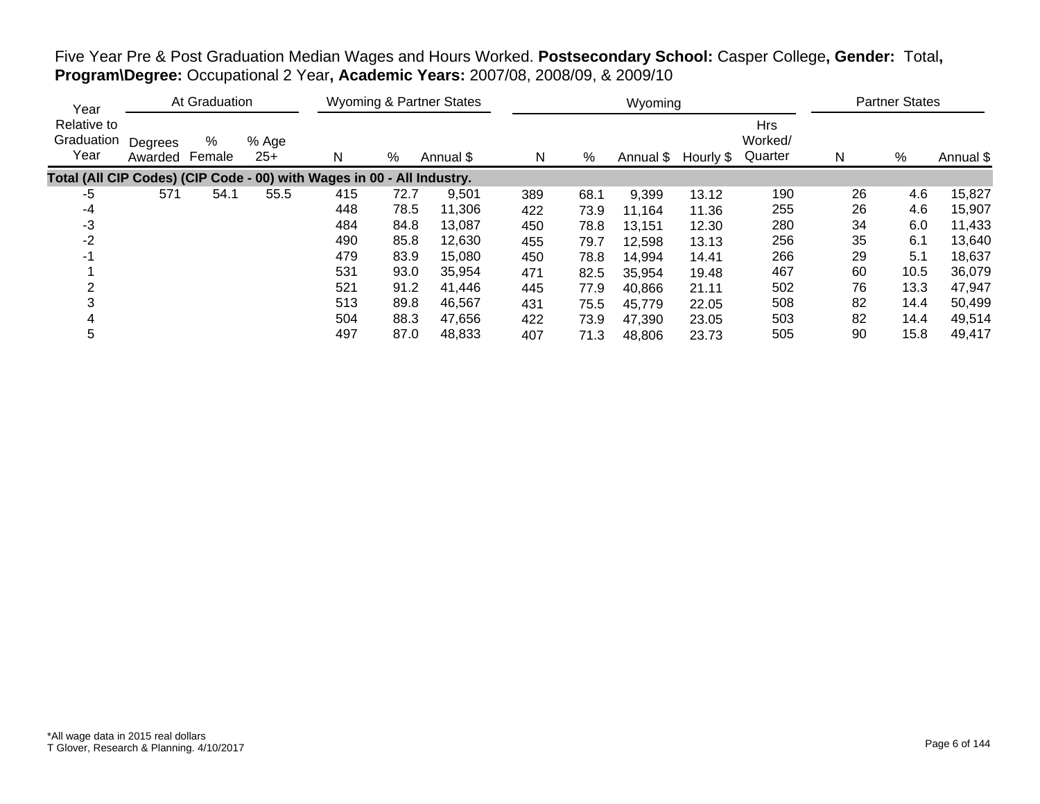Five Year Pre & Post Graduation Median Wages and Hours Worked. **Postsecondary School:** Casper College**, Gender:** Total**, Program\Degree:** Occupational 2 Year**, Academic Years:** 2007/08, 2008/09, & 2009/10

| Year Relative to Graduation Year | At Graduation | | | Wyoming & Partner States | | | Wyoming | | | | | Partner States | | |
|---|---|---|---|---|---|---|---|---|---|---|---|---|---|---|
| | Degrees Awarded | % Female | % Age 25+ | N | % | Annual $ | N | % | Annual $ | Hourly $ | Hrs Worked/ Quarter | N | % | Annual $ |
| **Total (All CIP Codes) (CIP Code - 00) with Wages in 00 - All Industry.** | | | | | | | | | | | | | | |
| -5 | 571 | 54.1 | 55.5 | 415 | 72.7 | 9,501 | 389 | 68.1 | 9,399 | 13.12 | 190 | 26 | 4.6 | 15,827 |
| -4 | | | | 448 | 78.5 | 11,306 | 422 | 73.9 | 11,164 | 11.36 | 255 | 26 | 4.6 | 15,907 |
| -3 | | | | 484 | 84.8 | 13,087 | 450 | 78.8 | 13,151 | 12.30 | 280 | 34 | 6.0 | 11,433 |
| -2 | | | | 490 | 85.8 | 12,630 | 455 | 79.7 | 12,598 | 13.13 | 256 | 35 | 6.1 | 13,640 |
| -1 | | | | 479 | 83.9 | 15,080 | 450 | 78.8 | 14,994 | 14.41 | 266 | 29 | 5.1 | 18,637 |
| 1 | | | | 531 | 93.0 | 35,954 | 471 | 82.5 | 35,954 | 19.48 | 467 | 60 | 10.5 | 36,079 |
| 2 | | | | 521 | 91.2 | 41,446 | 445 | 77.9 | 40,866 | 21.11 | 502 | 76 | 13.3 | 47,947 |
| 3 | | | | 513 | 89.8 | 46,567 | 431 | 75.5 | 45,779 | 22.05 | 508 | 82 | 14.4 | 50,499 |
| 4 | | | | 504 | 88.3 | 47,656 | 422 | 73.9 | 47,390 | 23.05 | 503 | 82 | 14.4 | 49,514 |
| 5 | | | | 497 | 87.0 | 48,833 | 407 | 71.3 | 48,806 | 23.73 | 505 | 90 | 15.8 | 49,417 |

*All wage data in 2015 real dollars
T Glover, Research & Planning. 4/10/2017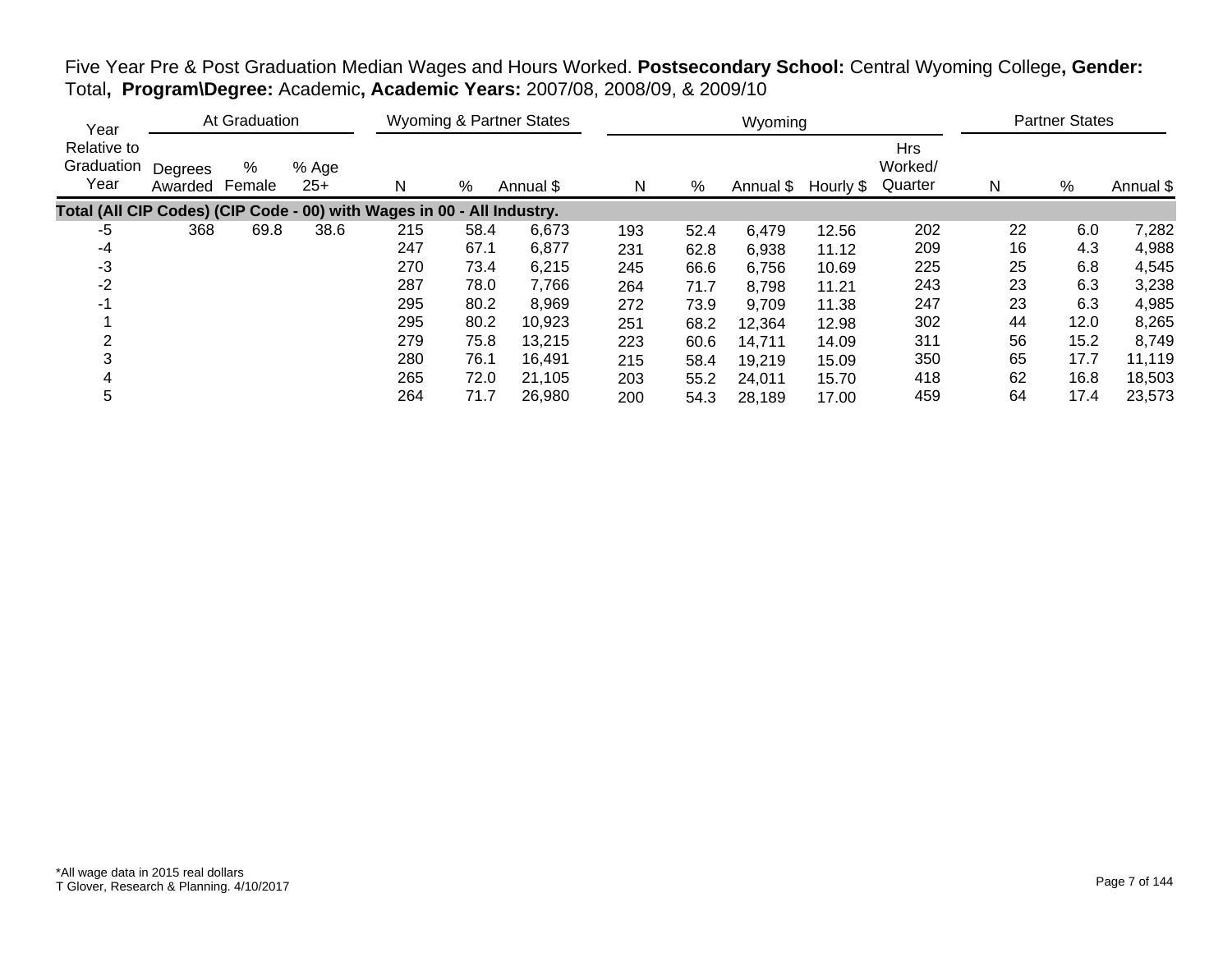Five Year Pre & Post Graduation Median Wages and Hours Worked. **Postsecondary School:** Central Wyoming College**, Gender:** Total**, Program\Degree:** Academic**, Academic Years:** 2007/08, 2008/09, & 2009/10

| Year | At Graduation | | | Wyoming & Partner States | | | Wyoming | | | | | Partner States | | |
|---|---|---|---|---|---|---|---|---|---|---|---|---|---|---|
| Year Relative to Graduation Year | Degrees Awarded | % Female | % Age 25+ | N | % | Annual $ | N | % | Annual $ | Hourly $ | Hrs Worked/ Quarter | N | % | Annual $ |
| **Total (All CIP Codes) (CIP Code - 00) with Wages in 00 - All Industry.** | | | | | | | | | | | | | | |
| -5 | 368 | 69.8 | 38.6 | 215 | 58.4 | 6,673 | 193 | 52.4 | 6,479 | 12.56 | 202 | 22 | 6.0 | 7,282 |
| -4 | | | | 247 | 67.1 | 6,877 | 231 | 62.8 | 6,938 | 11.12 | 209 | 16 | 4.3 | 4,988 |
| -3 | | | | 270 | 73.4 | 6,215 | 245 | 66.6 | 6,756 | 10.69 | 225 | 25 | 6.8 | 4,545 |
| -2 | | | | 287 | 78.0 | 7,766 | 264 | 71.7 | 8,798 | 11.21 | 243 | 23 | 6.3 | 3,238 |
| -1 | | | | 295 | 80.2 | 8,969 | 272 | 73.9 | 9,709 | 11.38 | 247 | 23 | 6.3 | 4,985 |
| 1 | | | | 295 | 80.2 | 10,923 | 251 | 68.2 | 12,364 | 12.98 | 302 | 44 | 12.0 | 8,265 |
| 2 | | | | 279 | 75.8 | 13,215 | 223 | 60.6 | 14,711 | 14.09 | 311 | 56 | 15.2 | 8,749 |
| 3 | | | | 280 | 76.1 | 16,491 | 215 | 58.4 | 19,219 | 15.09 | 350 | 65 | 17.7 | 11,119 |
| 4 | | | | 265 | 72.0 | 21,105 | 203 | 55.2 | 24,011 | 15.70 | 418 | 62 | 16.8 | 18,503 |
| 5 | | | | 264 | 71.7 | 26,980 | 200 | 54.3 | 28,189 | 17.00 | 459 | 64 | 17.4 | 23,573 |

*All wage data in 2015 real dollars
T Glover, Research & Planning. 4/10/2017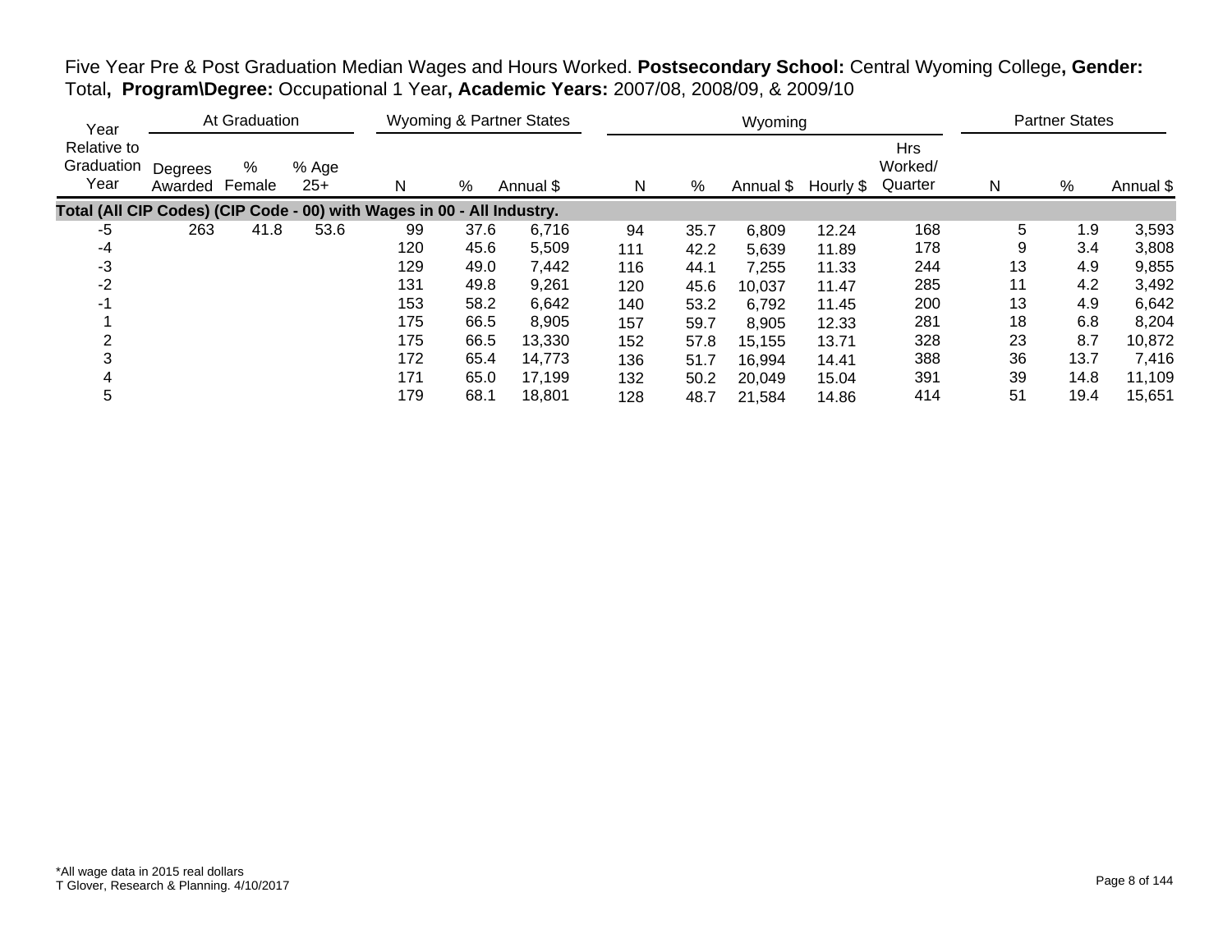Five Year Pre & Post Graduation Median Wages and Hours Worked. **Postsecondary School:** Central Wyoming College**, Gender:** Total**, Program\Degree:** Occupational 1 Year**, Academic Years:** 2007/08, 2008/09, & 2009/10

| Year | At Graduation | | | Wyoming & Partner States | | | Wyoming | | | | | Partner States | | |
|---|---|---|---|---|---|---|---|---|---|---|---|---|---|---|
| Relative to Graduation Year | Degrees Awarded | % Female | % Age 25+ | N | % | Annual $ | N | % | Annual $ | Hourly $ | Hrs Worked/ Quarter | N | % | Annual $ |
| **Total (All CIP Codes) (CIP Code - 00) with Wages in 00 - All Industry.** | | | | | | | | | | | | | | |
| -5 | 263 | 41.8 | 53.6 | 99 | 37.6 | 6,716 | 94 | 35.7 | 6,809 | 12.24 | 168 | 5 | 1.9 | 3,593 |
| -4 | | | | 120 | 45.6 | 5,509 | 111 | 42.2 | 5,639 | 11.89 | 178 | 9 | 3.4 | 3,808 |
| -3 | | | | 129 | 49.0 | 7,442 | 116 | 44.1 | 7,255 | 11.33 | 244 | 13 | 4.9 | 9,855 |
| -2 | | | | 131 | 49.8 | 9,261 | 120 | 45.6 | 10,037 | 11.47 | 285 | 11 | 4.2 | 3,492 |
| -1 | | | | 153 | 58.2 | 6,642 | 140 | 53.2 | 6,792 | 11.45 | 200 | 13 | 4.9 | 6,642 |
| 1 | | | | 175 | 66.5 | 8,905 | 157 | 59.7 | 8,905 | 12.33 | 281 | 18 | 6.8 | 8,204 |
| 2 | | | | 175 | 66.5 | 13,330 | 152 | 57.8 | 15,155 | 13.71 | 328 | 23 | 8.7 | 10,872 |
| 3 | | | | 172 | 65.4 | 14,773 | 136 | 51.7 | 16,994 | 14.41 | 388 | 36 | 13.7 | 7,416 |
| 4 | | | | 171 | 65.0 | 17,199 | 132 | 50.2 | 20,049 | 15.04 | 391 | 39 | 14.8 | 11,109 |
| 5 | | | | 179 | 68.1 | 18,801 | 128 | 48.7 | 21,584 | 14.86 | 414 | 51 | 19.4 | 15,651 |

*All wage data in 2015 real dollars
T Glover, Research & Planning. 4/10/2017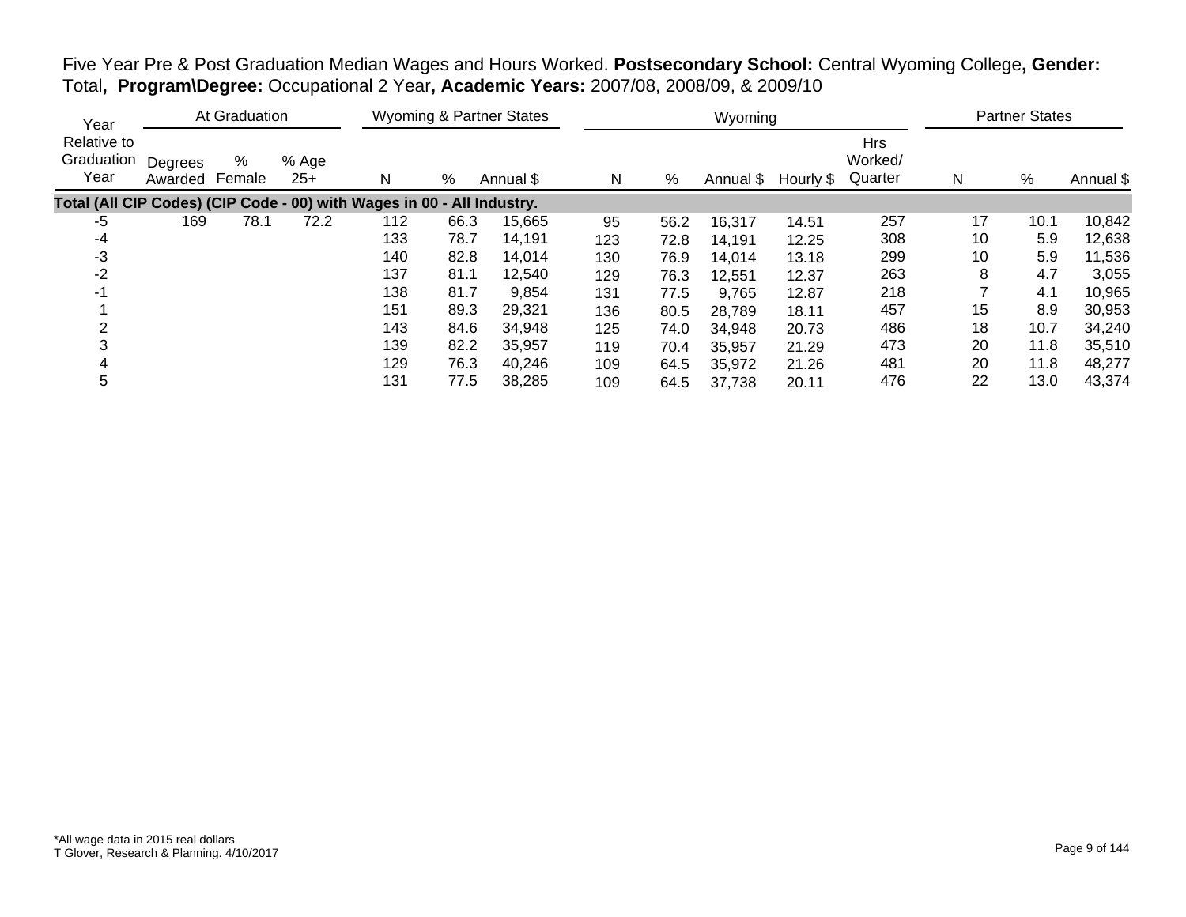Five Year Pre & Post Graduation Median Wages and Hours Worked. **Postsecondary School:** Central Wyoming College**, Gender:** Total**, Program\Degree:** Occupational 2 Year**, Academic Years:** 2007/08, 2008/09, & 2009/10

| Year | At Graduation | | | Wyoming & Partner States | | | Wyoming | | | | | Partner States | | |
|---|---|---|---|---|---|---|---|---|---|---|---|---|---|---|
| Year Relative to Graduation Year | Degrees Awarded | % Female | % Age 25+ | N | % | Annual $ | N | % | Annual $ | Hourly $ | Hrs Worked/ Quarter | N | % | Annual $ |
| **Total (All CIP Codes) (CIP Code - 00) with Wages in 00 - All Industry.** | | | | | | | | | | | | | | |
| -5 | 169 | 78.1 | 72.2 | 112 | 66.3 | 15,665 | 95 | 56.2 | 16,317 | 14.51 | 257 | 17 | 10.1 | 10,842 |
| -4 | | | | 133 | 78.7 | 14,191 | 123 | 72.8 | 14,191 | 12.25 | 308 | 10 | 5.9 | 12,638 |
| -3 | | | | 140 | 82.8 | 14,014 | 130 | 76.9 | 14,014 | 13.18 | 299 | 10 | 5.9 | 11,536 |
| -2 | | | | 137 | 81.1 | 12,540 | 129 | 76.3 | 12,551 | 12.37 | 263 | 8 | 4.7 | 3,055 |
| -1 | | | | 138 | 81.7 | 9,854 | 131 | 77.5 | 9,765 | 12.87 | 218 | 7 | 4.1 | 10,965 |
| 1 | | | | 151 | 89.3 | 29,321 | 136 | 80.5 | 28,789 | 18.11 | 457 | 15 | 8.9 | 30,953 |
| 2 | | | | 143 | 84.6 | 34,948 | 125 | 74.0 | 34,948 | 20.73 | 486 | 18 | 10.7 | 34,240 |
| 3 | | | | 139 | 82.2 | 35,957 | 119 | 70.4 | 35,957 | 21.29 | 473 | 20 | 11.8 | 35,510 |
| 4 | | | | 129 | 76.3 | 40,246 | 109 | 64.5 | 35,972 | 21.26 | 481 | 20 | 11.8 | 48,277 |
| 5 | | | | 131 | 77.5 | 38,285 | 109 | 64.5 | 37,738 | 20.11 | 476 | 22 | 13.0 | 43,374 |

*All wage data in 2015 real dollars
T Glover, Research & Planning. 4/10/2017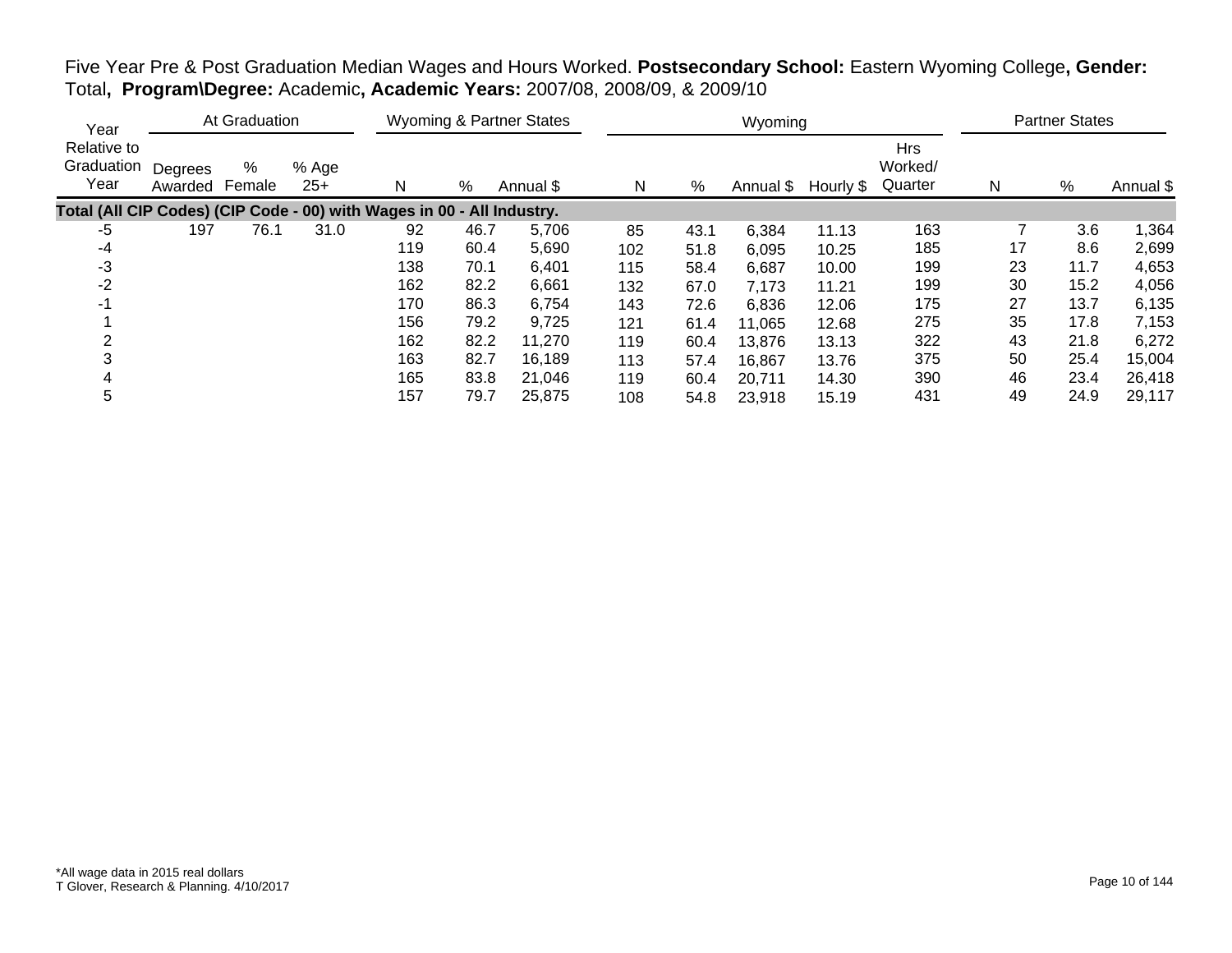Five Year Pre & Post Graduation Median Wages and Hours Worked. **Postsecondary School:** Eastern Wyoming College**, Gender:** Total**, Program\Degree:** Academic**, Academic Years:** 2007/08, 2008/09, & 2009/10

| Year Relative to Graduation Year | At Graduation | | | Wyoming & Partner States | | | Wyoming | | | | | Partner States | | |
|---|---|---|---|---|---|---|---|---|---|---|---|---|---|---|
| | Degrees Awarded | % Female | % Age 25+ | N | % | Annual $ | N | % | Annual $ | Hourly $ | Hrs Worked/ Quarter | N | % | Annual $ |
| **Total (All CIP Codes) (CIP Code - 00) with Wages in 00 - All Industry.** | | | | | | | | | | | | | | |
| -5 | 197 | 76.1 | 31.0 | 92 | 46.7 | 5,706 | 85 | 43.1 | 6,384 | 11.13 | 163 | 7 | 3.6 | 1,364 |
| -4 | | | | 119 | 60.4 | 5,690 | 102 | 51.8 | 6,095 | 10.25 | 185 | 17 | 8.6 | 2,699 |
| -3 | | | | 138 | 70.1 | 6,401 | 115 | 58.4 | 6,687 | 10.00 | 199 | 23 | 11.7 | 4,653 |
| -2 | | | | 162 | 82.2 | 6,661 | 132 | 67.0 | 7,173 | 11.21 | 199 | 30 | 15.2 | 4,056 |
| -1 | | | | 170 | 86.3 | 6,754 | 143 | 72.6 | 6,836 | 12.06 | 175 | 27 | 13.7 | 6,135 |
| 1 | | | | 156 | 79.2 | 9,725 | 121 | 61.4 | 11,065 | 12.68 | 275 | 35 | 17.8 | 7,153 |
| 2 | | | | 162 | 82.2 | 11,270 | 119 | 60.4 | 13,876 | 13.13 | 322 | 43 | 21.8 | 6,272 |
| 3 | | | | 163 | 82.7 | 16,189 | 113 | 57.4 | 16,867 | 13.76 | 375 | 50 | 25.4 | 15,004 |
| 4 | | | | 165 | 83.8 | 21,046 | 119 | 60.4 | 20,711 | 14.30 | 390 | 46 | 23.4 | 26,418 |
| 5 | | | | 157 | 79.7 | 25,875 | 108 | 54.8 | 23,918 | 15.19 | 431 | 49 | 24.9 | 29,117 |

*All wage data in 2015 real dollars
T Glover, Research & Planning. 4/10/2017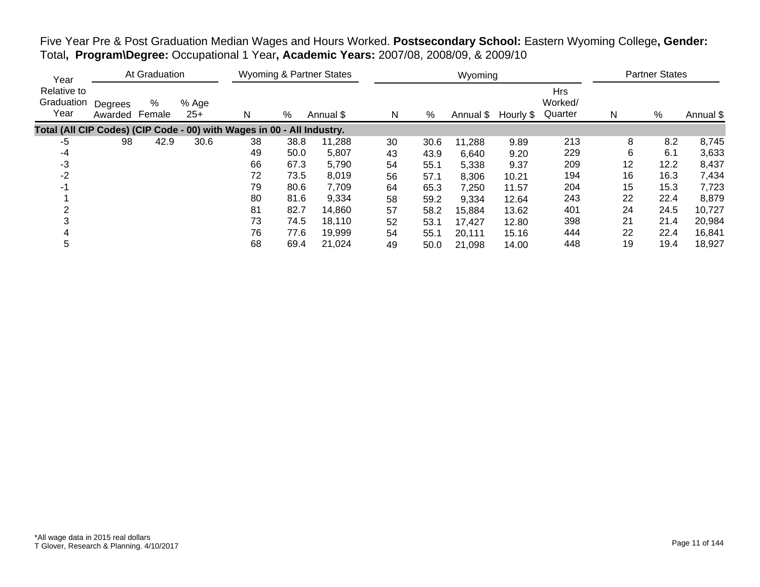Five Year Pre & Post Graduation Median Wages and Hours Worked. **Postsecondary School:** Eastern Wyoming College**, Gender:** Total**, Program\Degree:** Occupational 1 Year**, Academic Years:** 2007/08, 2008/09, & 2009/10

| Year | At Graduation | | | Wyoming & Partner States | | | Wyoming | | | | | Partner States | | |
|---|---|---|---|---|---|---|---|---|---|---|---|---|---|---|
| Relative to Graduation Year | Degrees Awarded | % Female | % Age 25+ | N | % | Annual $ | N | % | Annual $ | Hourly $ | Hrs Worked/ Quarter | N | % | Annual $ |
| **Total (All CIP Codes) (CIP Code - 00) with Wages in 00 - All Industry.** | | | | | | | | | | | | | | |
| -5 | 98 | 42.9 | 30.6 | 38 | 38.8 | 11,288 | 30 | 30.6 | 11,288 | 9.89 | 213 | 8 | 8.2 | 8,745 |
| -4 | | | | 49 | 50.0 | 5,807 | 43 | 43.9 | 6,640 | 9.20 | 229 | 6 | 6.1 | 3,633 |
| -3 | | | | 66 | 67.3 | 5,790 | 54 | 55.1 | 5,338 | 9.37 | 209 | 12 | 12.2 | 8,437 |
| -2 | | | | 72 | 73.5 | 8,019 | 56 | 57.1 | 8,306 | 10.21 | 194 | 16 | 16.3 | 7,434 |
| -1 | | | | 79 | 80.6 | 7,709 | 64 | 65.3 | 7,250 | 11.57 | 204 | 15 | 15.3 | 7,723 |
| 1 | | | | 80 | 81.6 | 9,334 | 58 | 59.2 | 9,334 | 12.64 | 243 | 22 | 22.4 | 8,879 |
| 2 | | | | 81 | 82.7 | 14,860 | 57 | 58.2 | 15,884 | 13.62 | 401 | 24 | 24.5 | 10,727 |
| 3 | | | | 73 | 74.5 | 18,110 | 52 | 53.1 | 17,427 | 12.80 | 398 | 21 | 21.4 | 20,984 |
| 4 | | | | 76 | 77.6 | 19,999 | 54 | 55.1 | 20,111 | 15.16 | 444 | 22 | 22.4 | 16,841 |
| 5 | | | | 68 | 69.4 | 21,024 | 49 | 50.0 | 21,098 | 14.00 | 448 | 19 | 19.4 | 18,927 |

*All wage data in 2015 real dollars
T Glover, Research & Planning. 4/10/2017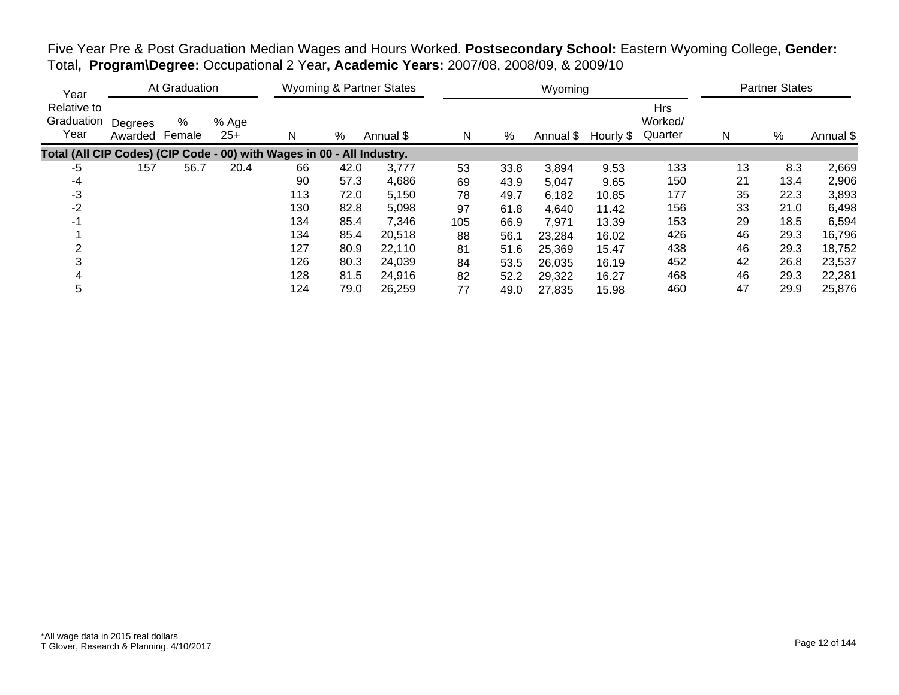Five Year Pre & Post Graduation Median Wages and Hours Worked. **Postsecondary School:** Eastern Wyoming College**, Gender:** Total**, Program\Degree:** Occupational 2 Year**, Academic Years:** 2007/08, 2008/09, & 2009/10

| Year | At Graduation | | | Wyoming & Partner States | | | Wyoming | | | | | Partner States | | |
|---|---|---|---|---|---|---|---|---|---|---|---|---|---|---|
| Relative to Graduation Year | Degrees Awarded | % Female | % Age 25+ | N | % | Annual $ | N | % | Annual $ | Hourly $ | Hrs Worked/ Quarter | N | % | Annual $ |
| **Total (All CIP Codes) (CIP Code - 00) with Wages in 00 - All Industry.** | | | | | | | | | | | | | | |
| -5 | 157 | 56.7 | 20.4 | 66 | 42.0 | 3,777 | 53 | 33.8 | 3,894 | 9.53 | 133 | 13 | 8.3 | 2,669 |
| -4 | | | | 90 | 57.3 | 4,686 | 69 | 43.9 | 5,047 | 9.65 | 150 | 21 | 13.4 | 2,906 |
| -3 | | | | 113 | 72.0 | 5,150 | 78 | 49.7 | 6,182 | 10.85 | 177 | 35 | 22.3 | 3,893 |
| -2 | | | | 130 | 82.8 | 5,098 | 97 | 61.8 | 4,640 | 11.42 | 156 | 33 | 21.0 | 6,498 |
| -1 | | | | 134 | 85.4 | 7,346 | 105 | 66.9 | 7,971 | 13.39 | 153 | 29 | 18.5 | 6,594 |
| 1 | | | | 134 | 85.4 | 20,518 | 88 | 56.1 | 23,284 | 16.02 | 426 | 46 | 29.3 | 16,796 |
| 2 | | | | 127 | 80.9 | 22,110 | 81 | 51.6 | 25,369 | 15.47 | 438 | 46 | 29.3 | 18,752 |
| 3 | | | | 126 | 80.3 | 24,039 | 84 | 53.5 | 26,035 | 16.19 | 452 | 42 | 26.8 | 23,537 |
| 4 | | | | 128 | 81.5 | 24,916 | 82 | 52.2 | 29,322 | 16.27 | 468 | 46 | 29.3 | 22,281 |
| 5 | | | | 124 | 79.0 | 26,259 | 77 | 49.0 | 27,835 | 15.98 | 460 | 47 | 29.9 | 25,876 |

*All wage data in 2015 real dollars
T Glover, Research & Planning. 4/10/2017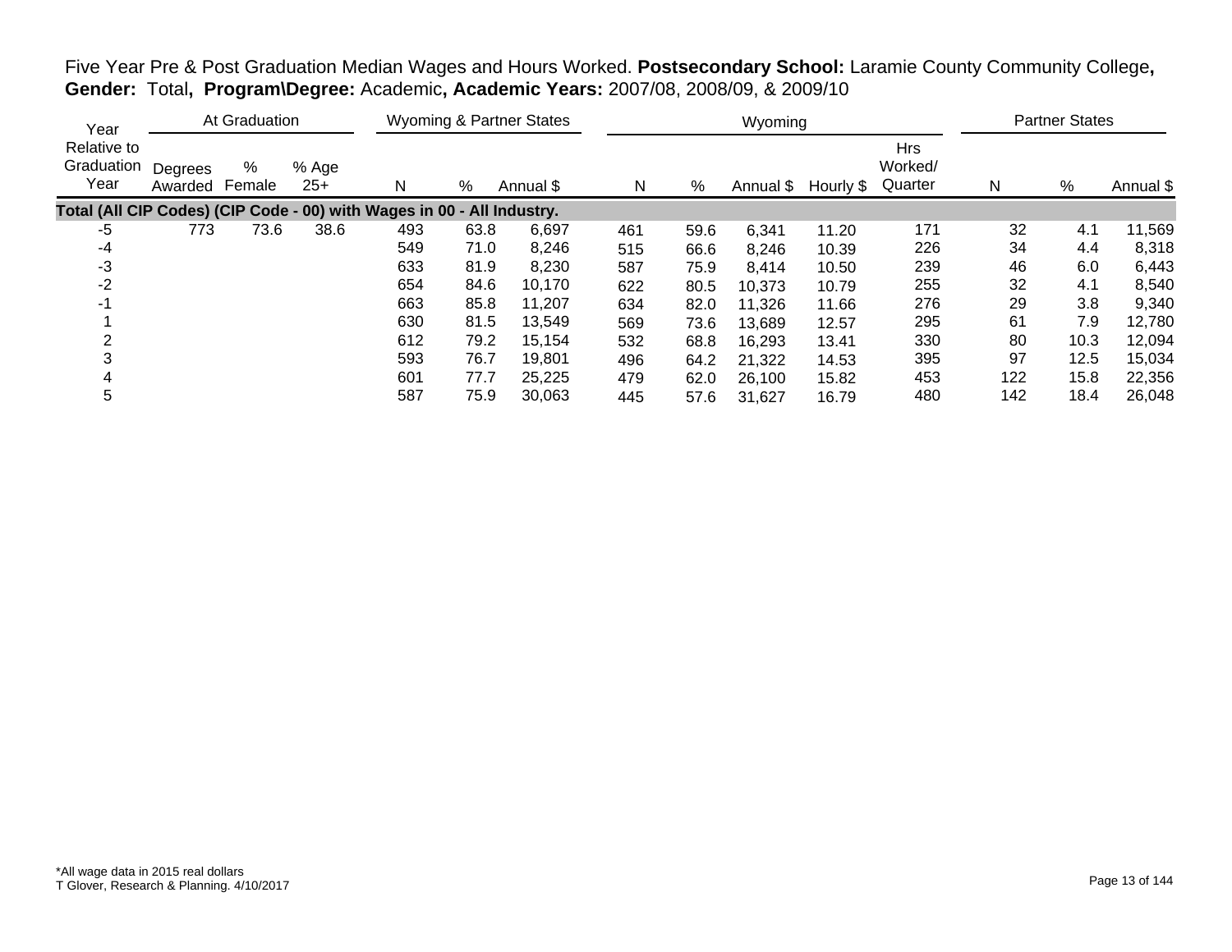Five Year Pre & Post Graduation Median Wages and Hours Worked. **Postsecondary School:** Laramie County Community College**, Gender:** Total**, Program\Degree:** Academic**, Academic Years:** 2007/08, 2008/09, & 2009/10

| Year | At Graduation | | | Wyoming & Partner States | | | Wyoming | | | | | Partner States | | |
|---|---|---|---|---|---|---|---|---|---|---|---|---|---|---|
| Year Relative to Graduation Year | Degrees Awarded | % Female | % Age 25+ | N | % | Annual $ | N | % | Annual $ | Hourly $ | Hrs Worked/ Quarter | N | % | Annual $ |
| **Total (All CIP Codes) (CIP Code - 00) with Wages in 00 - All Industry.** | | | | | | | | | | | | | | |
| -5 | 773 | 73.6 | 38.6 | 493 | 63.8 | 6,697 | 461 | 59.6 | 6,341 | 11.20 | 171 | 32 | 4.1 | 11,569 |
| -4 | | | | 549 | 71.0 | 8,246 | 515 | 66.6 | 8,246 | 10.39 | 226 | 34 | 4.4 | 8,318 |
| -3 | | | | 633 | 81.9 | 8,230 | 587 | 75.9 | 8,414 | 10.50 | 239 | 46 | 6.0 | 6,443 |
| -2 | | | | 654 | 84.6 | 10,170 | 622 | 80.5 | 10,373 | 10.79 | 255 | 32 | 4.1 | 8,540 |
| -1 | | | | 663 | 85.8 | 11,207 | 634 | 82.0 | 11,326 | 11.66 | 276 | 29 | 3.8 | 9,340 |
| 1 | | | | 630 | 81.5 | 13,549 | 569 | 73.6 | 13,689 | 12.57 | 295 | 61 | 7.9 | 12,780 |
| 2 | | | | 612 | 79.2 | 15,154 | 532 | 68.8 | 16,293 | 13.41 | 330 | 80 | 10.3 | 12,094 |
| 3 | | | | 593 | 76.7 | 19,801 | 496 | 64.2 | 21,322 | 14.53 | 395 | 97 | 12.5 | 15,034 |
| 4 | | | | 601 | 77.7 | 25,225 | 479 | 62.0 | 26,100 | 15.82 | 453 | 122 | 15.8 | 22,356 |
| 5 | | | | 587 | 75.9 | 30,063 | 445 | 57.6 | 31,627 | 16.79 | 480 | 142 | 18.4 | 26,048 |

*All wage data in 2015 real dollars
T Glover, Research & Planning. 4/10/2017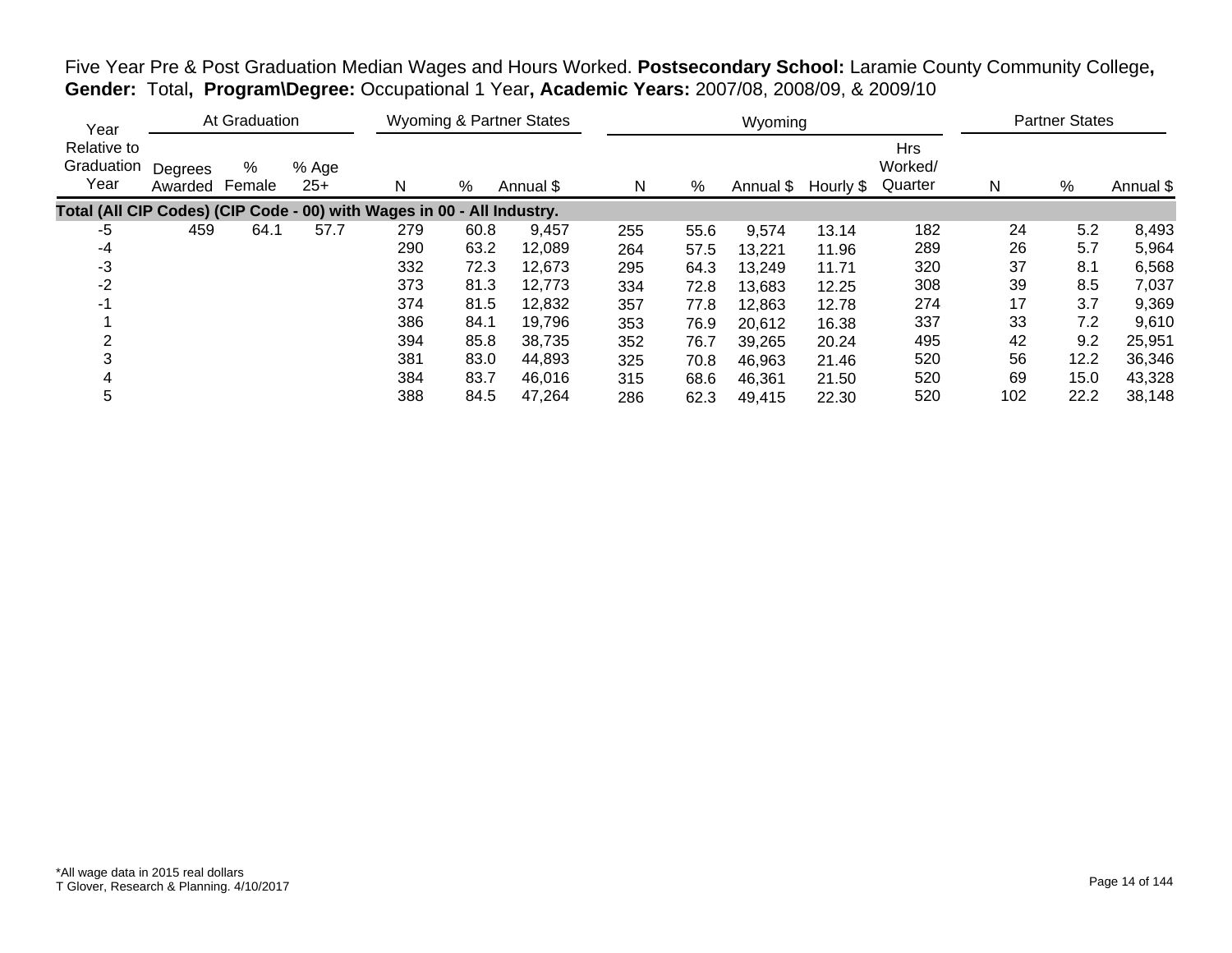Five Year Pre & Post Graduation Median Wages and Hours Worked. **Postsecondary School:** Laramie County Community College**, Gender:** Total**, Program\Degree:** Occupational 1 Year**, Academic Years:** 2007/08, 2008/09, & 2009/10

| Year Relative to Graduation Year | At Graduation | | | Wyoming & Partner States | | | Wyoming | | | | | Partner States | | |
|---|---|---|---|---|---|---|---|---|---|---|---|---|---|---|
| | Degrees Awarded | % Female | % Age 25+ | N | % | Annual $ | N | % | Annual $ | Hourly $ | Hrs Worked/ Quarter | N | % | Annual $ |
| **Total (All CIP Codes) (CIP Code - 00) with Wages in 00 - All Industry.** | | | | | | | | | | | | | | |
| -5 | 459 | 64.1 | 57.7 | 279 | 60.8 | 9,457 | 255 | 55.6 | 9,574 | 13.14 | 182 | 24 | 5.2 | 8,493 |
| -4 | | | | 290 | 63.2 | 12,089 | 264 | 57.5 | 13,221 | 11.96 | 289 | 26 | 5.7 | 5,964 |
| -3 | | | | 332 | 72.3 | 12,673 | 295 | 64.3 | 13,249 | 11.71 | 320 | 37 | 8.1 | 6,568 |
| -2 | | | | 373 | 81.3 | 12,773 | 334 | 72.8 | 13,683 | 12.25 | 308 | 39 | 8.5 | 7,037 |
| -1 | | | | 374 | 81.5 | 12,832 | 357 | 77.8 | 12,863 | 12.78 | 274 | 17 | 3.7 | 9,369 |
| 1 | | | | 386 | 84.1 | 19,796 | 353 | 76.9 | 20,612 | 16.38 | 337 | 33 | 7.2 | 9,610 |
| 2 | | | | 394 | 85.8 | 38,735 | 352 | 76.7 | 39,265 | 20.24 | 495 | 42 | 9.2 | 25,951 |
| 3 | | | | 381 | 83.0 | 44,893 | 325 | 70.8 | 46,963 | 21.46 | 520 | 56 | 12.2 | 36,346 |
| 4 | | | | 384 | 83.7 | 46,016 | 315 | 68.6 | 46,361 | 21.50 | 520 | 69 | 15.0 | 43,328 |
| 5 | | | | 388 | 84.5 | 47,264 | 286 | 62.3 | 49,415 | 22.30 | 520 | 102 | 22.2 | 38,148 |

*All wage data in 2015 real dollars
T Glover, Research & Planning. 4/10/2017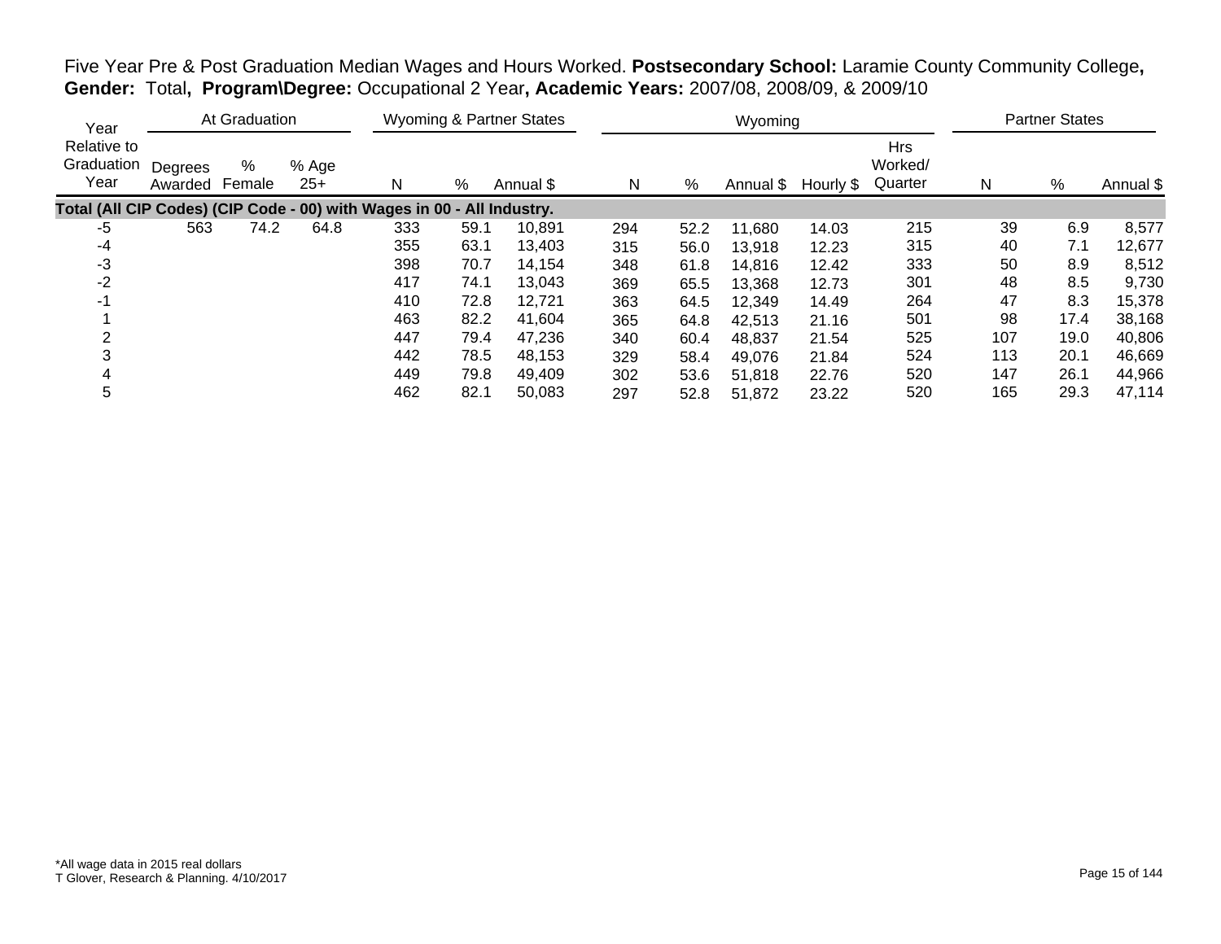Five Year Pre & Post Graduation Median Wages and Hours Worked. **Postsecondary School:** Laramie County Community College**, Gender:** Total**, Program\Degree:** Occupational 2 Year**, Academic Years:** 2007/08, 2008/09, & 2009/10

| Year Relative to Graduation Year | At Graduation | | | Wyoming & Partner States | | | Wyoming | | | | | Partner States | | |
|---|---|---|---|---|---|---|---|---|---|---|---|---|---|---|
| | Degrees Awarded | % Female | % Age 25+ | N | % | Annual $ | N | % | Annual $ | Hourly $ | Hrs Worked/ Quarter | N | % | Annual $ |
| **Total (All CIP Codes) (CIP Code - 00) with Wages in 00 - All Industry.** | | | | | | | | | | | | | | |
| -5 | 563 | 74.2 | 64.8 | 333 | 59.1 | 10,891 | 294 | 52.2 | 11,680 | 14.03 | 215 | 39 | 6.9 | 8,577 |
| -4 | | | | 355 | 63.1 | 13,403 | 315 | 56.0 | 13,918 | 12.23 | 315 | 40 | 7.1 | 12,677 |
| -3 | | | | 398 | 70.7 | 14,154 | 348 | 61.8 | 14,816 | 12.42 | 333 | 50 | 8.9 | 8,512 |
| -2 | | | | 417 | 74.1 | 13,043 | 369 | 65.5 | 13,368 | 12.73 | 301 | 48 | 8.5 | 9,730 |
| -1 | | | | 410 | 72.8 | 12,721 | 363 | 64.5 | 12,349 | 14.49 | 264 | 47 | 8.3 | 15,378 |
| 1 | | | | 463 | 82.2 | 41,604 | 365 | 64.8 | 42,513 | 21.16 | 501 | 98 | 17.4 | 38,168 |
| 2 | | | | 447 | 79.4 | 47,236 | 340 | 60.4 | 48,837 | 21.54 | 525 | 107 | 19.0 | 40,806 |
| 3 | | | | 442 | 78.5 | 48,153 | 329 | 58.4 | 49,076 | 21.84 | 524 | 113 | 20.1 | 46,669 |
| 4 | | | | 449 | 79.8 | 49,409 | 302 | 53.6 | 51,818 | 22.76 | 520 | 147 | 26.1 | 44,966 |
| 5 | | | | 462 | 82.1 | 50,083 | 297 | 52.8 | 51,872 | 23.22 | 520 | 165 | 29.3 | 47,114 |

*All wage data in 2015 real dollars
T Glover, Research & Planning. 4/10/2017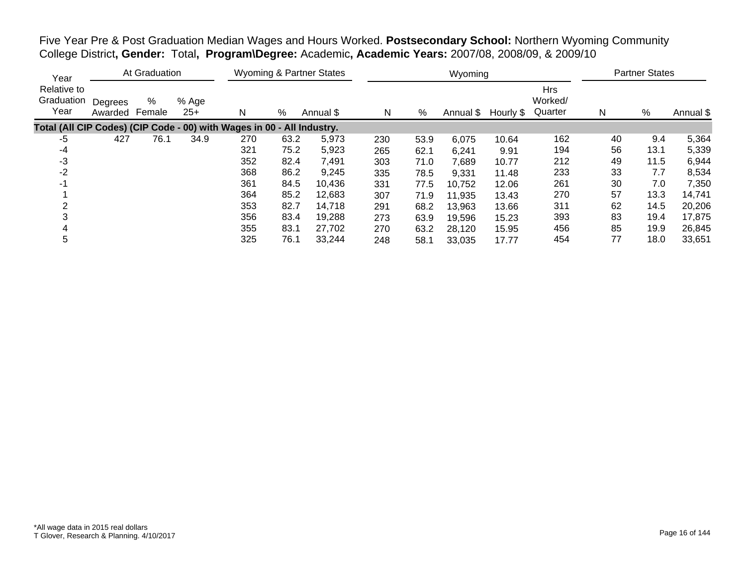Five Year Pre & Post Graduation Median Wages and Hours Worked. **Postsecondary School:** Northern Wyoming Community College District**, Gender:** Total**, Program\Degree:** Academic**, Academic Years:** 2007/08, 2008/09, & 2009/10

| Year | At Graduation | | | Wyoming & Partner States | | | Wyoming | | | | | Partner States | | |
|---|---|---|---|---|---|---|---|---|---|---|---|---|---|---|
| Relative to Graduation Year | Degrees Awarded | % Female | % Age 25+ | N | % | Annual $ | N | % | Annual $ | Hourly $ | Hrs Worked/ Quarter | N | % | Annual $ |
| **Total (All CIP Codes) (CIP Code - 00) with Wages in 00 - All Industry.** | | | | | | | | | | | | | | |
| -5 | 427 | 76.1 | 34.9 | 270 | 63.2 | 5,973 | 230 | 53.9 | 6,075 | 10.64 | 162 | 40 | 9.4 | 5,364 |
| -4 | | | | 321 | 75.2 | 5,923 | 265 | 62.1 | 6,241 | 9.91 | 194 | 56 | 13.1 | 5,339 |
| -3 | | | | 352 | 82.4 | 7,491 | 303 | 71.0 | 7,689 | 10.77 | 212 | 49 | 11.5 | 6,944 |
| -2 | | | | 368 | 86.2 | 9,245 | 335 | 78.5 | 9,331 | 11.48 | 233 | 33 | 7.7 | 8,534 |
| -1 | | | | 361 | 84.5 | 10,436 | 331 | 77.5 | 10,752 | 12.06 | 261 | 30 | 7.0 | 7,350 |
| 1 | | | | 364 | 85.2 | 12,683 | 307 | 71.9 | 11,935 | 13.43 | 270 | 57 | 13.3 | 14,741 |
| 2 | | | | 353 | 82.7 | 14,718 | 291 | 68.2 | 13,963 | 13.66 | 311 | 62 | 14.5 | 20,206 |
| 3 | | | | 356 | 83.4 | 19,288 | 273 | 63.9 | 19,596 | 15.23 | 393 | 83 | 19.4 | 17,875 |
| 4 | | | | 355 | 83.1 | 27,702 | 270 | 63.2 | 28,120 | 15.95 | 456 | 85 | 19.9 | 26,845 |
| 5 | | | | 325 | 76.1 | 33,244 | 248 | 58.1 | 33,035 | 17.77 | 454 | 77 | 18.0 | 33,651 |

*All wage data in 2015 real dollars
T Glover, Research & Planning. 4/10/2017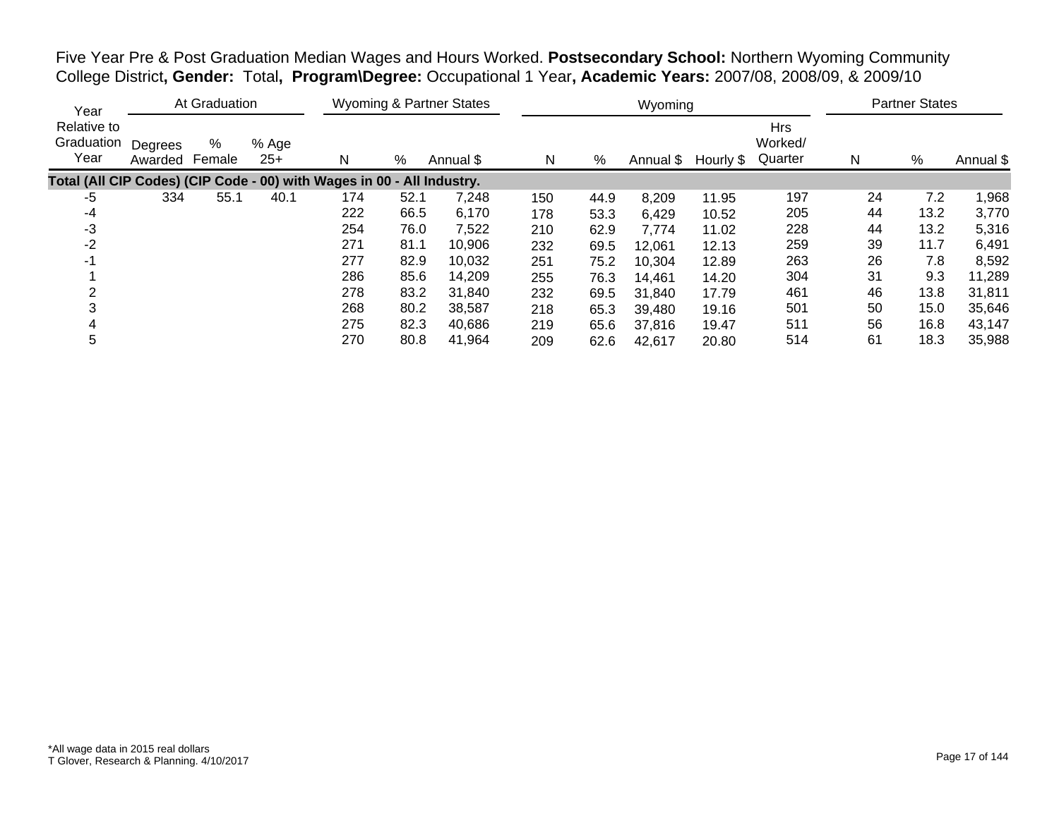Five Year Pre & Post Graduation Median Wages and Hours Worked. **Postsecondary School:** Northern Wyoming Community College District**, Gender:** Total**, Program\Degree:** Occupational 1 Year**, Academic Years:** 2007/08, 2008/09, & 2009/10

| Year | At Graduation | | | Wyoming & Partner States | | | Wyoming | | | | | Partner States | | |
|---|---|---|---|---|---|---|---|---|---|---|---|---|---|---|
| Relative to Graduation Year | Degrees Awarded | % Female | % Age 25+ | N | % | Annual $ | N | % | Annual $ | Hourly $ | Hrs Worked/ Quarter | N | % | Annual $ |
| **Total (All CIP Codes) (CIP Code - 00) with Wages in 00 - All Industry.** | | | | | | | | | | | | | | |
| -5 | 334 | 55.1 | 40.1 | 174 | 52.1 | 7,248 | 150 | 44.9 | 8,209 | 11.95 | 197 | 24 | 7.2 | 1,968 |
| -4 | | | | 222 | 66.5 | 6,170 | 178 | 53.3 | 6,429 | 10.52 | 205 | 44 | 13.2 | 3,770 |
| -3 | | | | 254 | 76.0 | 7,522 | 210 | 62.9 | 7,774 | 11.02 | 228 | 44 | 13.2 | 5,316 |
| -2 | | | | 271 | 81.1 | 10,906 | 232 | 69.5 | 12,061 | 12.13 | 259 | 39 | 11.7 | 6,491 |
| -1 | | | | 277 | 82.9 | 10,032 | 251 | 75.2 | 10,304 | 12.89 | 263 | 26 | 7.8 | 8,592 |
| 1 | | | | 286 | 85.6 | 14,209 | 255 | 76.3 | 14,461 | 14.20 | 304 | 31 | 9.3 | 11,289 |
| 2 | | | | 278 | 83.2 | 31,840 | 232 | 69.5 | 31,840 | 17.79 | 461 | 46 | 13.8 | 31,811 |
| 3 | | | | 268 | 80.2 | 38,587 | 218 | 65.3 | 39,480 | 19.16 | 501 | 50 | 15.0 | 35,646 |
| 4 | | | | 275 | 82.3 | 40,686 | 219 | 65.6 | 37,816 | 19.47 | 511 | 56 | 16.8 | 43,147 |
| 5 | | | | 270 | 80.8 | 41,964 | 209 | 62.6 | 42,617 | 20.80 | 514 | 61 | 18.3 | 35,988 |

*All wage data in 2015 real dollars
T Glover, Research & Planning. 4/10/2017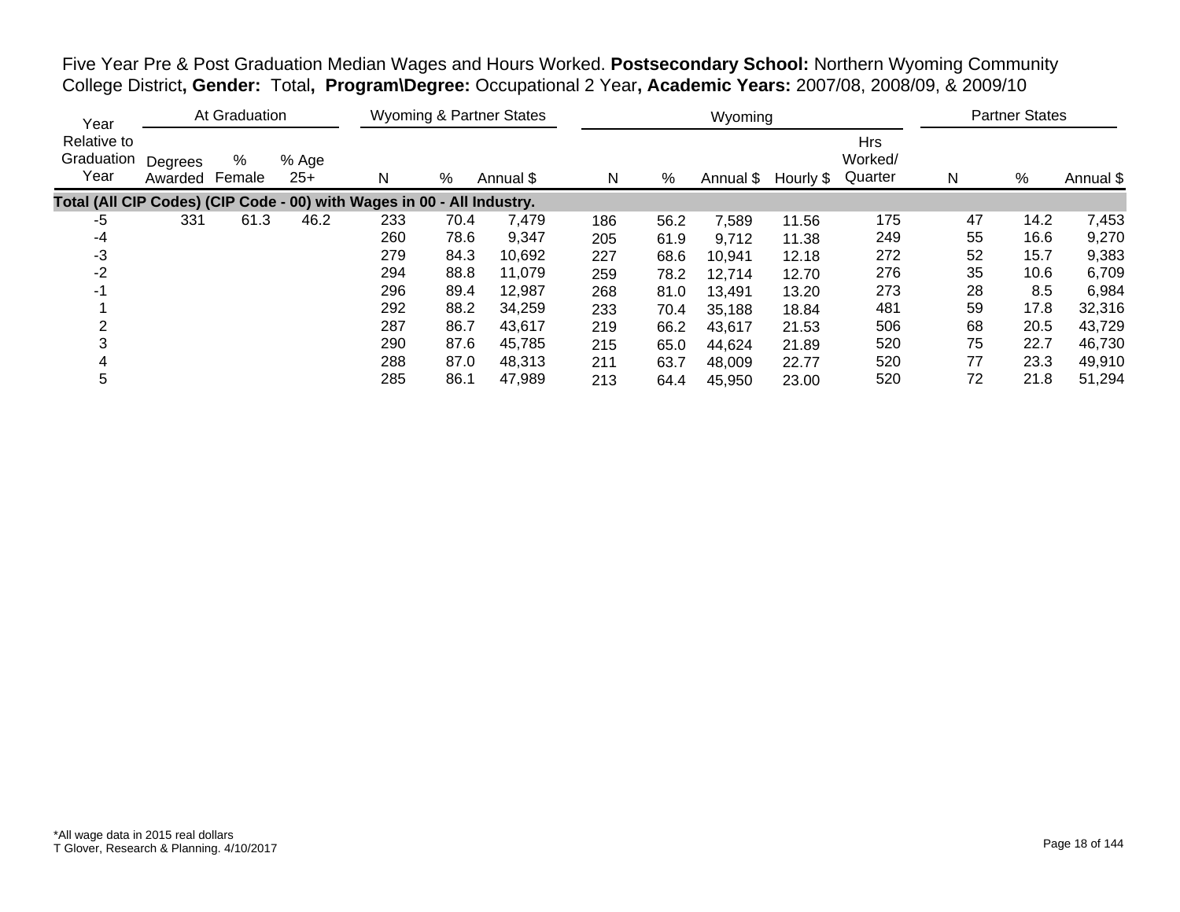Five Year Pre & Post Graduation Median Wages and Hours Worked. **Postsecondary School:** Northern Wyoming Community College District**, Gender:** Total**, Program\Degree:** Occupational 2 Year**, Academic Years:** 2007/08, 2008/09, & 2009/10

| Year | At Graduation | | | Wyoming & Partner States | | | Wyoming | | | | | Partner States | | |
|---|---|---|---|---|---|---|---|---|---|---|---|---|---|---|
| Relative to Graduation Year | Degrees Awarded | % Female | % Age 25+ | N | % | Annual $ | N | % | Annual $ | Hourly $ | Hrs Worked/ Quarter | N | % | Annual $ |
| **Total (All CIP Codes) (CIP Code - 00) with Wages in 00 - All Industry.** | | | | | | | | | | | | | | |
| -5 | 331 | 61.3 | 46.2 | 233 | 70.4 | 7,479 | 186 | 56.2 | 7,589 | 11.56 | 175 | 47 | 14.2 | 7,453 |
| -4 | | | | 260 | 78.6 | 9,347 | 205 | 61.9 | 9,712 | 11.38 | 249 | 55 | 16.6 | 9,270 |
| -3 | | | | 279 | 84.3 | 10,692 | 227 | 68.6 | 10,941 | 12.18 | 272 | 52 | 15.7 | 9,383 |
| -2 | | | | 294 | 88.8 | 11,079 | 259 | 78.2 | 12,714 | 12.70 | 276 | 35 | 10.6 | 6,709 |
| -1 | | | | 296 | 89.4 | 12,987 | 268 | 81.0 | 13,491 | 13.20 | 273 | 28 | 8.5 | 6,984 |
| 1 | | | | 292 | 88.2 | 34,259 | 233 | 70.4 | 35,188 | 18.84 | 481 | 59 | 17.8 | 32,316 |
| 2 | | | | 287 | 86.7 | 43,617 | 219 | 66.2 | 43,617 | 21.53 | 506 | 68 | 20.5 | 43,729 |
| 3 | | | | 290 | 87.6 | 45,785 | 215 | 65.0 | 44,624 | 21.89 | 520 | 75 | 22.7 | 46,730 |
| 4 | | | | 288 | 87.0 | 48,313 | 211 | 63.7 | 48,009 | 22.77 | 520 | 77 | 23.3 | 49,910 |
| 5 | | | | 285 | 86.1 | 47,989 | 213 | 64.4 | 45,950 | 23.00 | 520 | 72 | 21.8 | 51,294 |

*All wage data in 2015 real dollars
T Glover, Research & Planning. 4/10/2017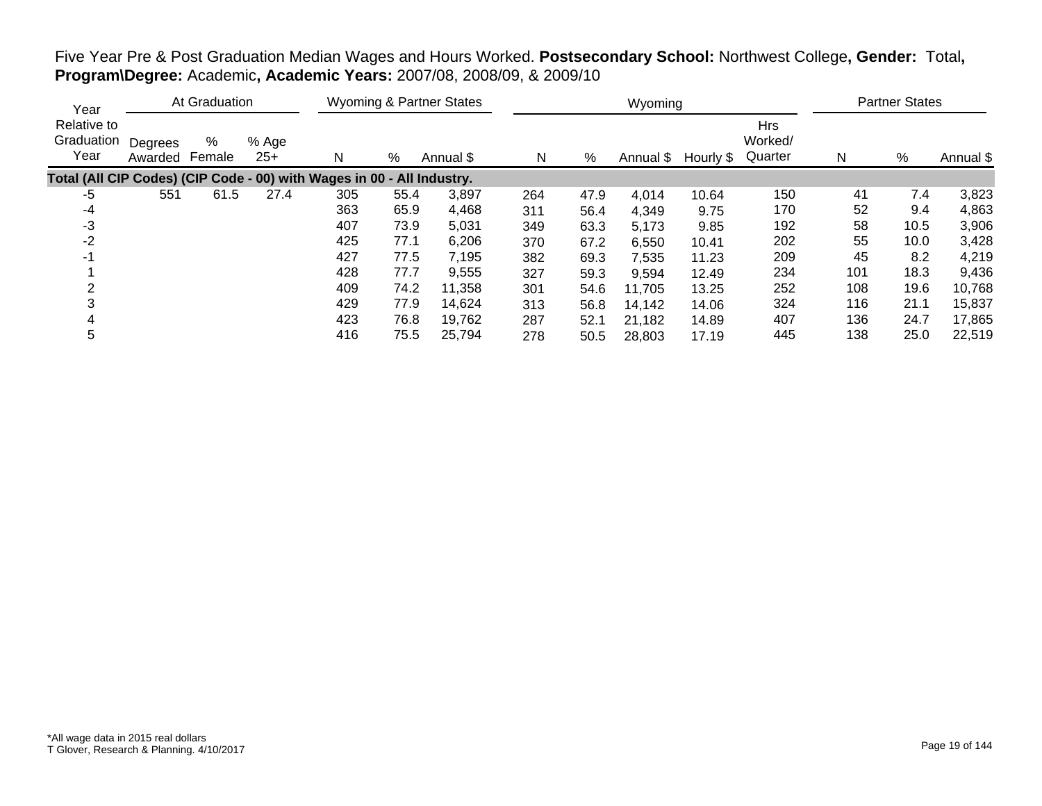Five Year Pre & Post Graduation Median Wages and Hours Worked. **Postsecondary School:** Northwest College**, Gender:** Total**, Program\Degree:** Academic**, Academic Years:** 2007/08, 2008/09, & 2009/10

| Year | At Graduation | | | Wyoming & Partner States | | | Wyoming | | | | | Partner States | | |
|---|---|---|---|---|---|---|---|---|---|---|---|---|---|---|
| Relative to Graduation Year | Degrees Awarded | % Female | % Age 25+ | N | % | Annual $ | N | % | Annual $ | Hourly $ | Hrs Worked/ Quarter | N | % | Annual $ |
| **Total (All CIP Codes) (CIP Code - 00) with Wages in 00 - All Industry.** | | | | | | | | | | | | | | |
| -5 | 551 | 61.5 | 27.4 | 305 | 55.4 | 3,897 | 264 | 47.9 | 4,014 | 10.64 | 150 | 41 | 7.4 | 3,823 |
| -4 | | | | 363 | 65.9 | 4,468 | 311 | 56.4 | 4,349 | 9.75 | 170 | 52 | 9.4 | 4,863 |
| -3 | | | | 407 | 73.9 | 5,031 | 349 | 63.3 | 5,173 | 9.85 | 192 | 58 | 10.5 | 3,906 |
| -2 | | | | 425 | 77.1 | 6,206 | 370 | 67.2 | 6,550 | 10.41 | 202 | 55 | 10.0 | 3,428 |
| -1 | | | | 427 | 77.5 | 7,195 | 382 | 69.3 | 7,535 | 11.23 | 209 | 45 | 8.2 | 4,219 |
| 1 | | | | 428 | 77.7 | 9,555 | 327 | 59.3 | 9,594 | 12.49 | 234 | 101 | 18.3 | 9,436 |
| 2 | | | | 409 | 74.2 | 11,358 | 301 | 54.6 | 11,705 | 13.25 | 252 | 108 | 19.6 | 10,768 |
| 3 | | | | 429 | 77.9 | 14,624 | 313 | 56.8 | 14,142 | 14.06 | 324 | 116 | 21.1 | 15,837 |
| 4 | | | | 423 | 76.8 | 19,762 | 287 | 52.1 | 21,182 | 14.89 | 407 | 136 | 24.7 | 17,865 |
| 5 | | | | 416 | 75.5 | 25,794 | 278 | 50.5 | 28,803 | 17.19 | 445 | 138 | 25.0 | 22,519 |

*All wage data in 2015 real dollars
T Glover, Research & Planning. 4/10/2017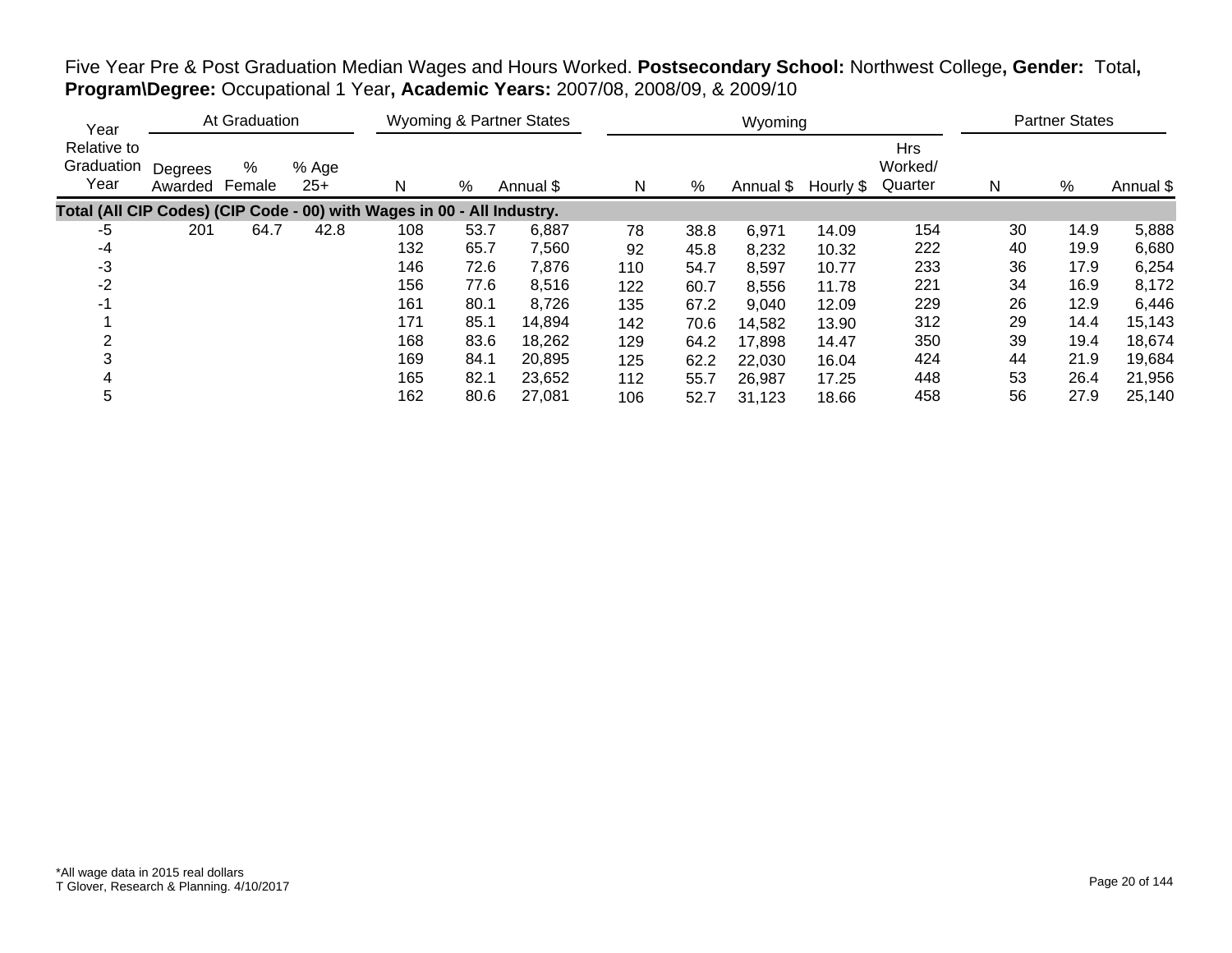Five Year Pre & Post Graduation Median Wages and Hours Worked. **Postsecondary School:** Northwest College**, Gender:** Total**, Program\Degree:** Occupational 1 Year**, Academic Years:** 2007/08, 2008/09, & 2009/10

| Year | At Graduation | | | Wyoming & Partner States | | | Wyoming | | | | | Partner States | | |
|---|---|---|---|---|---|---|---|---|---|---|---|---|---|---|
| Year Relative to Graduation Year | Degrees Awarded | % Female | % Age 25+ | N | % | Annual $ | N | % | Annual $ | Hourly $ | Hrs Worked/ Quarter | N | % | Annual $ |
| **Total (All CIP Codes) (CIP Code - 00) with Wages in 00 - All Industry.** | | | | | | | | | | | | | | |
| -5 | 201 | 64.7 | 42.8 | 108 | 53.7 | 6,887 | 78 | 38.8 | 6,971 | 14.09 | 154 | 30 | 14.9 | 5,888 |
| -4 | | | | 132 | 65.7 | 7,560 | 92 | 45.8 | 8,232 | 10.32 | 222 | 40 | 19.9 | 6,680 |
| -3 | | | | 146 | 72.6 | 7,876 | 110 | 54.7 | 8,597 | 10.77 | 233 | 36 | 17.9 | 6,254 |
| -2 | | | | 156 | 77.6 | 8,516 | 122 | 60.7 | 8,556 | 11.78 | 221 | 34 | 16.9 | 8,172 |
| -1 | | | | 161 | 80.1 | 8,726 | 135 | 67.2 | 9,040 | 12.09 | 229 | 26 | 12.9 | 6,446 |
| 1 | | | | 171 | 85.1 | 14,894 | 142 | 70.6 | 14,582 | 13.90 | 312 | 29 | 14.4 | 15,143 |
| 2 | | | | 168 | 83.6 | 18,262 | 129 | 64.2 | 17,898 | 14.47 | 350 | 39 | 19.4 | 18,674 |
| 3 | | | | 169 | 84.1 | 20,895 | 125 | 62.2 | 22,030 | 16.04 | 424 | 44 | 21.9 | 19,684 |
| 4 | | | | 165 | 82.1 | 23,652 | 112 | 55.7 | 26,987 | 17.25 | 448 | 53 | 26.4 | 21,956 |
| 5 | | | | 162 | 80.6 | 27,081 | 106 | 52.7 | 31,123 | 18.66 | 458 | 56 | 27.9 | 25,140 |

*All wage data in 2015 real dollars
T Glover, Research & Planning. 4/10/2017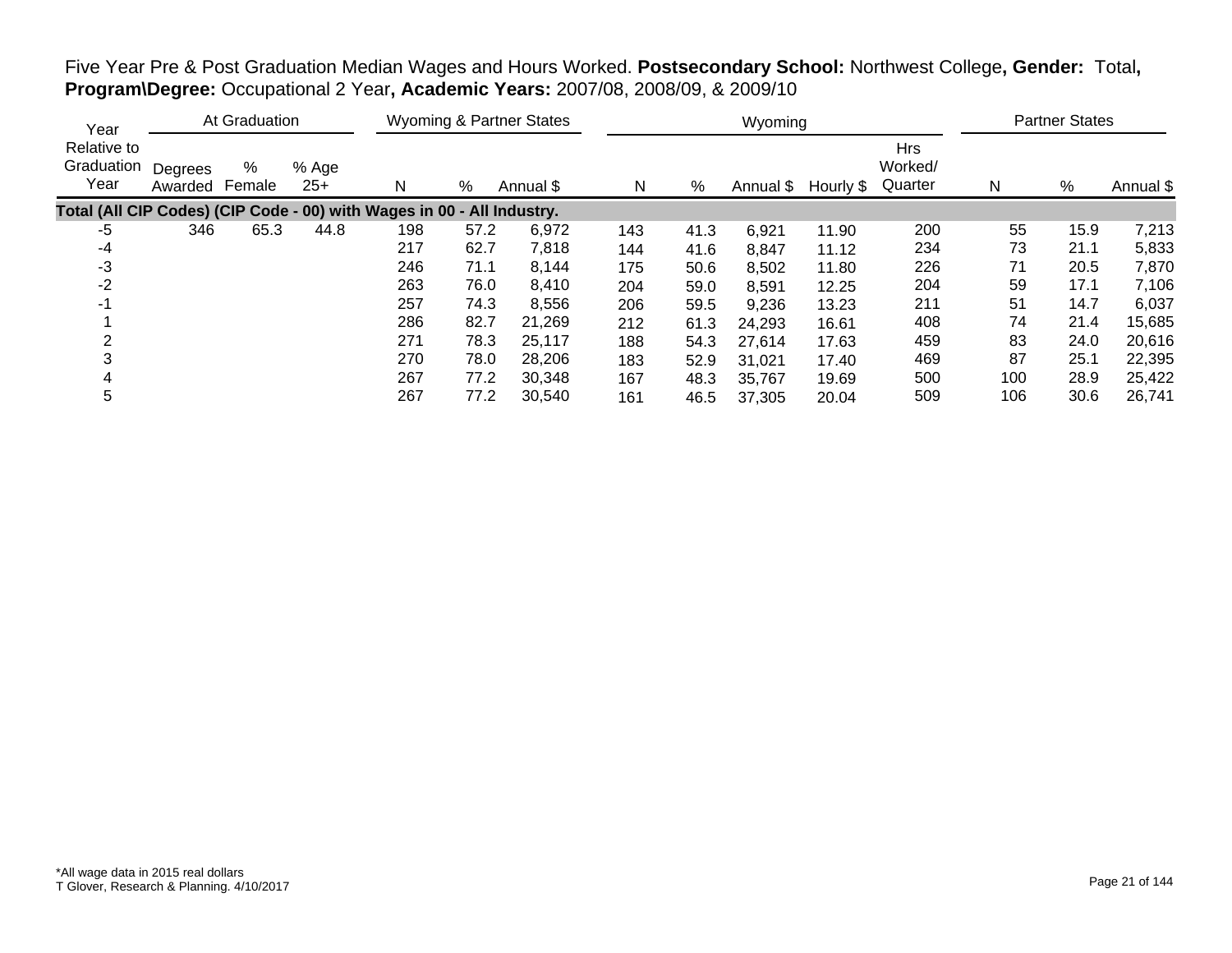Five Year Pre & Post Graduation Median Wages and Hours Worked. **Postsecondary School:** Northwest College**, Gender:** Total**, Program\Degree:** Occupational 2 Year**, Academic Years:** 2007/08, 2008/09, & 2009/10

| Year | At Graduation | | | Wyoming & Partner States | | | Wyoming | | | | | Partner States | | |
|---|---|---|---|---|---|---|---|---|---|---|---|---|---|---|
| Relative to Graduation Year | Degrees Awarded | % Female | % Age 25+ | N | % | Annual $ | N | % | Annual $ | Hourly $ | Hrs Worked/ Quarter | N | % | Annual $ |
| **Total (All CIP Codes) (CIP Code - 00) with Wages in 00 - All Industry.** | | | | | | | | | | | | | | |
| -5 | 346 | 65.3 | 44.8 | 198 | 57.2 | 6,972 | 143 | 41.3 | 6,921 | 11.90 | 200 | 55 | 15.9 | 7,213 |
| -4 | | | | 217 | 62.7 | 7,818 | 144 | 41.6 | 8,847 | 11.12 | 234 | 73 | 21.1 | 5,833 |
| -3 | | | | 246 | 71.1 | 8,144 | 175 | 50.6 | 8,502 | 11.80 | 226 | 71 | 20.5 | 7,870 |
| -2 | | | | 263 | 76.0 | 8,410 | 204 | 59.0 | 8,591 | 12.25 | 204 | 59 | 17.1 | 7,106 |
| -1 | | | | 257 | 74.3 | 8,556 | 206 | 59.5 | 9,236 | 13.23 | 211 | 51 | 14.7 | 6,037 |
| 1 | | | | 286 | 82.7 | 21,269 | 212 | 61.3 | 24,293 | 16.61 | 408 | 74 | 21.4 | 15,685 |
| 2 | | | | 271 | 78.3 | 25,117 | 188 | 54.3 | 27,614 | 17.63 | 459 | 83 | 24.0 | 20,616 |
| 3 | | | | 270 | 78.0 | 28,206 | 183 | 52.9 | 31,021 | 17.40 | 469 | 87 | 25.1 | 22,395 |
| 4 | | | | 267 | 77.2 | 30,348 | 167 | 48.3 | 35,767 | 19.69 | 500 | 100 | 28.9 | 25,422 |
| 5 | | | | 267 | 77.2 | 30,540 | 161 | 46.5 | 37,305 | 20.04 | 509 | 106 | 30.6 | 26,741 |

*All wage data in 2015 real dollars
T Glover, Research & Planning. 4/10/2017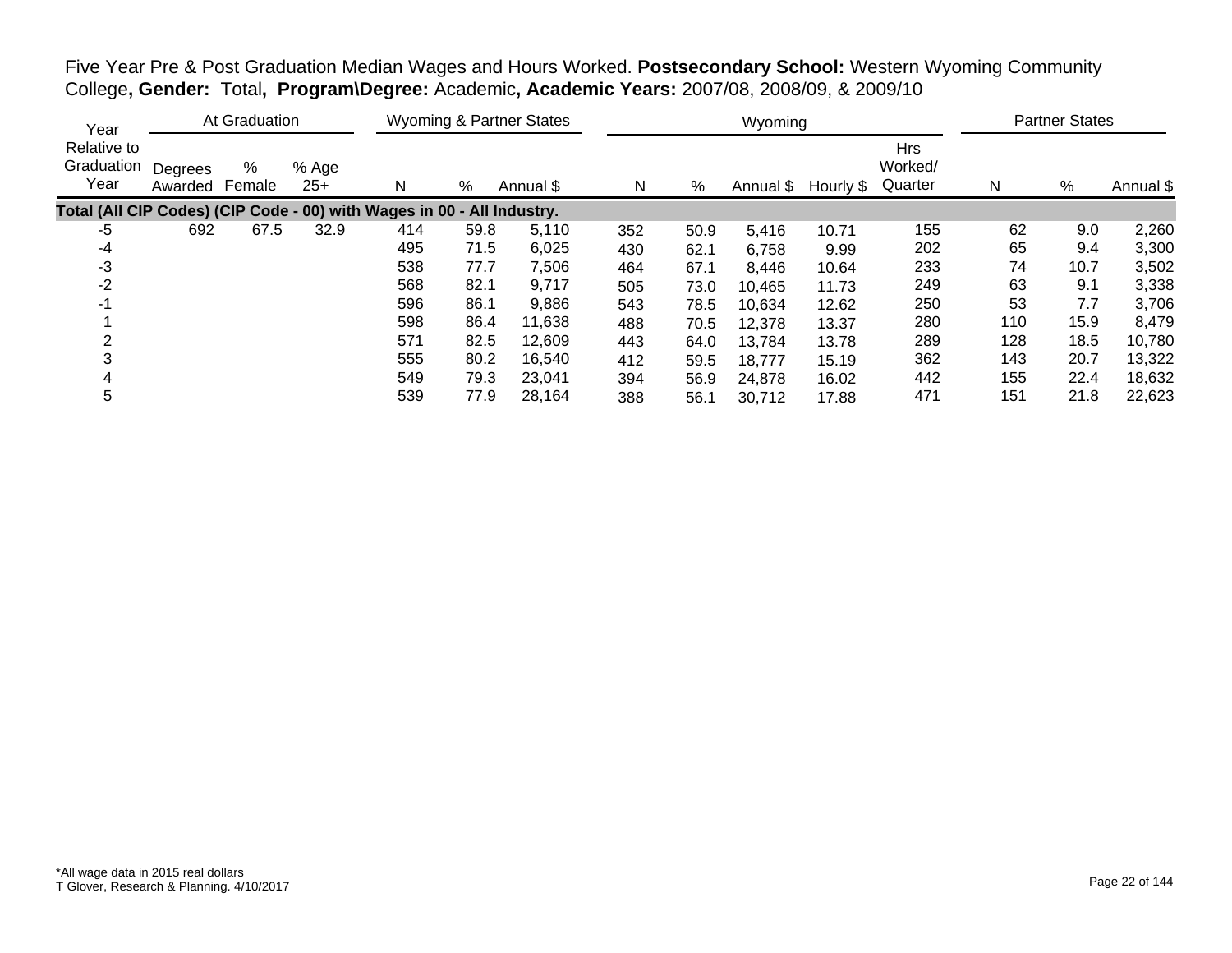Five Year Pre & Post Graduation Median Wages and Hours Worked. **Postsecondary School:** Western Wyoming Community College**, Gender:** Total**, Program\Degree:** Academic**, Academic Years:** 2007/08, 2008/09, & 2009/10

| Year | At Graduation | | | Wyoming & Partner States | | | Wyoming | | | | | Partner States | | |
|---|---|---|---|---|---|---|---|---|---|---|---|---|---|---|
| Relative to Graduation Year | Degrees Awarded | % Female | % Age 25+ | N | % | Annual $ | N | % | Annual $ | Hourly $ | Hrs Worked/ Quarter | N | % | Annual $ |
| **Total (All CIP Codes) (CIP Code - 00) with Wages in 00 - All Industry.** | | | | | | | | | | | | | | |
| -5 | 692 | 67.5 | 32.9 | 414 | 59.8 | 5,110 | 352 | 50.9 | 5,416 | 10.71 | 155 | 62 | 9.0 | 2,260 |
| -4 | | | | 495 | 71.5 | 6,025 | 430 | 62.1 | 6,758 | 9.99 | 202 | 65 | 9.4 | 3,300 |
| -3 | | | | 538 | 77.7 | 7,506 | 464 | 67.1 | 8,446 | 10.64 | 233 | 74 | 10.7 | 3,502 |
| -2 | | | | 568 | 82.1 | 9,717 | 505 | 73.0 | 10,465 | 11.73 | 249 | 63 | 9.1 | 3,338 |
| -1 | | | | 596 | 86.1 | 9,886 | 543 | 78.5 | 10,634 | 12.62 | 250 | 53 | 7.7 | 3,706 |
| 1 | | | | 598 | 86.4 | 11,638 | 488 | 70.5 | 12,378 | 13.37 | 280 | 110 | 15.9 | 8,479 |
| 2 | | | | 571 | 82.5 | 12,609 | 443 | 64.0 | 13,784 | 13.78 | 289 | 128 | 18.5 | 10,780 |
| 3 | | | | 555 | 80.2 | 16,540 | 412 | 59.5 | 18,777 | 15.19 | 362 | 143 | 20.7 | 13,322 |
| 4 | | | | 549 | 79.3 | 23,041 | 394 | 56.9 | 24,878 | 16.02 | 442 | 155 | 22.4 | 18,632 |
| 5 | | | | 539 | 77.9 | 28,164 | 388 | 56.1 | 30,712 | 17.88 | 471 | 151 | 21.8 | 22,623 |

*All wage data in 2015 real dollars
T Glover, Research & Planning. 4/10/2017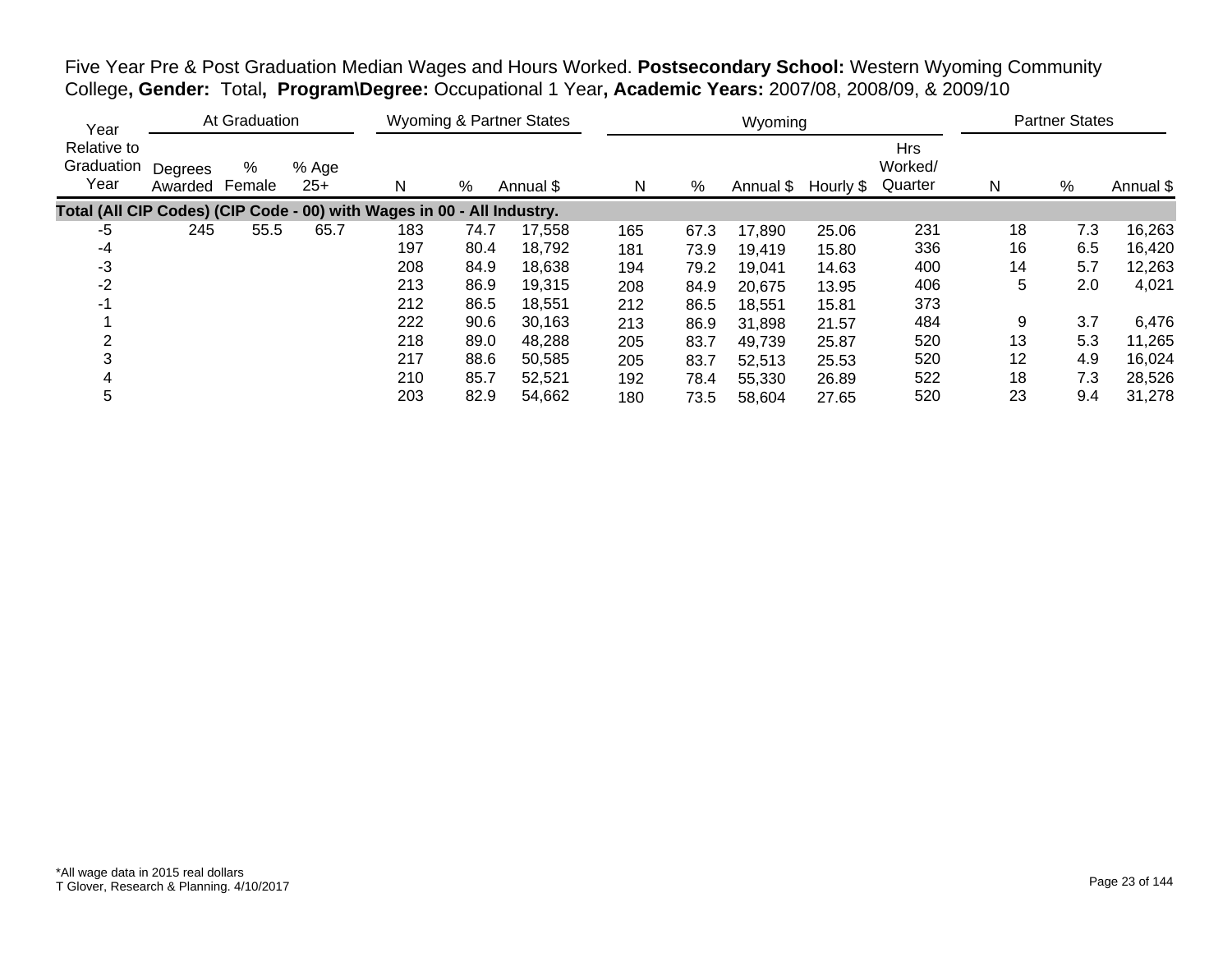Five Year Pre & Post Graduation Median Wages and Hours Worked. **Postsecondary School:** Western Wyoming Community College**, Gender:** Total**, Program\Degree:** Occupational 1 Year**, Academic Years:** 2007/08, 2008/09, & 2009/10

| Year Relative to Graduation Year | At Graduation | | | Wyoming & Partner States | | | Wyoming | | | | | Partner States | | |
|---|---|---|---|---|---|---|---|---|---|---|---|---|---|---|
| | Degrees Awarded | % Female | % Age 25+ | N | % | Annual $ | N | % | Annual $ | Hourly $ | Hrs Worked/ Quarter | N | % | Annual $ |
| **Total (All CIP Codes) (CIP Code - 00) with Wages in 00 - All Industry.** | | | | | | | | | | | | | | |
| -5 | 245 | 55.5 | 65.7 | 183 | 74.7 | 17,558 | 165 | 67.3 | 17,890 | 25.06 | 231 | 18 | 7.3 | 16,263 |
| -4 | | | | 197 | 80.4 | 18,792 | 181 | 73.9 | 19,419 | 15.80 | 336 | 16 | 6.5 | 16,420 |
| -3 | | | | 208 | 84.9 | 18,638 | 194 | 79.2 | 19,041 | 14.63 | 400 | 14 | 5.7 | 12,263 |
| -2 | | | | 213 | 86.9 | 19,315 | 208 | 84.9 | 20,675 | 13.95 | 406 | 5 | 2.0 | 4,021 |
| -1 | | | | 212 | 86.5 | 18,551 | 212 | 86.5 | 18,551 | 15.81 | 373 | | | |
| 1 | | | | 222 | 90.6 | 30,163 | 213 | 86.9 | 31,898 | 21.57 | 484 | 9 | 3.7 | 6,476 |
| 2 | | | | 218 | 89.0 | 48,288 | 205 | 83.7 | 49,739 | 25.87 | 520 | 13 | 5.3 | 11,265 |
| 3 | | | | 217 | 88.6 | 50,585 | 205 | 83.7 | 52,513 | 25.53 | 520 | 12 | 4.9 | 16,024 |
| 4 | | | | 210 | 85.7 | 52,521 | 192 | 78.4 | 55,330 | 26.89 | 522 | 18 | 7.3 | 28,526 |
| 5 | | | | 203 | 82.9 | 54,662 | 180 | 73.5 | 58,604 | 27.65 | 520 | 23 | 9.4 | 31,278 |

*All wage data in 2015 real dollars
T Glover, Research & Planning. 4/10/2017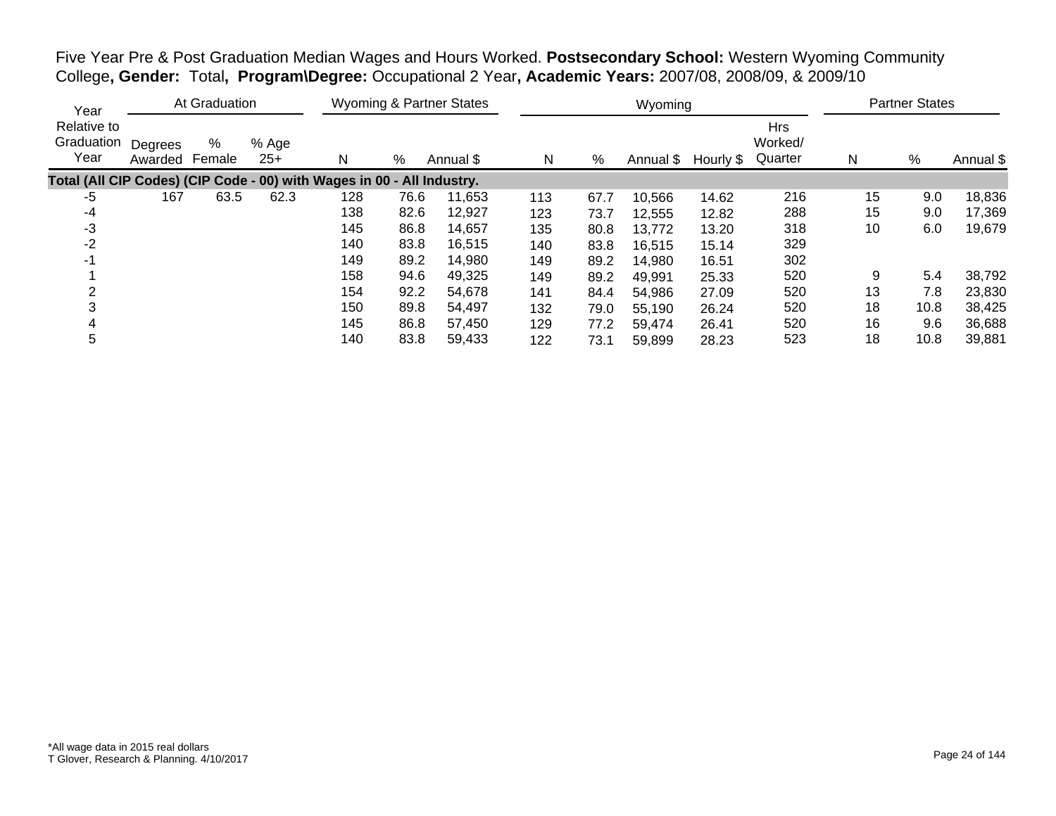Five Year Pre & Post Graduation Median Wages and Hours Worked. **Postsecondary School:** Western Wyoming Community College**, Gender:** Total**, Program\Degree:** Occupational 2 Year**, Academic Years:** 2007/08, 2008/09, & 2009/10

| Year | At Graduation | | | Wyoming & Partner States | | | Wyoming | | | | | Partner States | | |
|---|---|---|---|---|---|---|---|---|---|---|---|---|---|---|
| Relative to Graduation Year | Degrees Awarded | % Female | % Age 25+ | N | % | Annual $ | N | % | Annual $ | Hourly $ | Hrs Worked/ Quarter | N | % | Annual $ |
| **Total (All CIP Codes) (CIP Code - 00) with Wages in 00 - All Industry.** | | | | | | | | | | | | | | |
| -5 | 167 | 63.5 | 62.3 | 128 | 76.6 | 11,653 | 113 | 67.7 | 10,566 | 14.62 | 216 | 15 | 9.0 | 18,836 |
| -4 | | | | 138 | 82.6 | 12,927 | 123 | 73.7 | 12,555 | 12.82 | 288 | 15 | 9.0 | 17,369 |
| -3 | | | | 145 | 86.8 | 14,657 | 135 | 80.8 | 13,772 | 13.20 | 318 | 10 | 6.0 | 19,679 |
| -2 | | | | 140 | 83.8 | 16,515 | 140 | 83.8 | 16,515 | 15.14 | 329 | | | |
| -1 | | | | 149 | 89.2 | 14,980 | 149 | 89.2 | 14,980 | 16.51 | 302 | | | |
| 1 | | | | 158 | 94.6 | 49,325 | 149 | 89.2 | 49,991 | 25.33 | 520 | 9 | 5.4 | 38,792 |
| 2 | | | | 154 | 92.2 | 54,678 | 141 | 84.4 | 54,986 | 27.09 | 520 | 13 | 7.8 | 23,830 |
| 3 | | | | 150 | 89.8 | 54,497 | 132 | 79.0 | 55,190 | 26.24 | 520 | 18 | 10.8 | 38,425 |
| 4 | | | | 145 | 86.8 | 57,450 | 129 | 77.2 | 59,474 | 26.41 | 520 | 16 | 9.6 | 36,688 |
| 5 | | | | 140 | 83.8 | 59,433 | 122 | 73.1 | 59,899 | 28.23 | 523 | 18 | 10.8 | 39,881 |

*All wage data in 2015 real dollars
T Glover, Research & Planning. 4/10/2017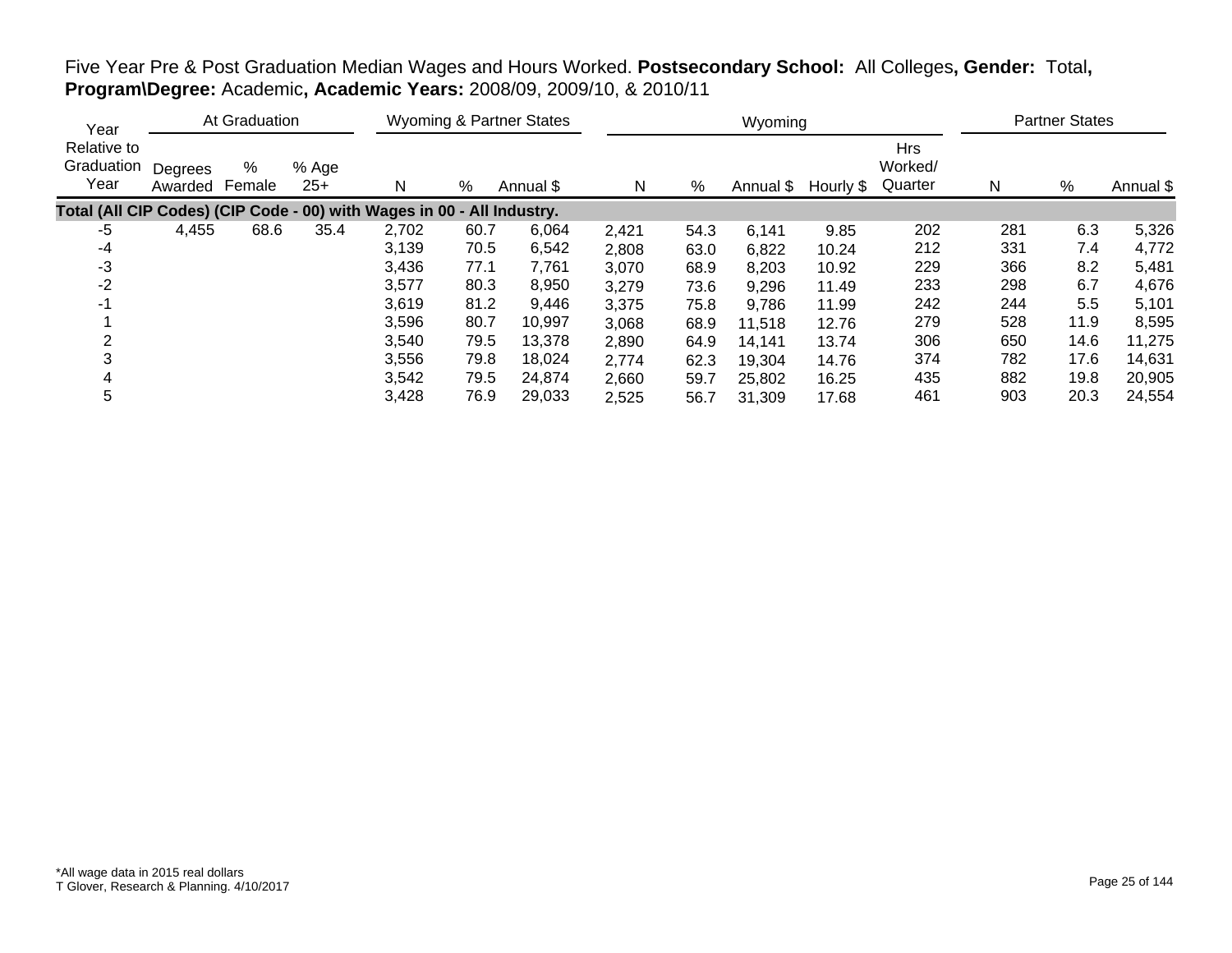Five Year Pre & Post Graduation Median Wages and Hours Worked. **Postsecondary School:** All Colleges**, Gender:** Total**, Program\Degree:** Academic**, Academic Years:** 2008/09, 2009/10, & 2010/11

| Year Relative to Graduation Year | At Graduation | | | Wyoming & Partner States | | | Wyoming | | | | | Partner States | | |
|---|---|---|---|---|---|---|---|---|---|---|---|---|---|---|
| | Degrees Awarded | % Female | % Age 25+ | N | % | Annual $ | N | % | Annual $ | Hourly $ | Hrs Worked/ Quarter | N | % | Annual $ |
| **Total (All CIP Codes) (CIP Code - 00) with Wages in 00 - All Industry.** | | | | | | | | | | | | | | |
| -5 | 4,455 | 68.6 | 35.4 | 2,702 | 60.7 | 6,064 | 2,421 | 54.3 | 6,141 | 9.85 | 202 | 281 | 6.3 | 5,326 |
| -4 | | | | 3,139 | 70.5 | 6,542 | 2,808 | 63.0 | 6,822 | 10.24 | 212 | 331 | 7.4 | 4,772 |
| -3 | | | | 3,436 | 77.1 | 7,761 | 3,070 | 68.9 | 8,203 | 10.92 | 229 | 366 | 8.2 | 5,481 |
| -2 | | | | 3,577 | 80.3 | 8,950 | 3,279 | 73.6 | 9,296 | 11.49 | 233 | 298 | 6.7 | 4,676 |
| -1 | | | | 3,619 | 81.2 | 9,446 | 3,375 | 75.8 | 9,786 | 11.99 | 242 | 244 | 5.5 | 5,101 |
| 1 | | | | 3,596 | 80.7 | 10,997 | 3,068 | 68.9 | 11,518 | 12.76 | 279 | 528 | 11.9 | 8,595 |
| 2 | | | | 3,540 | 79.5 | 13,378 | 2,890 | 64.9 | 14,141 | 13.74 | 306 | 650 | 14.6 | 11,275 |
| 3 | | | | 3,556 | 79.8 | 18,024 | 2,774 | 62.3 | 19,304 | 14.76 | 374 | 782 | 17.6 | 14,631 |
| 4 | | | | 3,542 | 79.5 | 24,874 | 2,660 | 59.7 | 25,802 | 16.25 | 435 | 882 | 19.8 | 20,905 |
| 5 | | | | 3,428 | 76.9 | 29,033 | 2,525 | 56.7 | 31,309 | 17.68 | 461 | 903 | 20.3 | 24,554 |

*All wage data in 2015 real dollars
T Glover, Research & Planning. 4/10/2017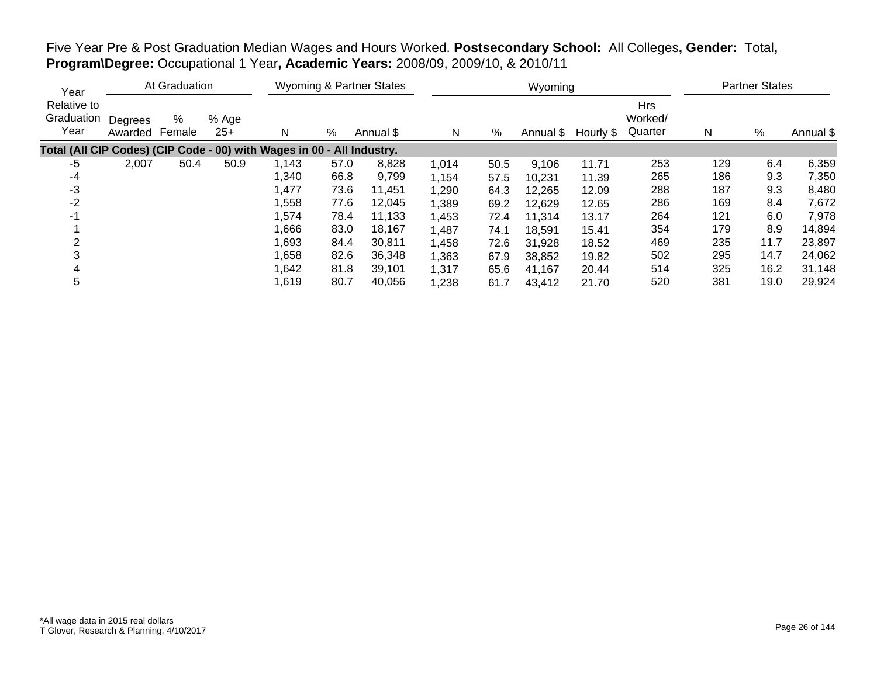Five Year Pre & Post Graduation Median Wages and Hours Worked. **Postsecondary School:** All Colleges**, Gender:** Total**, Program\Degree:** Occupational 1 Year**, Academic Years:** 2008/09, 2009/10, & 2010/11

| Year | At Graduation | | | Wyoming & Partner States | | | Wyoming | | | | | Partner States | | |
|---|---|---|---|---|---|---|---|---|---|---|---|---|---|---|
| Relative to Graduation Year | Degrees Awarded | % Female | % Age 25+ | N | % | Annual $ | N | % | Annual $ | Hourly $ | Hrs Worked/ Quarter | N | % | Annual $ |
| **Total (All CIP Codes) (CIP Code - 00) with Wages in 00 - All Industry.** | | | | | | | | | | | | | | |
| -5 | 2,007 | 50.4 | 50.9 | 1,143 | 57.0 | 8,828 | 1,014 | 50.5 | 9,106 | 11.71 | 253 | 129 | 6.4 | 6,359 |
| -4 | | | | 1,340 | 66.8 | 9,799 | 1,154 | 57.5 | 10,231 | 11.39 | 265 | 186 | 9.3 | 7,350 |
| -3 | | | | 1,477 | 73.6 | 11,451 | 1,290 | 64.3 | 12,265 | 12.09 | 288 | 187 | 9.3 | 8,480 |
| -2 | | | | 1,558 | 77.6 | 12,045 | 1,389 | 69.2 | 12,629 | 12.65 | 286 | 169 | 8.4 | 7,672 |
| -1 | | | | 1,574 | 78.4 | 11,133 | 1,453 | 72.4 | 11,314 | 13.17 | 264 | 121 | 6.0 | 7,978 |
| 1 | | | | 1,666 | 83.0 | 18,167 | 1,487 | 74.1 | 18,591 | 15.41 | 354 | 179 | 8.9 | 14,894 |
| 2 | | | | 1,693 | 84.4 | 30,811 | 1,458 | 72.6 | 31,928 | 18.52 | 469 | 235 | 11.7 | 23,897 |
| 3 | | | | 1,658 | 82.6 | 36,348 | 1,363 | 67.9 | 38,852 | 19.82 | 502 | 295 | 14.7 | 24,062 |
| 4 | | | | 1,642 | 81.8 | 39,101 | 1,317 | 65.6 | 41,167 | 20.44 | 514 | 325 | 16.2 | 31,148 |
| 5 | | | | 1,619 | 80.7 | 40,056 | 1,238 | 61.7 | 43,412 | 21.70 | 520 | 381 | 19.0 | 29,924 |

*All wage data in 2015 real dollars
T Glover, Research & Planning. 4/10/2017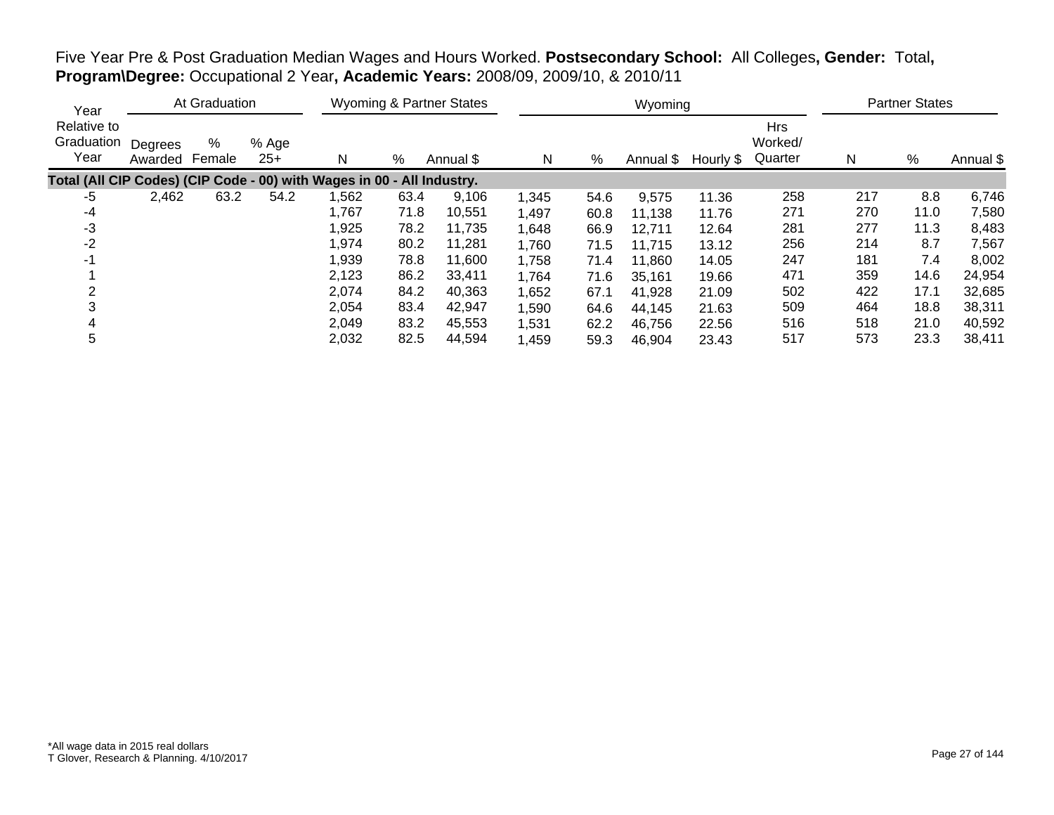Five Year Pre & Post Graduation Median Wages and Hours Worked. **Postsecondary School:** All Colleges**, Gender:** Total**, Program\Degree:** Occupational 2 Year**, Academic Years:** 2008/09, 2009/10, & 2010/11

| Year | At Graduation | | | Wyoming & Partner States | | | Wyoming | | | | | Partner States | | |
|---|---|---|---|---|---|---|---|---|---|---|---|---|---|---|
| Year Relative to Graduation Year | Degrees Awarded | % Female | % Age 25+ | N | % | Annual $ | N | % | Annual $ | Hourly $ | Hrs Worked/ Quarter | N | % | Annual $ |
| **Total (All CIP Codes) (CIP Code - 00) with Wages in 00 - All Industry.** | | | | | | | | | | | | | | |
| -5 | 2,462 | 63.2 | 54.2 | 1,562 | 63.4 | 9,106 | 1,345 | 54.6 | 9,575 | 11.36 | 258 | 217 | 8.8 | 6,746 |
| -4 | | | | 1,767 | 71.8 | 10,551 | 1,497 | 60.8 | 11,138 | 11.76 | 271 | 270 | 11.0 | 7,580 |
| -3 | | | | 1,925 | 78.2 | 11,735 | 1,648 | 66.9 | 12,711 | 12.64 | 281 | 277 | 11.3 | 8,483 |
| -2 | | | | 1,974 | 80.2 | 11,281 | 1,760 | 71.5 | 11,715 | 13.12 | 256 | 214 | 8.7 | 7,567 |
| -1 | | | | 1,939 | 78.8 | 11,600 | 1,758 | 71.4 | 11,860 | 14.05 | 247 | 181 | 7.4 | 8,002 |
| 1 | | | | 2,123 | 86.2 | 33,411 | 1,764 | 71.6 | 35,161 | 19.66 | 471 | 359 | 14.6 | 24,954 |
| 2 | | | | 2,074 | 84.2 | 40,363 | 1,652 | 67.1 | 41,928 | 21.09 | 502 | 422 | 17.1 | 32,685 |
| 3 | | | | 2,054 | 83.4 | 42,947 | 1,590 | 64.6 | 44,145 | 21.63 | 509 | 464 | 18.8 | 38,311 |
| 4 | | | | 2,049 | 83.2 | 45,553 | 1,531 | 62.2 | 46,756 | 22.56 | 516 | 518 | 21.0 | 40,592 |
| 5 | | | | 2,032 | 82.5 | 44,594 | 1,459 | 59.3 | 46,904 | 23.43 | 517 | 573 | 23.3 | 38,411 |

*All wage data in 2015 real dollars
T Glover, Research & Planning. 4/10/2017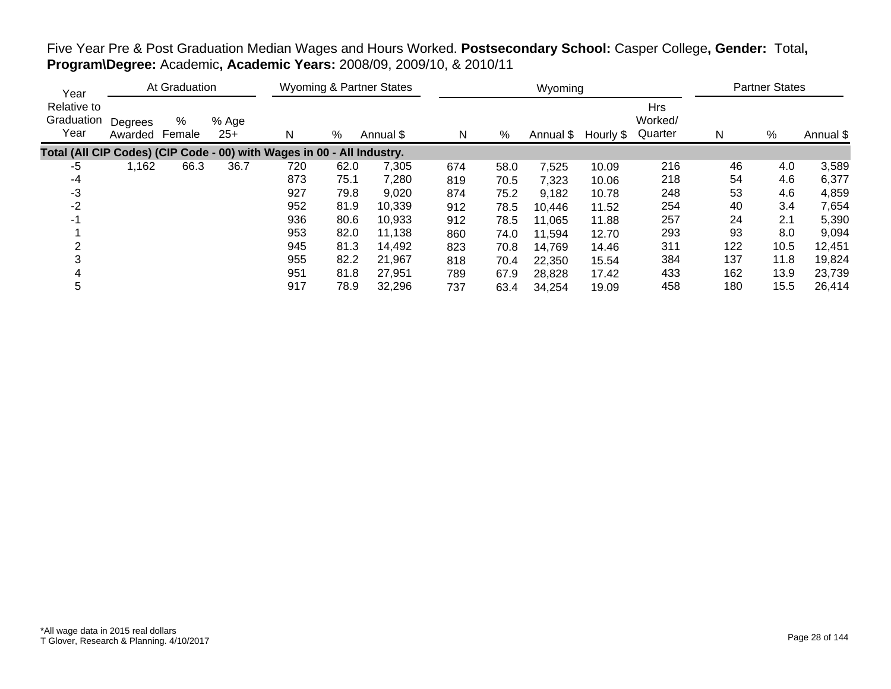Five Year Pre & Post Graduation Median Wages and Hours Worked. **Postsecondary School:** Casper College**, Gender:** Total**, Program\Degree:** Academic**, Academic Years:** 2008/09, 2009/10, & 2010/11

| Year Relative to Graduation Year | At Graduation | | | Wyoming & Partner States | | | Wyoming | | | | | Partner States | | |
|---|---|---|---|---|---|---|---|---|---|---|---|---|---|---|
| | Degrees Awarded | % Female | % Age 25+ | N | % | Annual $ | N | % | Annual $ | Hourly $ | Hrs Worked/ Quarter | N | % | Annual $ |
| **Total (All CIP Codes) (CIP Code - 00) with Wages in 00 - All Industry.** | | | | | | | | | | | | | | |
| -5 | 1,162 | 66.3 | 36.7 | 720 | 62.0 | 7,305 | 674 | 58.0 | 7,525 | 10.09 | 216 | 46 | 4.0 | 3,589 |
| -4 | | | | 873 | 75.1 | 7,280 | 819 | 70.5 | 7,323 | 10.06 | 218 | 54 | 4.6 | 6,377 |
| -3 | | | | 927 | 79.8 | 9,020 | 874 | 75.2 | 9,182 | 10.78 | 248 | 53 | 4.6 | 4,859 |
| -2 | | | | 952 | 81.9 | 10,339 | 912 | 78.5 | 10,446 | 11.52 | 254 | 40 | 3.4 | 7,654 |
| -1 | | | | 936 | 80.6 | 10,933 | 912 | 78.5 | 11,065 | 11.88 | 257 | 24 | 2.1 | 5,390 |
| 1 | | | | 953 | 82.0 | 11,138 | 860 | 74.0 | 11,594 | 12.70 | 293 | 93 | 8.0 | 9,094 |
| 2 | | | | 945 | 81.3 | 14,492 | 823 | 70.8 | 14,769 | 14.46 | 311 | 122 | 10.5 | 12,451 |
| 3 | | | | 955 | 82.2 | 21,967 | 818 | 70.4 | 22,350 | 15.54 | 384 | 137 | 11.8 | 19,824 |
| 4 | | | | 951 | 81.8 | 27,951 | 789 | 67.9 | 28,828 | 17.42 | 433 | 162 | 13.9 | 23,739 |
| 5 | | | | 917 | 78.9 | 32,296 | 737 | 63.4 | 34,254 | 19.09 | 458 | 180 | 15.5 | 26,414 |

*All wage data in 2015 real dollars
T Glover, Research & Planning. 4/10/2017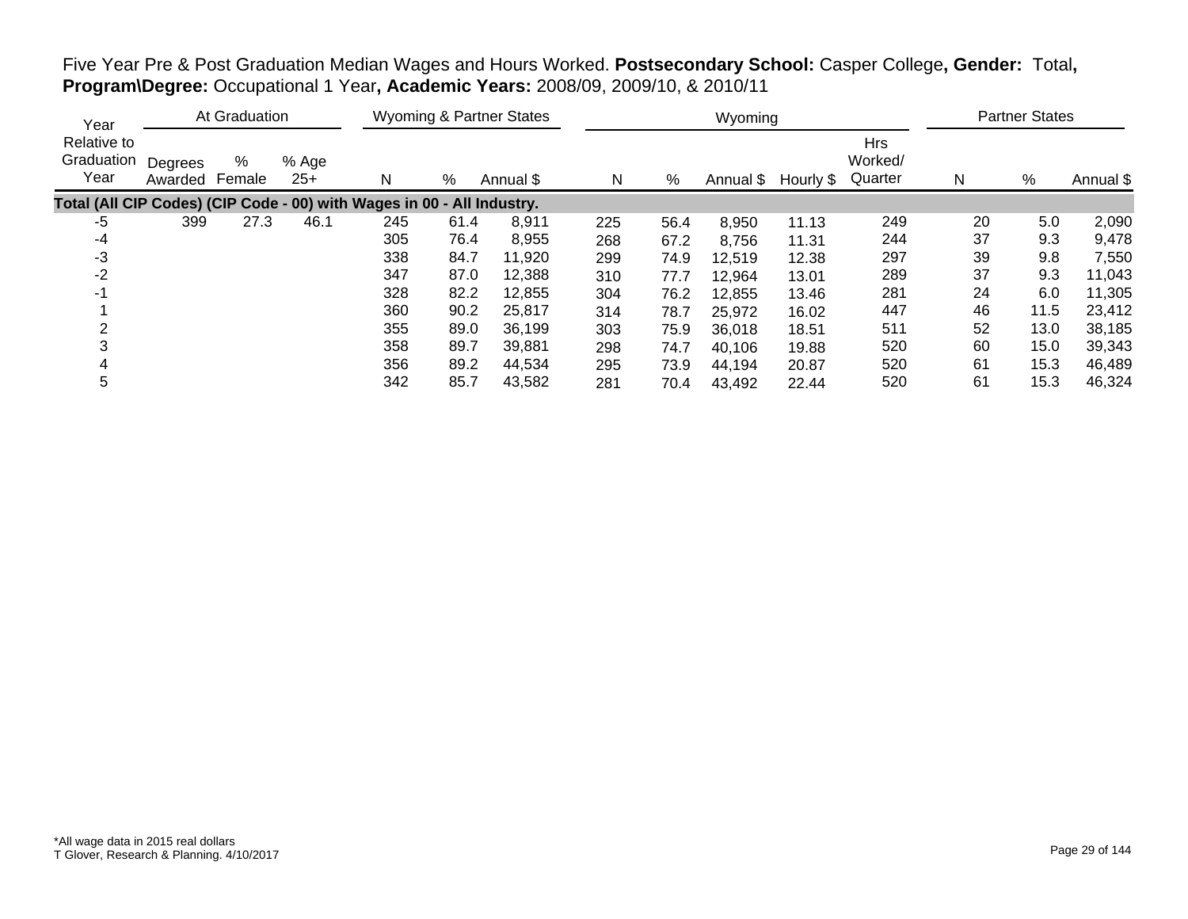Five Year Pre & Post Graduation Median Wages and Hours Worked. **Postsecondary School:** Casper College**, Gender:** Total**, Program\Degree:** Occupational 1 Year**, Academic Years:** 2008/09, 2009/10, & 2010/11

| Year | At Graduation | | | Wyoming & Partner States | | | Wyoming | | | | | Partner States | | |
|---|---|---|---|---|---|---|---|---|---|---|---|---|---|---|
| Relative to Graduation Year | Degrees Awarded | % Female | % Age 25+ | N | % | Annual $ | N | % | Annual $ | Hourly $ | Hrs Worked/ Quarter | N | % | Annual $ |
| **Total (All CIP Codes) (CIP Code - 00) with Wages in 00 - All Industry.** | | | | | | | | | | | | | | |
| -5 | 399 | 27.3 | 46.1 | 245 | 61.4 | 8,911 | 225 | 56.4 | 8,950 | 11.13 | 249 | 20 | 5.0 | 2,090 |
| -4 | | | | 305 | 76.4 | 8,955 | 268 | 67.2 | 8,756 | 11.31 | 244 | 37 | 9.3 | 9,478 |
| -3 | | | | 338 | 84.7 | 11,920 | 299 | 74.9 | 12,519 | 12.38 | 297 | 39 | 9.8 | 7,550 |
| -2 | | | | 347 | 87.0 | 12,388 | 310 | 77.7 | 12,964 | 13.01 | 289 | 37 | 9.3 | 11,043 |
| -1 | | | | 328 | 82.2 | 12,855 | 304 | 76.2 | 12,855 | 13.46 | 281 | 24 | 6.0 | 11,305 |
| 1 | | | | 360 | 90.2 | 25,817 | 314 | 78.7 | 25,972 | 16.02 | 447 | 46 | 11.5 | 23,412 |
| 2 | | | | 355 | 89.0 | 36,199 | 303 | 75.9 | 36,018 | 18.51 | 511 | 52 | 13.0 | 38,185 |
| 3 | | | | 358 | 89.7 | 39,881 | 298 | 74.7 | 40,106 | 19.88 | 520 | 60 | 15.0 | 39,343 |
| 4 | | | | 356 | 89.2 | 44,534 | 295 | 73.9 | 44,194 | 20.87 | 520 | 61 | 15.3 | 46,489 |
| 5 | | | | 342 | 85.7 | 43,582 | 281 | 70.4 | 43,492 | 22.44 | 520 | 61 | 15.3 | 46,324 |

*All wage data in 2015 real dollars
T Glover, Research & Planning. 4/10/2017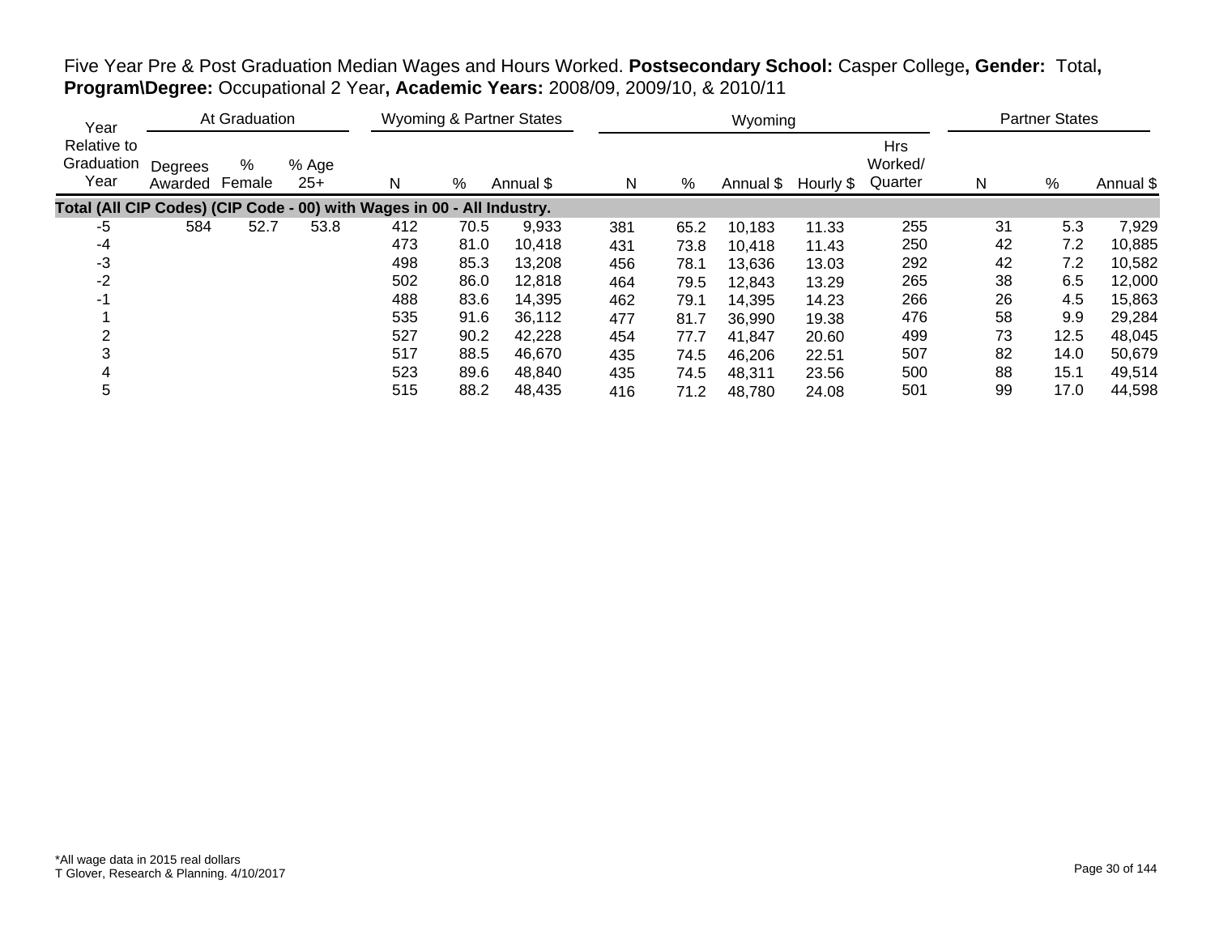Five Year Pre & Post Graduation Median Wages and Hours Worked. **Postsecondary School:** Casper College**, Gender:** Total**, Program\Degree:** Occupational 2 Year**, Academic Years:** 2008/09, 2009/10, & 2010/11

| Year | At Graduation | | | Wyoming & Partner States | | | Wyoming | | | | | Partner States | | |
|---|---|---|---|---|---|---|---|---|---|---|---|---|---|---|
| Relative to Graduation Year | Degrees Awarded | % Female | % Age 25+ | N | % | Annual $ | N | % | Annual $ | Hourly $ | Hrs Worked/ Quarter | N | % | Annual $ |
| **Total (All CIP Codes) (CIP Code - 00) with Wages in 00 - All Industry.** | | | | | | | | | | | | | | |
| -5 | 584 | 52.7 | 53.8 | 412 | 70.5 | 9,933 | 381 | 65.2 | 10,183 | 11.33 | 255 | 31 | 5.3 | 7,929 |
| -4 | | | | 473 | 81.0 | 10,418 | 431 | 73.8 | 10,418 | 11.43 | 250 | 42 | 7.2 | 10,885 |
| -3 | | | | 498 | 85.3 | 13,208 | 456 | 78.1 | 13,636 | 13.03 | 292 | 42 | 7.2 | 10,582 |
| -2 | | | | 502 | 86.0 | 12,818 | 464 | 79.5 | 12,843 | 13.29 | 265 | 38 | 6.5 | 12,000 |
| -1 | | | | 488 | 83.6 | 14,395 | 462 | 79.1 | 14,395 | 14.23 | 266 | 26 | 4.5 | 15,863 |
| 1 | | | | 535 | 91.6 | 36,112 | 477 | 81.7 | 36,990 | 19.38 | 476 | 58 | 9.9 | 29,284 |
| 2 | | | | 527 | 90.2 | 42,228 | 454 | 77.7 | 41,847 | 20.60 | 499 | 73 | 12.5 | 48,045 |
| 3 | | | | 517 | 88.5 | 46,670 | 435 | 74.5 | 46,206 | 22.51 | 507 | 82 | 14.0 | 50,679 |
| 4 | | | | 523 | 89.6 | 48,840 | 435 | 74.5 | 48,311 | 23.56 | 500 | 88 | 15.1 | 49,514 |
| 5 | | | | 515 | 88.2 | 48,435 | 416 | 71.2 | 48,780 | 24.08 | 501 | 99 | 17.0 | 44,598 |

*All wage data in 2015 real dollars
T Glover, Research & Planning. 4/10/2017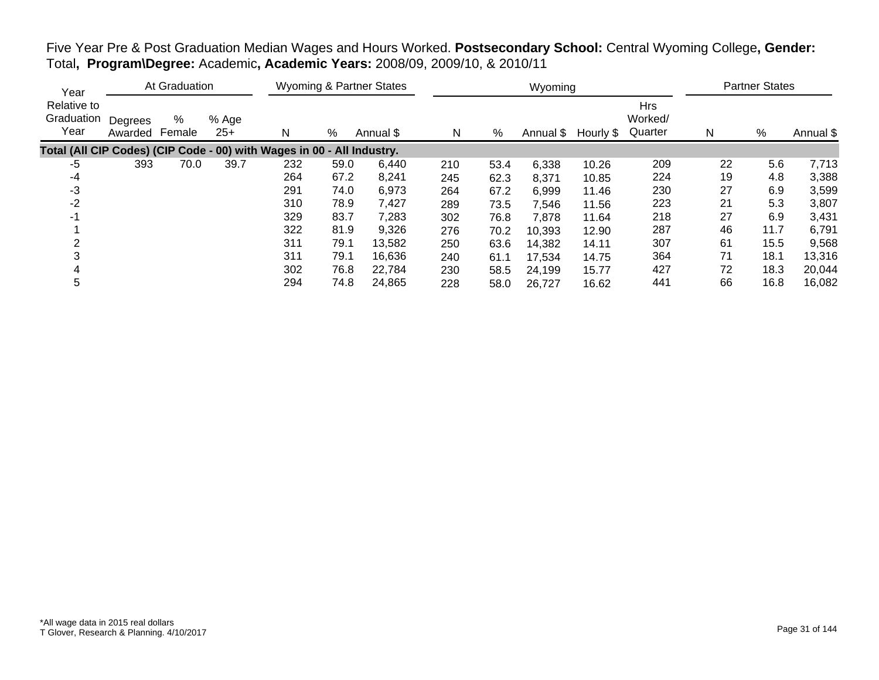Five Year Pre & Post Graduation Median Wages and Hours Worked. **Postsecondary School:** Central Wyoming College**, Gender:** Total**, Program\Degree:** Academic**, Academic Years:** 2008/09, 2009/10, & 2010/11

| Year | At Graduation | | | Wyoming & Partner States | | | Wyoming | | | | | Partner States | | |
|---|---|---|---|---|---|---|---|---|---|---|---|---|---|---|
| Relative to Graduation Year | Degrees Awarded | % Female | % Age 25+ | N | % | Annual $ | N | % | Annual $ | Hourly $ | Hrs Worked/ Quarter | N | % | Annual $ |
| **Total (All CIP Codes) (CIP Code - 00) with Wages in 00 - All Industry.** | | | | | | | | | | | | | | |
| -5 | 393 | 70.0 | 39.7 | 232 | 59.0 | 6,440 | 210 | 53.4 | 6,338 | 10.26 | 209 | 22 | 5.6 | 7,713 |
| -4 | | | | 264 | 67.2 | 8,241 | 245 | 62.3 | 8,371 | 10.85 | 224 | 19 | 4.8 | 3,388 |
| -3 | | | | 291 | 74.0 | 6,973 | 264 | 67.2 | 6,999 | 11.46 | 230 | 27 | 6.9 | 3,599 |
| -2 | | | | 310 | 78.9 | 7,427 | 289 | 73.5 | 7,546 | 11.56 | 223 | 21 | 5.3 | 3,807 |
| -1 | | | | 329 | 83.7 | 7,283 | 302 | 76.8 | 7,878 | 11.64 | 218 | 27 | 6.9 | 3,431 |
| 1 | | | | 322 | 81.9 | 9,326 | 276 | 70.2 | 10,393 | 12.90 | 287 | 46 | 11.7 | 6,791 |
| 2 | | | | 311 | 79.1 | 13,582 | 250 | 63.6 | 14,382 | 14.11 | 307 | 61 | 15.5 | 9,568 |
| 3 | | | | 311 | 79.1 | 16,636 | 240 | 61.1 | 17,534 | 14.75 | 364 | 71 | 18.1 | 13,316 |
| 4 | | | | 302 | 76.8 | 22,784 | 230 | 58.5 | 24,199 | 15.77 | 427 | 72 | 18.3 | 20,044 |
| 5 | | | | 294 | 74.8 | 24,865 | 228 | 58.0 | 26,727 | 16.62 | 441 | 66 | 16.8 | 16,082 |

*All wage data in 2015 real dollars
T Glover, Research & Planning. 4/10/2017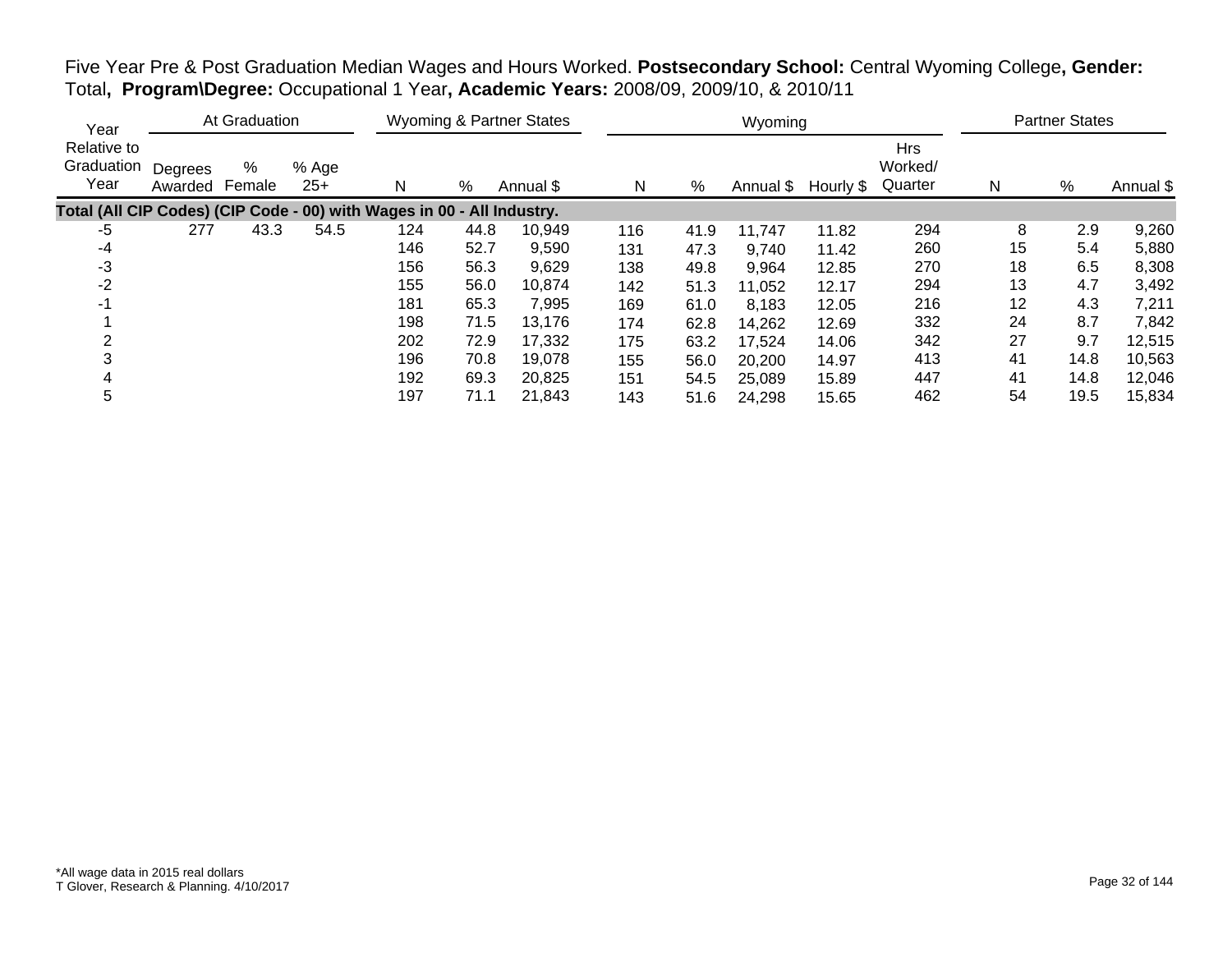Five Year Pre & Post Graduation Median Wages and Hours Worked. **Postsecondary School:** Central Wyoming College**, Gender:** Total**, Program\Degree:** Occupational 1 Year**, Academic Years:** 2008/09, 2009/10, & 2010/11

| Year | At Graduation | | | Wyoming & Partner States | | | Wyoming | | | | | Partner States | | |
|---|---|---|---|---|---|---|---|---|---|---|---|---|---|---|
| Relative to Graduation Year | Degrees Awarded | % Female | % Age 25+ | N | % | Annual $ | N | % | Annual $ | Hourly $ | Hrs Worked/ Quarter | N | % | Annual $ |
| **Total (All CIP Codes) (CIP Code - 00) with Wages in 00 - All Industry.** | | | | | | | | | | | | | | |
| -5 | 277 | 43.3 | 54.5 | 124 | 44.8 | 10,949 | 116 | 41.9 | 11,747 | 11.82 | 294 | 8 | 2.9 | 9,260 |
| -4 | | | | 146 | 52.7 | 9,590 | 131 | 47.3 | 9,740 | 11.42 | 260 | 15 | 5.4 | 5,880 |
| -3 | | | | 156 | 56.3 | 9,629 | 138 | 49.8 | 9,964 | 12.85 | 270 | 18 | 6.5 | 8,308 |
| -2 | | | | 155 | 56.0 | 10,874 | 142 | 51.3 | 11,052 | 12.17 | 294 | 13 | 4.7 | 3,492 |
| -1 | | | | 181 | 65.3 | 7,995 | 169 | 61.0 | 8,183 | 12.05 | 216 | 12 | 4.3 | 7,211 |
| 1 | | | | 198 | 71.5 | 13,176 | 174 | 62.8 | 14,262 | 12.69 | 332 | 24 | 8.7 | 7,842 |
| 2 | | | | 202 | 72.9 | 17,332 | 175 | 63.2 | 17,524 | 14.06 | 342 | 27 | 9.7 | 12,515 |
| 3 | | | | 196 | 70.8 | 19,078 | 155 | 56.0 | 20,200 | 14.97 | 413 | 41 | 14.8 | 10,563 |
| 4 | | | | 192 | 69.3 | 20,825 | 151 | 54.5 | 25,089 | 15.89 | 447 | 41 | 14.8 | 12,046 |
| 5 | | | | 197 | 71.1 | 21,843 | 143 | 51.6 | 24,298 | 15.65 | 462 | 54 | 19.5 | 15,834 |

*All wage data in 2015 real dollars
T Glover, Research & Planning. 4/10/2017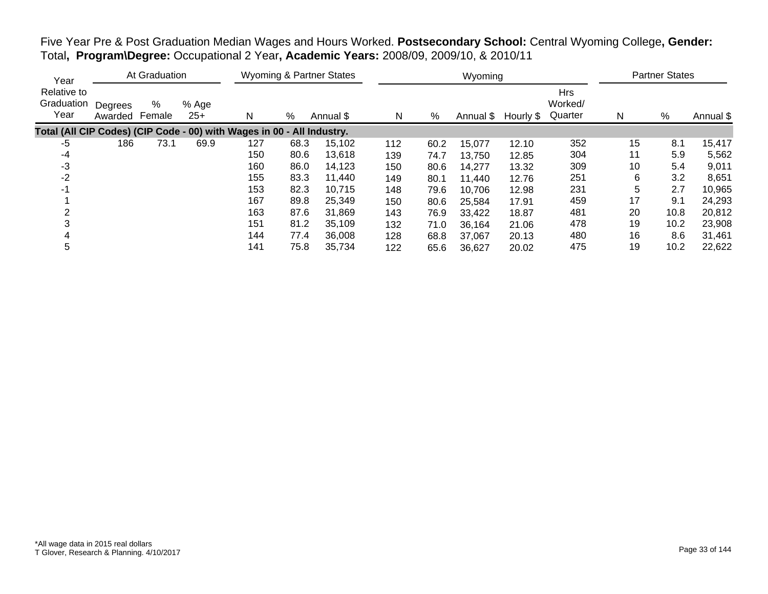Five Year Pre & Post Graduation Median Wages and Hours Worked. **Postsecondary School:** Central Wyoming College**, Gender:** Total**, Program\Degree:** Occupational 2 Year**, Academic Years:** 2008/09, 2009/10, & 2010/11

| Year | At Graduation | | | Wyoming & Partner States | | | Wyoming | | | | | Partner States | | |
|---|---|---|---|---|---|---|---|---|---|---|---|---|---|---|
| Year Relative to Graduation Year | Degrees Awarded | % Female | % Age 25+ | N | % | Annual $ | N | % | Annual $ | Hourly $ | Hrs Worked/ Quarter | N | % | Annual $ |
| **Total (All CIP Codes) (CIP Code - 00) with Wages in 00 - All Industry.** | | | | | | | | | | | | | | |
| -5 | 186 | 73.1 | 69.9 | 127 | 68.3 | 15,102 | 112 | 60.2 | 15,077 | 12.10 | 352 | 15 | 8.1 | 15,417 |
| -4 | | | | 150 | 80.6 | 13,618 | 139 | 74.7 | 13,750 | 12.85 | 304 | 11 | 5.9 | 5,562 |
| -3 | | | | 160 | 86.0 | 14,123 | 150 | 80.6 | 14,277 | 13.32 | 309 | 10 | 5.4 | 9,011 |
| -2 | | | | 155 | 83.3 | 11,440 | 149 | 80.1 | 11,440 | 12.76 | 251 | 6 | 3.2 | 8,651 |
| -1 | | | | 153 | 82.3 | 10,715 | 148 | 79.6 | 10,706 | 12.98 | 231 | 5 | 2.7 | 10,965 |
| 1 | | | | 167 | 89.8 | 25,349 | 150 | 80.6 | 25,584 | 17.91 | 459 | 17 | 9.1 | 24,293 |
| 2 | | | | 163 | 87.6 | 31,869 | 143 | 76.9 | 33,422 | 18.87 | 481 | 20 | 10.8 | 20,812 |
| 3 | | | | 151 | 81.2 | 35,109 | 132 | 71.0 | 36,164 | 21.06 | 478 | 19 | 10.2 | 23,908 |
| 4 | | | | 144 | 77.4 | 36,008 | 128 | 68.8 | 37,067 | 20.13 | 480 | 16 | 8.6 | 31,461 |
| 5 | | | | 141 | 75.8 | 35,734 | 122 | 65.6 | 36,627 | 20.02 | 475 | 19 | 10.2 | 22,622 |

*All wage data in 2015 real dollars
T Glover, Research & Planning. 4/10/2017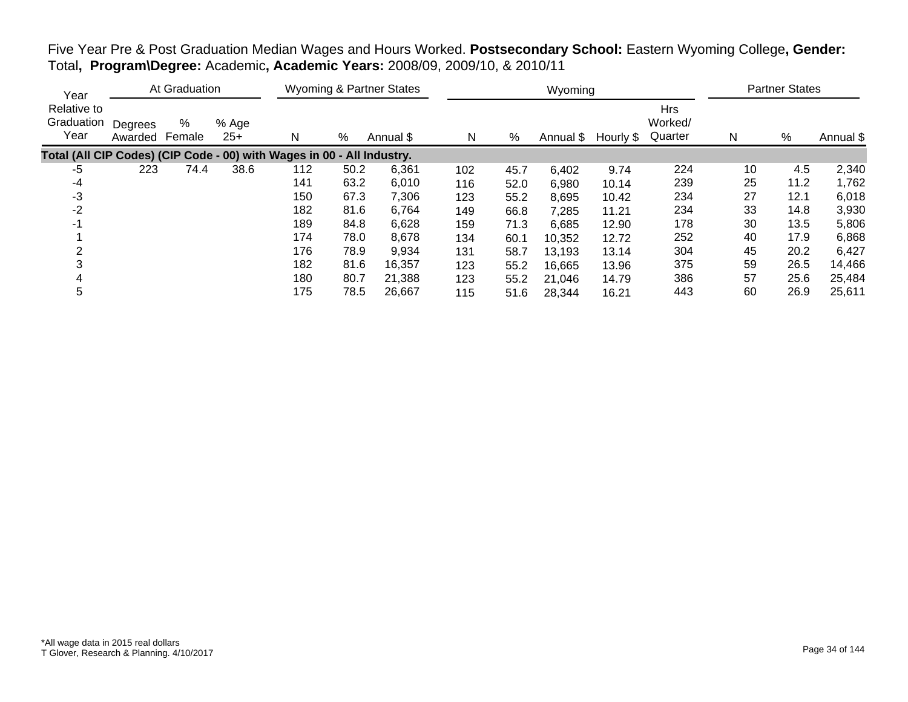Five Year Pre & Post Graduation Median Wages and Hours Worked. **Postsecondary School:** Eastern Wyoming College**, Gender:** Total**, Program\Degree:** Academic**, Academic Years:** 2008/09, 2009/10, & 2010/11

| Year Relative to Graduation Year | At Graduation | | | Wyoming & Partner States | | | Wyoming | | | | | Partner States | | |
|---|---|---|---|---|---|---|---|---|---|---|---|---|---|---|
| | Degrees Awarded | % Female | % Age 25+ | N | % | Annual $ | N | % | Annual $ | Hourly $ | Hrs Worked/ Quarter | N | % | Annual $ |
| **Total (All CIP Codes) (CIP Code - 00) with Wages in 00 - All Industry.** | | | | | | | | | | | | | | |
| -5 | 223 | 74.4 | 38.6 | 112 | 50.2 | 6,361 | 102 | 45.7 | 6,402 | 9.74 | 224 | 10 | 4.5 | 2,340 |
| -4 | | | | 141 | 63.2 | 6,010 | 116 | 52.0 | 6,980 | 10.14 | 239 | 25 | 11.2 | 1,762 |
| -3 | | | | 150 | 67.3 | 7,306 | 123 | 55.2 | 8,695 | 10.42 | 234 | 27 | 12.1 | 6,018 |
| -2 | | | | 182 | 81.6 | 6,764 | 149 | 66.8 | 7,285 | 11.21 | 234 | 33 | 14.8 | 3,930 |
| -1 | | | | 189 | 84.8 | 6,628 | 159 | 71.3 | 6,685 | 12.90 | 178 | 30 | 13.5 | 5,806 |
| 1 | | | | 174 | 78.0 | 8,678 | 134 | 60.1 | 10,352 | 12.72 | 252 | 40 | 17.9 | 6,868 |
| 2 | | | | 176 | 78.9 | 9,934 | 131 | 58.7 | 13,193 | 13.14 | 304 | 45 | 20.2 | 6,427 |
| 3 | | | | 182 | 81.6 | 16,357 | 123 | 55.2 | 16,665 | 13.96 | 375 | 59 | 26.5 | 14,466 |
| 4 | | | | 180 | 80.7 | 21,388 | 123 | 55.2 | 21,046 | 14.79 | 386 | 57 | 25.6 | 25,484 |
| 5 | | | | 175 | 78.5 | 26,667 | 115 | 51.6 | 28,344 | 16.21 | 443 | 60 | 26.9 | 25,611 |

*All wage data in 2015 real dollars
T Glover, Research & Planning. 4/10/2017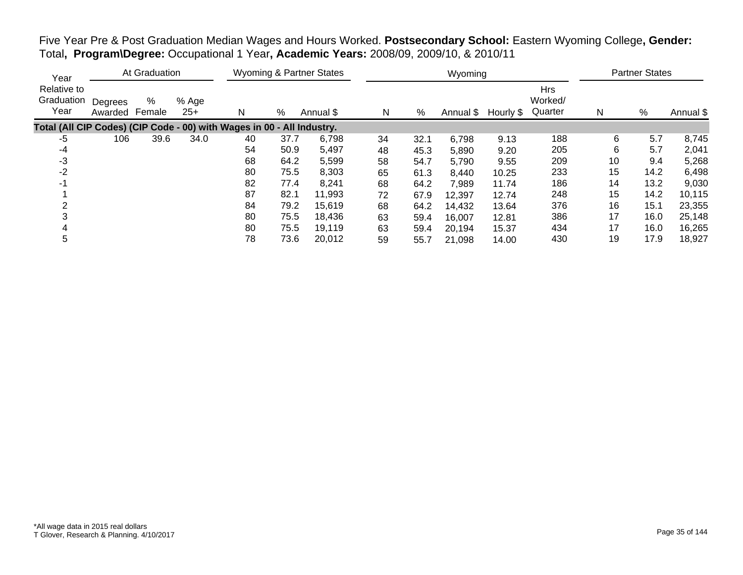Five Year Pre & Post Graduation Median Wages and Hours Worked. **Postsecondary School:** Eastern Wyoming College**, Gender:** Total**, Program\Degree:** Occupational 1 Year**, Academic Years:** 2008/09, 2009/10, & 2010/11

| Year | At Graduation | | | Wyoming & Partner States | | | Wyoming | | | | | Partner States | | |
|---|---|---|---|---|---|---|---|---|---|---|---|---|---|---|
| Year Relative to Graduation Year | Degrees Awarded | % Female | % Age 25+ | N | % | Annual $ | N | % | Annual $ | Hourly $ | Hrs Worked/ Quarter | N | % | Annual $ |
| **Total (All CIP Codes) (CIP Code - 00) with Wages in 00 - All Industry.** | | | | | | | | | | | | | | |
| -5 | 106 | 39.6 | 34.0 | 40 | 37.7 | 6,798 | 34 | 32.1 | 6,798 | 9.13 | 188 | 6 | 5.7 | 8,745 |
| -4 | | | | 54 | 50.9 | 5,497 | 48 | 45.3 | 5,890 | 9.20 | 205 | 6 | 5.7 | 2,041 |
| -3 | | | | 68 | 64.2 | 5,599 | 58 | 54.7 | 5,790 | 9.55 | 209 | 10 | 9.4 | 5,268 |
| -2 | | | | 80 | 75.5 | 8,303 | 65 | 61.3 | 8,440 | 10.25 | 233 | 15 | 14.2 | 6,498 |
| -1 | | | | 82 | 77.4 | 8,241 | 68 | 64.2 | 7,989 | 11.74 | 186 | 14 | 13.2 | 9,030 |
| 1 | | | | 87 | 82.1 | 11,993 | 72 | 67.9 | 12,397 | 12.74 | 248 | 15 | 14.2 | 10,115 |
| 2 | | | | 84 | 79.2 | 15,619 | 68 | 64.2 | 14,432 | 13.64 | 376 | 16 | 15.1 | 23,355 |
| 3 | | | | 80 | 75.5 | 18,436 | 63 | 59.4 | 16,007 | 12.81 | 386 | 17 | 16.0 | 25,148 |
| 4 | | | | 80 | 75.5 | 19,119 | 63 | 59.4 | 20,194 | 15.37 | 434 | 17 | 16.0 | 16,265 |
| 5 | | | | 78 | 73.6 | 20,012 | 59 | 55.7 | 21,098 | 14.00 | 430 | 19 | 17.9 | 18,927 |

*All wage data in 2015 real dollars
T Glover, Research & Planning. 4/10/2017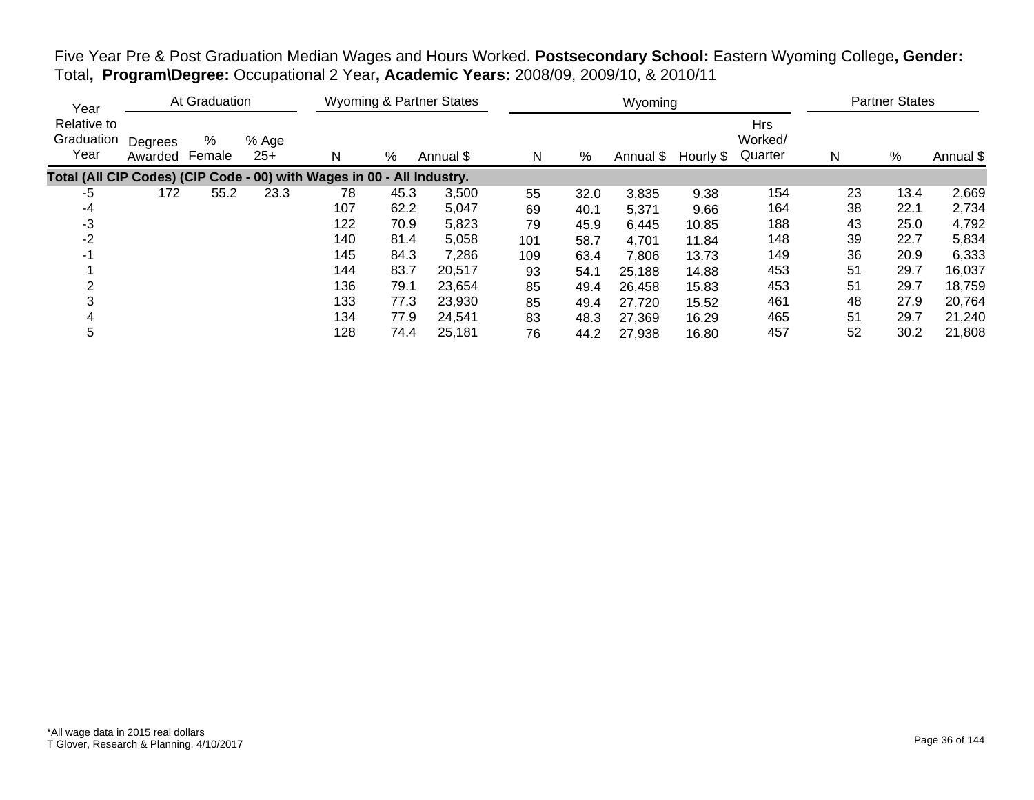Five Year Pre & Post Graduation Median Wages and Hours Worked. **Postsecondary School:** Eastern Wyoming College**, Gender:** Total**, Program\Degree:** Occupational 2 Year**, Academic Years:** 2008/09, 2009/10, & 2010/11

| Year Relative to Graduation Year | At Graduation | | | Wyoming & Partner States | | | Wyoming | | | | | Partner States | | |
|---|---|---|---|---|---|---|---|---|---|---|---|---|---|---|
| | Degrees Awarded | % Female | % Age 25+ | N | % | Annual $ | N | % | Annual $ | Hourly $ | Hrs Worked/ Quarter | N | % | Annual $ |
| **Total (All CIP Codes) (CIP Code - 00) with Wages in 00 - All Industry.** | | | | | | | | | | | | | | |
| -5 | 172 | 55.2 | 23.3 | 78 | 45.3 | 3,500 | 55 | 32.0 | 3,835 | 9.38 | 154 | 23 | 13.4 | 2,669 |
| -4 | | | | 107 | 62.2 | 5,047 | 69 | 40.1 | 5,371 | 9.66 | 164 | 38 | 22.1 | 2,734 |
| -3 | | | | 122 | 70.9 | 5,823 | 79 | 45.9 | 6,445 | 10.85 | 188 | 43 | 25.0 | 4,792 |
| -2 | | | | 140 | 81.4 | 5,058 | 101 | 58.7 | 4,701 | 11.84 | 148 | 39 | 22.7 | 5,834 |
| -1 | | | | 145 | 84.3 | 7,286 | 109 | 63.4 | 7,806 | 13.73 | 149 | 36 | 20.9 | 6,333 |
| 1 | | | | 144 | 83.7 | 20,517 | 93 | 54.1 | 25,188 | 14.88 | 453 | 51 | 29.7 | 16,037 |
| 2 | | | | 136 | 79.1 | 23,654 | 85 | 49.4 | 26,458 | 15.83 | 453 | 51 | 29.7 | 18,759 |
| 3 | | | | 133 | 77.3 | 23,930 | 85 | 49.4 | 27,720 | 15.52 | 461 | 48 | 27.9 | 20,764 |
| 4 | | | | 134 | 77.9 | 24,541 | 83 | 48.3 | 27,369 | 16.29 | 465 | 51 | 29.7 | 21,240 |
| 5 | | | | 128 | 74.4 | 25,181 | 76 | 44.2 | 27,938 | 16.80 | 457 | 52 | 30.2 | 21,808 |

*All wage data in 2015 real dollars
T Glover, Research & Planning. 4/10/2017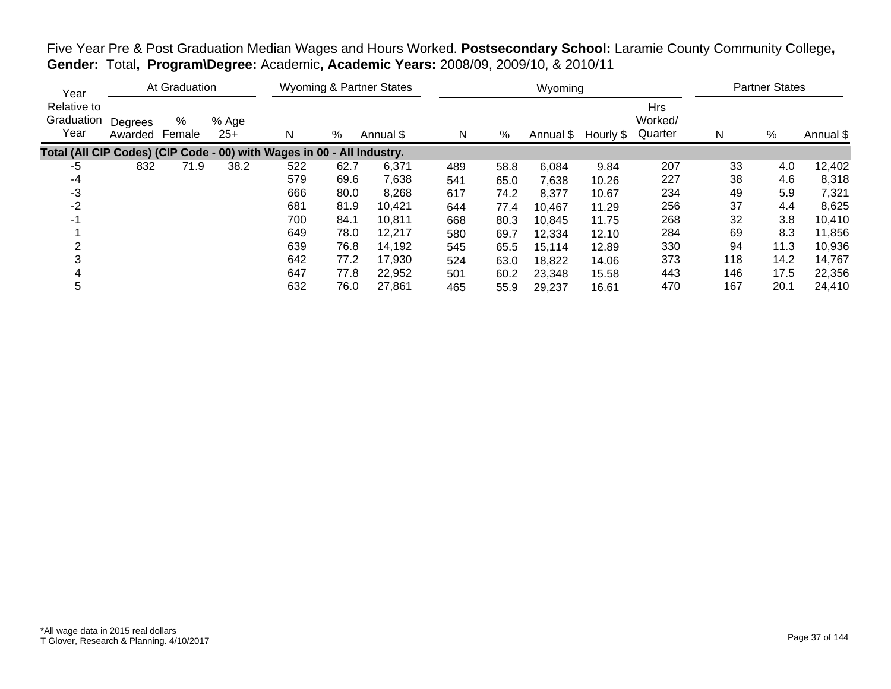Five Year Pre & Post Graduation Median Wages and Hours Worked. **Postsecondary School:** Laramie County Community College**, Gender:** Total**, Program\Degree:** Academic**, Academic Years:** 2008/09, 2009/10, & 2010/11

| Year | At Graduation | | | Wyoming & Partner States | | | Wyoming | | | | | Partner States | | |
|---|---|---|---|---|---|---|---|---|---|---|---|---|---|---|
| Relative to Graduation Year | Degrees Awarded | % Female | % Age 25+ | N | % | Annual $ | N | % | Annual $ | Hourly $ | Hrs Worked/ Quarter | N | % | Annual $ |
| **Total (All CIP Codes) (CIP Code - 00) with Wages in 00 - All Industry.** | | | | | | | | | | | | | | |
| -5 | 832 | 71.9 | 38.2 | 522 | 62.7 | 6,371 | 489 | 58.8 | 6,084 | 9.84 | 207 | 33 | 4.0 | 12,402 |
| -4 | | | | 579 | 69.6 | 7,638 | 541 | 65.0 | 7,638 | 10.26 | 227 | 38 | 4.6 | 8,318 |
| -3 | | | | 666 | 80.0 | 8,268 | 617 | 74.2 | 8,377 | 10.67 | 234 | 49 | 5.9 | 7,321 |
| -2 | | | | 681 | 81.9 | 10,421 | 644 | 77.4 | 10,467 | 11.29 | 256 | 37 | 4.4 | 8,625 |
| -1 | | | | 700 | 84.1 | 10,811 | 668 | 80.3 | 10,845 | 11.75 | 268 | 32 | 3.8 | 10,410 |
| 1 | | | | 649 | 78.0 | 12,217 | 580 | 69.7 | 12,334 | 12.10 | 284 | 69 | 8.3 | 11,856 |
| 2 | | | | 639 | 76.8 | 14,192 | 545 | 65.5 | 15,114 | 12.89 | 330 | 94 | 11.3 | 10,936 |
| 3 | | | | 642 | 77.2 | 17,930 | 524 | 63.0 | 18,822 | 14.06 | 373 | 118 | 14.2 | 14,767 |
| 4 | | | | 647 | 77.8 | 22,952 | 501 | 60.2 | 23,348 | 15.58 | 443 | 146 | 17.5 | 22,356 |
| 5 | | | | 632 | 76.0 | 27,861 | 465 | 55.9 | 29,237 | 16.61 | 470 | 167 | 20.1 | 24,410 |

*All wage data in 2015 real dollars
T Glover, Research & Planning. 4/10/2017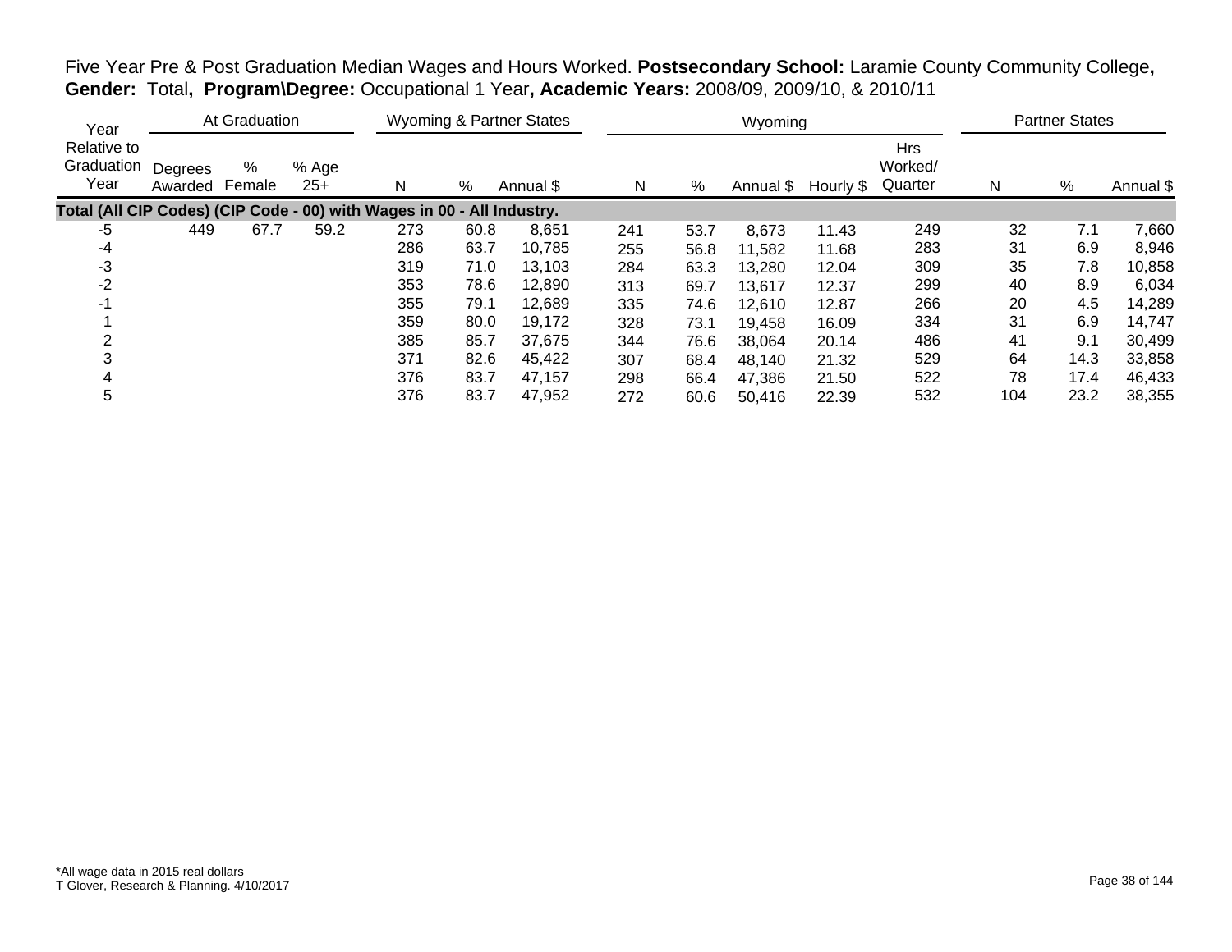Five Year Pre & Post Graduation Median Wages and Hours Worked. **Postsecondary School:** Laramie County Community College**, Gender:** Total**, Program\Degree:** Occupational 1 Year**, Academic Years:** 2008/09, 2009/10, & 2010/11

| Year Relative to Graduation Year | At Graduation | | | Wyoming & Partner States | | | Wyoming | | | | | Partner States | | |
|---|---|---|---|---|---|---|---|---|---|---|---|---|---|---|
| | Degrees Awarded | % Female | % Age 25+ | N | % | Annual $ | N | % | Annual $ | Hourly $ | Hrs Worked/ Quarter | N | % | Annual $ |
| **Total (All CIP Codes) (CIP Code - 00) with Wages in 00 - All Industry.** | | | | | | | | | | | | | | |
| -5 | 449 | 67.7 | 59.2 | 273 | 60.8 | 8,651 | 241 | 53.7 | 8,673 | 11.43 | 249 | 32 | 7.1 | 7,660 |
| -4 | | | | 286 | 63.7 | 10,785 | 255 | 56.8 | 11,582 | 11.68 | 283 | 31 | 6.9 | 8,946 |
| -3 | | | | 319 | 71.0 | 13,103 | 284 | 63.3 | 13,280 | 12.04 | 309 | 35 | 7.8 | 10,858 |
| -2 | | | | 353 | 78.6 | 12,890 | 313 | 69.7 | 13,617 | 12.37 | 299 | 40 | 8.9 | 6,034 |
| -1 | | | | 355 | 79.1 | 12,689 | 335 | 74.6 | 12,610 | 12.87 | 266 | 20 | 4.5 | 14,289 |
| 1 | | | | 359 | 80.0 | 19,172 | 328 | 73.1 | 19,458 | 16.09 | 334 | 31 | 6.9 | 14,747 |
| 2 | | | | 385 | 85.7 | 37,675 | 344 | 76.6 | 38,064 | 20.14 | 486 | 41 | 9.1 | 30,499 |
| 3 | | | | 371 | 82.6 | 45,422 | 307 | 68.4 | 48,140 | 21.32 | 529 | 64 | 14.3 | 33,858 |
| 4 | | | | 376 | 83.7 | 47,157 | 298 | 66.4 | 47,386 | 21.50 | 522 | 78 | 17.4 | 46,433 |
| 5 | | | | 376 | 83.7 | 47,952 | 272 | 60.6 | 50,416 | 22.39 | 532 | 104 | 23.2 | 38,355 |

*All wage data in 2015 real dollars
T Glover, Research & Planning. 4/10/2017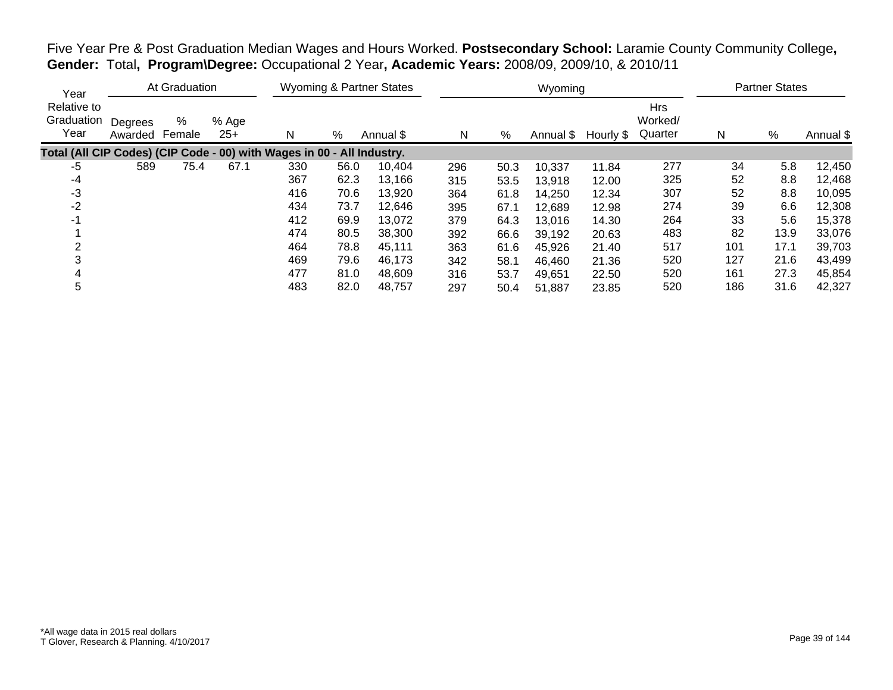Five Year Pre & Post Graduation Median Wages and Hours Worked. **Postsecondary School:** Laramie County Community College**, Gender:** Total**, Program\Degree:** Occupational 2 Year**, Academic Years:** 2008/09, 2009/10, & 2010/11

| Year | At Graduation | | | Wyoming & Partner States | | | Wyoming | | | | | Partner States | | |
|---|---|---|---|---|---|---|---|---|---|---|---|---|---|---|
| Year Relative to Graduation Year | Degrees Awarded | % Female | % Age 25+ | N | % | Annual $ | N | % | Annual $ | Hourly $ | Hrs Worked/ Quarter | N | % | Annual $ |
| **Total (All CIP Codes) (CIP Code - 00) with Wages in 00 - All Industry.** | | | | | | | | | | | | | | |
| -5 | 589 | 75.4 | 67.1 | 330 | 56.0 | 10,404 | 296 | 50.3 | 10,337 | 11.84 | 277 | 34 | 5.8 | 12,450 |
| -4 | | | | 367 | 62.3 | 13,166 | 315 | 53.5 | 13,918 | 12.00 | 325 | 52 | 8.8 | 12,468 |
| -3 | | | | 416 | 70.6 | 13,920 | 364 | 61.8 | 14,250 | 12.34 | 307 | 52 | 8.8 | 10,095 |
| -2 | | | | 434 | 73.7 | 12,646 | 395 | 67.1 | 12,689 | 12.98 | 274 | 39 | 6.6 | 12,308 |
| -1 | | | | 412 | 69.9 | 13,072 | 379 | 64.3 | 13,016 | 14.30 | 264 | 33 | 5.6 | 15,378 |
| 1 | | | | 474 | 80.5 | 38,300 | 392 | 66.6 | 39,192 | 20.63 | 483 | 82 | 13.9 | 33,076 |
| 2 | | | | 464 | 78.8 | 45,111 | 363 | 61.6 | 45,926 | 21.40 | 517 | 101 | 17.1 | 39,703 |
| 3 | | | | 469 | 79.6 | 46,173 | 342 | 58.1 | 46,460 | 21.36 | 520 | 127 | 21.6 | 43,499 |
| 4 | | | | 477 | 81.0 | 48,609 | 316 | 53.7 | 49,651 | 22.50 | 520 | 161 | 27.3 | 45,854 |
| 5 | | | | 483 | 82.0 | 48,757 | 297 | 50.4 | 51,887 | 23.85 | 520 | 186 | 31.6 | 42,327 |

*All wage data in 2015 real dollars
T Glover, Research & Planning. 4/10/2017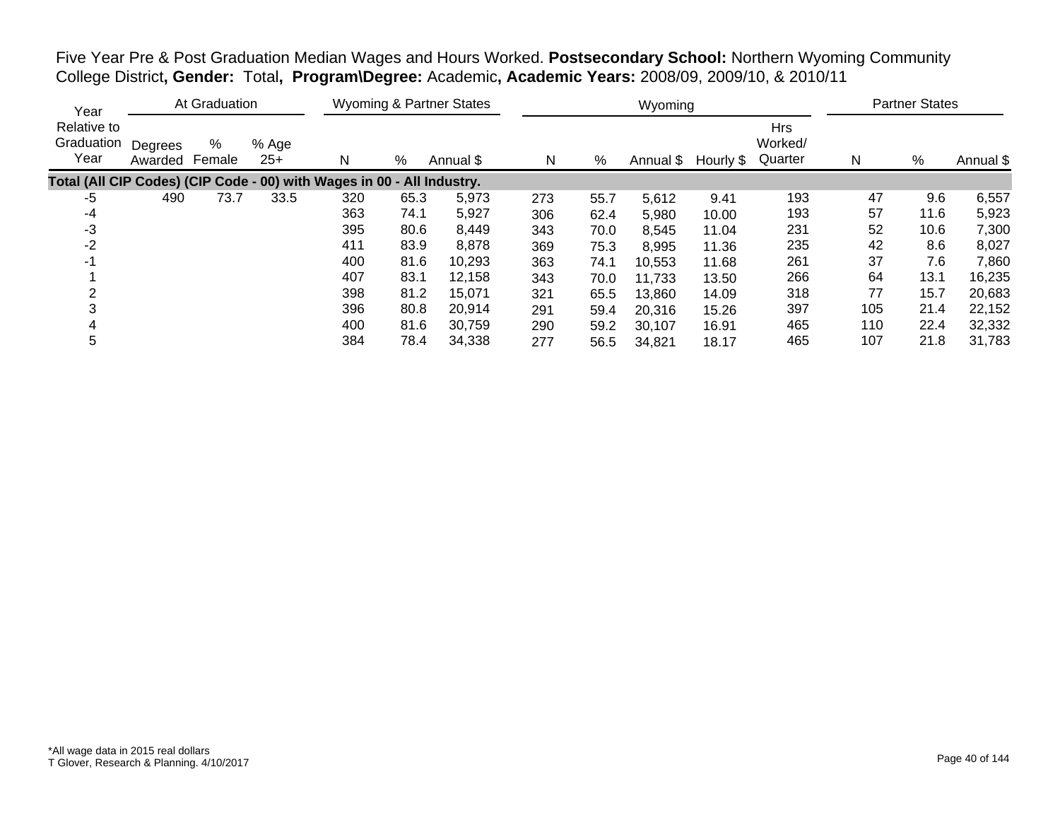Five Year Pre & Post Graduation Median Wages and Hours Worked. **Postsecondary School:** Northern Wyoming Community College District**, Gender:** Total**, Program\Degree:** Academic**, Academic Years:** 2008/09, 2009/10, & 2010/11

| Year | At Graduation | | | Wyoming & Partner States | | | Wyoming | | | | | Partner States | | |
|---|---|---|---|---|---|---|---|---|---|---|---|---|---|---|
| Year Relative to Graduation Year | Degrees Awarded | % Female | % Age 25+ | N | % | Annual $ | N | % | Annual $ | Hourly $ | Hrs Worked/ Quarter | N | % | Annual $ |
| **Total (All CIP Codes) (CIP Code - 00) with Wages in 00 - All Industry.** | | | | | | | | | | | | | | |
| -5 | 490 | 73.7 | 33.5 | 320 | 65.3 | 5,973 | 273 | 55.7 | 5,612 | 9.41 | 193 | 47 | 9.6 | 6,557 |
| -4 | | | | 363 | 74.1 | 5,927 | 306 | 62.4 | 5,980 | 10.00 | 193 | 57 | 11.6 | 5,923 |
| -3 | | | | 395 | 80.6 | 8,449 | 343 | 70.0 | 8,545 | 11.04 | 231 | 52 | 10.6 | 7,300 |
| -2 | | | | 411 | 83.9 | 8,878 | 369 | 75.3 | 8,995 | 11.36 | 235 | 42 | 8.6 | 8,027 |
| -1 | | | | 400 | 81.6 | 10,293 | 363 | 74.1 | 10,553 | 11.68 | 261 | 37 | 7.6 | 7,860 |
| 1 | | | | 407 | 83.1 | 12,158 | 343 | 70.0 | 11,733 | 13.50 | 266 | 64 | 13.1 | 16,235 |
| 2 | | | | 398 | 81.2 | 15,071 | 321 | 65.5 | 13,860 | 14.09 | 318 | 77 | 15.7 | 20,683 |
| 3 | | | | 396 | 80.8 | 20,914 | 291 | 59.4 | 20,316 | 15.26 | 397 | 105 | 21.4 | 22,152 |
| 4 | | | | 400 | 81.6 | 30,759 | 290 | 59.2 | 30,107 | 16.91 | 465 | 110 | 22.4 | 32,332 |
| 5 | | | | 384 | 78.4 | 34,338 | 277 | 56.5 | 34,821 | 18.17 | 465 | 107 | 21.8 | 31,783 |

*All wage data in 2015 real dollars
T Glover, Research & Planning. 4/10/2017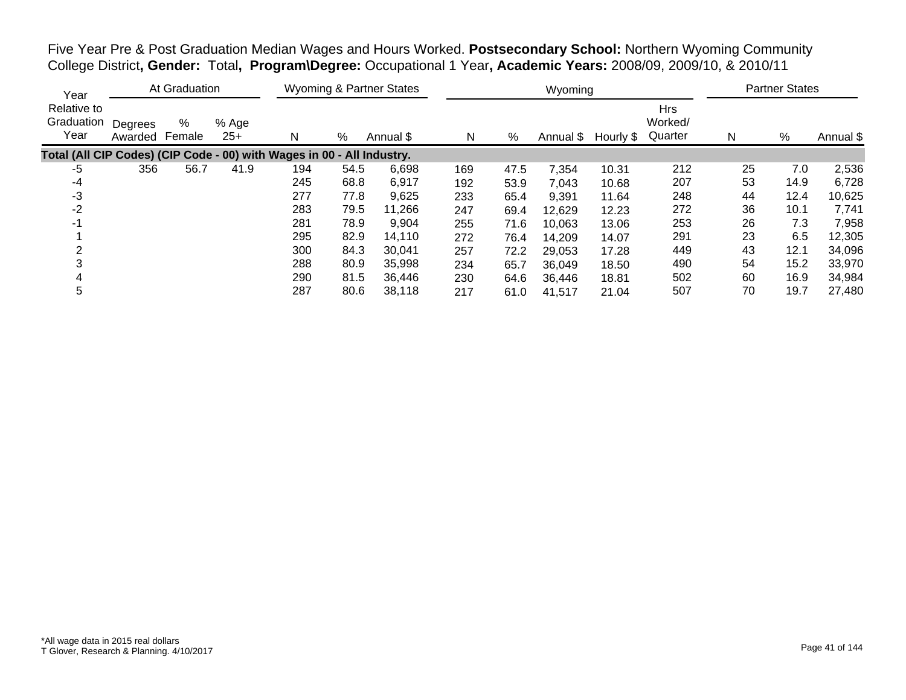Five Year Pre & Post Graduation Median Wages and Hours Worked. **Postsecondary School:** Northern Wyoming Community College District**, Gender:** Total**, Program\Degree:** Occupational 1 Year**, Academic Years:** 2008/09, 2009/10, & 2010/11

| Year Relative to Graduation Year | At Graduation | | | Wyoming & Partner States | | | Wyoming | | | | | Partner States | | |
|---|---|---|---|---|---|---|---|---|---|---|---|---|---|---|
| | Degrees Awarded | % Female | % Age 25+ | N | % | Annual $ | N | % | Annual $ | Hourly $ | Hrs Worked/ Quarter | N | % | Annual $ |
| **Total (All CIP Codes) (CIP Code - 00) with Wages in 00 - All Industry.** | | | | | | | | | | | | | | |
| -5 | 356 | 56.7 | 41.9 | 194 | 54.5 | 6,698 | 169 | 47.5 | 7,354 | 10.31 | 212 | 25 | 7.0 | 2,536 |
| -4 | | | | 245 | 68.8 | 6,917 | 192 | 53.9 | 7,043 | 10.68 | 207 | 53 | 14.9 | 6,728 |
| -3 | | | | 277 | 77.8 | 9,625 | 233 | 65.4 | 9,391 | 11.64 | 248 | 44 | 12.4 | 10,625 |
| -2 | | | | 283 | 79.5 | 11,266 | 247 | 69.4 | 12,629 | 12.23 | 272 | 36 | 10.1 | 7,741 |
| -1 | | | | 281 | 78.9 | 9,904 | 255 | 71.6 | 10,063 | 13.06 | 253 | 26 | 7.3 | 7,958 |
| 1 | | | | 295 | 82.9 | 14,110 | 272 | 76.4 | 14,209 | 14.07 | 291 | 23 | 6.5 | 12,305 |
| 2 | | | | 300 | 84.3 | 30,041 | 257 | 72.2 | 29,053 | 17.28 | 449 | 43 | 12.1 | 34,096 |
| 3 | | | | 288 | 80.9 | 35,998 | 234 | 65.7 | 36,049 | 18.50 | 490 | 54 | 15.2 | 33,970 |
| 4 | | | | 290 | 81.5 | 36,446 | 230 | 64.6 | 36,446 | 18.81 | 502 | 60 | 16.9 | 34,984 |
| 5 | | | | 287 | 80.6 | 38,118 | 217 | 61.0 | 41,517 | 21.04 | 507 | 70 | 19.7 | 27,480 |

*All wage data in 2015 real dollars
T Glover, Research & Planning. 4/10/2017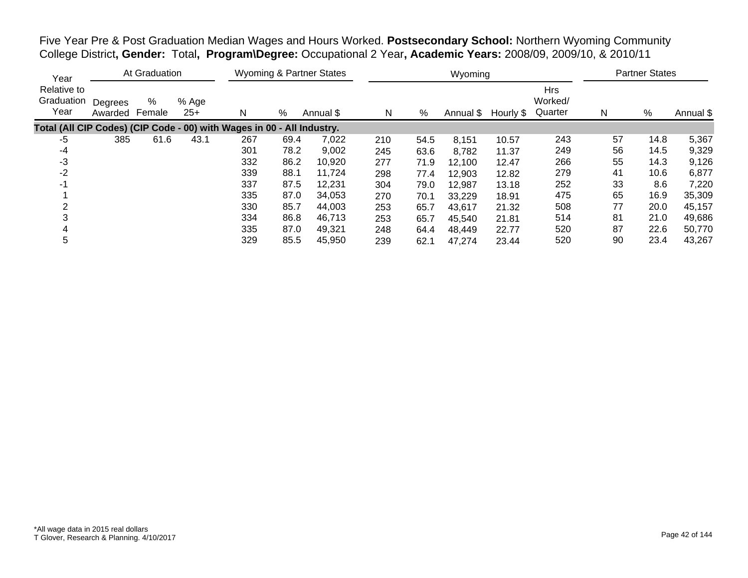Five Year Pre & Post Graduation Median Wages and Hours Worked. **Postsecondary School:** Northern Wyoming Community College District**, Gender:** Total**, Program\Degree:** Occupational 2 Year**, Academic Years:** 2008/09, 2009/10, & 2010/11

| Year | At Graduation | | | Wyoming & Partner States | | | Wyoming | | | | | Partner States | | |
|---|---|---|---|---|---|---|---|---|---|---|---|---|---|---|
| Relative to Graduation Year | Degrees Awarded | % Female | % Age 25+ | N | % | Annual $ | N | % | Annual $ | Hourly $ | Hrs Worked/ Quarter | N | % | Annual $ |
| **Total (All CIP Codes) (CIP Code - 00) with Wages in 00 - All Industry.** | | | | | | | | | | | | | | |
| -5 | 385 | 61.6 | 43.1 | 267 | 69.4 | 7,022 | 210 | 54.5 | 8,151 | 10.57 | 243 | 57 | 14.8 | 5,367 |
| -4 | | | | 301 | 78.2 | 9,002 | 245 | 63.6 | 8,782 | 11.37 | 249 | 56 | 14.5 | 9,329 |
| -3 | | | | 332 | 86.2 | 10,920 | 277 | 71.9 | 12,100 | 12.47 | 266 | 55 | 14.3 | 9,126 |
| -2 | | | | 339 | 88.1 | 11,724 | 298 | 77.4 | 12,903 | 12.82 | 279 | 41 | 10.6 | 6,877 |
| -1 | | | | 337 | 87.5 | 12,231 | 304 | 79.0 | 12,987 | 13.18 | 252 | 33 | 8.6 | 7,220 |
| 1 | | | | 335 | 87.0 | 34,053 | 270 | 70.1 | 33,229 | 18.91 | 475 | 65 | 16.9 | 35,309 |
| 2 | | | | 330 | 85.7 | 44,003 | 253 | 65.7 | 43,617 | 21.32 | 508 | 77 | 20.0 | 45,157 |
| 3 | | | | 334 | 86.8 | 46,713 | 253 | 65.7 | 45,540 | 21.81 | 514 | 81 | 21.0 | 49,686 |
| 4 | | | | 335 | 87.0 | 49,321 | 248 | 64.4 | 48,449 | 22.77 | 520 | 87 | 22.6 | 50,770 |
| 5 | | | | 329 | 85.5 | 45,950 | 239 | 62.1 | 47,274 | 23.44 | 520 | 90 | 23.4 | 43,267 |

*All wage data in 2015 real dollars
T Glover, Research & Planning. 4/10/2017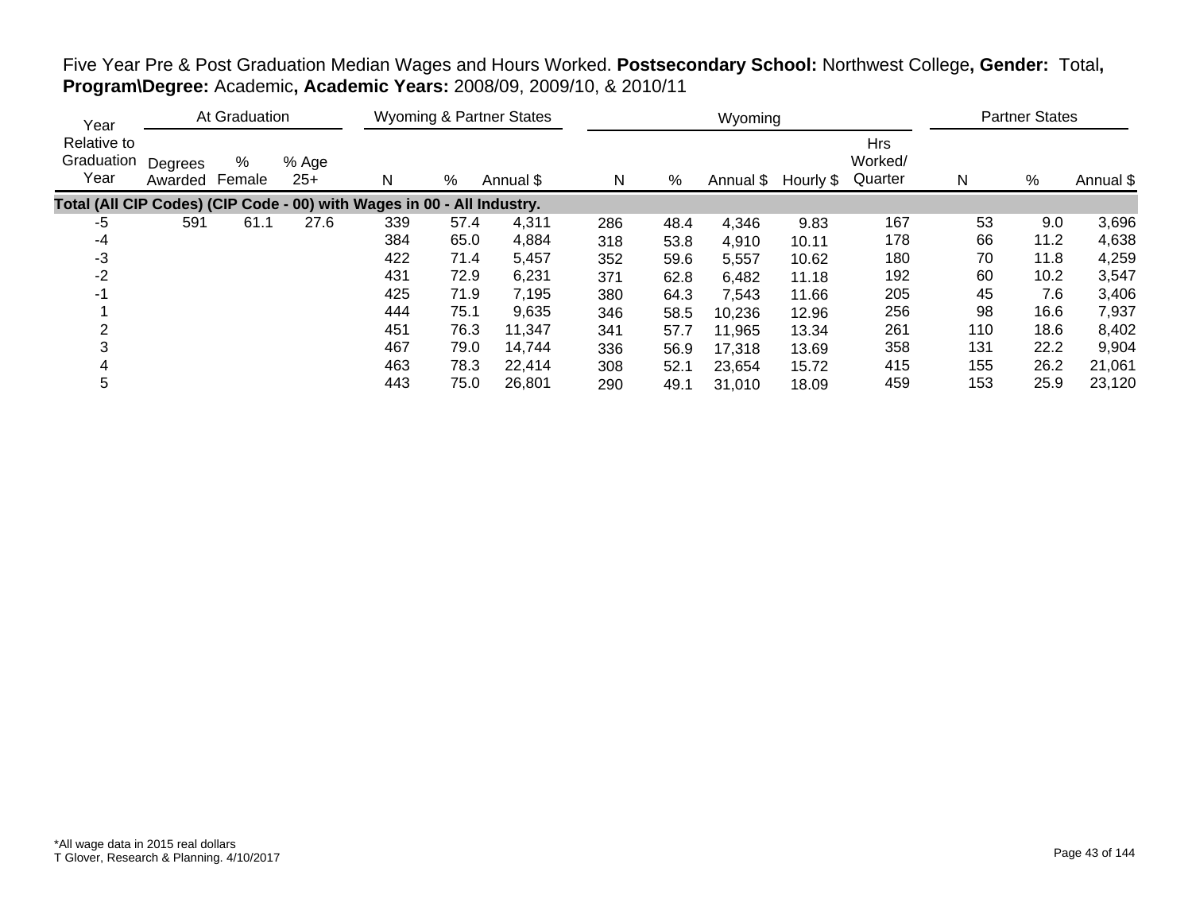Five Year Pre & Post Graduation Median Wages and Hours Worked. **Postsecondary School:** Northwest College**, Gender:** Total**, Program\Degree:** Academic**, Academic Years:** 2008/09, 2009/10, & 2010/11

| Year Relative to Graduation Year | At Graduation | | | Wyoming & Partner States | | | Wyoming | | | | | Partner States | | |
|---|---|---|---|---|---|---|---|---|---|---|---|---|---|---|
| | Degrees Awarded | % Female | % Age 25+ | N | % | Annual $ | N | % | Annual $ | Hourly $ | Hrs Worked/ Quarter | N | % | Annual $ |
| **Total (All CIP Codes) (CIP Code - 00) with Wages in 00 - All Industry.** | | | | | | | | | | | | | | |
| -5 | 591 | 61.1 | 27.6 | 339 | 57.4 | 4,311 | 286 | 48.4 | 4,346 | 9.83 | 167 | 53 | 9.0 | 3,696 |
| -4 | | | | 384 | 65.0 | 4,884 | 318 | 53.8 | 4,910 | 10.11 | 178 | 66 | 11.2 | 4,638 |
| -3 | | | | 422 | 71.4 | 5,457 | 352 | 59.6 | 5,557 | 10.62 | 180 | 70 | 11.8 | 4,259 |
| -2 | | | | 431 | 72.9 | 6,231 | 371 | 62.8 | 6,482 | 11.18 | 192 | 60 | 10.2 | 3,547 |
| -1 | | | | 425 | 71.9 | 7,195 | 380 | 64.3 | 7,543 | 11.66 | 205 | 45 | 7.6 | 3,406 |
| 1 | | | | 444 | 75.1 | 9,635 | 346 | 58.5 | 10,236 | 12.96 | 256 | 98 | 16.6 | 7,937 |
| 2 | | | | 451 | 76.3 | 11,347 | 341 | 57.7 | 11,965 | 13.34 | 261 | 110 | 18.6 | 8,402 |
| 3 | | | | 467 | 79.0 | 14,744 | 336 | 56.9 | 17,318 | 13.69 | 358 | 131 | 22.2 | 9,904 |
| 4 | | | | 463 | 78.3 | 22,414 | 308 | 52.1 | 23,654 | 15.72 | 415 | 155 | 26.2 | 21,061 |
| 5 | | | | 443 | 75.0 | 26,801 | 290 | 49.1 | 31,010 | 18.09 | 459 | 153 | 25.9 | 23,120 |

*All wage data in 2015 real dollars
T Glover, Research & Planning. 4/10/2017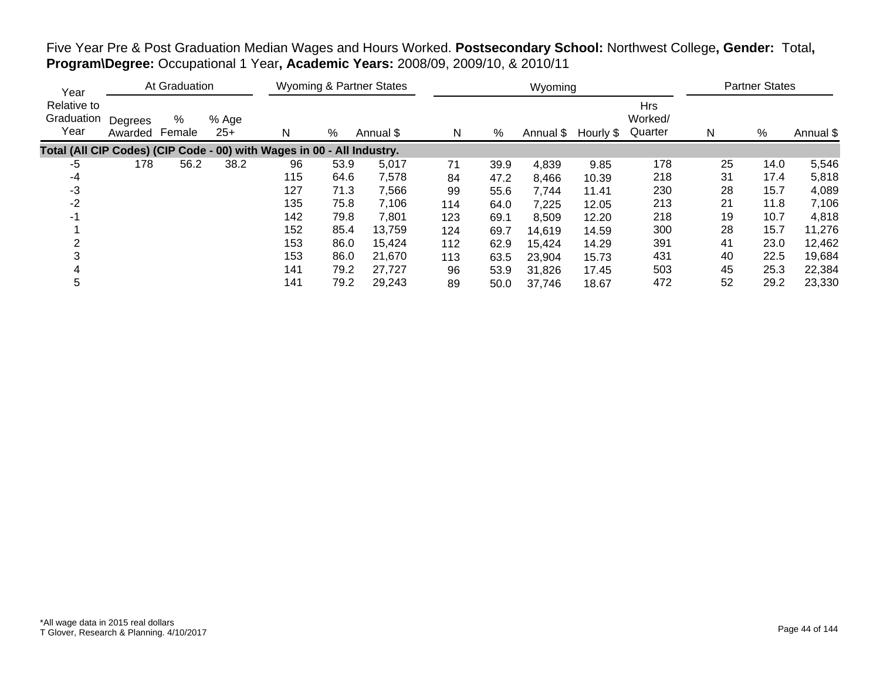Five Year Pre & Post Graduation Median Wages and Hours Worked. **Postsecondary School:** Northwest College**, Gender:** Total**, Program\Degree:** Occupational 1 Year**, Academic Years:** 2008/09, 2009/10, & 2010/11

| Year | At Graduation | | | Wyoming & Partner States | | | Wyoming | | | | | Partner States | | |
|---|---|---|---|---|---|---|---|---|---|---|---|---|---|---|
| Relative to Graduation Year | Degrees Awarded | % Female | % Age 25+ | N | % | Annual $ | N | % | Annual $ | Hourly $ | Hrs Worked/ Quarter | N | % | Annual $ |
| **Total (All CIP Codes) (CIP Code - 00) with Wages in 00 - All Industry.** | | | | | | | | | | | | | | |
| -5 | 178 | 56.2 | 38.2 | 96 | 53.9 | 5,017 | 71 | 39.9 | 4,839 | 9.85 | 178 | 25 | 14.0 | 5,546 |
| -4 | | | | 115 | 64.6 | 7,578 | 84 | 47.2 | 8,466 | 10.39 | 218 | 31 | 17.4 | 5,818 |
| -3 | | | | 127 | 71.3 | 7,566 | 99 | 55.6 | 7,744 | 11.41 | 230 | 28 | 15.7 | 4,089 |
| -2 | | | | 135 | 75.8 | 7,106 | 114 | 64.0 | 7,225 | 12.05 | 213 | 21 | 11.8 | 7,106 |
| -1 | | | | 142 | 79.8 | 7,801 | 123 | 69.1 | 8,509 | 12.20 | 218 | 19 | 10.7 | 4,818 |
| 1 | | | | 152 | 85.4 | 13,759 | 124 | 69.7 | 14,619 | 14.59 | 300 | 28 | 15.7 | 11,276 |
| 2 | | | | 153 | 86.0 | 15,424 | 112 | 62.9 | 15,424 | 14.29 | 391 | 41 | 23.0 | 12,462 |
| 3 | | | | 153 | 86.0 | 21,670 | 113 | 63.5 | 23,904 | 15.73 | 431 | 40 | 22.5 | 19,684 |
| 4 | | | | 141 | 79.2 | 27,727 | 96 | 53.9 | 31,826 | 17.45 | 503 | 45 | 25.3 | 22,384 |
| 5 | | | | 141 | 79.2 | 29,243 | 89 | 50.0 | 37,746 | 18.67 | 472 | 52 | 29.2 | 23,330 |

*All wage data in 2015 real dollars
T Glover, Research & Planning. 4/10/2017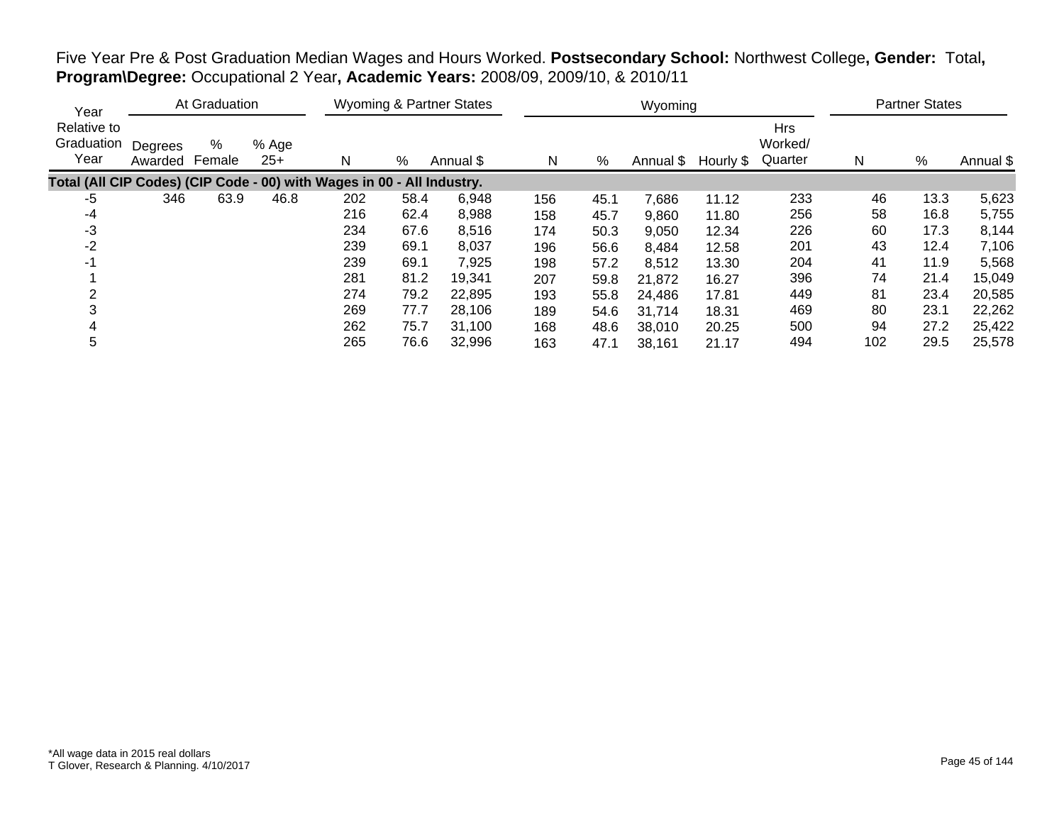Five Year Pre & Post Graduation Median Wages and Hours Worked. **Postsecondary School:** Northwest College**, Gender:** Total**, Program\Degree:** Occupational 2 Year**, Academic Years:** 2008/09, 2009/10, & 2010/11

| Year Relative to Graduation Year | At Graduation | | | Wyoming & Partner States | | | Wyoming | | | | | Partner States | | |
|---|---|---|---|---|---|---|---|---|---|---|---|---|---|---|
| | Degrees Awarded | % Female | % Age 25+ | N | % | Annual $ | N | % | Annual $ | Hourly $ | Hrs Worked/ Quarter | N | % | Annual $ |
| **Total (All CIP Codes) (CIP Code - 00) with Wages in 00 - All Industry.** | | | | | | | | | | | | | | |
| -5 | 346 | 63.9 | 46.8 | 202 | 58.4 | 6,948 | 156 | 45.1 | 7,686 | 11.12 | 233 | 46 | 13.3 | 5,623 |
| -4 | | | | 216 | 62.4 | 8,988 | 158 | 45.7 | 9,860 | 11.80 | 256 | 58 | 16.8 | 5,755 |
| -3 | | | | 234 | 67.6 | 8,516 | 174 | 50.3 | 9,050 | 12.34 | 226 | 60 | 17.3 | 8,144 |
| -2 | | | | 239 | 69.1 | 8,037 | 196 | 56.6 | 8,484 | 12.58 | 201 | 43 | 12.4 | 7,106 |
| -1 | | | | 239 | 69.1 | 7,925 | 198 | 57.2 | 8,512 | 13.30 | 204 | 41 | 11.9 | 5,568 |
| 1 | | | | 281 | 81.2 | 19,341 | 207 | 59.8 | 21,872 | 16.27 | 396 | 74 | 21.4 | 15,049 |
| 2 | | | | 274 | 79.2 | 22,895 | 193 | 55.8 | 24,486 | 17.81 | 449 | 81 | 23.4 | 20,585 |
| 3 | | | | 269 | 77.7 | 28,106 | 189 | 54.6 | 31,714 | 18.31 | 469 | 80 | 23.1 | 22,262 |
| 4 | | | | 262 | 75.7 | 31,100 | 168 | 48.6 | 38,010 | 20.25 | 500 | 94 | 27.2 | 25,422 |
| 5 | | | | 265 | 76.6 | 32,996 | 163 | 47.1 | 38,161 | 21.17 | 494 | 102 | 29.5 | 25,578 |

*All wage data in 2015 real dollars
T Glover, Research & Planning. 4/10/2017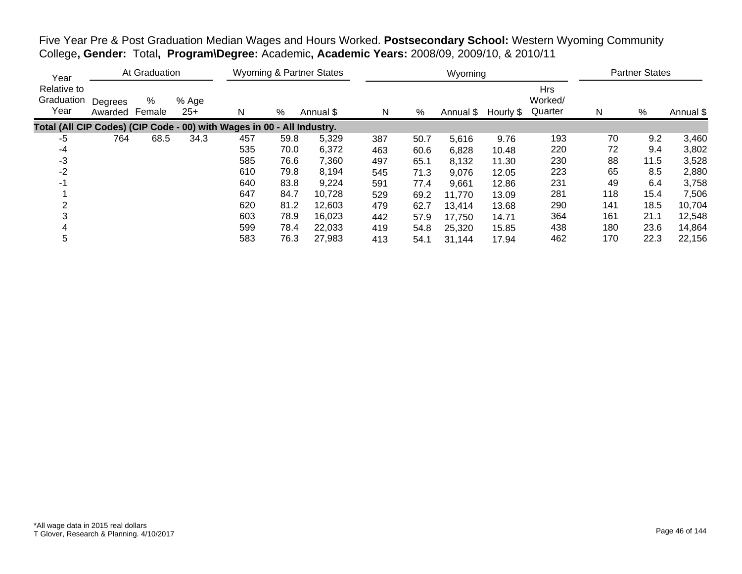Five Year Pre & Post Graduation Median Wages and Hours Worked. **Postsecondary School:** Western Wyoming Community College**, Gender:** Total**, Program\Degree:** Academic**, Academic Years:** 2008/09, 2009/10, & 2010/11

| Year | At Graduation | | | Wyoming & Partner States | | | Wyoming | | | | | Partner States | | |
|---|---|---|---|---|---|---|---|---|---|---|---|---|---|---|
| Year Relative to Graduation Year | Degrees Awarded | % Female | % Age 25+ | N | % | Annual $ | N | % | Annual $ | Hourly $ | Hrs Worked/ Quarter | N | % | Annual $ |
| **Total (All CIP Codes) (CIP Code - 00) with Wages in 00 - All Industry.** | | | | | | | | | | | | | | |
| -5 | 764 | 68.5 | 34.3 | 457 | 59.8 | 5,329 | 387 | 50.7 | 5,616 | 9.76 | 193 | 70 | 9.2 | 3,460 |
| -4 | | | | 535 | 70.0 | 6,372 | 463 | 60.6 | 6,828 | 10.48 | 220 | 72 | 9.4 | 3,802 |
| -3 | | | | 585 | 76.6 | 7,360 | 497 | 65.1 | 8,132 | 11.30 | 230 | 88 | 11.5 | 3,528 |
| -2 | | | | 610 | 79.8 | 8,194 | 545 | 71.3 | 9,076 | 12.05 | 223 | 65 | 8.5 | 2,880 |
| -1 | | | | 640 | 83.8 | 9,224 | 591 | 77.4 | 9,661 | 12.86 | 231 | 49 | 6.4 | 3,758 |
| 1 | | | | 647 | 84.7 | 10,728 | 529 | 69.2 | 11,770 | 13.09 | 281 | 118 | 15.4 | 7,506 |
| 2 | | | | 620 | 81.2 | 12,603 | 479 | 62.7 | 13,414 | 13.68 | 290 | 141 | 18.5 | 10,704 |
| 3 | | | | 603 | 78.9 | 16,023 | 442 | 57.9 | 17,750 | 14.71 | 364 | 161 | 21.1 | 12,548 |
| 4 | | | | 599 | 78.4 | 22,033 | 419 | 54.8 | 25,320 | 15.85 | 438 | 180 | 23.6 | 14,864 |
| 5 | | | | 583 | 76.3 | 27,983 | 413 | 54.1 | 31,144 | 17.94 | 462 | 170 | 22.3 | 22,156 |

*All wage data in 2015 real dollars
T Glover, Research & Planning. 4/10/2017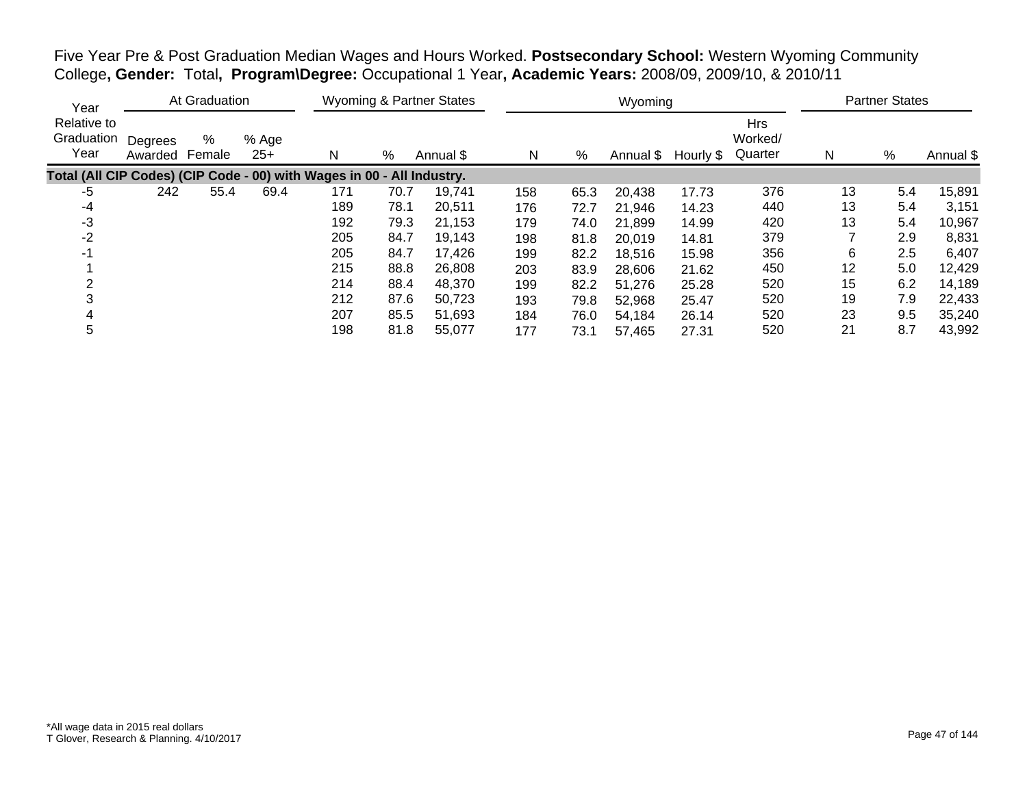Five Year Pre & Post Graduation Median Wages and Hours Worked. **Postsecondary School:** Western Wyoming Community College**, Gender:** Total**, Program\Degree:** Occupational 1 Year**, Academic Years:** 2008/09, 2009/10, & 2010/11

| Year | At Graduation | | | Wyoming & Partner States | | | Wyoming | | | | | Partner States | | |
|---|---|---|---|---|---|---|---|---|---|---|---|---|---|---|
| Relative to Graduation Year | Degrees Awarded | % Female | % Age 25+ | N | % | Annual $ | N | % | Annual $ | Hourly $ | Hrs Worked/ Quarter | N | % | Annual $ |
| **Total (All CIP Codes) (CIP Code - 00) with Wages in 00 - All Industry.** | | | | | | | | | | | | | | |
| -5 | 242 | 55.4 | 69.4 | 171 | 70.7 | 19,741 | 158 | 65.3 | 20,438 | 17.73 | 376 | 13 | 5.4 | 15,891 |
| -4 | | | | 189 | 78.1 | 20,511 | 176 | 72.7 | 21,946 | 14.23 | 440 | 13 | 5.4 | 3,151 |
| -3 | | | | 192 | 79.3 | 21,153 | 179 | 74.0 | 21,899 | 14.99 | 420 | 13 | 5.4 | 10,967 |
| -2 | | | | 205 | 84.7 | 19,143 | 198 | 81.8 | 20,019 | 14.81 | 379 | 7 | 2.9 | 8,831 |
| -1 | | | | 205 | 84.7 | 17,426 | 199 | 82.2 | 18,516 | 15.98 | 356 | 6 | 2.5 | 6,407 |
| 1 | | | | 215 | 88.8 | 26,808 | 203 | 83.9 | 28,606 | 21.62 | 450 | 12 | 5.0 | 12,429 |
| 2 | | | | 214 | 88.4 | 48,370 | 199 | 82.2 | 51,276 | 25.28 | 520 | 15 | 6.2 | 14,189 |
| 3 | | | | 212 | 87.6 | 50,723 | 193 | 79.8 | 52,968 | 25.47 | 520 | 19 | 7.9 | 22,433 |
| 4 | | | | 207 | 85.5 | 51,693 | 184 | 76.0 | 54,184 | 26.14 | 520 | 23 | 9.5 | 35,240 |
| 5 | | | | 198 | 81.8 | 55,077 | 177 | 73.1 | 57,465 | 27.31 | 520 | 21 | 8.7 | 43,992 |

*All wage data in 2015 real dollars
T Glover, Research & Planning. 4/10/2017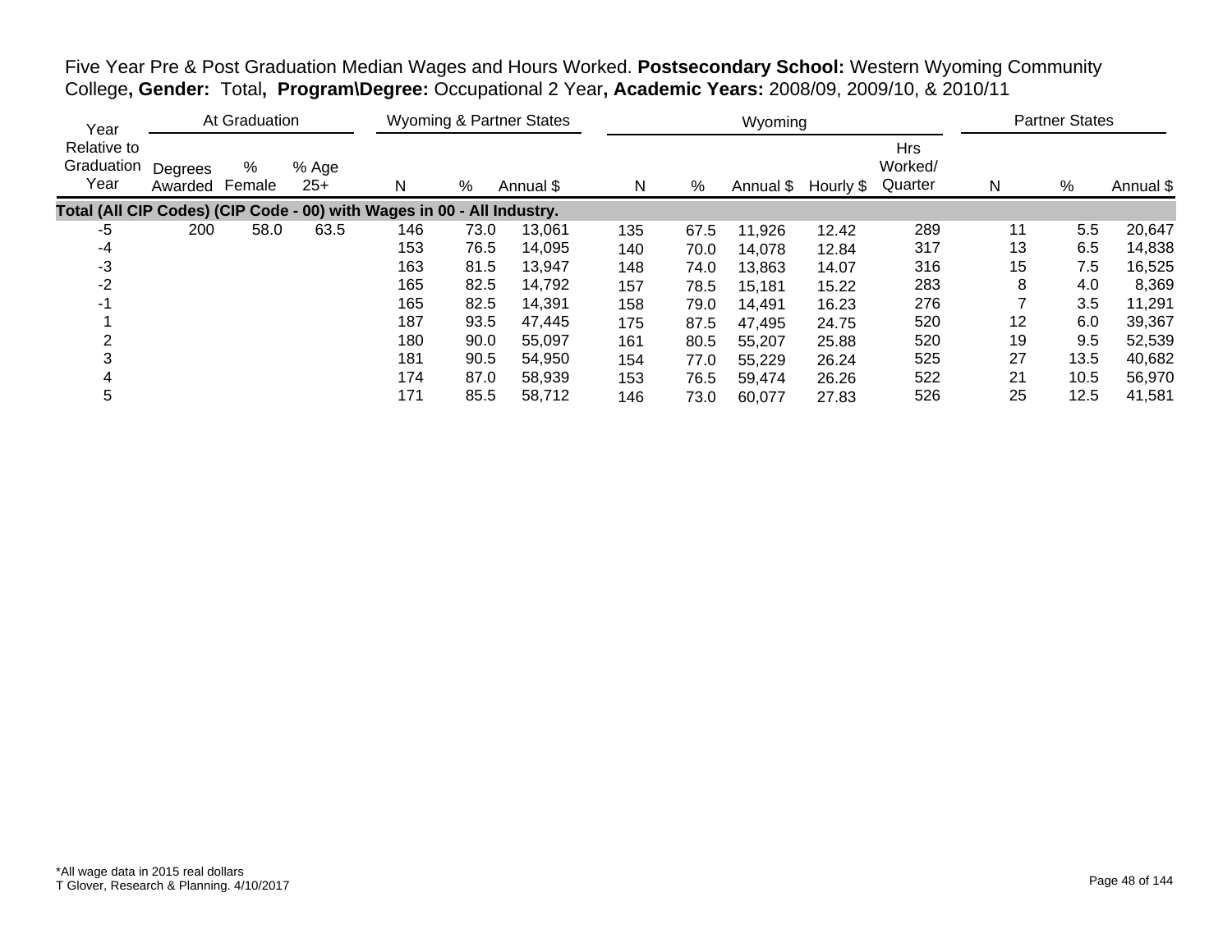Five Year Pre & Post Graduation Median Wages and Hours Worked. **Postsecondary School:** Western Wyoming Community College**, Gender:** Total**, Program\Degree:** Occupational 2 Year**, Academic Years:** 2008/09, 2009/10, & 2010/11

| Year Relative to Graduation Year | At Graduation | | | Wyoming & Partner States | | | Wyoming | | | | | Partner States | | |
|---|---|---|---|---|---|---|---|---|---|---|---|---|---|---|
| | Degrees Awarded | % Female | % Age 25+ | N | % | Annual $ | N | % | Annual $ | Hourly $ | Hrs Worked/ Quarter | N | % | Annual $ |
| **Total (All CIP Codes) (CIP Code - 00) with Wages in 00 - All Industry.** | | | | | | | | | | | | | | |
| -5 | 200 | 58.0 | 63.5 | 146 | 73.0 | 13,061 | 135 | 67.5 | 11,926 | 12.42 | 289 | 11 | 5.5 | 20,647 |
| -4 | | | | 153 | 76.5 | 14,095 | 140 | 70.0 | 14,078 | 12.84 | 317 | 13 | 6.5 | 14,838 |
| -3 | | | | 163 | 81.5 | 13,947 | 148 | 74.0 | 13,863 | 14.07 | 316 | 15 | 7.5 | 16,525 |
| -2 | | | | 165 | 82.5 | 14,792 | 157 | 78.5 | 15,181 | 15.22 | 283 | 8 | 4.0 | 8,369 |
| -1 | | | | 165 | 82.5 | 14,391 | 158 | 79.0 | 14,491 | 16.23 | 276 | 7 | 3.5 | 11,291 |
| 1 | | | | 187 | 93.5 | 47,445 | 175 | 87.5 | 47,495 | 24.75 | 520 | 12 | 6.0 | 39,367 |
| 2 | | | | 180 | 90.0 | 55,097 | 161 | 80.5 | 55,207 | 25.88 | 520 | 19 | 9.5 | 52,539 |
| 3 | | | | 181 | 90.5 | 54,950 | 154 | 77.0 | 55,229 | 26.24 | 525 | 27 | 13.5 | 40,682 |
| 4 | | | | 174 | 87.0 | 58,939 | 153 | 76.5 | 59,474 | 26.26 | 522 | 21 | 10.5 | 56,970 |
| 5 | | | | 171 | 85.5 | 58,712 | 146 | 73.0 | 60,077 | 27.83 | 526 | 25 | 12.5 | 41,581 |

*All wage data in 2015 real dollars
T Glover, Research & Planning. 4/10/2017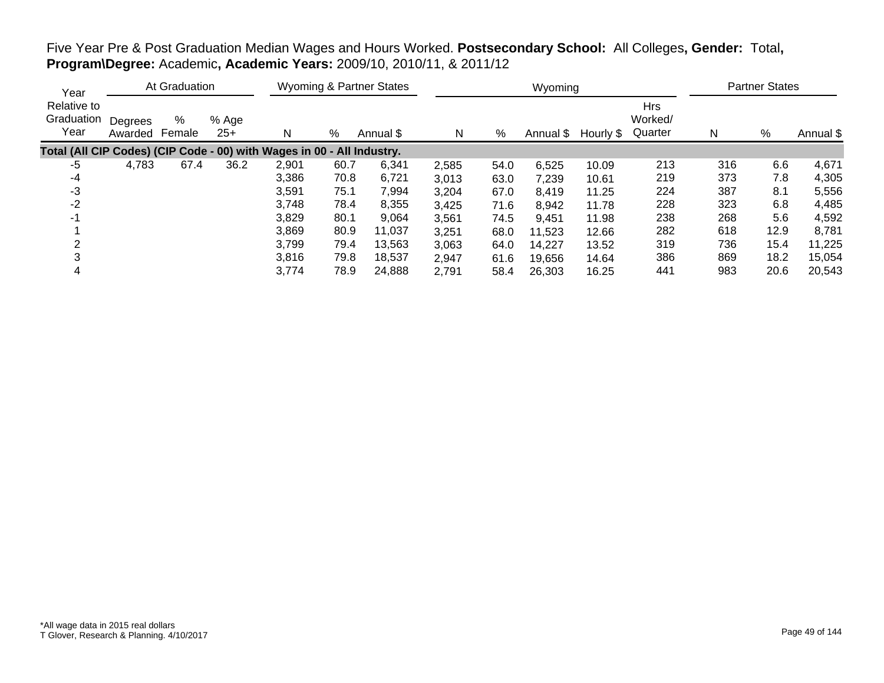Five Year Pre & Post Graduation Median Wages and Hours Worked. **Postsecondary School:** All Colleges**, Gender:** Total**, Program\Degree:** Academic**, Academic Years:** 2009/10, 2010/11, & 2011/12

| Year | At Graduation | | | Wyoming & Partner States | | | Wyoming | | | | | Partner States | | |
|---|---|---|---|---|---|---|---|---|---|---|---|---|---|---|
| Relative to Graduation Year | Degrees Awarded | % Female | % Age 25+ | N | % | Annual $ | N | % | Annual $ | Hourly $ | Hrs Worked/ Quarter | N | % | Annual $ |
| **Total (All CIP Codes) (CIP Code - 00) with Wages in 00 - All Industry.** | | | | | | | | | | | | | | |
| -5 | 4,783 | 67.4 | 36.2 | 2,901 | 60.7 | 6,341 | 2,585 | 54.0 | 6,525 | 10.09 | 213 | 316 | 6.6 | 4,671 |
| -4 | | | | 3,386 | 70.8 | 6,721 | 3,013 | 63.0 | 7,239 | 10.61 | 219 | 373 | 7.8 | 4,305 |
| -3 | | | | 3,591 | 75.1 | 7,994 | 3,204 | 67.0 | 8,419 | 11.25 | 224 | 387 | 8.1 | 5,556 |
| -2 | | | | 3,748 | 78.4 | 8,355 | 3,425 | 71.6 | 8,942 | 11.78 | 228 | 323 | 6.8 | 4,485 |
| -1 | | | | 3,829 | 80.1 | 9,064 | 3,561 | 74.5 | 9,451 | 11.98 | 238 | 268 | 5.6 | 4,592 |
| 1 | | | | 3,869 | 80.9 | 11,037 | 3,251 | 68.0 | 11,523 | 12.66 | 282 | 618 | 12.9 | 8,781 |
| 2 | | | | 3,799 | 79.4 | 13,563 | 3,063 | 64.0 | 14,227 | 13.52 | 319 | 736 | 15.4 | 11,225 |
| 3 | | | | 3,816 | 79.8 | 18,537 | 2,947 | 61.6 | 19,656 | 14.64 | 386 | 869 | 18.2 | 15,054 |
| 4 | | | | 3,774 | 78.9 | 24,888 | 2,791 | 58.4 | 26,303 | 16.25 | 441 | 983 | 20.6 | 20,543 |

*All wage data in 2015 real dollars
T Glover, Research & Planning. 4/10/2017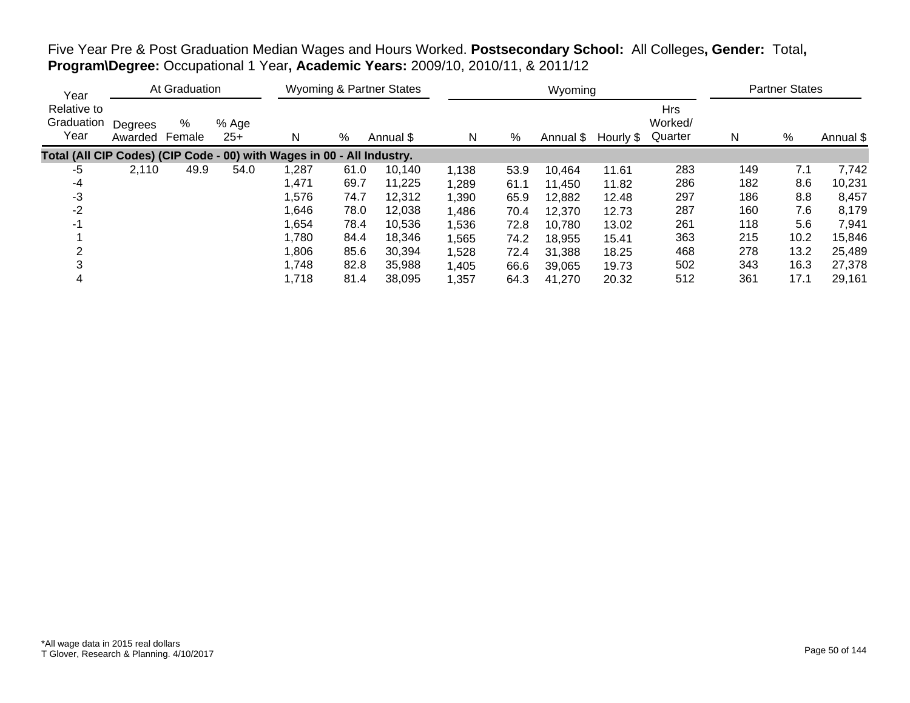Five Year Pre & Post Graduation Median Wages and Hours Worked. **Postsecondary School:** All Colleges**, Gender:** Total**, Program\Degree:** Occupational 1 Year**, Academic Years:** 2009/10, 2010/11, & 2011/12

| Year | At Graduation | | | Wyoming & Partner States | | | Wyoming | | | | | Partner States | | |
|---|---|---|---|---|---|---|---|---|---|---|---|---|---|---|
| Relative to Graduation Year | Degrees Awarded | % Female | % Age 25+ | N | % | Annual $ | N | % | Annual $ | Hourly $ | Hrs Worked/ Quarter | N | % | Annual $ |
| **Total (All CIP Codes) (CIP Code - 00) with Wages in 00 - All Industry.** | | | | | | | | | | | | | | |
| -5 | 2,110 | 49.9 | 54.0 | 1,287 | 61.0 | 10,140 | 1,138 | 53.9 | 10,464 | 11.61 | 283 | 149 | 7.1 | 7,742 |
| -4 | | | | 1,471 | 69.7 | 11,225 | 1,289 | 61.1 | 11,450 | 11.82 | 286 | 182 | 8.6 | 10,231 |
| -3 | | | | 1,576 | 74.7 | 12,312 | 1,390 | 65.9 | 12,882 | 12.48 | 297 | 186 | 8.8 | 8,457 |
| -2 | | | | 1,646 | 78.0 | 12,038 | 1,486 | 70.4 | 12,370 | 12.73 | 287 | 160 | 7.6 | 8,179 |
| -1 | | | | 1,654 | 78.4 | 10,536 | 1,536 | 72.8 | 10,780 | 13.02 | 261 | 118 | 5.6 | 7,941 |
| 1 | | | | 1,780 | 84.4 | 18,346 | 1,565 | 74.2 | 18,955 | 15.41 | 363 | 215 | 10.2 | 15,846 |
| 2 | | | | 1,806 | 85.6 | 30,394 | 1,528 | 72.4 | 31,388 | 18.25 | 468 | 278 | 13.2 | 25,489 |
| 3 | | | | 1,748 | 82.8 | 35,988 | 1,405 | 66.6 | 39,065 | 19.73 | 502 | 343 | 16.3 | 27,378 |
| 4 | | | | 1,718 | 81.4 | 38,095 | 1,357 | 64.3 | 41,270 | 20.32 | 512 | 361 | 17.1 | 29,161 |

*All wage data in 2015 real dollars
T Glover, Research & Planning. 4/10/2017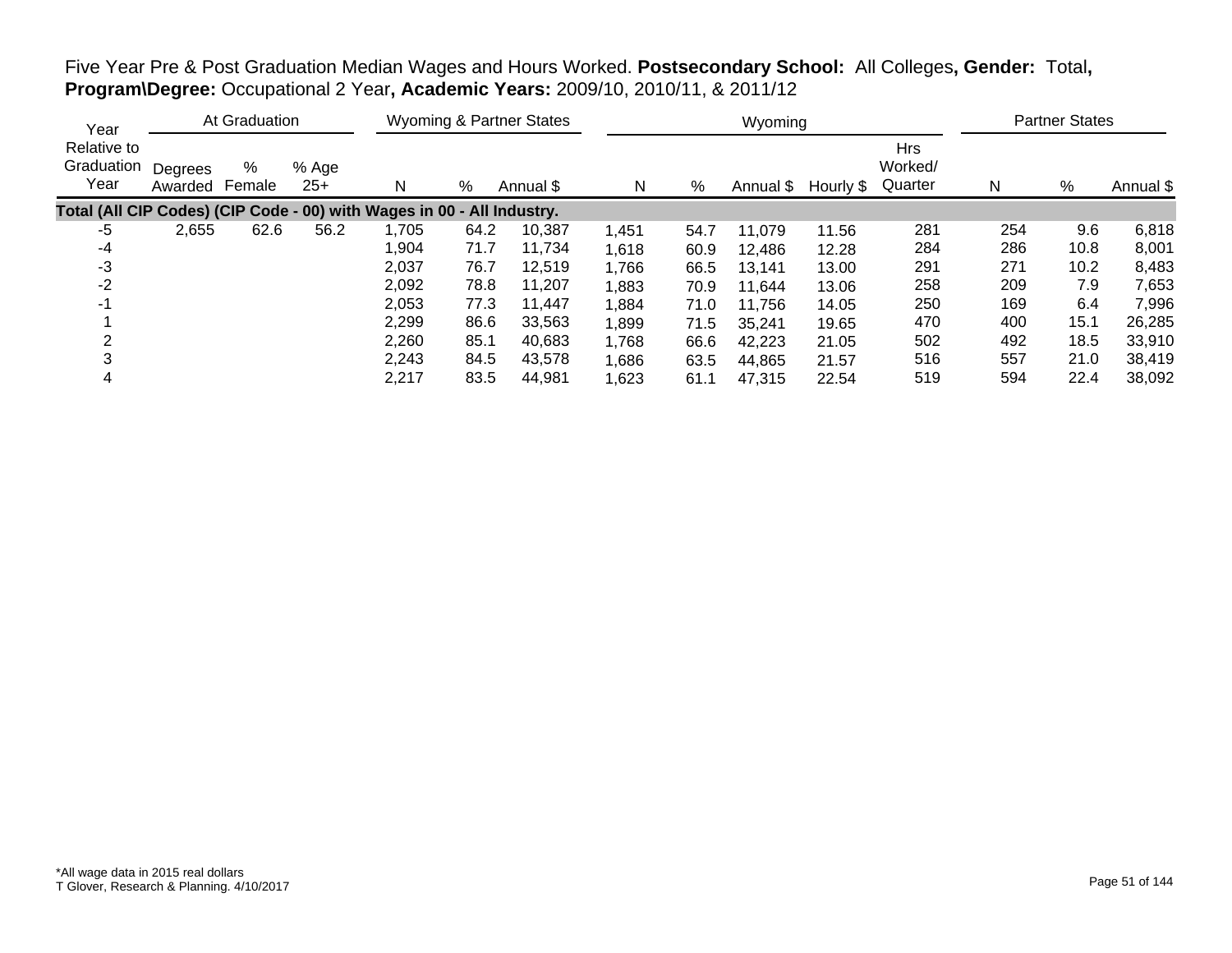Five Year Pre & Post Graduation Median Wages and Hours Worked. **Postsecondary School:** All Colleges**, Gender:** Total**, Program\Degree:** Occupational 2 Year**, Academic Years:** 2009/10, 2010/11, & 2011/12

| Year | At Graduation | | | Wyoming & Partner States | | | Wyoming | | | | | Partner States | | |
|---|---|---|---|---|---|---|---|---|---|---|---|---|---|---|
| Relative to Graduation Year | Degrees Awarded | % Female | % Age 25+ | N | % | Annual $ | N | % | Annual $ | Hourly $ | Hrs Worked/ Quarter | N | % | Annual $ |
| **Total (All CIP Codes) (CIP Code - 00) with Wages in 00 - All Industry.** | | | | | | | | | | | | | | |
| -5 | 2,655 | 62.6 | 56.2 | 1,705 | 64.2 | 10,387 | 1,451 | 54.7 | 11,079 | 11.56 | 281 | 254 | 9.6 | 6,818 |
| -4 | | | | 1,904 | 71.7 | 11,734 | 1,618 | 60.9 | 12,486 | 12.28 | 284 | 286 | 10.8 | 8,001 |
| -3 | | | | 2,037 | 76.7 | 12,519 | 1,766 | 66.5 | 13,141 | 13.00 | 291 | 271 | 10.2 | 8,483 |
| -2 | | | | 2,092 | 78.8 | 11,207 | 1,883 | 70.9 | 11,644 | 13.06 | 258 | 209 | 7.9 | 7,653 |
| -1 | | | | 2,053 | 77.3 | 11,447 | 1,884 | 71.0 | 11,756 | 14.05 | 250 | 169 | 6.4 | 7,996 |
| 1 | | | | 2,299 | 86.6 | 33,563 | 1,899 | 71.5 | 35,241 | 19.65 | 470 | 400 | 15.1 | 26,285 |
| 2 | | | | 2,260 | 85.1 | 40,683 | 1,768 | 66.6 | 42,223 | 21.05 | 502 | 492 | 18.5 | 33,910 |
| 3 | | | | 2,243 | 84.5 | 43,578 | 1,686 | 63.5 | 44,865 | 21.57 | 516 | 557 | 21.0 | 38,419 |
| 4 | | | | 2,217 | 83.5 | 44,981 | 1,623 | 61.1 | 47,315 | 22.54 | 519 | 594 | 22.4 | 38,092 |

*All wage data in 2015 real dollars
T Glover, Research & Planning. 4/10/2017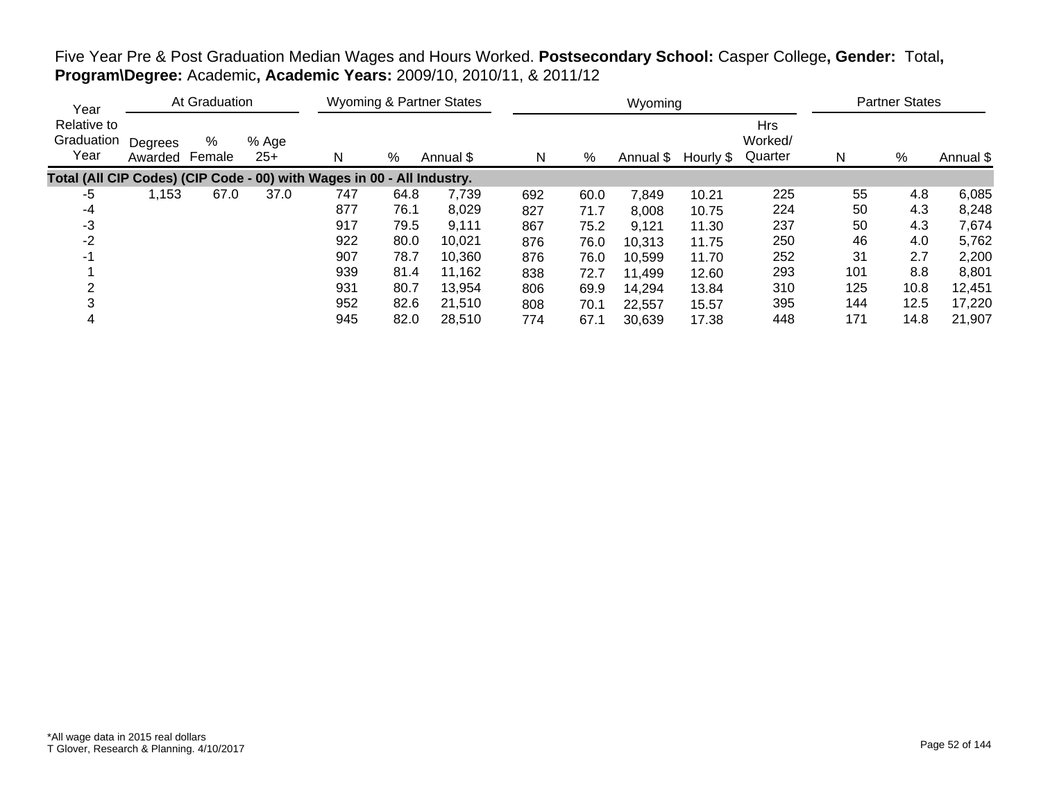Five Year Pre & Post Graduation Median Wages and Hours Worked. **Postsecondary School:** Casper College**, Gender:** Total**, Program\Degree:** Academic**, Academic Years:** 2009/10, 2010/11, & 2011/12

| Year | At Graduation | | | Wyoming & Partner States | | | Wyoming | | | | | Partner States | | |
|---|---|---|---|---|---|---|---|---|---|---|---|---|---|---|
| Relative to Graduation Year | Degrees Awarded | % Female | % Age 25+ | N | % | Annual $ | N | % | Annual $ | Hourly $ | Hrs Worked/ Quarter | N | % | Annual $ |
| **Total (All CIP Codes) (CIP Code - 00) with Wages in 00 - All Industry.** | | | | | | | | | | | | | | |
| -5 | 1,153 | 67.0 | 37.0 | 747 | 64.8 | 7,739 | 692 | 60.0 | 7,849 | 10.21 | 225 | 55 | 4.8 | 6,085 |
| -4 | | | | 877 | 76.1 | 8,029 | 827 | 71.7 | 8,008 | 10.75 | 224 | 50 | 4.3 | 8,248 |
| -3 | | | | 917 | 79.5 | 9,111 | 867 | 75.2 | 9,121 | 11.30 | 237 | 50 | 4.3 | 7,674 |
| -2 | | | | 922 | 80.0 | 10,021 | 876 | 76.0 | 10,313 | 11.75 | 250 | 46 | 4.0 | 5,762 |
| -1 | | | | 907 | 78.7 | 10,360 | 876 | 76.0 | 10,599 | 11.70 | 252 | 31 | 2.7 | 2,200 |
| 1 | | | | 939 | 81.4 | 11,162 | 838 | 72.7 | 11,499 | 12.60 | 293 | 101 | 8.8 | 8,801 |
| 2 | | | | 931 | 80.7 | 13,954 | 806 | 69.9 | 14,294 | 13.84 | 310 | 125 | 10.8 | 12,451 |
| 3 | | | | 952 | 82.6 | 21,510 | 808 | 70.1 | 22,557 | 15.57 | 395 | 144 | 12.5 | 17,220 |
| 4 | | | | 945 | 82.0 | 28,510 | 774 | 67.1 | 30,639 | 17.38 | 448 | 171 | 14.8 | 21,907 |

*All wage data in 2015 real dollars
T Glover, Research & Planning. 4/10/2017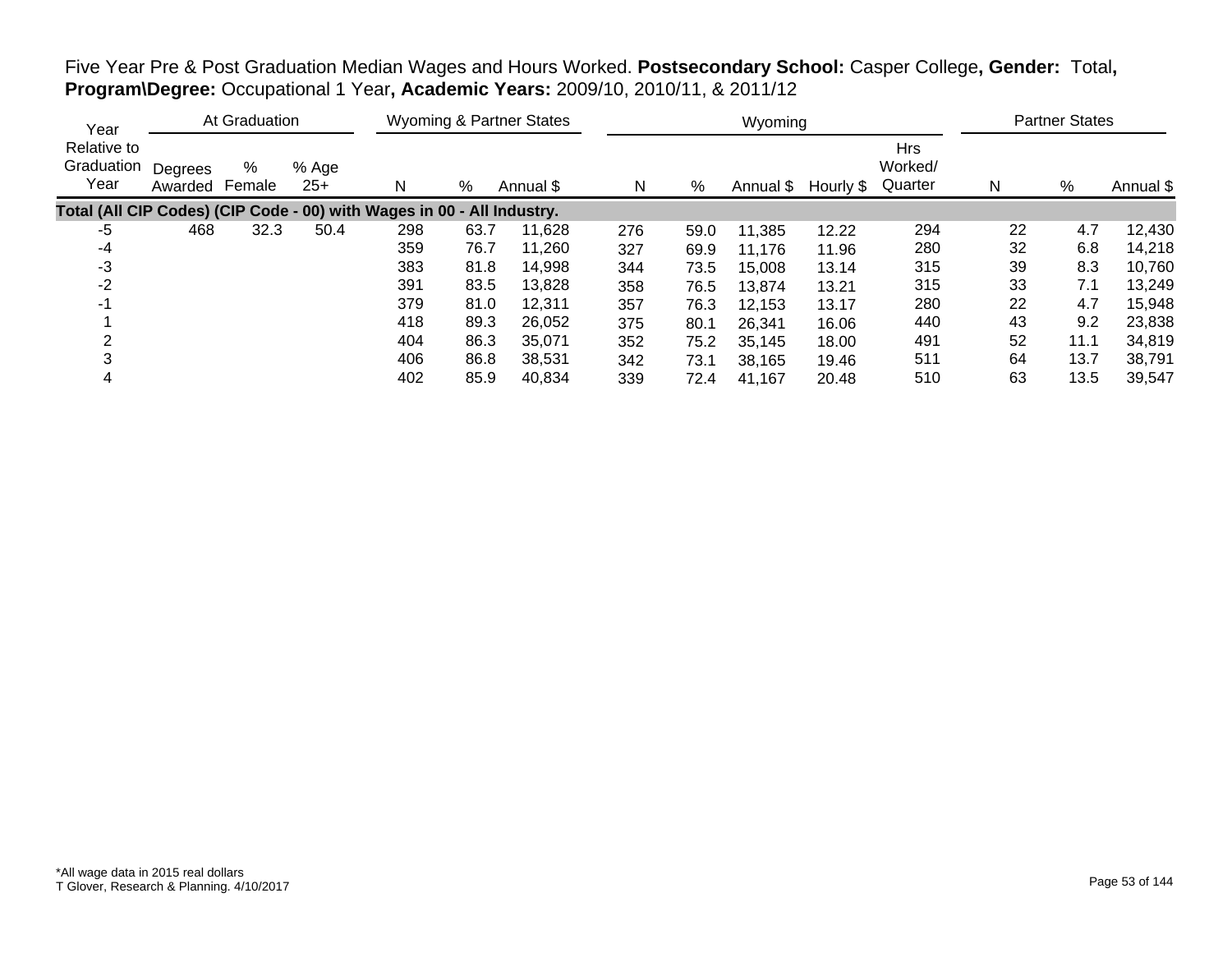Five Year Pre & Post Graduation Median Wages and Hours Worked. **Postsecondary School:** Casper College**, Gender:** Total**, Program\Degree:** Occupational 1 Year**, Academic Years:** 2009/10, 2010/11, & 2011/12

| Year Relative to Graduation Year | At Graduation | | | Wyoming & Partner States | | | Wyoming | | | | | Partner States | | |
|---|---|---|---|---|---|---|---|---|---|---|---|---|---|---|
| | Degrees Awarded | % Female | % Age 25+ | N | % | Annual $ | N | % | Annual $ | Hourly $ | Hrs Worked/ Quarter | N | % | Annual $ |
| **Total (All CIP Codes) (CIP Code - 00) with Wages in 00 - All Industry.** | | | | | | | | | | | | | | |
| -5 | 468 | 32.3 | 50.4 | 298 | 63.7 | 11,628 | 276 | 59.0 | 11,385 | 12.22 | 294 | 22 | 4.7 | 12,430 |
| -4 | | | | 359 | 76.7 | 11,260 | 327 | 69.9 | 11,176 | 11.96 | 280 | 32 | 6.8 | 14,218 |
| -3 | | | | 383 | 81.8 | 14,998 | 344 | 73.5 | 15,008 | 13.14 | 315 | 39 | 8.3 | 10,760 |
| -2 | | | | 391 | 83.5 | 13,828 | 358 | 76.5 | 13,874 | 13.21 | 315 | 33 | 7.1 | 13,249 |
| -1 | | | | 379 | 81.0 | 12,311 | 357 | 76.3 | 12,153 | 13.17 | 280 | 22 | 4.7 | 15,948 |
| 1 | | | | 418 | 89.3 | 26,052 | 375 | 80.1 | 26,341 | 16.06 | 440 | 43 | 9.2 | 23,838 |
| 2 | | | | 404 | 86.3 | 35,071 | 352 | 75.2 | 35,145 | 18.00 | 491 | 52 | 11.1 | 34,819 |
| 3 | | | | 406 | 86.8 | 38,531 | 342 | 73.1 | 38,165 | 19.46 | 511 | 64 | 13.7 | 38,791 |
| 4 | | | | 402 | 85.9 | 40,834 | 339 | 72.4 | 41,167 | 20.48 | 510 | 63 | 13.5 | 39,547 |

*All wage data in 2015 real dollars
T Glover, Research & Planning. 4/10/2017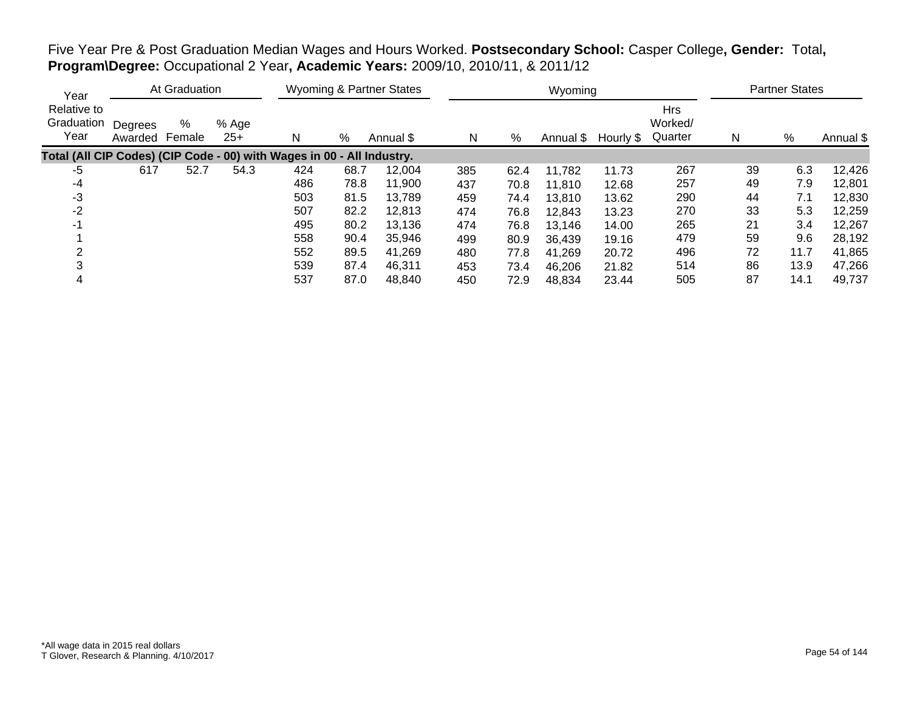Five Year Pre & Post Graduation Median Wages and Hours Worked. **Postsecondary School:** Casper College**, Gender:** Total**, Program\Degree:** Occupational 2 Year**, Academic Years:** 2009/10, 2010/11, & 2011/12

| Year | At Graduation | | | Wyoming & Partner States | | | Wyoming | | | | | Partner States | | |
|---|---|---|---|---|---|---|---|---|---|---|---|---|---|---|
| Relative to Graduation Year | Degrees Awarded | % Female | % Age 25+ | N | % | Annual $ | N | % | Annual $ | Hourly $ | Hrs Worked/ Quarter | N | % | Annual $ |
| **Total (All CIP Codes) (CIP Code - 00) with Wages in 00 - All Industry.** | | | | | | | | | | | | | | |
| -5 | 617 | 52.7 | 54.3 | 424 | 68.7 | 12,004 | 385 | 62.4 | 11,782 | 11.73 | 267 | 39 | 6.3 | 12,426 |
| -4 | | | | 486 | 78.8 | 11,900 | 437 | 70.8 | 11,810 | 12.68 | 257 | 49 | 7.9 | 12,801 |
| -3 | | | | 503 | 81.5 | 13,789 | 459 | 74.4 | 13,810 | 13.62 | 290 | 44 | 7.1 | 12,830 |
| -2 | | | | 507 | 82.2 | 12,813 | 474 | 76.8 | 12,843 | 13.23 | 270 | 33 | 5.3 | 12,259 |
| -1 | | | | 495 | 80.2 | 13,136 | 474 | 76.8 | 13,146 | 14.00 | 265 | 21 | 3.4 | 12,267 |
| 1 | | | | 558 | 90.4 | 35,946 | 499 | 80.9 | 36,439 | 19.16 | 479 | 59 | 9.6 | 28,192 |
| 2 | | | | 552 | 89.5 | 41,269 | 480 | 77.8 | 41,269 | 20.72 | 496 | 72 | 11.7 | 41,865 |
| 3 | | | | 539 | 87.4 | 46,311 | 453 | 73.4 | 46,206 | 21.82 | 514 | 86 | 13.9 | 47,266 |
| 4 | | | | 537 | 87.0 | 48,840 | 450 | 72.9 | 48,834 | 23.44 | 505 | 87 | 14.1 | 49,737 |

*All wage data in 2015 real dollars
T Glover, Research & Planning. 4/10/2017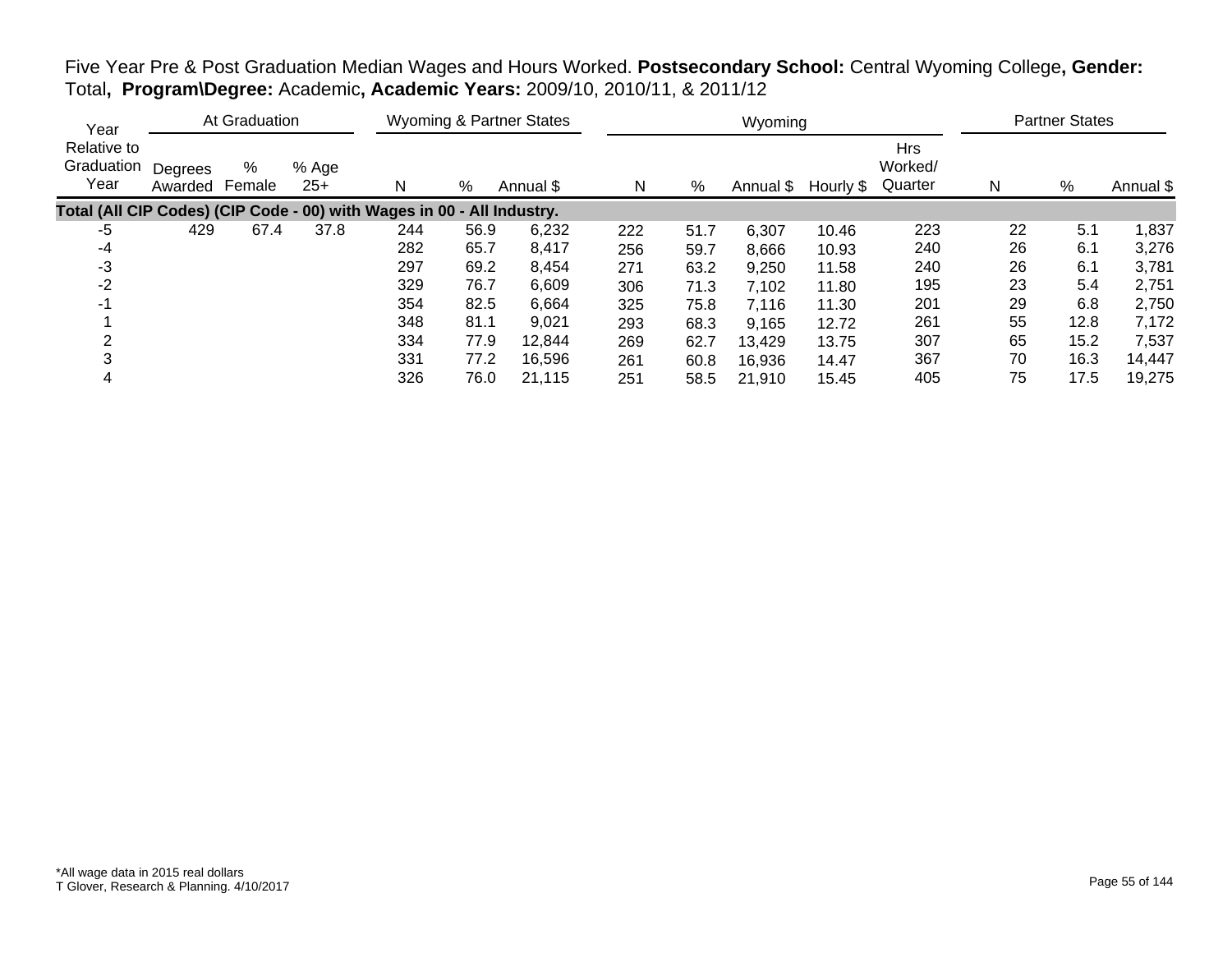Five Year Pre & Post Graduation Median Wages and Hours Worked. **Postsecondary School:** Central Wyoming College**, Gender:** Total**, Program\Degree:** Academic**, Academic Years:** 2009/10, 2010/11, & 2011/12

| Year | At Graduation | | | Wyoming & Partner States | | | Wyoming | | | | | Partner States | | |
|---|---|---|---|---|---|---|---|---|---|---|---|---|---|---|
| Relative to Graduation Year | Degrees Awarded | % Female | % Age 25+ | N | % | Annual $ | N | % | Annual $ | Hourly $ | Hrs Worked/ Quarter | N | % | Annual $ |
| **Total (All CIP Codes) (CIP Code - 00) with Wages in 00 - All Industry.** | | | | | | | | | | | | | | |
| -5 | 429 | 67.4 | 37.8 | 244 | 56.9 | 6,232 | 222 | 51.7 | 6,307 | 10.46 | 223 | 22 | 5.1 | 1,837 |
| -4 | | | | 282 | 65.7 | 8,417 | 256 | 59.7 | 8,666 | 10.93 | 240 | 26 | 6.1 | 3,276 |
| -3 | | | | 297 | 69.2 | 8,454 | 271 | 63.2 | 9,250 | 11.58 | 240 | 26 | 6.1 | 3,781 |
| -2 | | | | 329 | 76.7 | 6,609 | 306 | 71.3 | 7,102 | 11.80 | 195 | 23 | 5.4 | 2,751 |
| -1 | | | | 354 | 82.5 | 6,664 | 325 | 75.8 | 7,116 | 11.30 | 201 | 29 | 6.8 | 2,750 |
| 1 | | | | 348 | 81.1 | 9,021 | 293 | 68.3 | 9,165 | 12.72 | 261 | 55 | 12.8 | 7,172 |
| 2 | | | | 334 | 77.9 | 12,844 | 269 | 62.7 | 13,429 | 13.75 | 307 | 65 | 15.2 | 7,537 |
| 3 | | | | 331 | 77.2 | 16,596 | 261 | 60.8 | 16,936 | 14.47 | 367 | 70 | 16.3 | 14,447 |
| 4 | | | | 326 | 76.0 | 21,115 | 251 | 58.5 | 21,910 | 15.45 | 405 | 75 | 17.5 | 19,275 |

*All wage data in 2015 real dollars
T Glover, Research & Planning. 4/10/2017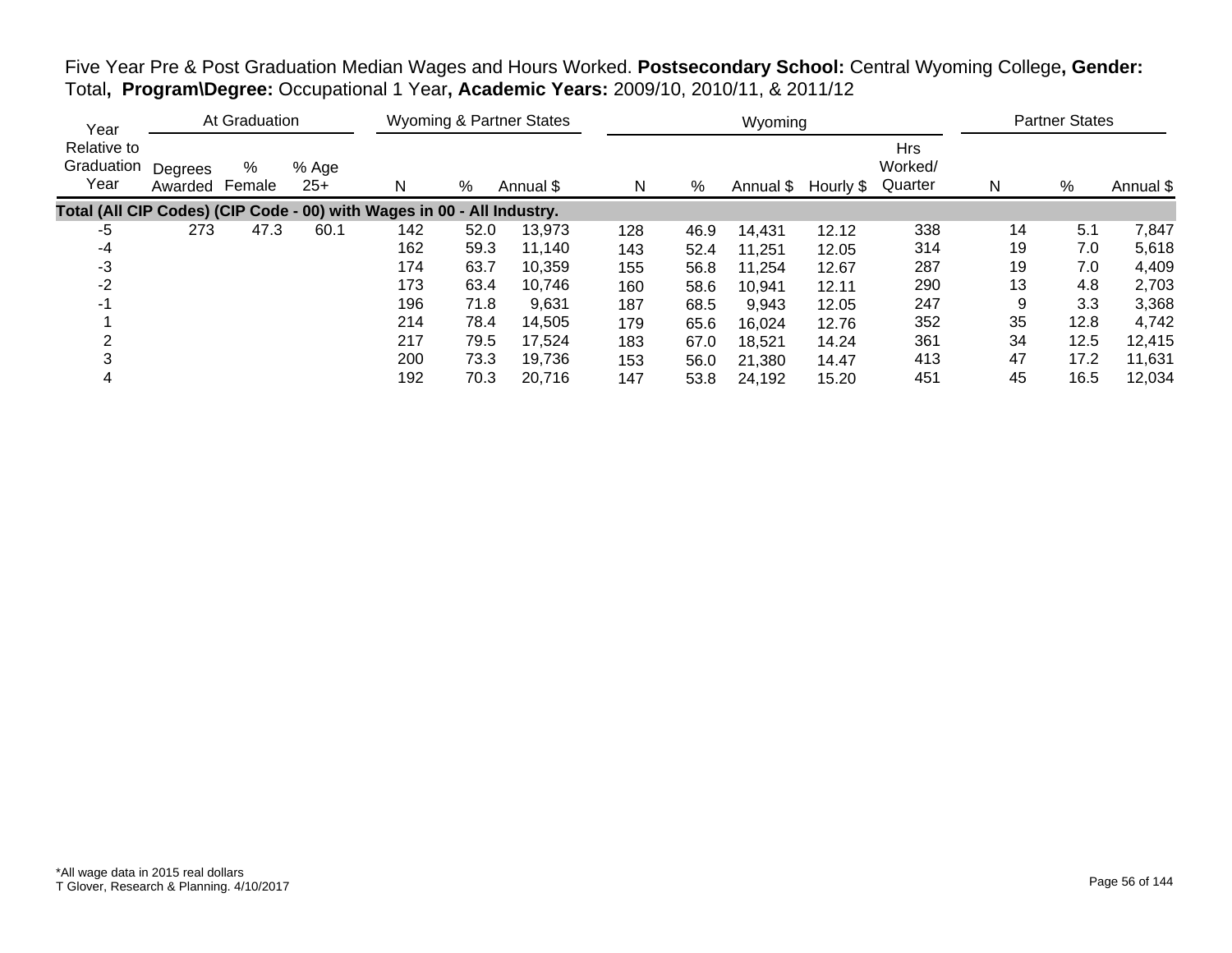Five Year Pre & Post Graduation Median Wages and Hours Worked. **Postsecondary School:** Central Wyoming College**, Gender:** Total**, Program\Degree:** Occupational 1 Year**, Academic Years:** 2009/10, 2010/11, & 2011/12

| Year | At Graduation | | | Wyoming & Partner States | | | Wyoming | | | | | Partner States | | |
|---|---|---|---|---|---|---|---|---|---|---|---|---|---|---|
| Relative to Graduation Year | Degrees Awarded | % Female | % Age 25+ | N | % | Annual $ | N | % | Annual $ | Hourly $ | Hrs Worked/ Quarter | N | % | Annual $ |
| **Total (All CIP Codes) (CIP Code - 00) with Wages in 00 - All Industry.** | | | | | | | | | | | | | | |
| -5 | 273 | 47.3 | 60.1 | 142 | 52.0 | 13,973 | 128 | 46.9 | 14,431 | 12.12 | 338 | 14 | 5.1 | 7,847 |
| -4 | | | | 162 | 59.3 | 11,140 | 143 | 52.4 | 11,251 | 12.05 | 314 | 19 | 7.0 | 5,618 |
| -3 | | | | 174 | 63.7 | 10,359 | 155 | 56.8 | 11,254 | 12.67 | 287 | 19 | 7.0 | 4,409 |
| -2 | | | | 173 | 63.4 | 10,746 | 160 | 58.6 | 10,941 | 12.11 | 290 | 13 | 4.8 | 2,703 |
| -1 | | | | 196 | 71.8 | 9,631 | 187 | 68.5 | 9,943 | 12.05 | 247 | 9 | 3.3 | 3,368 |
| 1 | | | | 214 | 78.4 | 14,505 | 179 | 65.6 | 16,024 | 12.76 | 352 | 35 | 12.8 | 4,742 |
| 2 | | | | 217 | 79.5 | 17,524 | 183 | 67.0 | 18,521 | 14.24 | 361 | 34 | 12.5 | 12,415 |
| 3 | | | | 200 | 73.3 | 19,736 | 153 | 56.0 | 21,380 | 14.47 | 413 | 47 | 17.2 | 11,631 |
| 4 | | | | 192 | 70.3 | 20,716 | 147 | 53.8 | 24,192 | 15.20 | 451 | 45 | 16.5 | 12,034 |

*All wage data in 2015 real dollars
T Glover, Research & Planning. 4/10/2017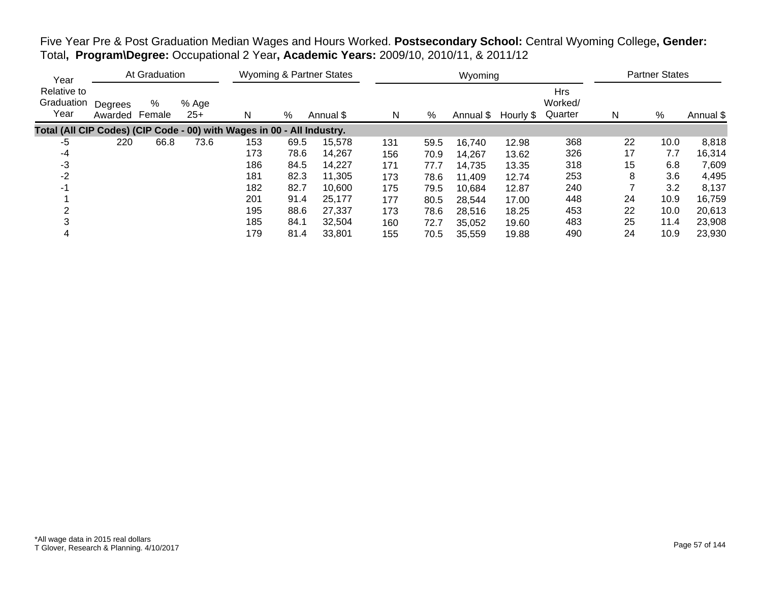Five Year Pre & Post Graduation Median Wages and Hours Worked. **Postsecondary School:** Central Wyoming College**, Gender:** Total**, Program\Degree:** Occupational 2 Year**, Academic Years:** 2009/10, 2010/11, & 2011/12

| Year | At Graduation | | | Wyoming & Partner States | | | Wyoming | | | | | Partner States | | |
|---|---|---|---|---|---|---|---|---|---|---|---|---|---|---|
| Year Relative to Graduation Year | Degrees Awarded | % Female | % Age 25+ | N | % | Annual $ | N | % | Annual $ | Hourly $ | Hrs Worked/ Quarter | N | % | Annual $ |
| **Total (All CIP Codes) (CIP Code - 00) with Wages in 00 - All Industry.** | | | | | | | | | | | | | | |
| -5 | 220 | 66.8 | 73.6 | 153 | 69.5 | 15,578 | 131 | 59.5 | 16,740 | 12.98 | 368 | 22 | 10.0 | 8,818 |
| -4 | | | | 173 | 78.6 | 14,267 | 156 | 70.9 | 14,267 | 13.62 | 326 | 17 | 7.7 | 16,314 |
| -3 | | | | 186 | 84.5 | 14,227 | 171 | 77.7 | 14,735 | 13.35 | 318 | 15 | 6.8 | 7,609 |
| -2 | | | | 181 | 82.3 | 11,305 | 173 | 78.6 | 11,409 | 12.74 | 253 | 8 | 3.6 | 4,495 |
| -1 | | | | 182 | 82.7 | 10,600 | 175 | 79.5 | 10,684 | 12.87 | 240 | 7 | 3.2 | 8,137 |
| 1 | | | | 201 | 91.4 | 25,177 | 177 | 80.5 | 28,544 | 17.00 | 448 | 24 | 10.9 | 16,759 |
| 2 | | | | 195 | 88.6 | 27,337 | 173 | 78.6 | 28,516 | 18.25 | 453 | 22 | 10.0 | 20,613 |
| 3 | | | | 185 | 84.1 | 32,504 | 160 | 72.7 | 35,052 | 19.60 | 483 | 25 | 11.4 | 23,908 |
| 4 | | | | 179 | 81.4 | 33,801 | 155 | 70.5 | 35,559 | 19.88 | 490 | 24 | 10.9 | 23,930 |

*All wage data in 2015 real dollars
T Glover, Research & Planning. 4/10/2017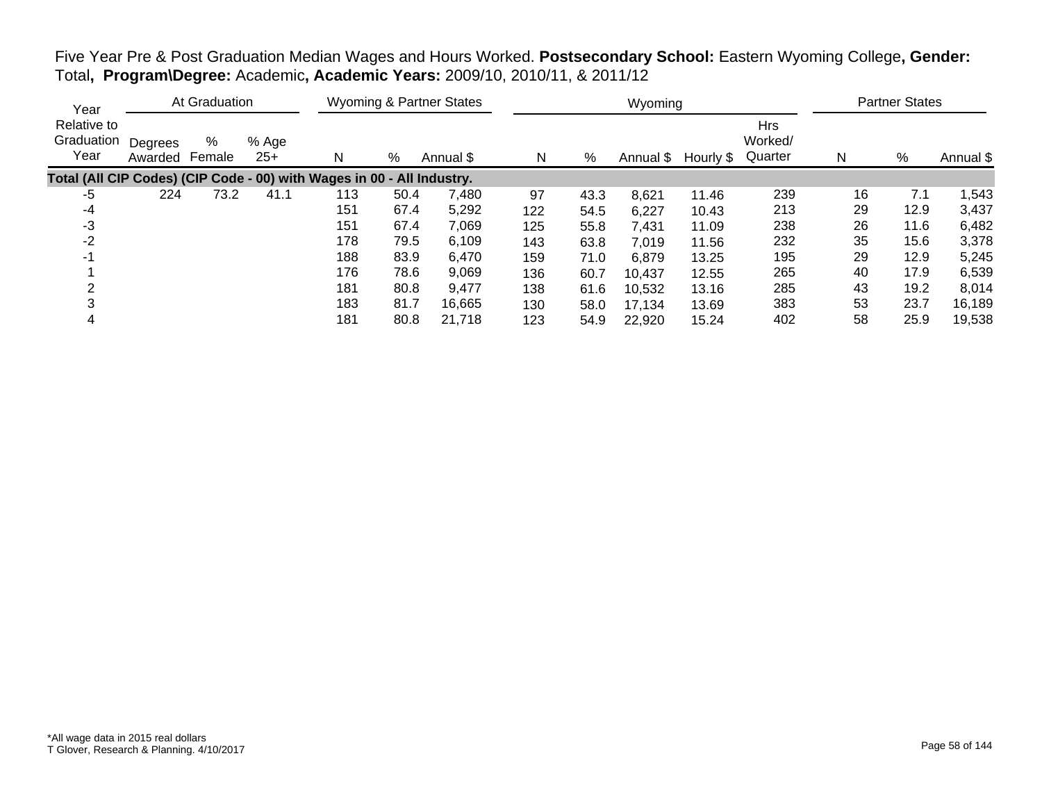Five Year Pre & Post Graduation Median Wages and Hours Worked. **Postsecondary School:** Eastern Wyoming College**, Gender:** Total**, Program\Degree:** Academic**, Academic Years:** 2009/10, 2010/11, & 2011/12

| Year | At Graduation | | | Wyoming & Partner States | | | Wyoming | | | | | Partner States | | |
|---|---|---|---|---|---|---|---|---|---|---|---|---|---|---|
| Relative to Graduation Year | Degrees Awarded | % Female | % Age 25+ | N | % | Annual $ | N | % | Annual $ | Hourly $ | Hrs Worked/ Quarter | N | % | Annual $ |
| **Total (All CIP Codes) (CIP Code - 00) with Wages in 00 - All Industry.** | | | | | | | | | | | | | | |
| -5 | 224 | 73.2 | 41.1 | 113 | 50.4 | 7,480 | 97 | 43.3 | 8,621 | 11.46 | 239 | 16 | 7.1 | 1,543 |
| -4 | | | | 151 | 67.4 | 5,292 | 122 | 54.5 | 6,227 | 10.43 | 213 | 29 | 12.9 | 3,437 |
| -3 | | | | 151 | 67.4 | 7,069 | 125 | 55.8 | 7,431 | 11.09 | 238 | 26 | 11.6 | 6,482 |
| -2 | | | | 178 | 79.5 | 6,109 | 143 | 63.8 | 7,019 | 11.56 | 232 | 35 | 15.6 | 3,378 |
| -1 | | | | 188 | 83.9 | 6,470 | 159 | 71.0 | 6,879 | 13.25 | 195 | 29 | 12.9 | 5,245 |
| 1 | | | | 176 | 78.6 | 9,069 | 136 | 60.7 | 10,437 | 12.55 | 265 | 40 | 17.9 | 6,539 |
| 2 | | | | 181 | 80.8 | 9,477 | 138 | 61.6 | 10,532 | 13.16 | 285 | 43 | 19.2 | 8,014 |
| 3 | | | | 183 | 81.7 | 16,665 | 130 | 58.0 | 17,134 | 13.69 | 383 | 53 | 23.7 | 16,189 |
| 4 | | | | 181 | 80.8 | 21,718 | 123 | 54.9 | 22,920 | 15.24 | 402 | 58 | 25.9 | 19,538 |

*All wage data in 2015 real dollars
T Glover, Research & Planning. 4/10/2017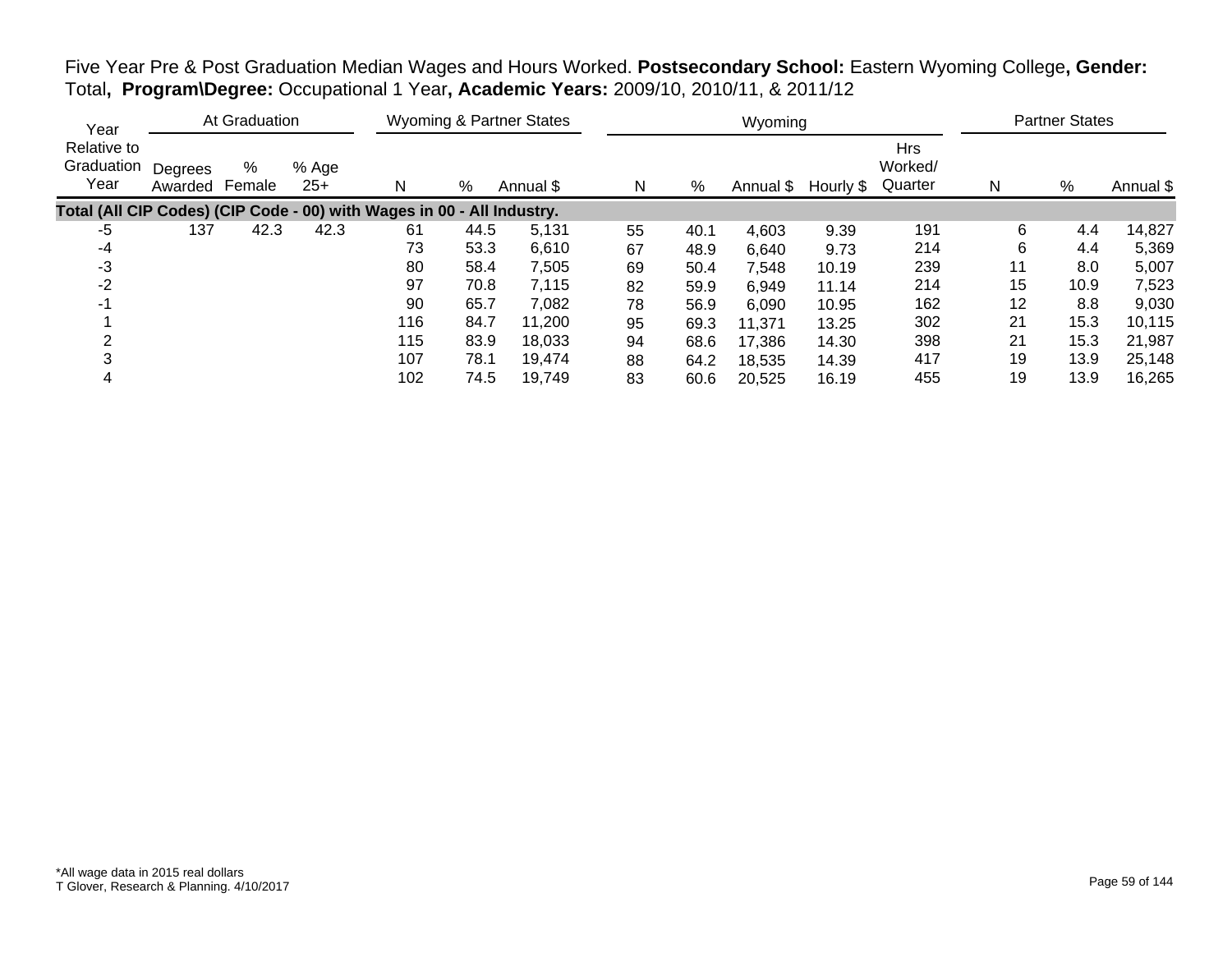Five Year Pre & Post Graduation Median Wages and Hours Worked. **Postsecondary School:** Eastern Wyoming College**, Gender:** Total**, Program\Degree:** Occupational 1 Year**, Academic Years:** 2009/10, 2010/11, & 2011/12

| Year | At Graduation | | | Wyoming & Partner States | | | Wyoming | | | | | Partner States | | |
|---|---|---|---|---|---|---|---|---|---|---|---|---|---|---|
| Relative to Graduation Year | Degrees Awarded | % Female | % Age 25+ | N | % | Annual $ | N | % | Annual $ | Hourly $ | Hrs Worked/ Quarter | N | % | Annual $ |
| **Total (All CIP Codes) (CIP Code - 00) with Wages in 00 - All Industry.** | | | | | | | | | | | | | | |
| -5 | 137 | 42.3 | 42.3 | 61 | 44.5 | 5,131 | 55 | 40.1 | 4,603 | 9.39 | 191 | 6 | 4.4 | 14,827 |
| -4 | | | | 73 | 53.3 | 6,610 | 67 | 48.9 | 6,640 | 9.73 | 214 | 6 | 4.4 | 5,369 |
| -3 | | | | 80 | 58.4 | 7,505 | 69 | 50.4 | 7,548 | 10.19 | 239 | 11 | 8.0 | 5,007 |
| -2 | | | | 97 | 70.8 | 7,115 | 82 | 59.9 | 6,949 | 11.14 | 214 | 15 | 10.9 | 7,523 |
| -1 | | | | 90 | 65.7 | 7,082 | 78 | 56.9 | 6,090 | 10.95 | 162 | 12 | 8.8 | 9,030 |
| 1 | | | | 116 | 84.7 | 11,200 | 95 | 69.3 | 11,371 | 13.25 | 302 | 21 | 15.3 | 10,115 |
| 2 | | | | 115 | 83.9 | 18,033 | 94 | 68.6 | 17,386 | 14.30 | 398 | 21 | 15.3 | 21,987 |
| 3 | | | | 107 | 78.1 | 19,474 | 88 | 64.2 | 18,535 | 14.39 | 417 | 19 | 13.9 | 25,148 |
| 4 | | | | 102 | 74.5 | 19,749 | 83 | 60.6 | 20,525 | 16.19 | 455 | 19 | 13.9 | 16,265 |

*All wage data in 2015 real dollars
T Glover, Research & Planning. 4/10/2017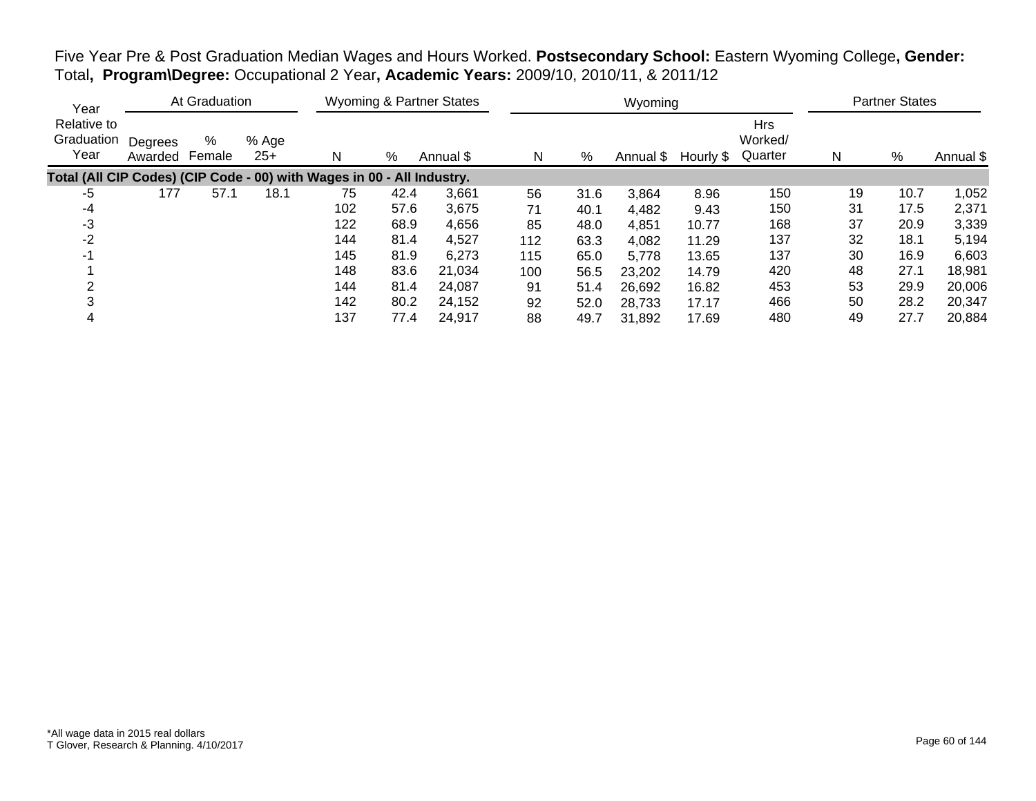Five Year Pre & Post Graduation Median Wages and Hours Worked. **Postsecondary School:** Eastern Wyoming College**, Gender:** Total**, Program\Degree:** Occupational 2 Year**, Academic Years:** 2009/10, 2010/11, & 2011/12

| Year | At Graduation | | | Wyoming & Partner States | | | Wyoming | | | | | Partner States | | |
|---|---|---|---|---|---|---|---|---|---|---|---|---|---|---|
| Relative to Graduation Year | Degrees Awarded | % Female | % Age 25+ | N | % | Annual $ | N | % | Annual $ | Hourly $ | Hrs Worked/ Quarter | N | % | Annual $ |
| **Total (All CIP Codes) (CIP Code - 00) with Wages in 00 - All Industry.** | | | | | | | | | | | | | | |
| -5 | 177 | 57.1 | 18.1 | 75 | 42.4 | 3,661 | 56 | 31.6 | 3,864 | 8.96 | 150 | 19 | 10.7 | 1,052 |
| -4 | | | | 102 | 57.6 | 3,675 | 71 | 40.1 | 4,482 | 9.43 | 150 | 31 | 17.5 | 2,371 |
| -3 | | | | 122 | 68.9 | 4,656 | 85 | 48.0 | 4,851 | 10.77 | 168 | 37 | 20.9 | 3,339 |
| -2 | | | | 144 | 81.4 | 4,527 | 112 | 63.3 | 4,082 | 11.29 | 137 | 32 | 18.1 | 5,194 |
| -1 | | | | 145 | 81.9 | 6,273 | 115 | 65.0 | 5,778 | 13.65 | 137 | 30 | 16.9 | 6,603 |
| 1 | | | | 148 | 83.6 | 21,034 | 100 | 56.5 | 23,202 | 14.79 | 420 | 48 | 27.1 | 18,981 |
| 2 | | | | 144 | 81.4 | 24,087 | 91 | 51.4 | 26,692 | 16.82 | 453 | 53 | 29.9 | 20,006 |
| 3 | | | | 142 | 80.2 | 24,152 | 92 | 52.0 | 28,733 | 17.17 | 466 | 50 | 28.2 | 20,347 |
| 4 | | | | 137 | 77.4 | 24,917 | 88 | 49.7 | 31,892 | 17.69 | 480 | 49 | 27.7 | 20,884 |

*All wage data in 2015 real dollars
T Glover, Research & Planning. 4/10/2017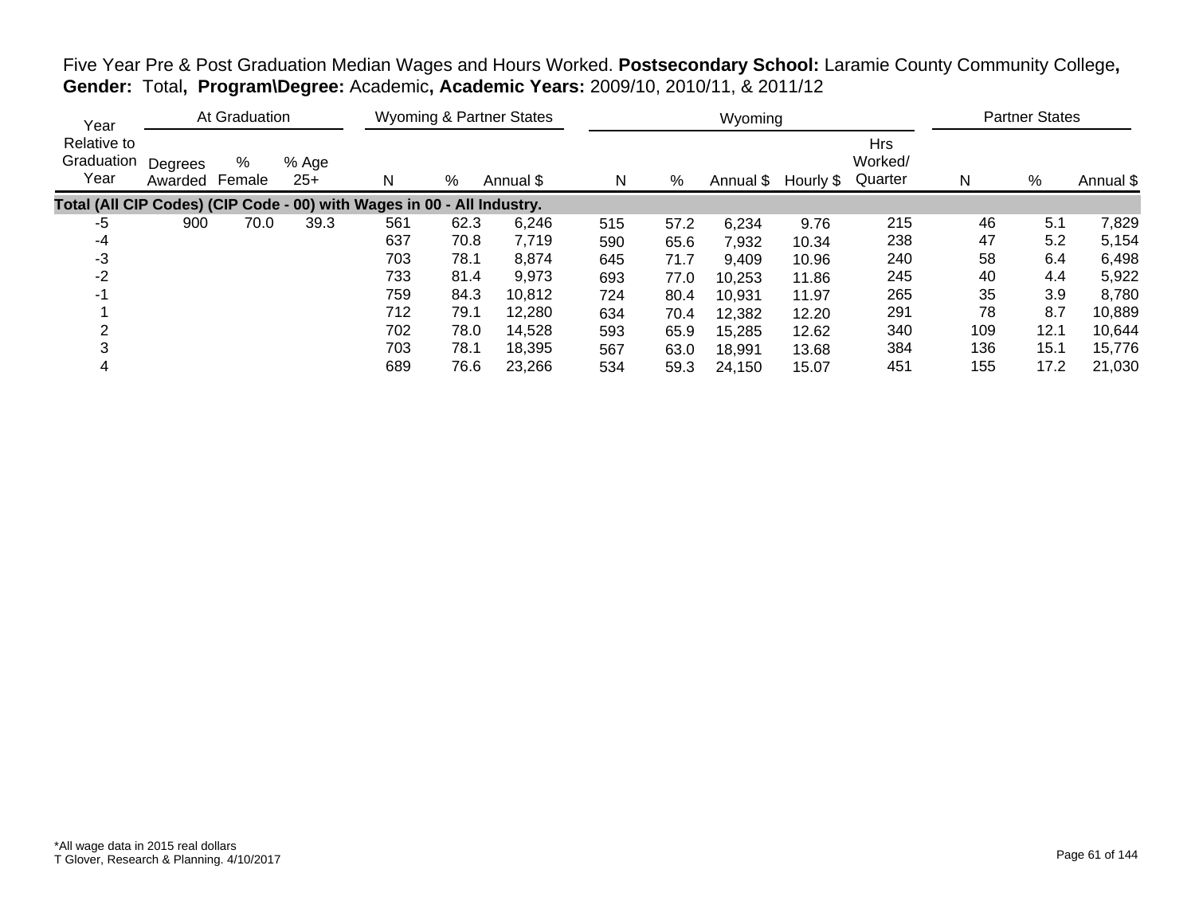Five Year Pre & Post Graduation Median Wages and Hours Worked. **Postsecondary School:** Laramie County Community College**, Gender:** Total**, Program\Degree:** Academic**, Academic Years:** 2009/10, 2010/11, & 2011/12

| Year Relative to Graduation Year | At Graduation | | | Wyoming & Partner States | | | Wyoming | | | | | Partner States | | |
|---|---|---|---|---|---|---|---|---|---|---|---|---|---|---|
| | Degrees Awarded | % Female | % Age 25+ | N | % | Annual $ | N | % | Annual $ | Hourly $ | Hrs Worked/ Quarter | N | % | Annual $ |
| **Total (All CIP Codes) (CIP Code - 00) with Wages in 00 - All Industry.** | | | | | | | | | | | | | | |
| -5 | 900 | 70.0 | 39.3 | 561 | 62.3 | 6,246 | 515 | 57.2 | 6,234 | 9.76 | 215 | 46 | 5.1 | 7,829 |
| -4 | | | | 637 | 70.8 | 7,719 | 590 | 65.6 | 7,932 | 10.34 | 238 | 47 | 5.2 | 5,154 |
| -3 | | | | 703 | 78.1 | 8,874 | 645 | 71.7 | 9,409 | 10.96 | 240 | 58 | 6.4 | 6,498 |
| -2 | | | | 733 | 81.4 | 9,973 | 693 | 77.0 | 10,253 | 11.86 | 245 | 40 | 4.4 | 5,922 |
| -1 | | | | 759 | 84.3 | 10,812 | 724 | 80.4 | 10,931 | 11.97 | 265 | 35 | 3.9 | 8,780 |
| 1 | | | | 712 | 79.1 | 12,280 | 634 | 70.4 | 12,382 | 12.20 | 291 | 78 | 8.7 | 10,889 |
| 2 | | | | 702 | 78.0 | 14,528 | 593 | 65.9 | 15,285 | 12.62 | 340 | 109 | 12.1 | 10,644 |
| 3 | | | | 703 | 78.1 | 18,395 | 567 | 63.0 | 18,991 | 13.68 | 384 | 136 | 15.1 | 15,776 |
| 4 | | | | 689 | 76.6 | 23,266 | 534 | 59.3 | 24,150 | 15.07 | 451 | 155 | 17.2 | 21,030 |

*All wage data in 2015 real dollars
T Glover, Research & Planning. 4/10/2017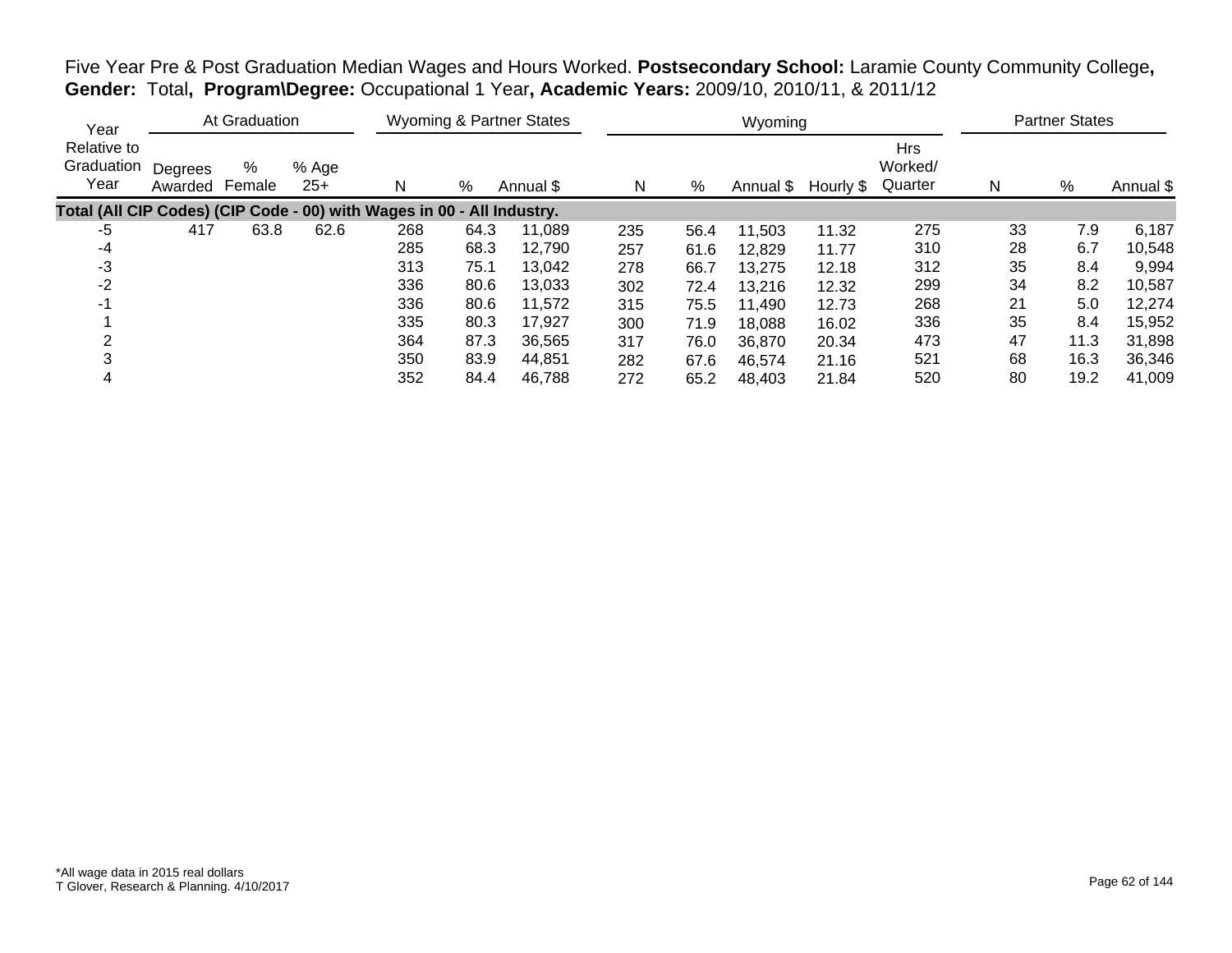Five Year Pre & Post Graduation Median Wages and Hours Worked. **Postsecondary School:** Laramie County Community College**, Gender:** Total**, Program\Degree:** Occupational 1 Year**, Academic Years:** 2009/10, 2010/11, & 2011/12

| Year | At Graduation | | | Wyoming & Partner States | | | Wyoming | | | | | Partner States | | |
|---|---|---|---|---|---|---|---|---|---|---|---|---|---|---|
| Year Relative to Graduation Year | Degrees Awarded | % Female | % Age 25+ | N | % | Annual $ | N | % | Annual $ | Hourly $ | Hrs Worked/ Quarter | N | % | Annual $ |
| **Total (All CIP Codes) (CIP Code - 00) with Wages in 00 - All Industry.** | | | | | | | | | | | | | | |
| -5 | 417 | 63.8 | 62.6 | 268 | 64.3 | 11,089 | 235 | 56.4 | 11,503 | 11.32 | 275 | 33 | 7.9 | 6,187 |
| -4 | | | | 285 | 68.3 | 12,790 | 257 | 61.6 | 12,829 | 11.77 | 310 | 28 | 6.7 | 10,548 |
| -3 | | | | 313 | 75.1 | 13,042 | 278 | 66.7 | 13,275 | 12.18 | 312 | 35 | 8.4 | 9,994 |
| -2 | | | | 336 | 80.6 | 13,033 | 302 | 72.4 | 13,216 | 12.32 | 299 | 34 | 8.2 | 10,587 |
| -1 | | | | 336 | 80.6 | 11,572 | 315 | 75.5 | 11,490 | 12.73 | 268 | 21 | 5.0 | 12,274 |
| 1 | | | | 335 | 80.3 | 17,927 | 300 | 71.9 | 18,088 | 16.02 | 336 | 35 | 8.4 | 15,952 |
| 2 | | | | 364 | 87.3 | 36,565 | 317 | 76.0 | 36,870 | 20.34 | 473 | 47 | 11.3 | 31,898 |
| 3 | | | | 350 | 83.9 | 44,851 | 282 | 67.6 | 46,574 | 21.16 | 521 | 68 | 16.3 | 36,346 |
| 4 | | | | 352 | 84.4 | 46,788 | 272 | 65.2 | 48,403 | 21.84 | 520 | 80 | 19.2 | 41,009 |

*All wage data in 2015 real dollars
T Glover, Research & Planning. 4/10/2017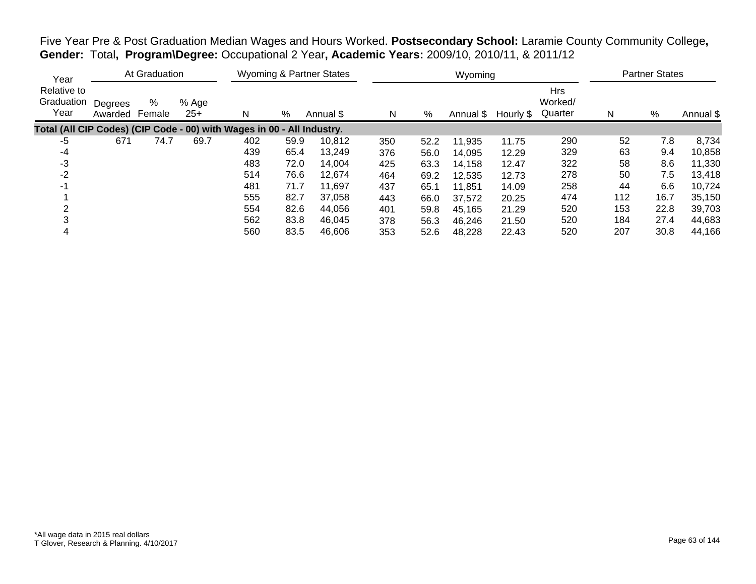Five Year Pre & Post Graduation Median Wages and Hours Worked. **Postsecondary School:** Laramie County Community College**, Gender:** Total**, Program\Degree:** Occupational 2 Year**, Academic Years:** 2009/10, 2010/11, & 2011/12

| Year | At Graduation | | | Wyoming & Partner States | | | Wyoming | | | | | Partner States | | |
|---|---|---|---|---|---|---|---|---|---|---|---|---|---|---|
| Relative to Graduation Year | Degrees Awarded | % Female | % Age 25+ | N | % | Annual $ | N | % | Annual $ | Hourly $ | Hrs Worked/ Quarter | N | % | Annual $ |
| **Total (All CIP Codes) (CIP Code - 00) with Wages in 00 - All Industry.** | | | | | | | | | | | | | | |
| -5 | 671 | 74.7 | 69.7 | 402 | 59.9 | 10,812 | 350 | 52.2 | 11,935 | 11.75 | 290 | 52 | 7.8 | 8,734 |
| -4 | | | | 439 | 65.4 | 13,249 | 376 | 56.0 | 14,095 | 12.29 | 329 | 63 | 9.4 | 10,858 |
| -3 | | | | 483 | 72.0 | 14,004 | 425 | 63.3 | 14,158 | 12.47 | 322 | 58 | 8.6 | 11,330 |
| -2 | | | | 514 | 76.6 | 12,674 | 464 | 69.2 | 12,535 | 12.73 | 278 | 50 | 7.5 | 13,418 |
| -1 | | | | 481 | 71.7 | 11,697 | 437 | 65.1 | 11,851 | 14.09 | 258 | 44 | 6.6 | 10,724 |
| 1 | | | | 555 | 82.7 | 37,058 | 443 | 66.0 | 37,572 | 20.25 | 474 | 112 | 16.7 | 35,150 |
| 2 | | | | 554 | 82.6 | 44,056 | 401 | 59.8 | 45,165 | 21.29 | 520 | 153 | 22.8 | 39,703 |
| 3 | | | | 562 | 83.8 | 46,045 | 378 | 56.3 | 46,246 | 21.50 | 520 | 184 | 27.4 | 44,683 |
| 4 | | | | 560 | 83.5 | 46,606 | 353 | 52.6 | 48,228 | 22.43 | 520 | 207 | 30.8 | 44,166 |

*All wage data in 2015 real dollars
T Glover, Research & Planning. 4/10/2017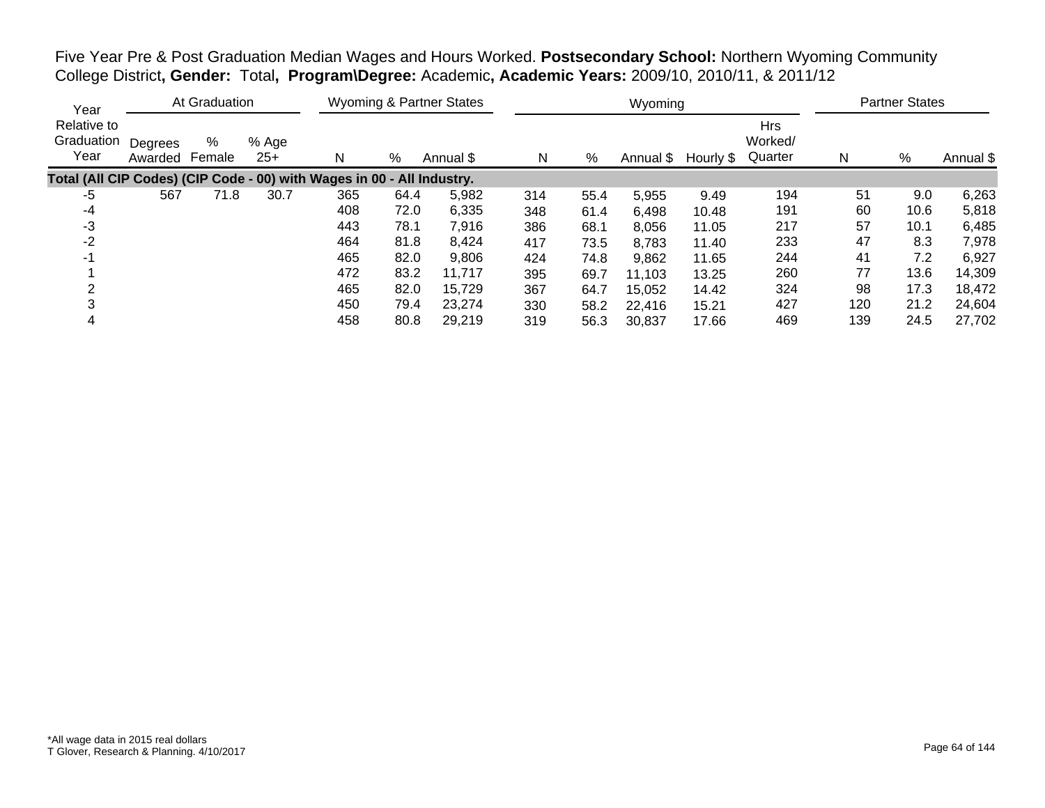Five Year Pre & Post Graduation Median Wages and Hours Worked. **Postsecondary School:** Northern Wyoming Community College District**, Gender:** Total**, Program\Degree:** Academic**, Academic Years:** 2009/10, 2010/11, & 2011/12

| Year | At Graduation | | | Wyoming & Partner States | | | Wyoming | | | | | Partner States | | |
|---|---|---|---|---|---|---|---|---|---|---|---|---|---|---|
| Relative to Graduation Year | Degrees Awarded | % Female | % Age 25+ | N | % | Annual $ | N | % | Annual $ | Hourly $ | Hrs Worked/ Quarter | N | % | Annual $ |
| **Total (All CIP Codes) (CIP Code - 00) with Wages in 00 - All Industry.** | | | | | | | | | | | | | | |
| -5 | 567 | 71.8 | 30.7 | 365 | 64.4 | 5,982 | 314 | 55.4 | 5,955 | 9.49 | 194 | 51 | 9.0 | 6,263 |
| -4 | | | | 408 | 72.0 | 6,335 | 348 | 61.4 | 6,498 | 10.48 | 191 | 60 | 10.6 | 5,818 |
| -3 | | | | 443 | 78.1 | 7,916 | 386 | 68.1 | 8,056 | 11.05 | 217 | 57 | 10.1 | 6,485 |
| -2 | | | | 464 | 81.8 | 8,424 | 417 | 73.5 | 8,783 | 11.40 | 233 | 47 | 8.3 | 7,978 |
| -1 | | | | 465 | 82.0 | 9,806 | 424 | 74.8 | 9,862 | 11.65 | 244 | 41 | 7.2 | 6,927 |
| 1 | | | | 472 | 83.2 | 11,717 | 395 | 69.7 | 11,103 | 13.25 | 260 | 77 | 13.6 | 14,309 |
| 2 | | | | 465 | 82.0 | 15,729 | 367 | 64.7 | 15,052 | 14.42 | 324 | 98 | 17.3 | 18,472 |
| 3 | | | | 450 | 79.4 | 23,274 | 330 | 58.2 | 22,416 | 15.21 | 427 | 120 | 21.2 | 24,604 |
| 4 | | | | 458 | 80.8 | 29,219 | 319 | 56.3 | 30,837 | 17.66 | 469 | 139 | 24.5 | 27,702 |

*All wage data in 2015 real dollars
T Glover, Research & Planning. 4/10/2017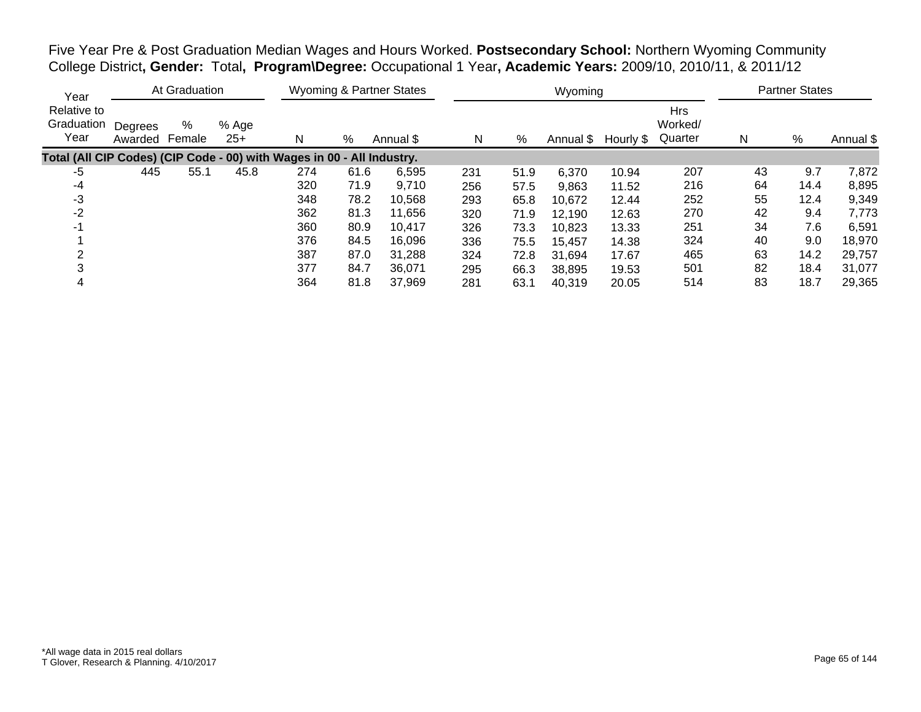Five Year Pre & Post Graduation Median Wages and Hours Worked. **Postsecondary School:** Northern Wyoming Community College District**, Gender:** Total**, Program\Degree:** Occupational 1 Year**, Academic Years:** 2009/10, 2010/11, & 2011/12

| Year | At Graduation | | | Wyoming & Partner States | | | Wyoming | | | | | Partner States | | |
|---|---|---|---|---|---|---|---|---|---|---|---|---|---|---|
| Relative to Graduation Year | Degrees Awarded | % Female | % Age 25+ | N | % | Annual $ | N | % | Annual $ | Hourly $ | Hrs Worked/ Quarter | N | % | Annual $ |
| **Total (All CIP Codes) (CIP Code - 00) with Wages in 00 - All Industry.** | | | | | | | | | | | | | | |
| -5 | 445 | 55.1 | 45.8 | 274 | 61.6 | 6,595 | 231 | 51.9 | 6,370 | 10.94 | 207 | 43 | 9.7 | 7,872 |
| -4 | | | | 320 | 71.9 | 9,710 | 256 | 57.5 | 9,863 | 11.52 | 216 | 64 | 14.4 | 8,895 |
| -3 | | | | 348 | 78.2 | 10,568 | 293 | 65.8 | 10,672 | 12.44 | 252 | 55 | 12.4 | 9,349 |
| -2 | | | | 362 | 81.3 | 11,656 | 320 | 71.9 | 12,190 | 12.63 | 270 | 42 | 9.4 | 7,773 |
| -1 | | | | 360 | 80.9 | 10,417 | 326 | 73.3 | 10,823 | 13.33 | 251 | 34 | 7.6 | 6,591 |
| 1 | | | | 376 | 84.5 | 16,096 | 336 | 75.5 | 15,457 | 14.38 | 324 | 40 | 9.0 | 18,970 |
| 2 | | | | 387 | 87.0 | 31,288 | 324 | 72.8 | 31,694 | 17.67 | 465 | 63 | 14.2 | 29,757 |
| 3 | | | | 377 | 84.7 | 36,071 | 295 | 66.3 | 38,895 | 19.53 | 501 | 82 | 18.4 | 31,077 |
| 4 | | | | 364 | 81.8 | 37,969 | 281 | 63.1 | 40,319 | 20.05 | 514 | 83 | 18.7 | 29,365 |

*All wage data in 2015 real dollars
T Glover, Research & Planning. 4/10/2017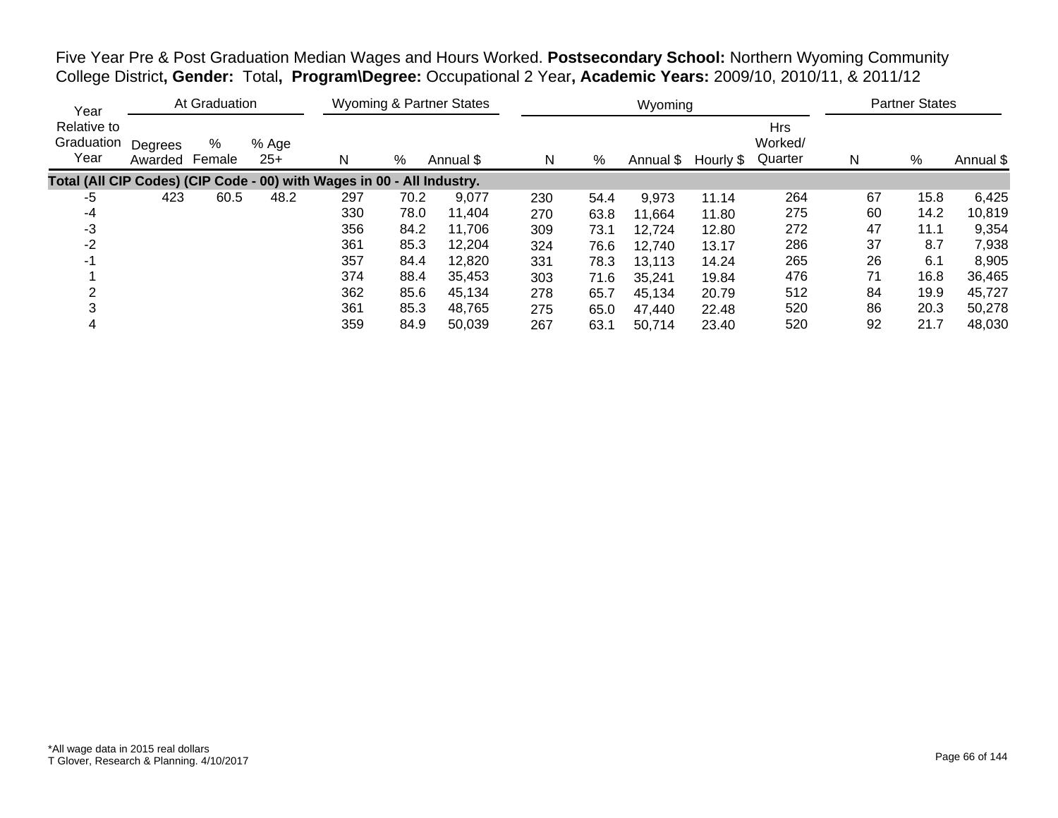Five Year Pre & Post Graduation Median Wages and Hours Worked. **Postsecondary School:** Northern Wyoming Community College District**, Gender:** Total**, Program\Degree:** Occupational 2 Year**, Academic Years:** 2009/10, 2010/11, & 2011/12

| Year | At Graduation | | | Wyoming & Partner States | | | Wyoming | | | | | Partner States | | |
|---|---|---|---|---|---|---|---|---|---|---|---|---|---|---|
| Relative to Graduation Year | Degrees Awarded | % Female | % Age 25+ | N | % | Annual $ | N | % | Annual $ | Hourly $ | Hrs Worked/ Quarter | N | % | Annual $ |
| **Total (All CIP Codes) (CIP Code - 00) with Wages in 00 - All Industry.** | | | | | | | | | | | | | | |
| -5 | 423 | 60.5 | 48.2 | 297 | 70.2 | 9,077 | 230 | 54.4 | 9,973 | 11.14 | 264 | 67 | 15.8 | 6,425 |
| -4 | | | | 330 | 78.0 | 11,404 | 270 | 63.8 | 11,664 | 11.80 | 275 | 60 | 14.2 | 10,819 |
| -3 | | | | 356 | 84.2 | 11,706 | 309 | 73.1 | 12,724 | 12.80 | 272 | 47 | 11.1 | 9,354 |
| -2 | | | | 361 | 85.3 | 12,204 | 324 | 76.6 | 12,740 | 13.17 | 286 | 37 | 8.7 | 7,938 |
| -1 | | | | 357 | 84.4 | 12,820 | 331 | 78.3 | 13,113 | 14.24 | 265 | 26 | 6.1 | 8,905 |
| 1 | | | | 374 | 88.4 | 35,453 | 303 | 71.6 | 35,241 | 19.84 | 476 | 71 | 16.8 | 36,465 |
| 2 | | | | 362 | 85.6 | 45,134 | 278 | 65.7 | 45,134 | 20.79 | 512 | 84 | 19.9 | 45,727 |
| 3 | | | | 361 | 85.3 | 48,765 | 275 | 65.0 | 47,440 | 22.48 | 520 | 86 | 20.3 | 50,278 |
| 4 | | | | 359 | 84.9 | 50,039 | 267 | 63.1 | 50,714 | 23.40 | 520 | 92 | 21.7 | 48,030 |

*All wage data in 2015 real dollars
T Glover, Research & Planning. 4/10/2017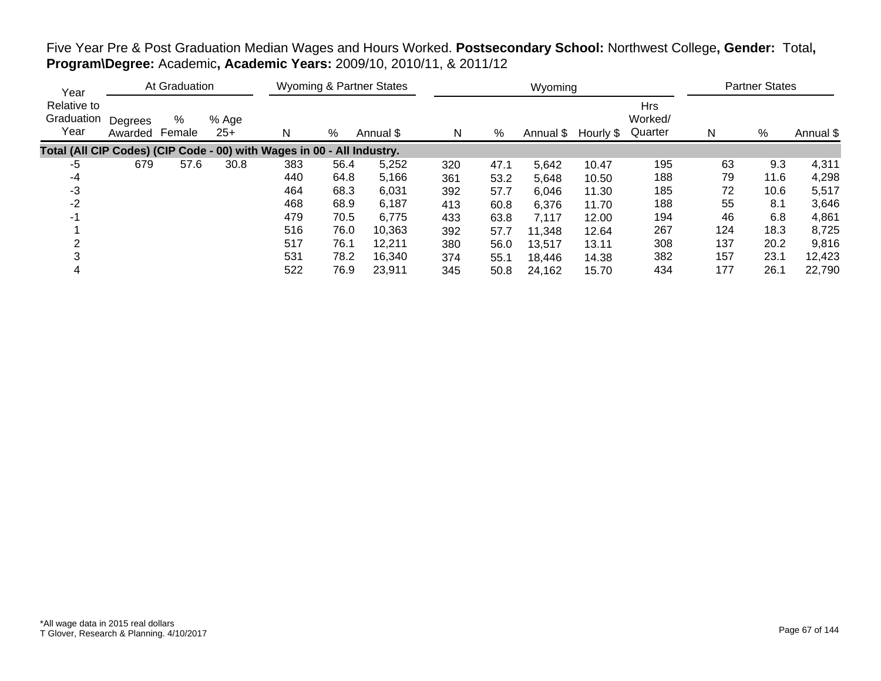Five Year Pre & Post Graduation Median Wages and Hours Worked. **Postsecondary School:** Northwest College**, Gender:** Total**, Program\Degree:** Academic**, Academic Years:** 2009/10, 2010/11, & 2011/12

| Year Relative to Graduation Year | At Graduation | | | Wyoming & Partner States | | | Wyoming | | | | | Partner States | | |
|---|---|---|---|---|---|---|---|---|---|---|---|---|---|---|
| | Degrees Awarded | % Female | % Age 25+ | N | % | Annual $ | N | % | Annual $ | Hourly $ | Hrs Worked/ Quarter | N | % | Annual $ |
| **Total (All CIP Codes) (CIP Code - 00) with Wages in 00 - All Industry.** | | | | | | | | | | | | | | |
| -5 | 679 | 57.6 | 30.8 | 383 | 56.4 | 5,252 | 320 | 47.1 | 5,642 | 10.47 | 195 | 63 | 9.3 | 4,311 |
| -4 | | | | 440 | 64.8 | 5,166 | 361 | 53.2 | 5,648 | 10.50 | 188 | 79 | 11.6 | 4,298 |
| -3 | | | | 464 | 68.3 | 6,031 | 392 | 57.7 | 6,046 | 11.30 | 185 | 72 | 10.6 | 5,517 |
| -2 | | | | 468 | 68.9 | 6,187 | 413 | 60.8 | 6,376 | 11.70 | 188 | 55 | 8.1 | 3,646 |
| -1 | | | | 479 | 70.5 | 6,775 | 433 | 63.8 | 7,117 | 12.00 | 194 | 46 | 6.8 | 4,861 |
| 1 | | | | 516 | 76.0 | 10,363 | 392 | 57.7 | 11,348 | 12.64 | 267 | 124 | 18.3 | 8,725 |
| 2 | | | | 517 | 76.1 | 12,211 | 380 | 56.0 | 13,517 | 13.11 | 308 | 137 | 20.2 | 9,816 |
| 3 | | | | 531 | 78.2 | 16,340 | 374 | 55.1 | 18,446 | 14.38 | 382 | 157 | 23.1 | 12,423 |
| 4 | | | | 522 | 76.9 | 23,911 | 345 | 50.8 | 24,162 | 15.70 | 434 | 177 | 26.1 | 22,790 |

*All wage data in 2015 real dollars
T Glover, Research & Planning. 4/10/2017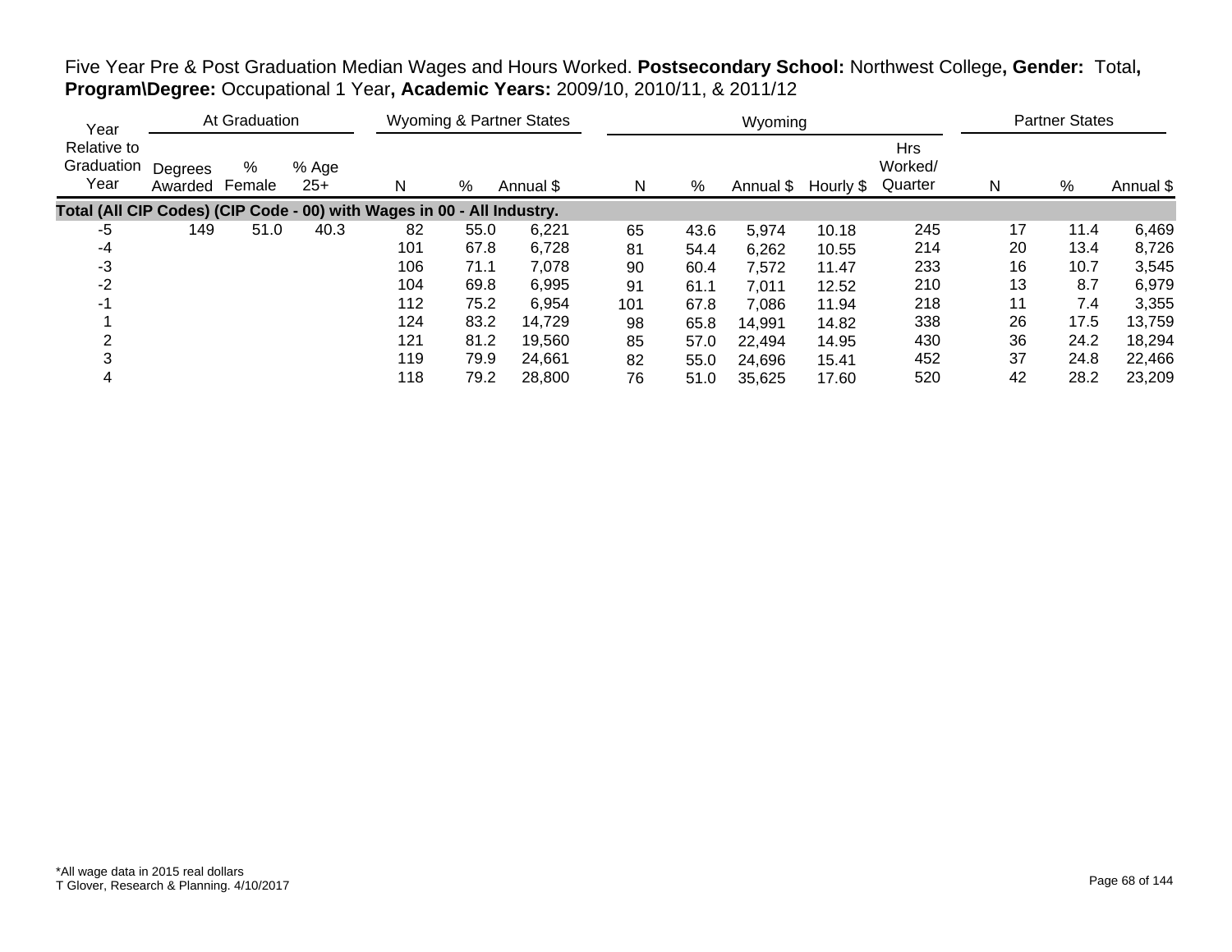Five Year Pre & Post Graduation Median Wages and Hours Worked. **Postsecondary School:** Northwest College**, Gender:** Total**, Program\Degree:** Occupational 1 Year**, Academic Years:** 2009/10, 2010/11, & 2011/12

| Year Relative to Graduation Year | At Graduation | | | Wyoming & Partner States | | | Wyoming | | | | | Partner States | | |
|---|---|---|---|---|---|---|---|---|---|---|---|---|---|---|
| | Degrees Awarded | % Female | % Age 25+ | N | % | Annual $ | N | % | Annual $ | Hourly $ | Hrs Worked/ Quarter | N | % | Annual $ |
| **Total (All CIP Codes) (CIP Code - 00) with Wages in 00 - All Industry.** | | | | | | | | | | | | | | |
| -5 | 149 | 51.0 | 40.3 | 82 | 55.0 | 6,221 | 65 | 43.6 | 5,974 | 10.18 | 245 | 17 | 11.4 | 6,469 |
| -4 | | | | 101 | 67.8 | 6,728 | 81 | 54.4 | 6,262 | 10.55 | 214 | 20 | 13.4 | 8,726 |
| -3 | | | | 106 | 71.1 | 7,078 | 90 | 60.4 | 7,572 | 11.47 | 233 | 16 | 10.7 | 3,545 |
| -2 | | | | 104 | 69.8 | 6,995 | 91 | 61.1 | 7,011 | 12.52 | 210 | 13 | 8.7 | 6,979 |
| -1 | | | | 112 | 75.2 | 6,954 | 101 | 67.8 | 7,086 | 11.94 | 218 | 11 | 7.4 | 3,355 |
| 1 | | | | 124 | 83.2 | 14,729 | 98 | 65.8 | 14,991 | 14.82 | 338 | 26 | 17.5 | 13,759 |
| 2 | | | | 121 | 81.2 | 19,560 | 85 | 57.0 | 22,494 | 14.95 | 430 | 36 | 24.2 | 18,294 |
| 3 | | | | 119 | 79.9 | 24,661 | 82 | 55.0 | 24,696 | 15.41 | 452 | 37 | 24.8 | 22,466 |
| 4 | | | | 118 | 79.2 | 28,800 | 76 | 51.0 | 35,625 | 17.60 | 520 | 42 | 28.2 | 23,209 |

*All wage data in 2015 real dollars
T Glover, Research & Planning. 4/10/2017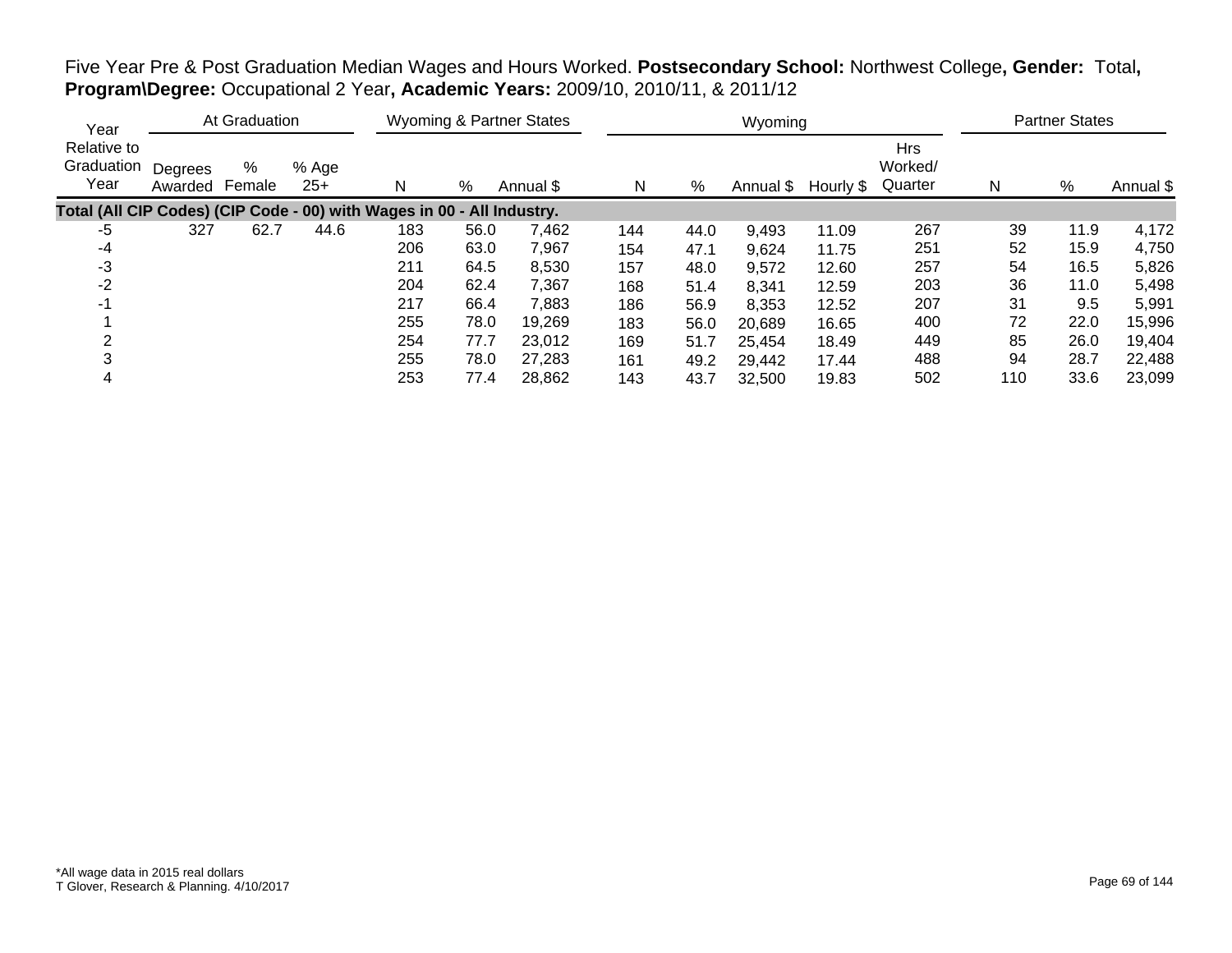Five Year Pre & Post Graduation Median Wages and Hours Worked. **Postsecondary School:** Northwest College**, Gender:** Total**, Program\Degree:** Occupational 2 Year**, Academic Years:** 2009/10, 2010/11, & 2011/12

| Year | At Graduation | | | Wyoming & Partner States | | | Wyoming | | | | | Partner States | | |
|---|---|---|---|---|---|---|---|---|---|---|---|---|---|---|
| Relative to Graduation Year | Degrees Awarded | % Female | % Age 25+ | N | % | Annual $ | N | % | Annual $ | Hourly $ | Hrs Worked/ Quarter | N | % | Annual $ |
| **Total (All CIP Codes) (CIP Code - 00) with Wages in 00 - All Industry.** | | | | | | | | | | | | | | |
| -5 | 327 | 62.7 | 44.6 | 183 | 56.0 | 7,462 | 144 | 44.0 | 9,493 | 11.09 | 267 | 39 | 11.9 | 4,172 |
| -4 | | | | 206 | 63.0 | 7,967 | 154 | 47.1 | 9,624 | 11.75 | 251 | 52 | 15.9 | 4,750 |
| -3 | | | | 211 | 64.5 | 8,530 | 157 | 48.0 | 9,572 | 12.60 | 257 | 54 | 16.5 | 5,826 |
| -2 | | | | 204 | 62.4 | 7,367 | 168 | 51.4 | 8,341 | 12.59 | 203 | 36 | 11.0 | 5,498 |
| -1 | | | | 217 | 66.4 | 7,883 | 186 | 56.9 | 8,353 | 12.52 | 207 | 31 | 9.5 | 5,991 |
| 1 | | | | 255 | 78.0 | 19,269 | 183 | 56.0 | 20,689 | 16.65 | 400 | 72 | 22.0 | 15,996 |
| 2 | | | | 254 | 77.7 | 23,012 | 169 | 51.7 | 25,454 | 18.49 | 449 | 85 | 26.0 | 19,404 |
| 3 | | | | 255 | 78.0 | 27,283 | 161 | 49.2 | 29,442 | 17.44 | 488 | 94 | 28.7 | 22,488 |
| 4 | | | | 253 | 77.4 | 28,862 | 143 | 43.7 | 32,500 | 19.83 | 502 | 110 | 33.6 | 23,099 |

*All wage data in 2015 real dollars
T Glover, Research & Planning. 4/10/2017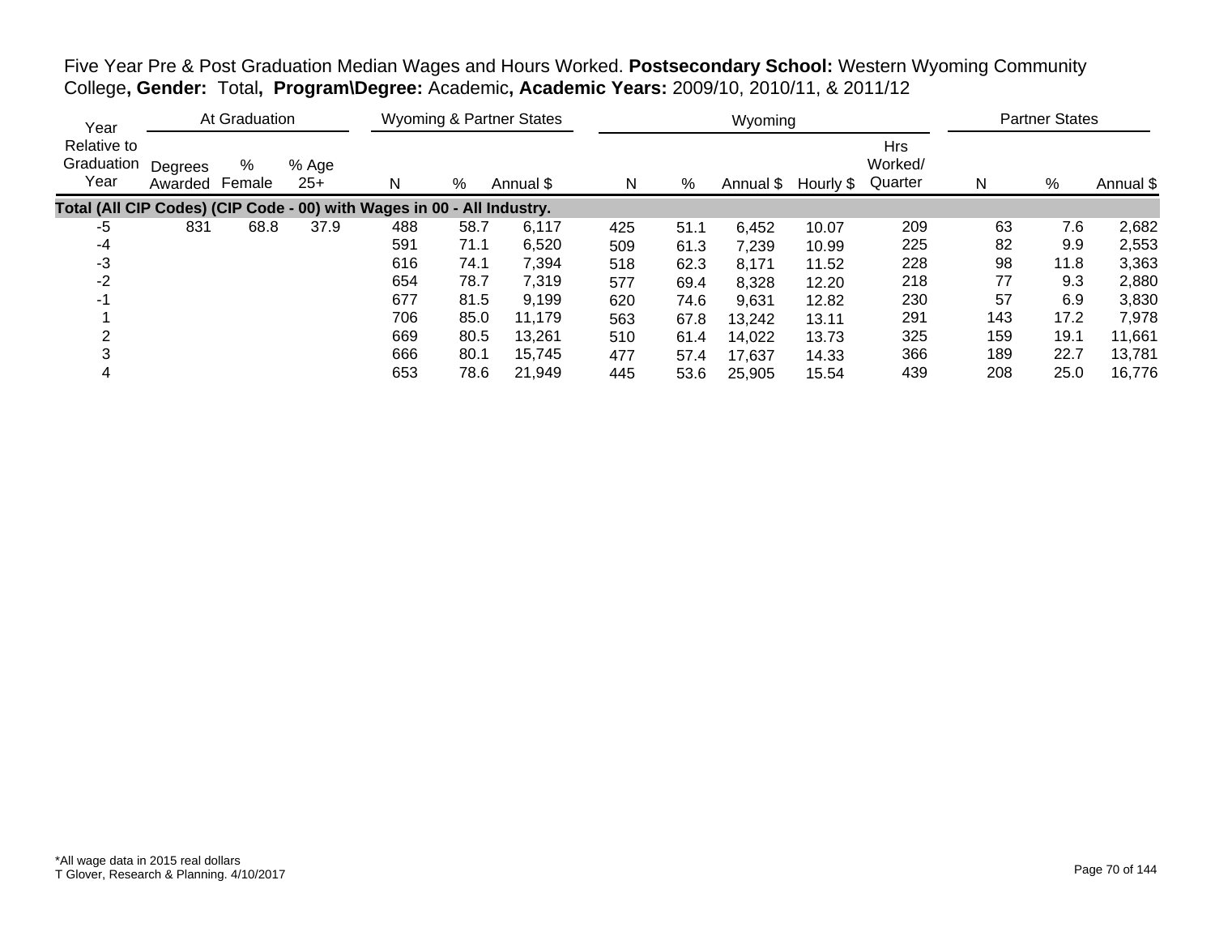Five Year Pre & Post Graduation Median Wages and Hours Worked. **Postsecondary School:** Western Wyoming Community College**, Gender:** Total**, Program\Degree:** Academic**, Academic Years:** 2009/10, 2010/11, & 2011/12

| Year | At Graduation | | | Wyoming & Partner States | | | Wyoming | | | | | Partner States | | |
|---|---|---|---|---|---|---|---|---|---|---|---|---|---|---|
| Relative to Graduation Year | Degrees Awarded | % Female | % Age 25+ | N | % | Annual $ | N | % | Annual $ | Hourly $ | Hrs Worked/ Quarter | N | % | Annual $ |
| **Total (All CIP Codes) (CIP Code - 00) with Wages in 00 - All Industry.** | | | | | | | | | | | | | | |
| -5 | 831 | 68.8 | 37.9 | 488 | 58.7 | 6,117 | 425 | 51.1 | 6,452 | 10.07 | 209 | 63 | 7.6 | 2,682 |
| -4 | | | | 591 | 71.1 | 6,520 | 509 | 61.3 | 7,239 | 10.99 | 225 | 82 | 9.9 | 2,553 |
| -3 | | | | 616 | 74.1 | 7,394 | 518 | 62.3 | 8,171 | 11.52 | 228 | 98 | 11.8 | 3,363 |
| -2 | | | | 654 | 78.7 | 7,319 | 577 | 69.4 | 8,328 | 12.20 | 218 | 77 | 9.3 | 2,880 |
| -1 | | | | 677 | 81.5 | 9,199 | 620 | 74.6 | 9,631 | 12.82 | 230 | 57 | 6.9 | 3,830 |
| 1 | | | | 706 | 85.0 | 11,179 | 563 | 67.8 | 13,242 | 13.11 | 291 | 143 | 17.2 | 7,978 |
| 2 | | | | 669 | 80.5 | 13,261 | 510 | 61.4 | 14,022 | 13.73 | 325 | 159 | 19.1 | 11,661 |
| 3 | | | | 666 | 80.1 | 15,745 | 477 | 57.4 | 17,637 | 14.33 | 366 | 189 | 22.7 | 13,781 |
| 4 | | | | 653 | 78.6 | 21,949 | 445 | 53.6 | 25,905 | 15.54 | 439 | 208 | 25.0 | 16,776 |

*All wage data in 2015 real dollars
T Glover, Research & Planning. 4/10/2017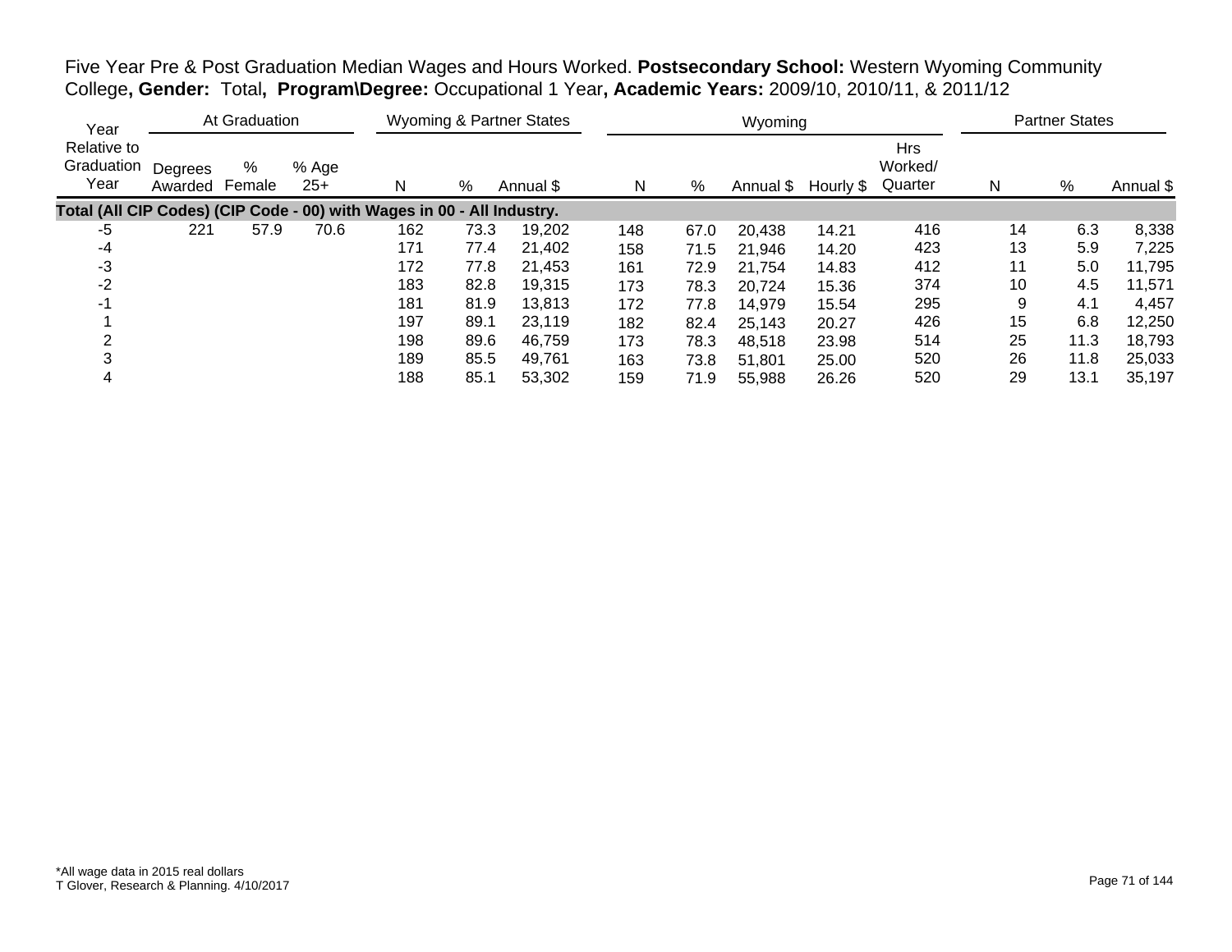Five Year Pre & Post Graduation Median Wages and Hours Worked. **Postsecondary School:** Western Wyoming Community College**, Gender:** Total**, Program\Degree:** Occupational 1 Year**, Academic Years:** 2009/10, 2010/11, & 2011/12

| Year | At Graduation | | | Wyoming & Partner States | | | Wyoming | | | | | Partner States | | |
|---|---|---|---|---|---|---|---|---|---|---|---|---|---|---|
| Relative to Graduation Year | Degrees Awarded | % Female | % Age 25+ | N | % | Annual $ | N | % | Annual $ | Hourly $ | Hrs Worked/ Quarter | N | % | Annual $ |
| **Total (All CIP Codes) (CIP Code - 00) with Wages in 00 - All Industry.** | | | | | | | | | | | | | | |
| -5 | 221 | 57.9 | 70.6 | 162 | 73.3 | 19,202 | 148 | 67.0 | 20,438 | 14.21 | 416 | 14 | 6.3 | 8,338 |
| -4 | | | | 171 | 77.4 | 21,402 | 158 | 71.5 | 21,946 | 14.20 | 423 | 13 | 5.9 | 7,225 |
| -3 | | | | 172 | 77.8 | 21,453 | 161 | 72.9 | 21,754 | 14.83 | 412 | 11 | 5.0 | 11,795 |
| -2 | | | | 183 | 82.8 | 19,315 | 173 | 78.3 | 20,724 | 15.36 | 374 | 10 | 4.5 | 11,571 |
| -1 | | | | 181 | 81.9 | 13,813 | 172 | 77.8 | 14,979 | 15.54 | 295 | 9 | 4.1 | 4,457 |
| 1 | | | | 197 | 89.1 | 23,119 | 182 | 82.4 | 25,143 | 20.27 | 426 | 15 | 6.8 | 12,250 |
| 2 | | | | 198 | 89.6 | 46,759 | 173 | 78.3 | 48,518 | 23.98 | 514 | 25 | 11.3 | 18,793 |
| 3 | | | | 189 | 85.5 | 49,761 | 163 | 73.8 | 51,801 | 25.00 | 520 | 26 | 11.8 | 25,033 |
| 4 | | | | 188 | 85.1 | 53,302 | 159 | 71.9 | 55,988 | 26.26 | 520 | 29 | 13.1 | 35,197 |

*All wage data in 2015 real dollars
T Glover, Research & Planning. 4/10/2017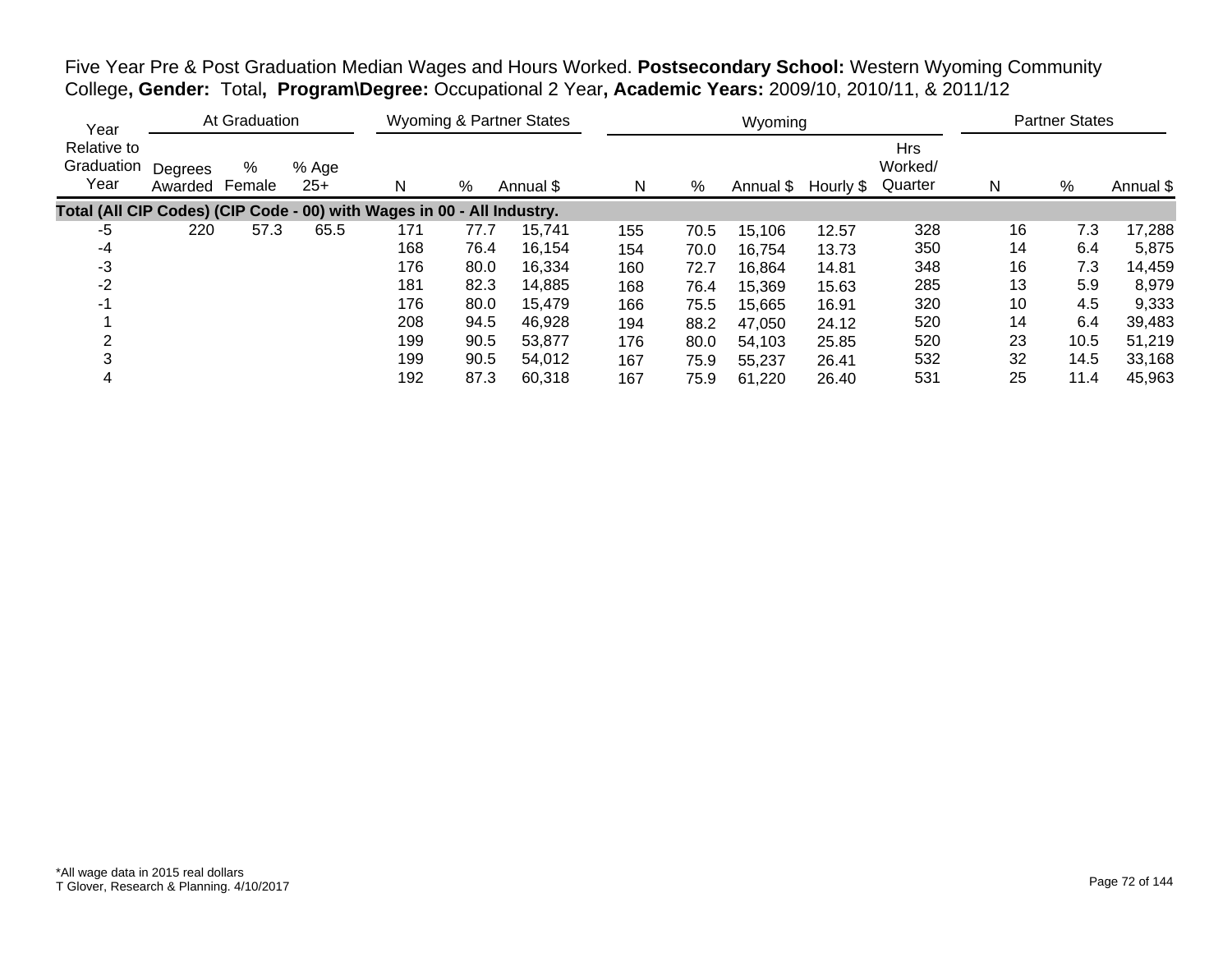Five Year Pre & Post Graduation Median Wages and Hours Worked. **Postsecondary School:** Western Wyoming Community College**, Gender:** Total**, Program\Degree:** Occupational 2 Year**, Academic Years:** 2009/10, 2010/11, & 2011/12

| Year | At Graduation | | | Wyoming & Partner States | | | Wyoming | | | | | Partner States | | |
|---|---|---|---|---|---|---|---|---|---|---|---|---|---|---|
| Relative to Graduation Year | Degrees Awarded | % Female | % Age 25+ | N | % | Annual $ | N | % | Annual $ | Hourly $ | Hrs Worked/ Quarter | N | % | Annual $ |
| **Total (All CIP Codes) (CIP Code - 00) with Wages in 00 - All Industry.** | | | | | | | | | | | | | | |
| -5 | 220 | 57.3 | 65.5 | 171 | 77.7 | 15,741 | 155 | 70.5 | 15,106 | 12.57 | 328 | 16 | 7.3 | 17,288 |
| -4 | | | | 168 | 76.4 | 16,154 | 154 | 70.0 | 16,754 | 13.73 | 350 | 14 | 6.4 | 5,875 |
| -3 | | | | 176 | 80.0 | 16,334 | 160 | 72.7 | 16,864 | 14.81 | 348 | 16 | 7.3 | 14,459 |
| -2 | | | | 181 | 82.3 | 14,885 | 168 | 76.4 | 15,369 | 15.63 | 285 | 13 | 5.9 | 8,979 |
| -1 | | | | 176 | 80.0 | 15,479 | 166 | 75.5 | 15,665 | 16.91 | 320 | 10 | 4.5 | 9,333 |
| 1 | | | | 208 | 94.5 | 46,928 | 194 | 88.2 | 47,050 | 24.12 | 520 | 14 | 6.4 | 39,483 |
| 2 | | | | 199 | 90.5 | 53,877 | 176 | 80.0 | 54,103 | 25.85 | 520 | 23 | 10.5 | 51,219 |
| 3 | | | | 199 | 90.5 | 54,012 | 167 | 75.9 | 55,237 | 26.41 | 532 | 32 | 14.5 | 33,168 |
| 4 | | | | 192 | 87.3 | 60,318 | 167 | 75.9 | 61,220 | 26.40 | 531 | 25 | 11.4 | 45,963 |

*All wage data in 2015 real dollars
T Glover, Research & Planning. 4/10/2017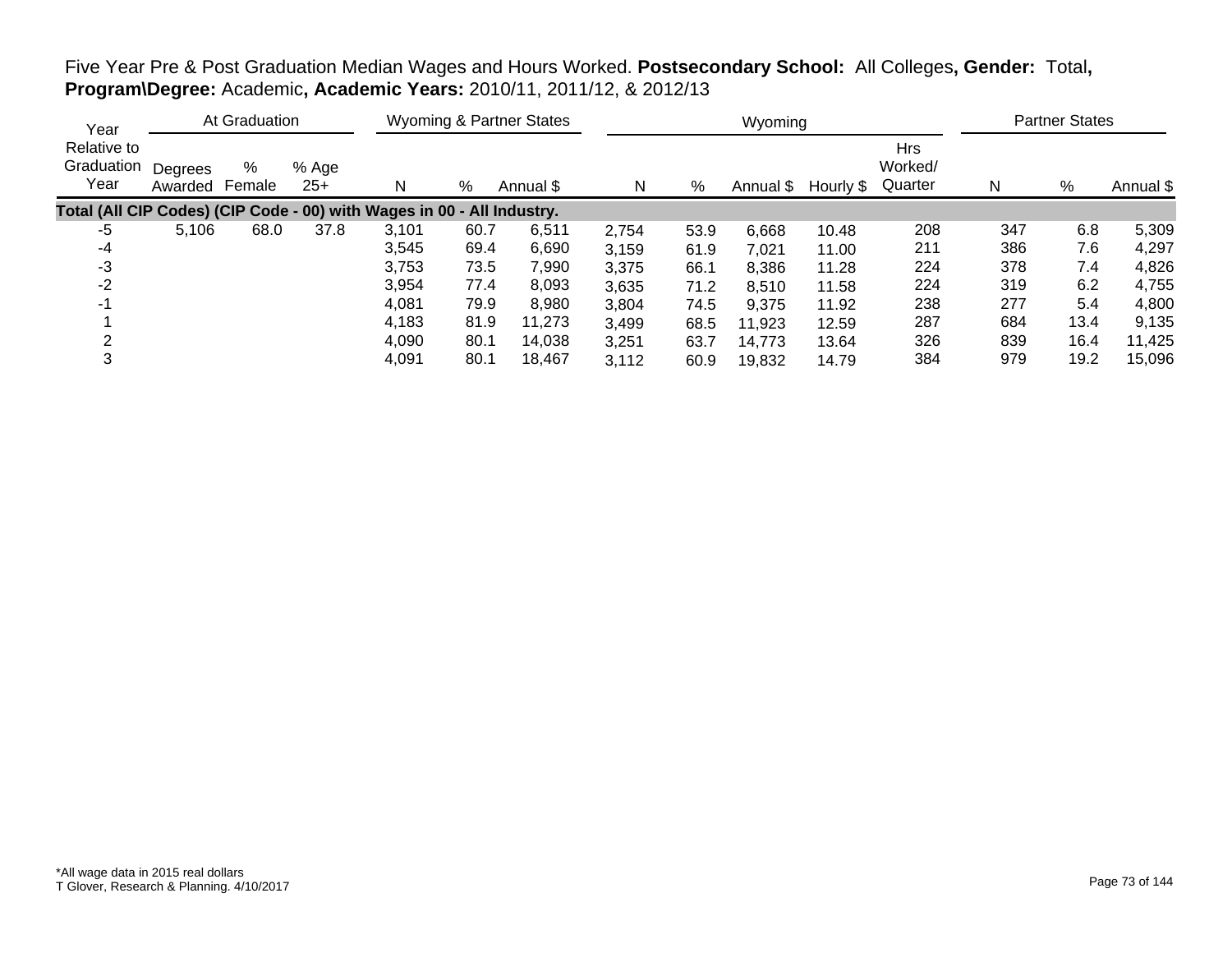Five Year Pre & Post Graduation Median Wages and Hours Worked. **Postsecondary School:** All Colleges**, Gender:** Total**, Program\Degree:** Academic**, Academic Years:** 2010/11, 2011/12, & 2012/13

| Year Relative to Graduation Year | At Graduation | | | Wyoming & Partner States | | | Wyoming | | | | | Partner States | | |
|---|---|---|---|---|---|---|---|---|---|---|---|---|---|---|
| | Degrees Awarded | % Female | % Age 25+ | N | % | Annual $ | N | % | Annual $ | Hourly $ | Hrs Worked/ Quarter | N | % | Annual $ |
| **Total (All CIP Codes) (CIP Code - 00) with Wages in 00 - All Industry.** | | | | | | | | | | | | | | |
| -5 | 5,106 | 68.0 | 37.8 | 3,101 | 60.7 | 6,511 | 2,754 | 53.9 | 6,668 | 10.48 | 208 | 347 | 6.8 | 5,309 |
| -4 | | | | 3,545 | 69.4 | 6,690 | 3,159 | 61.9 | 7,021 | 11.00 | 211 | 386 | 7.6 | 4,297 |
| -3 | | | | 3,753 | 73.5 | 7,990 | 3,375 | 66.1 | 8,386 | 11.28 | 224 | 378 | 7.4 | 4,826 |
| -2 | | | | 3,954 | 77.4 | 8,093 | 3,635 | 71.2 | 8,510 | 11.58 | 224 | 319 | 6.2 | 4,755 |
| -1 | | | | 4,081 | 79.9 | 8,980 | 3,804 | 74.5 | 9,375 | 11.92 | 238 | 277 | 5.4 | 4,800 |
| 1 | | | | 4,183 | 81.9 | 11,273 | 3,499 | 68.5 | 11,923 | 12.59 | 287 | 684 | 13.4 | 9,135 |
| 2 | | | | 4,090 | 80.1 | 14,038 | 3,251 | 63.7 | 14,773 | 13.64 | 326 | 839 | 16.4 | 11,425 |
| 3 | | | | 4,091 | 80.1 | 18,467 | 3,112 | 60.9 | 19,832 | 14.79 | 384 | 979 | 19.2 | 15,096 |

*All wage data in 2015 real dollars
T Glover, Research & Planning. 4/10/2017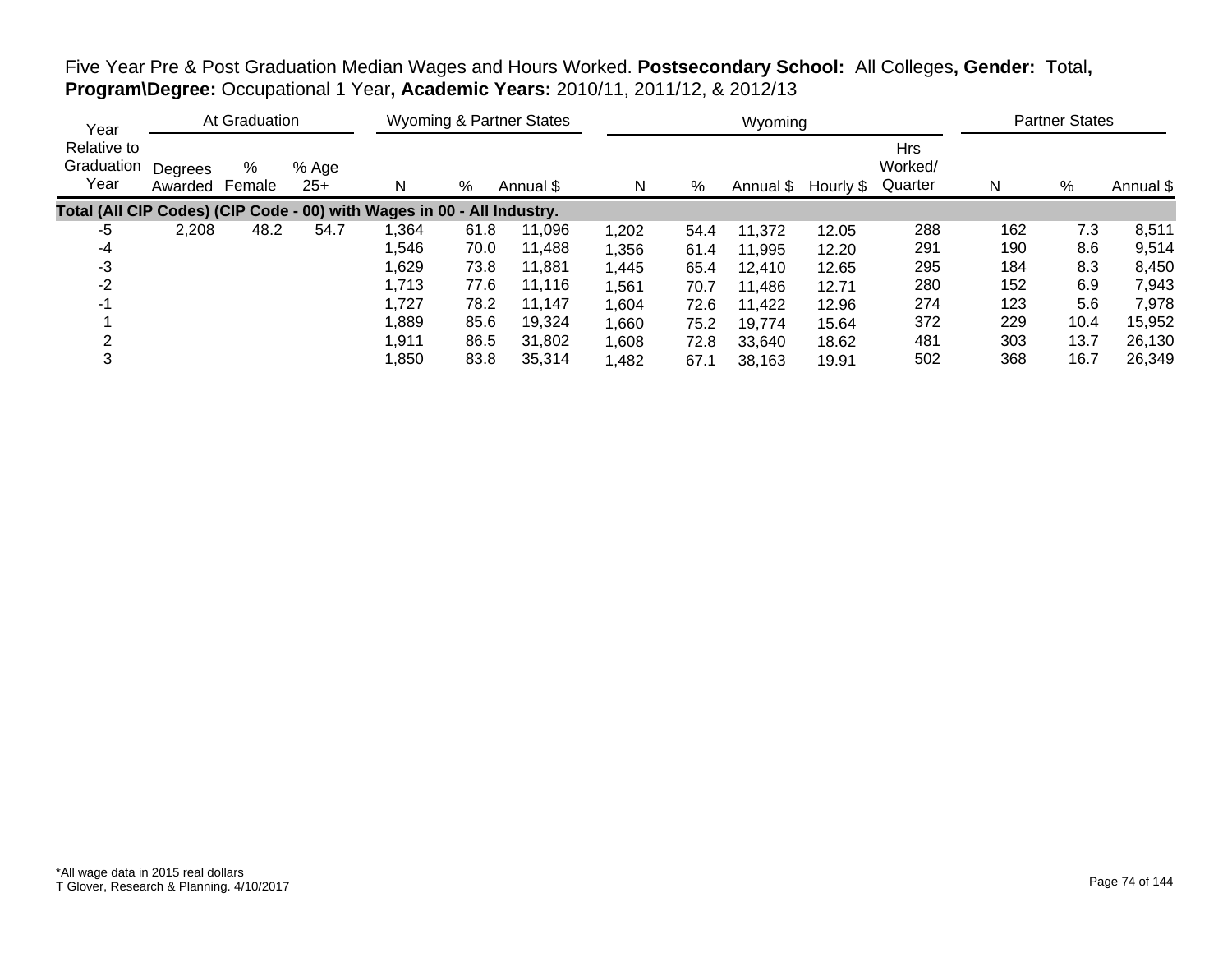Five Year Pre & Post Graduation Median Wages and Hours Worked. **Postsecondary School:** All Colleges**, Gender:** Total**, Program\Degree:** Occupational 1 Year**, Academic Years:** 2010/11, 2011/12, & 2012/13

| Year Relative to Graduation Year | At Graduation | | | Wyoming & Partner States | | | Wyoming | | | | | Partner States | | |
|---|---|---|---|---|---|---|---|---|---|---|---|---|---|---|
| | Degrees Awarded | % Female | % Age 25+ | N | % | Annual $ | N | % | Annual $ | Hourly $ | Hrs Worked/ Quarter | N | % | Annual $ |
| **Total (All CIP Codes) (CIP Code - 00) with Wages in 00 - All Industry.** | | | | | | | | | | | | | | |
| -5 | 2,208 | 48.2 | 54.7 | 1,364 | 61.8 | 11,096 | 1,202 | 54.4 | 11,372 | 12.05 | 288 | 162 | 7.3 | 8,511 |
| -4 | | | | 1,546 | 70.0 | 11,488 | 1,356 | 61.4 | 11,995 | 12.20 | 291 | 190 | 8.6 | 9,514 |
| -3 | | | | 1,629 | 73.8 | 11,881 | 1,445 | 65.4 | 12,410 | 12.65 | 295 | 184 | 8.3 | 8,450 |
| -2 | | | | 1,713 | 77.6 | 11,116 | 1,561 | 70.7 | 11,486 | 12.71 | 280 | 152 | 6.9 | 7,943 |
| -1 | | | | 1,727 | 78.2 | 11,147 | 1,604 | 72.6 | 11,422 | 12.96 | 274 | 123 | 5.6 | 7,978 |
| 1 | | | | 1,889 | 85.6 | 19,324 | 1,660 | 75.2 | 19,774 | 15.64 | 372 | 229 | 10.4 | 15,952 |
| 2 | | | | 1,911 | 86.5 | 31,802 | 1,608 | 72.8 | 33,640 | 18.62 | 481 | 303 | 13.7 | 26,130 |
| 3 | | | | 1,850 | 83.8 | 35,314 | 1,482 | 67.1 | 38,163 | 19.91 | 502 | 368 | 16.7 | 26,349 |

*All wage data in 2015 real dollars
T Glover, Research & Planning. 4/10/2017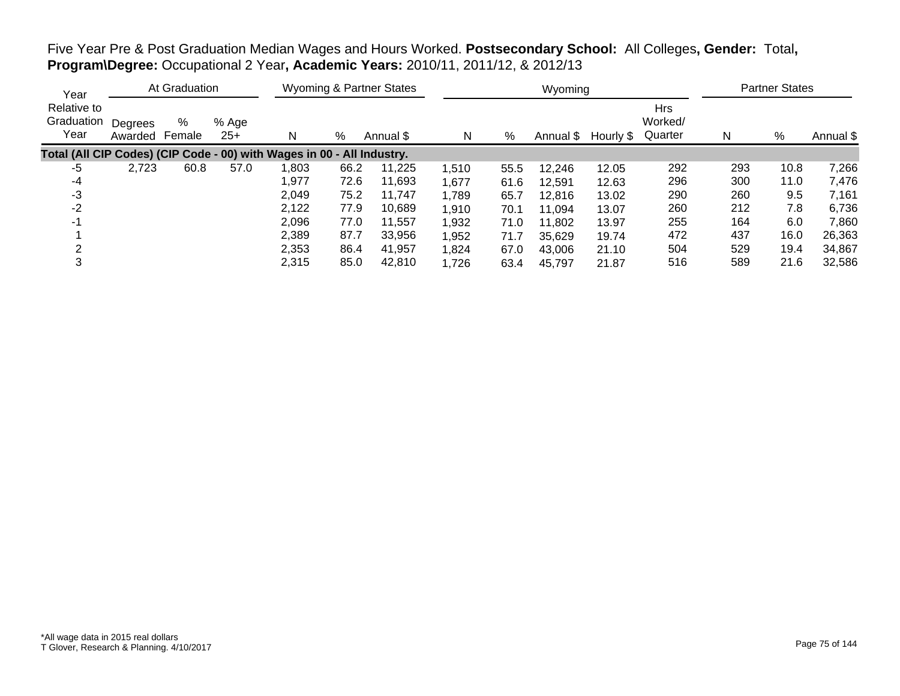Five Year Pre & Post Graduation Median Wages and Hours Worked. **Postsecondary School:** All Colleges**, Gender:** Total**, Program\Degree:** Occupational 2 Year**, Academic Years:** 2010/11, 2011/12, & 2012/13

| Year Relative to Graduation Year | At Graduation | | | Wyoming & Partner States | | | Wyoming | | | | | Partner States | | |
|---|---|---|---|---|---|---|---|---|---|---|---|---|---|---|
| | Degrees Awarded | % Female | % Age 25+ | N | % | Annual $ | N | % | Annual $ | Hourly $ | Hrs Worked/ Quarter | N | % | Annual $ |
| **Total (All CIP Codes) (CIP Code - 00) with Wages in 00 - All Industry.** | | | | | | | | | | | | | | |
| -5 | 2,723 | 60.8 | 57.0 | 1,803 | 66.2 | 11,225 | 1,510 | 55.5 | 12,246 | 12.05 | 292 | 293 | 10.8 | 7,266 |
| -4 | | | | 1,977 | 72.6 | 11,693 | 1,677 | 61.6 | 12,591 | 12.63 | 296 | 300 | 11.0 | 7,476 |
| -3 | | | | 2,049 | 75.2 | 11,747 | 1,789 | 65.7 | 12,816 | 13.02 | 290 | 260 | 9.5 | 7,161 |
| -2 | | | | 2,122 | 77.9 | 10,689 | 1,910 | 70.1 | 11,094 | 13.07 | 260 | 212 | 7.8 | 6,736 |
| -1 | | | | 2,096 | 77.0 | 11,557 | 1,932 | 71.0 | 11,802 | 13.97 | 255 | 164 | 6.0 | 7,860 |
| 1 | | | | 2,389 | 87.7 | 33,956 | 1,952 | 71.7 | 35,629 | 19.74 | 472 | 437 | 16.0 | 26,363 |
| 2 | | | | 2,353 | 86.4 | 41,957 | 1,824 | 67.0 | 43,006 | 21.10 | 504 | 529 | 19.4 | 34,867 |
| 3 | | | | 2,315 | 85.0 | 42,810 | 1,726 | 63.4 | 45,797 | 21.87 | 516 | 589 | 21.6 | 32,586 |

*All wage data in 2015 real dollars
T Glover, Research & Planning. 4/10/2017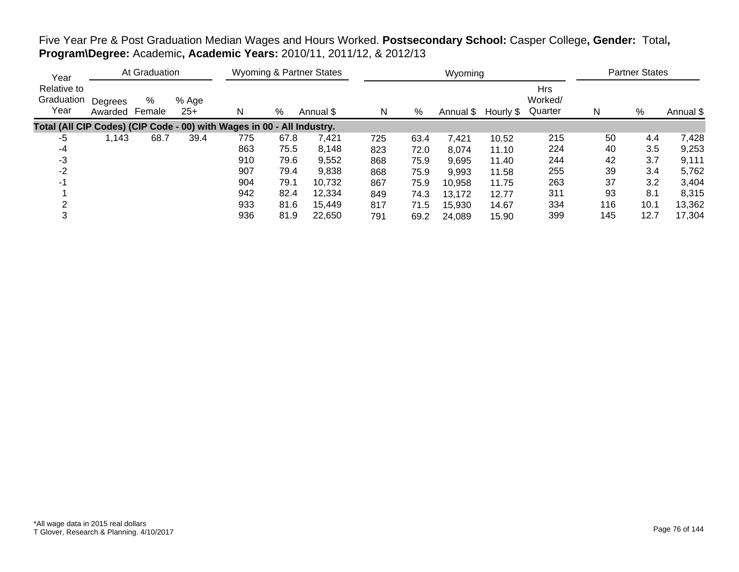Five Year Pre & Post Graduation Median Wages and Hours Worked. **Postsecondary School:** Casper College**, Gender:** Total**, Program\Degree:** Academic**, Academic Years:** 2010/11, 2011/12, & 2012/13

| Year | At Graduation | | | Wyoming & Partner States | | | Wyoming | | | | | Partner States | | |
|---|---|---|---|---|---|---|---|---|---|---|---|---|---|---|
| Relative to Graduation Year | Degrees Awarded | % Female | % Age 25+ | N | % | Annual $ | N | % | Annual $ | Hourly $ | Hrs Worked/ Quarter | N | % | Annual $ |
| **Total (All CIP Codes) (CIP Code - 00) with Wages in 00 - All Industry.** | | | | | | | | | | | | | | |
| -5 | 1,143 | 68.7 | 39.4 | 775 | 67.8 | 7,421 | 725 | 63.4 | 7,421 | 10.52 | 215 | 50 | 4.4 | 7,428 |
| -4 | | | | 863 | 75.5 | 8,148 | 823 | 72.0 | 8,074 | 11.10 | 224 | 40 | 3.5 | 9,253 |
| -3 | | | | 910 | 79.6 | 9,552 | 868 | 75.9 | 9,695 | 11.40 | 244 | 42 | 3.7 | 9,111 |
| -2 | | | | 907 | 79.4 | 9,838 | 868 | 75.9 | 9,993 | 11.58 | 255 | 39 | 3.4 | 5,762 |
| -1 | | | | 904 | 79.1 | 10,732 | 867 | 75.9 | 10,958 | 11.75 | 263 | 37 | 3.2 | 3,404 |
| 1 | | | | 942 | 82.4 | 12,334 | 849 | 74.3 | 13,172 | 12.77 | 311 | 93 | 8.1 | 8,315 |
| 2 | | | | 933 | 81.6 | 15,449 | 817 | 71.5 | 15,930 | 14.67 | 334 | 116 | 10.1 | 13,362 |
| 3 | | | | 936 | 81.9 | 22,650 | 791 | 69.2 | 24,089 | 15.90 | 399 | 145 | 12.7 | 17,304 |

*All wage data in 2015 real dollars
T Glover, Research & Planning. 4/10/2017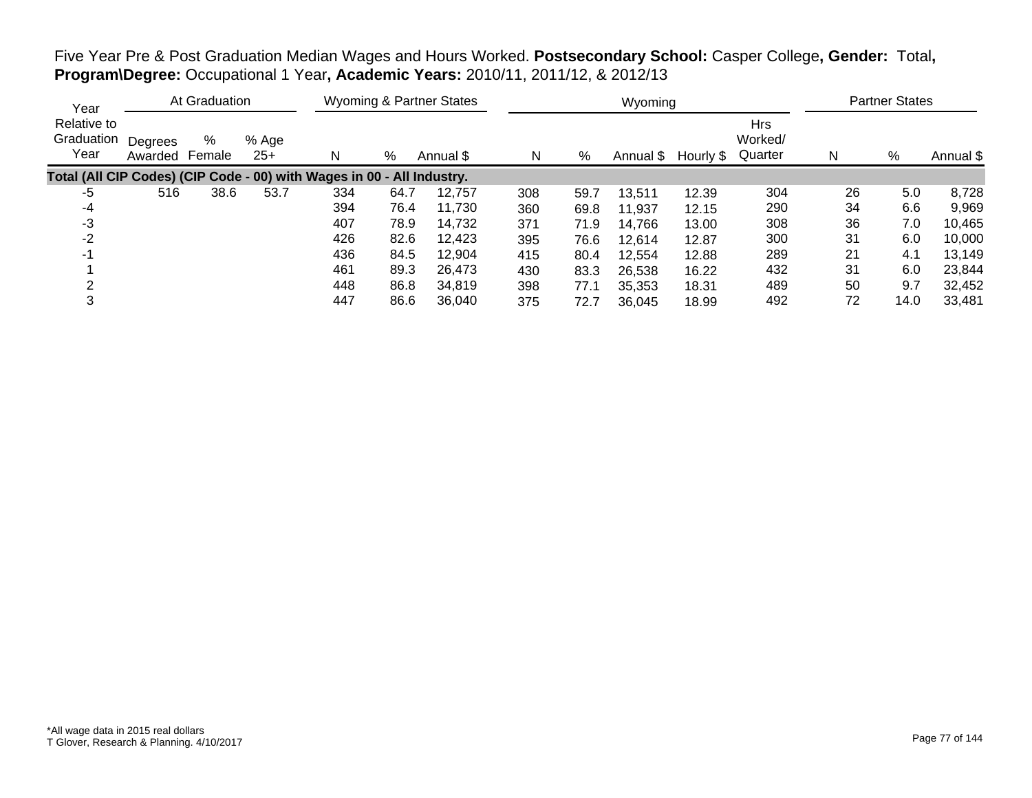Five Year Pre & Post Graduation Median Wages and Hours Worked. **Postsecondary School:** Casper College**, Gender:** Total**, Program\Degree:** Occupational 1 Year**, Academic Years:** 2010/11, 2011/12, & 2012/13

| Year | At Graduation | | | Wyoming & Partner States | | | Wyoming | | | | | Partner States | | |
|---|---|---|---|---|---|---|---|---|---|---|---|---|---|---|
| Year Relative to Graduation Year | Degrees Awarded | % Female | % Age 25+ | N | % | Annual $ | N | % | Annual $ | Hourly $ | Hrs Worked/ Quarter | N | % | Annual $ |
| **Total (All CIP Codes) (CIP Code - 00) with Wages in 00 - All Industry.** | | | | | | | | | | | | | | |
| -5 | 516 | 38.6 | 53.7 | 334 | 64.7 | 12,757 | 308 | 59.7 | 13,511 | 12.39 | 304 | 26 | 5.0 | 8,728 |
| -4 | | | | 394 | 76.4 | 11,730 | 360 | 69.8 | 11,937 | 12.15 | 290 | 34 | 6.6 | 9,969 |
| -3 | | | | 407 | 78.9 | 14,732 | 371 | 71.9 | 14,766 | 13.00 | 308 | 36 | 7.0 | 10,465 |
| -2 | | | | 426 | 82.6 | 12,423 | 395 | 76.6 | 12,614 | 12.87 | 300 | 31 | 6.0 | 10,000 |
| -1 | | | | 436 | 84.5 | 12,904 | 415 | 80.4 | 12,554 | 12.88 | 289 | 21 | 4.1 | 13,149 |
| 1 | | | | 461 | 89.3 | 26,473 | 430 | 83.3 | 26,538 | 16.22 | 432 | 31 | 6.0 | 23,844 |
| 2 | | | | 448 | 86.8 | 34,819 | 398 | 77.1 | 35,353 | 18.31 | 489 | 50 | 9.7 | 32,452 |
| 3 | | | | 447 | 86.6 | 36,040 | 375 | 72.7 | 36,045 | 18.99 | 492 | 72 | 14.0 | 33,481 |

*All wage data in 2015 real dollars
T Glover, Research & Planning. 4/10/2017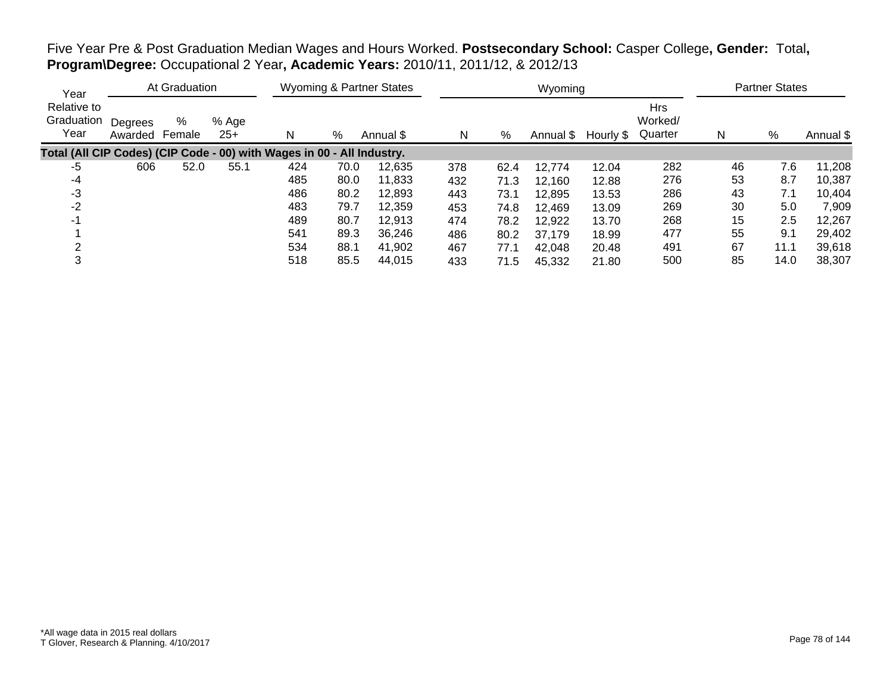Five Year Pre & Post Graduation Median Wages and Hours Worked. **Postsecondary School:** Casper College**, Gender:** Total**, Program\Degree:** Occupational 2 Year**, Academic Years:** 2010/11, 2011/12, & 2012/13

| Year | At Graduation | | | Wyoming & Partner States | | | Wyoming | | | | | Partner States | | |
|---|---|---|---|---|---|---|---|---|---|---|---|---|---|---|
| Year Relative to Graduation Year | Degrees Awarded | % Female | % Age 25+ | N | % | Annual $ | N | % | Annual $ | Hourly $ | Hrs Worked/ Quarter | N | % | Annual $ |
| **Total (All CIP Codes) (CIP Code - 00) with Wages in 00 - All Industry.** | | | | | | | | | | | | | | |
| -5 | 606 | 52.0 | 55.1 | 424 | 70.0 | 12,635 | 378 | 62.4 | 12,774 | 12.04 | 282 | 46 | 7.6 | 11,208 |
| -4 | | | | 485 | 80.0 | 11,833 | 432 | 71.3 | 12,160 | 12.88 | 276 | 53 | 8.7 | 10,387 |
| -3 | | | | 486 | 80.2 | 12,893 | 443 | 73.1 | 12,895 | 13.53 | 286 | 43 | 7.1 | 10,404 |
| -2 | | | | 483 | 79.7 | 12,359 | 453 | 74.8 | 12,469 | 13.09 | 269 | 30 | 5.0 | 7,909 |
| -1 | | | | 489 | 80.7 | 12,913 | 474 | 78.2 | 12,922 | 13.70 | 268 | 15 | 2.5 | 12,267 |
| 1 | | | | 541 | 89.3 | 36,246 | 486 | 80.2 | 37,179 | 18.99 | 477 | 55 | 9.1 | 29,402 |
| 2 | | | | 534 | 88.1 | 41,902 | 467 | 77.1 | 42,048 | 20.48 | 491 | 67 | 11.1 | 39,618 |
| 3 | | | | 518 | 85.5 | 44,015 | 433 | 71.5 | 45,332 | 21.80 | 500 | 85 | 14.0 | 38,307 |

*All wage data in 2015 real dollars
T Glover, Research & Planning. 4/10/2017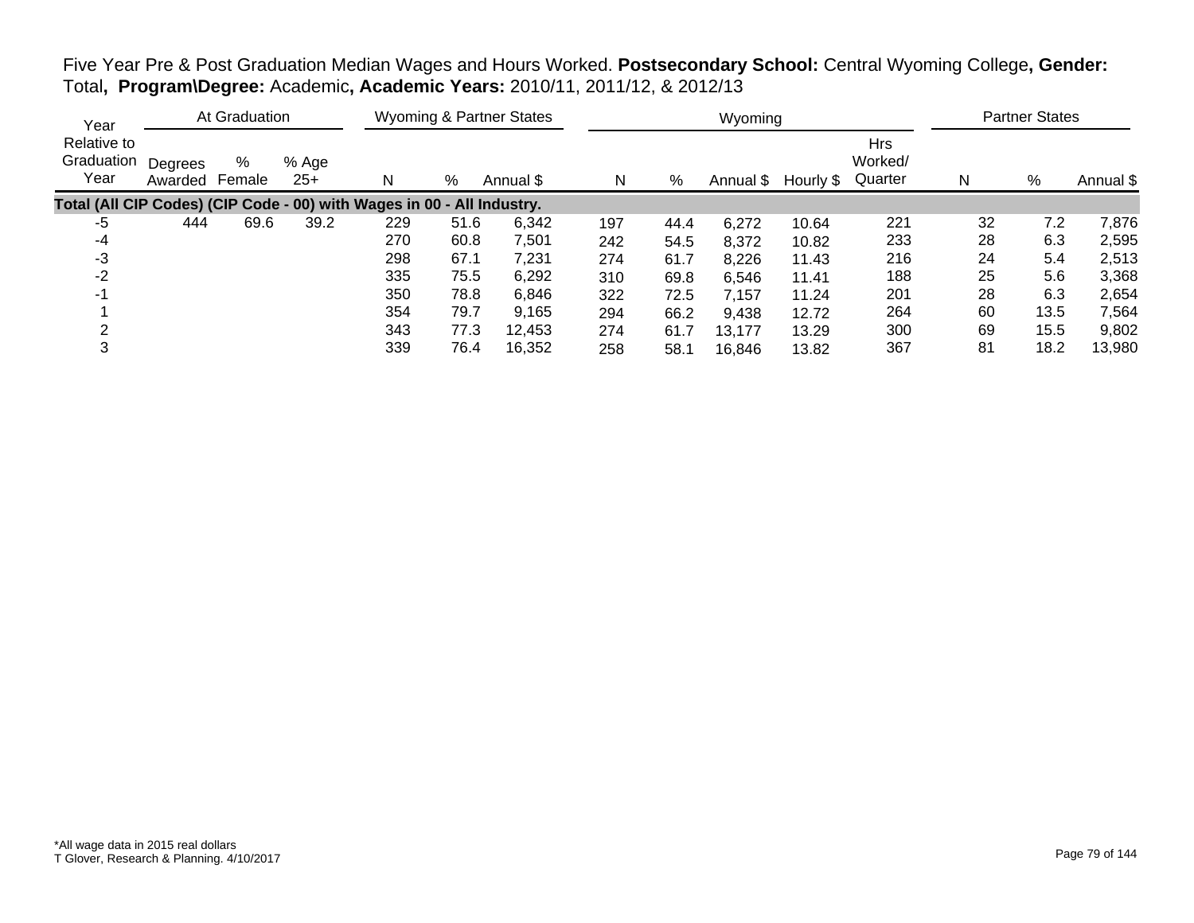Five Year Pre & Post Graduation Median Wages and Hours Worked. **Postsecondary School:** Central Wyoming College**, Gender:** Total**, Program\Degree:** Academic**, Academic Years:** 2010/11, 2011/12, & 2012/13

| Year | At Graduation | | | Wyoming & Partner States | | | Wyoming | | | | | Partner States | | |
|---|---|---|---|---|---|---|---|---|---|---|---|---|---|---|
| Relative to Graduation Year | Degrees Awarded | % Female | % Age 25+ | N | % | Annual $ | N | % | Annual $ | Hourly $ | Hrs Worked/ Quarter | N | % | Annual $ |
| **Total (All CIP Codes) (CIP Code - 00) with Wages in 00 - All Industry.** | | | | | | | | | | | | | | |
| -5 | 444 | 69.6 | 39.2 | 229 | 51.6 | 6,342 | 197 | 44.4 | 6,272 | 10.64 | 221 | 32 | 7.2 | 7,876 |
| -4 | | | | 270 | 60.8 | 7,501 | 242 | 54.5 | 8,372 | 10.82 | 233 | 28 | 6.3 | 2,595 |
| -3 | | | | 298 | 67.1 | 7,231 | 274 | 61.7 | 8,226 | 11.43 | 216 | 24 | 5.4 | 2,513 |
| -2 | | | | 335 | 75.5 | 6,292 | 310 | 69.8 | 6,546 | 11.41 | 188 | 25 | 5.6 | 3,368 |
| -1 | | | | 350 | 78.8 | 6,846 | 322 | 72.5 | 7,157 | 11.24 | 201 | 28 | 6.3 | 2,654 |
| 1 | | | | 354 | 79.7 | 9,165 | 294 | 66.2 | 9,438 | 12.72 | 264 | 60 | 13.5 | 7,564 |
| 2 | | | | 343 | 77.3 | 12,453 | 274 | 61.7 | 13,177 | 13.29 | 300 | 69 | 15.5 | 9,802 |
| 3 | | | | 339 | 76.4 | 16,352 | 258 | 58.1 | 16,846 | 13.82 | 367 | 81 | 18.2 | 13,980 |

*All wage data in 2015 real dollars
T Glover, Research & Planning. 4/10/2017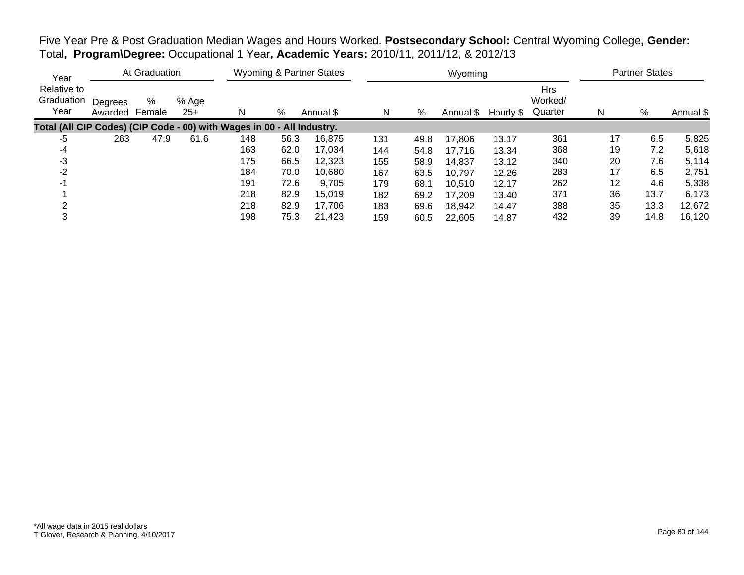Five Year Pre & Post Graduation Median Wages and Hours Worked. **Postsecondary School:** Central Wyoming College**, Gender:** Total**, Program\Degree:** Occupational 1 Year**, Academic Years:** 2010/11, 2011/12, & 2012/13

| Year | At Graduation | | | Wyoming & Partner States | | | Wyoming | | | | | Partner States | | |
|---|---|---|---|---|---|---|---|---|---|---|---|---|---|---|
| Relative to Graduation Year | Degrees Awarded | % Female | % Age 25+ | N | % | Annual $ | N | % | Annual $ | Hourly $ | Hrs Worked/ Quarter | N | % | Annual $ |
| **Total (All CIP Codes) (CIP Code - 00) with Wages in 00 - All Industry.** | | | | | | | | | | | | | | |
| -5 | 263 | 47.9 | 61.6 | 148 | 56.3 | 16,875 | 131 | 49.8 | 17,806 | 13.17 | 361 | 17 | 6.5 | 5,825 |
| -4 | | | | 163 | 62.0 | 17,034 | 144 | 54.8 | 17,716 | 13.34 | 368 | 19 | 7.2 | 5,618 |
| -3 | | | | 175 | 66.5 | 12,323 | 155 | 58.9 | 14,837 | 13.12 | 340 | 20 | 7.6 | 5,114 |
| -2 | | | | 184 | 70.0 | 10,680 | 167 | 63.5 | 10,797 | 12.26 | 283 | 17 | 6.5 | 2,751 |
| -1 | | | | 191 | 72.6 | 9,705 | 179 | 68.1 | 10,510 | 12.17 | 262 | 12 | 4.6 | 5,338 |
| 1 | | | | 218 | 82.9 | 15,019 | 182 | 69.2 | 17,209 | 13.40 | 371 | 36 | 13.7 | 6,173 |
| 2 | | | | 218 | 82.9 | 17,706 | 183 | 69.6 | 18,942 | 14.47 | 388 | 35 | 13.3 | 12,672 |
| 3 | | | | 198 | 75.3 | 21,423 | 159 | 60.5 | 22,605 | 14.87 | 432 | 39 | 14.8 | 16,120 |

*All wage data in 2015 real dollars
T Glover, Research & Planning. 4/10/2017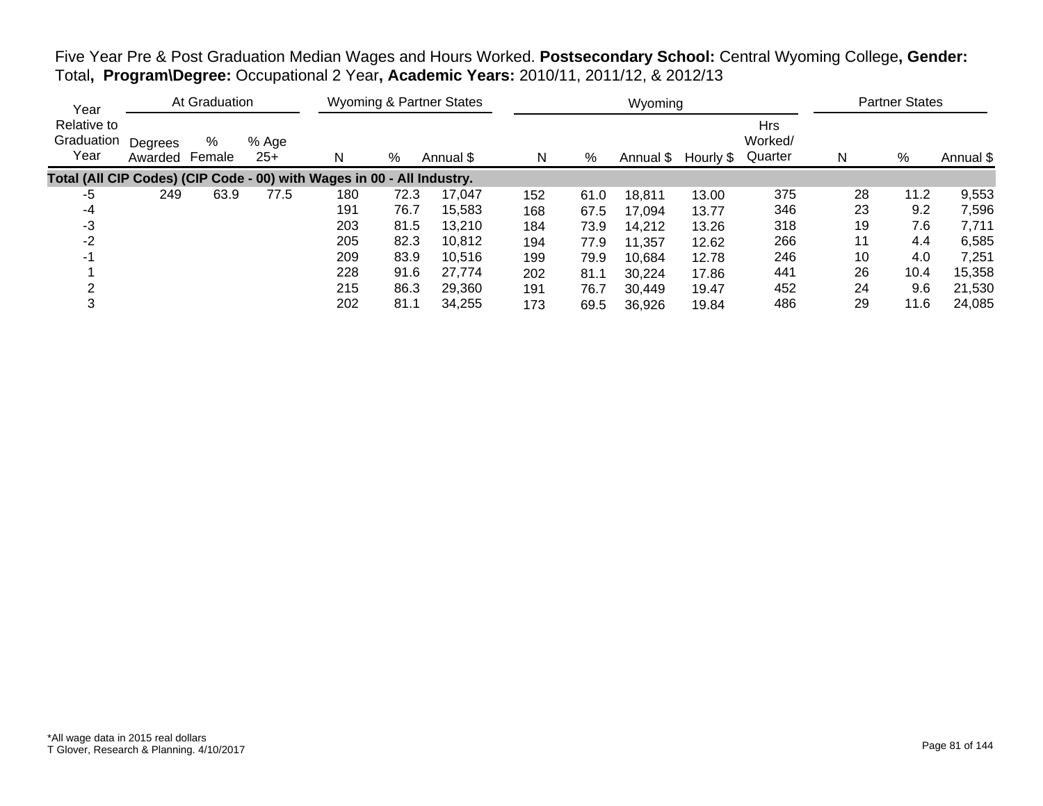Five Year Pre & Post Graduation Median Wages and Hours Worked. **Postsecondary School:** Central Wyoming College**, Gender:** Total**, Program\Degree:** Occupational 2 Year**, Academic Years:** 2010/11, 2011/12, & 2012/13

| Year Relative to Graduation Year | At Graduation | | | Wyoming & Partner States | | | Wyoming | | | | | Partner States | | |
|---|---|---|---|---|---|---|---|---|---|---|---|---|---|---|
| | Degrees Awarded | % Female | % Age 25+ | N | % | Annual $ | N | % | Annual $ | Hourly $ | Hrs Worked/ Quarter | N | % | Annual $ |
| **Total (All CIP Codes) (CIP Code - 00) with Wages in 00 - All Industry.** | | | | | | | | | | | | | | |
| -5 | 249 | 63.9 | 77.5 | 180 | 72.3 | 17,047 | 152 | 61.0 | 18,811 | 13.00 | 375 | 28 | 11.2 | 9,553 |
| -4 | | | | 191 | 76.7 | 15,583 | 168 | 67.5 | 17,094 | 13.77 | 346 | 23 | 9.2 | 7,596 |
| -3 | | | | 203 | 81.5 | 13,210 | 184 | 73.9 | 14,212 | 13.26 | 318 | 19 | 7.6 | 7,711 |
| -2 | | | | 205 | 82.3 | 10,812 | 194 | 77.9 | 11,357 | 12.62 | 266 | 11 | 4.4 | 6,585 |
| -1 | | | | 209 | 83.9 | 10,516 | 199 | 79.9 | 10,684 | 12.78 | 246 | 10 | 4.0 | 7,251 |
| 1 | | | | 228 | 91.6 | 27,774 | 202 | 81.1 | 30,224 | 17.86 | 441 | 26 | 10.4 | 15,358 |
| 2 | | | | 215 | 86.3 | 29,360 | 191 | 76.7 | 30,449 | 19.47 | 452 | 24 | 9.6 | 21,530 |
| 3 | | | | 202 | 81.1 | 34,255 | 173 | 69.5 | 36,926 | 19.84 | 486 | 29 | 11.6 | 24,085 |

*All wage data in 2015 real dollars
T Glover, Research & Planning. 4/10/2017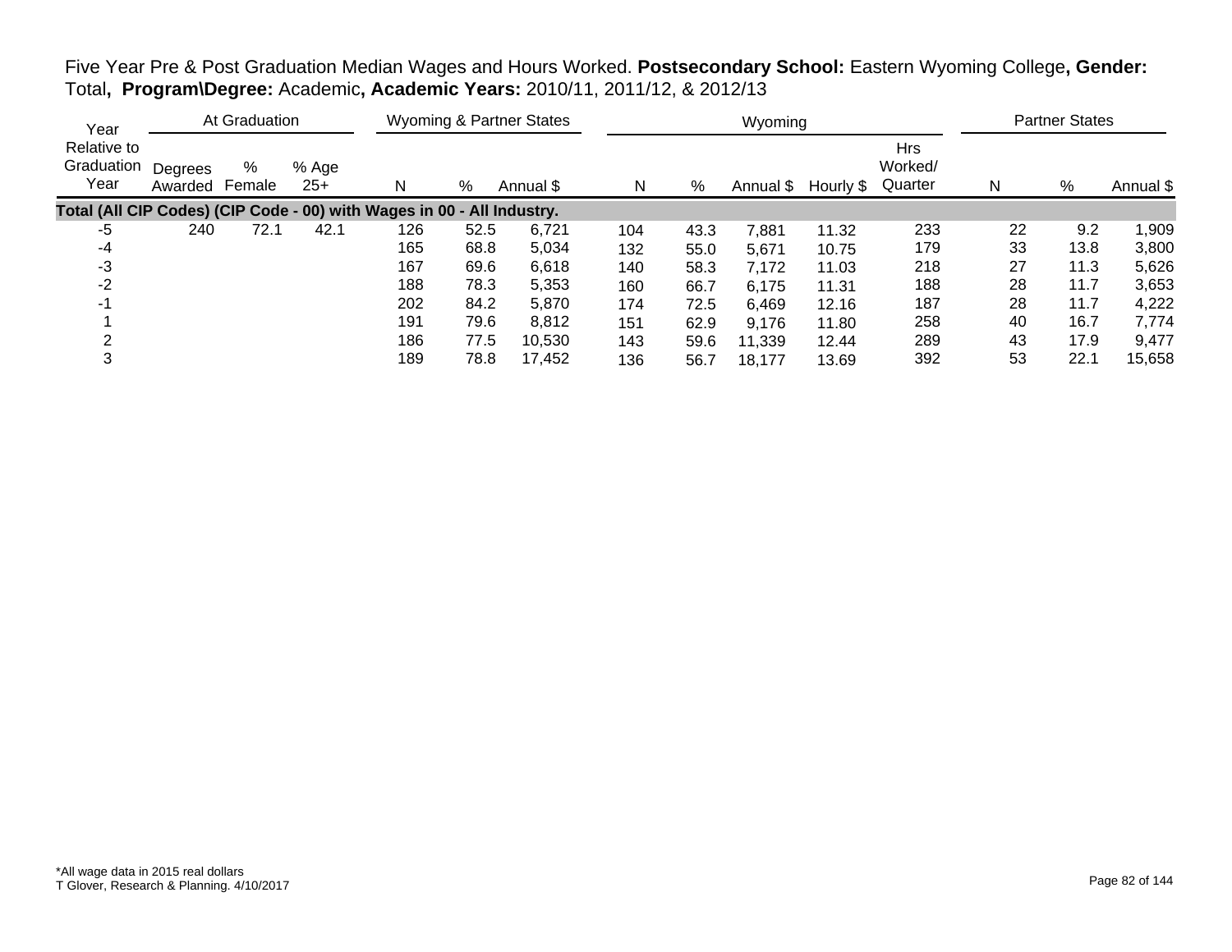Five Year Pre & Post Graduation Median Wages and Hours Worked. **Postsecondary School:** Eastern Wyoming College**, Gender:** Total**, Program\Degree:** Academic**, Academic Years:** 2010/11, 2011/12, & 2012/13

| Year | At Graduation | | | Wyoming & Partner States | | | Wyoming | | | | | Partner States | | |
|---|---|---|---|---|---|---|---|---|---|---|---|---|---|---|
| Relative to Graduation Year | Degrees Awarded | % Female | % Age 25+ | N | % | Annual $ | N | % | Annual $ | Hourly $ | Hrs Worked/ Quarter | N | % | Annual $ |
| **Total (All CIP Codes) (CIP Code - 00) with Wages in 00 - All Industry.** | | | | | | | | | | | | | | |
| -5 | 240 | 72.1 | 42.1 | 126 | 52.5 | 6,721 | 104 | 43.3 | 7,881 | 11.32 | 233 | 22 | 9.2 | 1,909 |
| -4 | | | | 165 | 68.8 | 5,034 | 132 | 55.0 | 5,671 | 10.75 | 179 | 33 | 13.8 | 3,800 |
| -3 | | | | 167 | 69.6 | 6,618 | 140 | 58.3 | 7,172 | 11.03 | 218 | 27 | 11.3 | 5,626 |
| -2 | | | | 188 | 78.3 | 5,353 | 160 | 66.7 | 6,175 | 11.31 | 188 | 28 | 11.7 | 3,653 |
| -1 | | | | 202 | 84.2 | 5,870 | 174 | 72.5 | 6,469 | 12.16 | 187 | 28 | 11.7 | 4,222 |
| 1 | | | | 191 | 79.6 | 8,812 | 151 | 62.9 | 9,176 | 11.80 | 258 | 40 | 16.7 | 7,774 |
| 2 | | | | 186 | 77.5 | 10,530 | 143 | 59.6 | 11,339 | 12.44 | 289 | 43 | 17.9 | 9,477 |
| 3 | | | | 189 | 78.8 | 17,452 | 136 | 56.7 | 18,177 | 13.69 | 392 | 53 | 22.1 | 15,658 |

*All wage data in 2015 real dollars
T Glover, Research & Planning. 4/10/2017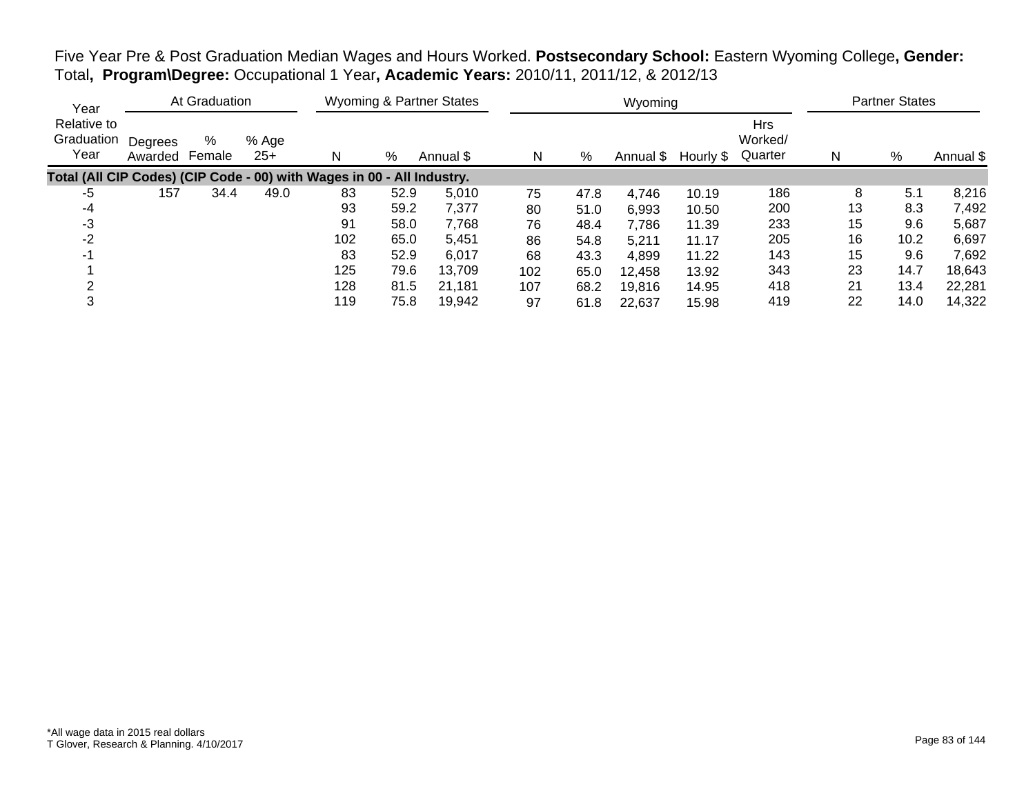Five Year Pre & Post Graduation Median Wages and Hours Worked. **Postsecondary School:** Eastern Wyoming College**, Gender:** Total**, Program\Degree:** Occupational 1 Year**, Academic Years:** 2010/11, 2011/12, & 2012/13

| Year Relative to Graduation Year | At Graduation | | | Wyoming & Partner States | | | Wyoming | | | | | Partner States | | |
|---|---|---|---|---|---|---|---|---|---|---|---|---|---|---|
| | Degrees Awarded | % Female | % Age 25+ | N | % | Annual $ | N | % | Annual $ | Hourly $ | Hrs Worked/ Quarter | N | % | Annual $ |
| **Total (All CIP Codes) (CIP Code - 00) with Wages in 00 - All Industry.** | | | | | | | | | | | | | | |
| -5 | 157 | 34.4 | 49.0 | 83 | 52.9 | 5,010 | 75 | 47.8 | 4,746 | 10.19 | 186 | 8 | 5.1 | 8,216 |
| -4 | | | | 93 | 59.2 | 7,377 | 80 | 51.0 | 6,993 | 10.50 | 200 | 13 | 8.3 | 7,492 |
| -3 | | | | 91 | 58.0 | 7,768 | 76 | 48.4 | 7,786 | 11.39 | 233 | 15 | 9.6 | 5,687 |
| -2 | | | | 102 | 65.0 | 5,451 | 86 | 54.8 | 5,211 | 11.17 | 205 | 16 | 10.2 | 6,697 |
| -1 | | | | 83 | 52.9 | 6,017 | 68 | 43.3 | 4,899 | 11.22 | 143 | 15 | 9.6 | 7,692 |
| 1 | | | | 125 | 79.6 | 13,709 | 102 | 65.0 | 12,458 | 13.92 | 343 | 23 | 14.7 | 18,643 |
| 2 | | | | 128 | 81.5 | 21,181 | 107 | 68.2 | 19,816 | 14.95 | 418 | 21 | 13.4 | 22,281 |
| 3 | | | | 119 | 75.8 | 19,942 | 97 | 61.8 | 22,637 | 15.98 | 419 | 22 | 14.0 | 14,322 |

*All wage data in 2015 real dollars
T Glover, Research & Planning. 4/10/2017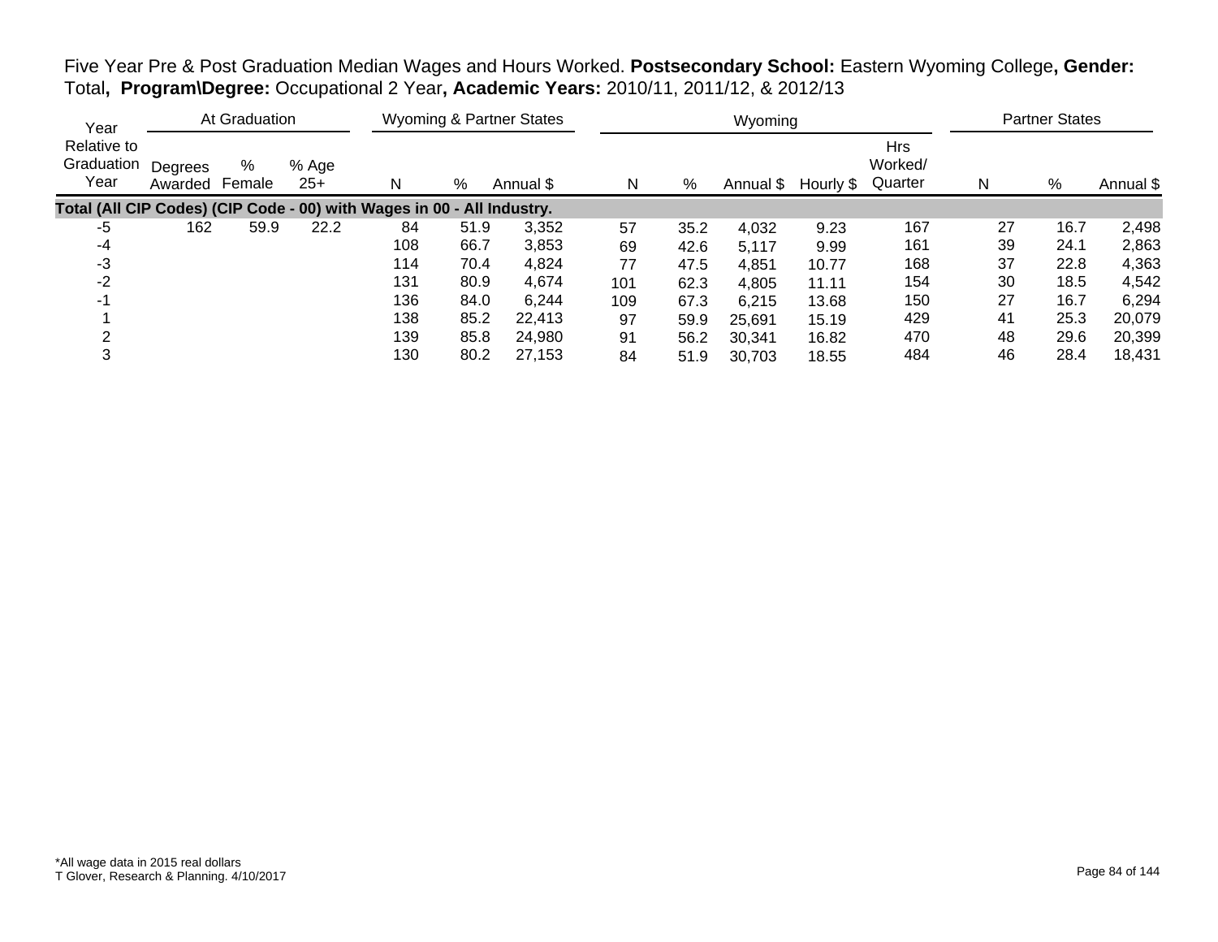Five Year Pre & Post Graduation Median Wages and Hours Worked. **Postsecondary School:** Eastern Wyoming College**, Gender:** Total**, Program\Degree:** Occupational 2 Year**, Academic Years:** 2010/11, 2011/12, & 2012/13

| Year Relative to Graduation Year | At Graduation | | | Wyoming & Partner States | | | Wyoming | | | | | Partner States | | |
|---|---|---|---|---|---|---|---|---|---|---|---|---|---|---|
| | Degrees Awarded | % Female | % Age 25+ | N | % | Annual $ | N | % | Annual $ | Hourly $ | Hrs Worked/ Quarter | N | % | Annual $ |
| **Total (All CIP Codes) (CIP Code - 00) with Wages in 00 - All Industry.** | | | | | | | | | | | | | | |
| -5 | 162 | 59.9 | 22.2 | 84 | 51.9 | 3,352 | 57 | 35.2 | 4,032 | 9.23 | 167 | 27 | 16.7 | 2,498 |
| -4 | | | | 108 | 66.7 | 3,853 | 69 | 42.6 | 5,117 | 9.99 | 161 | 39 | 24.1 | 2,863 |
| -3 | | | | 114 | 70.4 | 4,824 | 77 | 47.5 | 4,851 | 10.77 | 168 | 37 | 22.8 | 4,363 |
| -2 | | | | 131 | 80.9 | 4,674 | 101 | 62.3 | 4,805 | 11.11 | 154 | 30 | 18.5 | 4,542 |
| -1 | | | | 136 | 84.0 | 6,244 | 109 | 67.3 | 6,215 | 13.68 | 150 | 27 | 16.7 | 6,294 |
| 1 | | | | 138 | 85.2 | 22,413 | 97 | 59.9 | 25,691 | 15.19 | 429 | 41 | 25.3 | 20,079 |
| 2 | | | | 139 | 85.8 | 24,980 | 91 | 56.2 | 30,341 | 16.82 | 470 | 48 | 29.6 | 20,399 |
| 3 | | | | 130 | 80.2 | 27,153 | 84 | 51.9 | 30,703 | 18.55 | 484 | 46 | 28.4 | 18,431 |

*All wage data in 2015 real dollars
T Glover, Research & Planning. 4/10/2017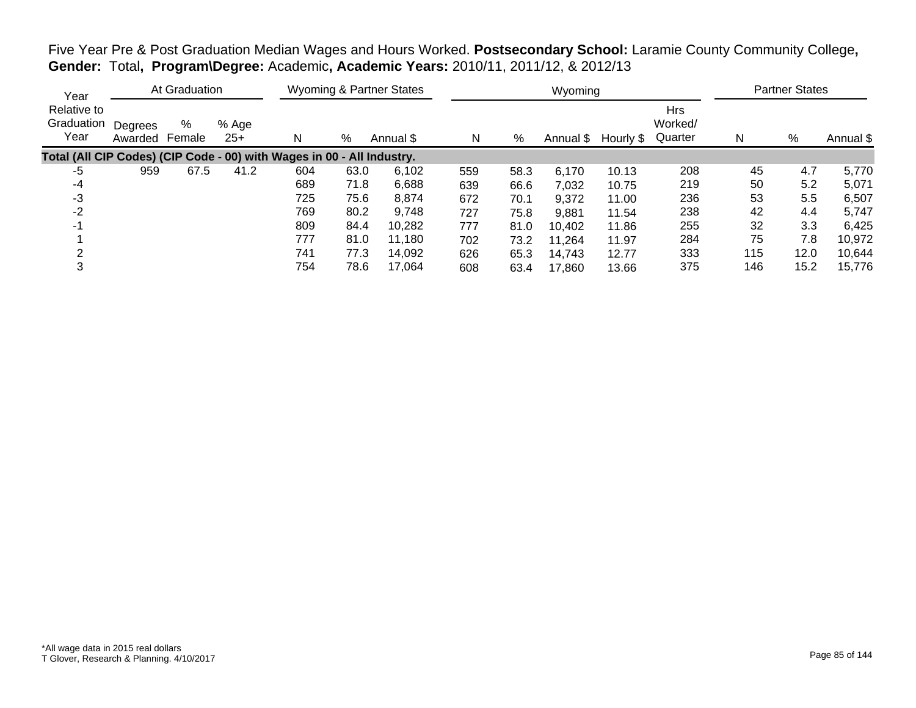Five Year Pre & Post Graduation Median Wages and Hours Worked. **Postsecondary School:** Laramie County Community College**, Gender:** Total**, Program\Degree:** Academic**, Academic Years:** 2010/11, 2011/12, & 2012/13

| Year | At Graduation | | | Wyoming & Partner States | | | Wyoming | | | | | Partner States | | |
|---|---|---|---|---|---|---|---|---|---|---|---|---|---|---|
| Relative to Graduation Year | Degrees Awarded | % Female | % Age 25+ | N | % | Annual $ | N | % | Annual $ | Hourly $ | Hrs Worked/ Quarter | N | % | Annual $ |
| **Total (All CIP Codes) (CIP Code - 00) with Wages in 00 - All Industry.** | | | | | | | | | | | | | | |
| -5 | 959 | 67.5 | 41.2 | 604 | 63.0 | 6,102 | 559 | 58.3 | 6,170 | 10.13 | 208 | 45 | 4.7 | 5,770 |
| -4 | | | | 689 | 71.8 | 6,688 | 639 | 66.6 | 7,032 | 10.75 | 219 | 50 | 5.2 | 5,071 |
| -3 | | | | 725 | 75.6 | 8,874 | 672 | 70.1 | 9,372 | 11.00 | 236 | 53 | 5.5 | 6,507 |
| -2 | | | | 769 | 80.2 | 9,748 | 727 | 75.8 | 9,881 | 11.54 | 238 | 42 | 4.4 | 5,747 |
| -1 | | | | 809 | 84.4 | 10,282 | 777 | 81.0 | 10,402 | 11.86 | 255 | 32 | 3.3 | 6,425 |
| 1 | | | | 777 | 81.0 | 11,180 | 702 | 73.2 | 11,264 | 11.97 | 284 | 75 | 7.8 | 10,972 |
| 2 | | | | 741 | 77.3 | 14,092 | 626 | 65.3 | 14,743 | 12.77 | 333 | 115 | 12.0 | 10,644 |
| 3 | | | | 754 | 78.6 | 17,064 | 608 | 63.4 | 17,860 | 13.66 | 375 | 146 | 15.2 | 15,776 |

*All wage data in 2015 real dollars
T Glover, Research & Planning. 4/10/2017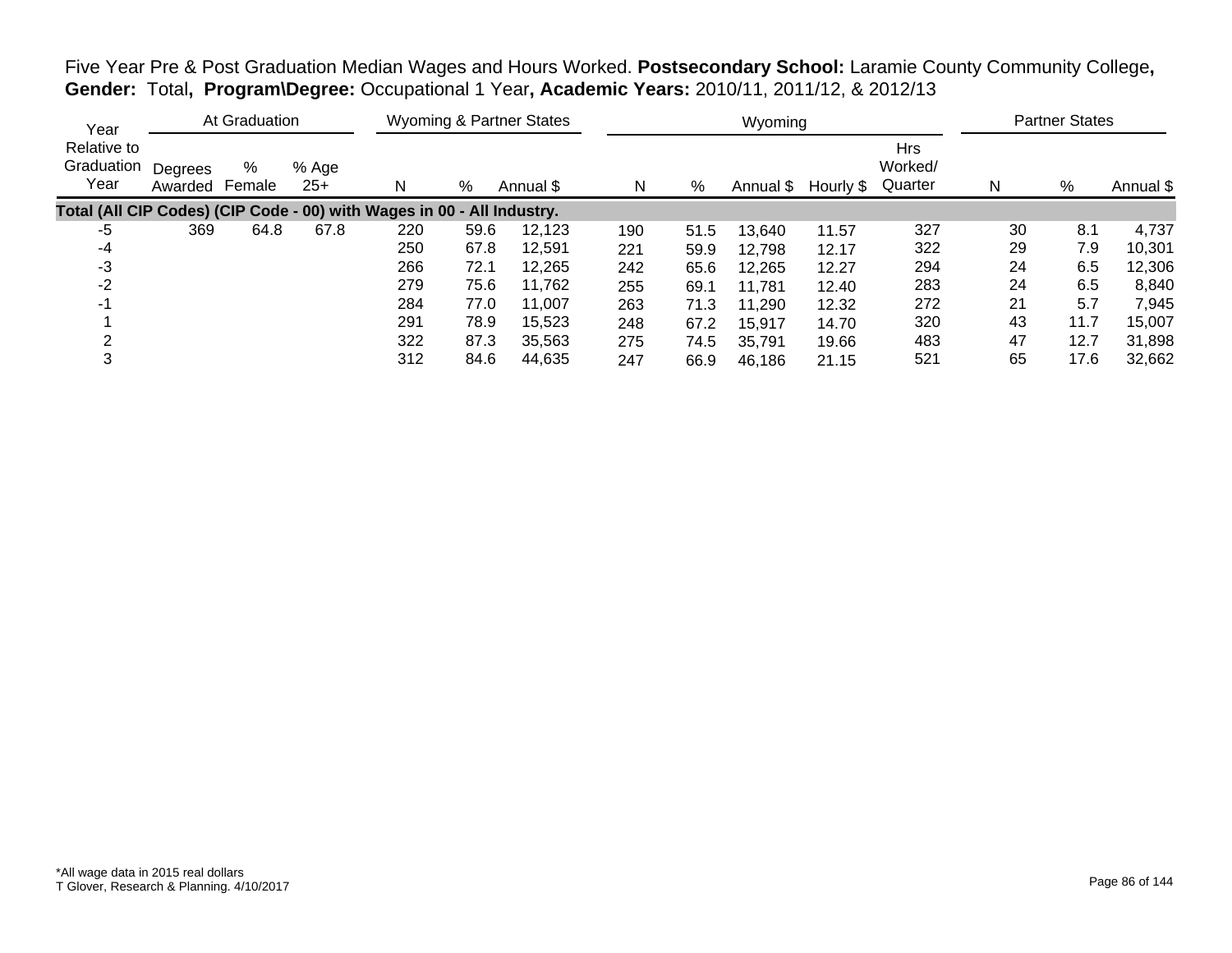Five Year Pre & Post Graduation Median Wages and Hours Worked. **Postsecondary School:** Laramie County Community College**, Gender:** Total**, Program\Degree:** Occupational 1 Year**, Academic Years:** 2010/11, 2011/12, & 2012/13

| Year Relative to Graduation Year | At Graduation | | | Wyoming & Partner States | | | Wyoming | | | | | Partner States | | |
|---|---|---|---|---|---|---|---|---|---|---|---|---|---|---|
| | Degrees Awarded | % Female | % Age 25+ | N | % | Annual $ | N | % | Annual $ | Hourly $ | Hrs Worked/ Quarter | N | % | Annual $ |
| **Total (All CIP Codes) (CIP Code - 00) with Wages in 00 - All Industry.** | | | | | | | | | | | | | | |
| -5 | 369 | 64.8 | 67.8 | 220 | 59.6 | 12,123 | 190 | 51.5 | 13,640 | 11.57 | 327 | 30 | 8.1 | 4,737 |
| -4 | | | | 250 | 67.8 | 12,591 | 221 | 59.9 | 12,798 | 12.17 | 322 | 29 | 7.9 | 10,301 |
| -3 | | | | 266 | 72.1 | 12,265 | 242 | 65.6 | 12,265 | 12.27 | 294 | 24 | 6.5 | 12,306 |
| -2 | | | | 279 | 75.6 | 11,762 | 255 | 69.1 | 11,781 | 12.40 | 283 | 24 | 6.5 | 8,840 |
| -1 | | | | 284 | 77.0 | 11,007 | 263 | 71.3 | 11,290 | 12.32 | 272 | 21 | 5.7 | 7,945 |
| 1 | | | | 291 | 78.9 | 15,523 | 248 | 67.2 | 15,917 | 14.70 | 320 | 43 | 11.7 | 15,007 |
| 2 | | | | 322 | 87.3 | 35,563 | 275 | 74.5 | 35,791 | 19.66 | 483 | 47 | 12.7 | 31,898 |
| 3 | | | | 312 | 84.6 | 44,635 | 247 | 66.9 | 46,186 | 21.15 | 521 | 65 | 17.6 | 32,662 |

*All wage data in 2015 real dollars
T Glover, Research & Planning. 4/10/2017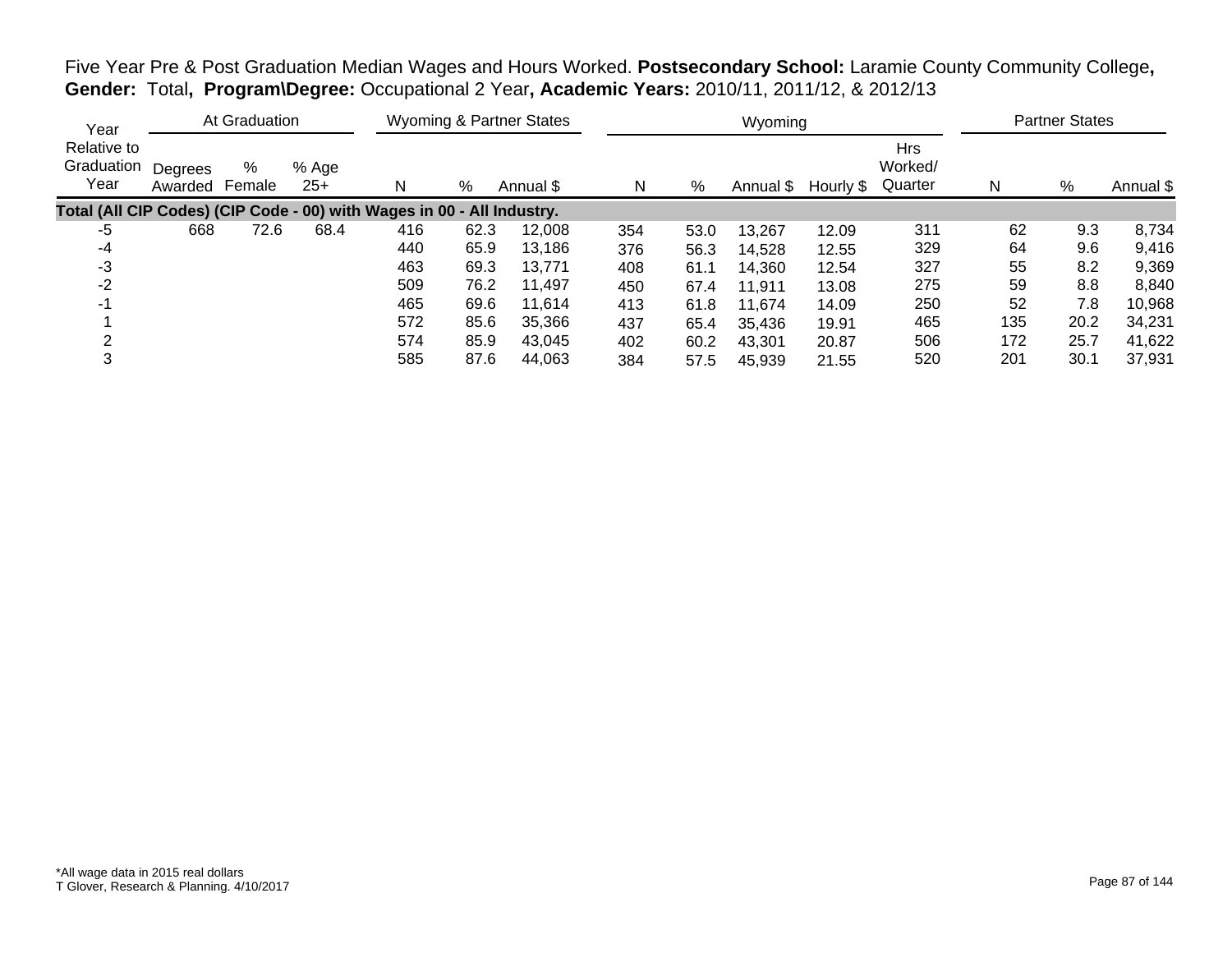Five Year Pre & Post Graduation Median Wages and Hours Worked. **Postsecondary School:** Laramie County Community College**, Gender:** Total**, Program\Degree:** Occupational 2 Year**, Academic Years:** 2010/11, 2011/12, & 2012/13

| Year | At Graduation | | | Wyoming & Partner States | | | Wyoming | | | | | Partner States | | |
|---|---|---|---|---|---|---|---|---|---|---|---|---|---|---|
| Relative to Graduation Year | Degrees Awarded | % Female | % Age 25+ | N | % | Annual $ | N | % | Annual $ | Hourly $ | Hrs Worked/ Quarter | N | % | Annual $ |
| **Total (All CIP Codes) (CIP Code - 00) with Wages in 00 - All Industry.** | | | | | | | | | | | | | | |
| -5 | 668 | 72.6 | 68.4 | 416 | 62.3 | 12,008 | 354 | 53.0 | 13,267 | 12.09 | 311 | 62 | 9.3 | 8,734 |
| -4 | | | | 440 | 65.9 | 13,186 | 376 | 56.3 | 14,528 | 12.55 | 329 | 64 | 9.6 | 9,416 |
| -3 | | | | 463 | 69.3 | 13,771 | 408 | 61.1 | 14,360 | 12.54 | 327 | 55 | 8.2 | 9,369 |
| -2 | | | | 509 | 76.2 | 11,497 | 450 | 67.4 | 11,911 | 13.08 | 275 | 59 | 8.8 | 8,840 |
| -1 | | | | 465 | 69.6 | 11,614 | 413 | 61.8 | 11,674 | 14.09 | 250 | 52 | 7.8 | 10,968 |
| 1 | | | | 572 | 85.6 | 35,366 | 437 | 65.4 | 35,436 | 19.91 | 465 | 135 | 20.2 | 34,231 |
| 2 | | | | 574 | 85.9 | 43,045 | 402 | 60.2 | 43,301 | 20.87 | 506 | 172 | 25.7 | 41,622 |
| 3 | | | | 585 | 87.6 | 44,063 | 384 | 57.5 | 45,939 | 21.55 | 520 | 201 | 30.1 | 37,931 |

*All wage data in 2015 real dollars
T Glover, Research & Planning. 4/10/2017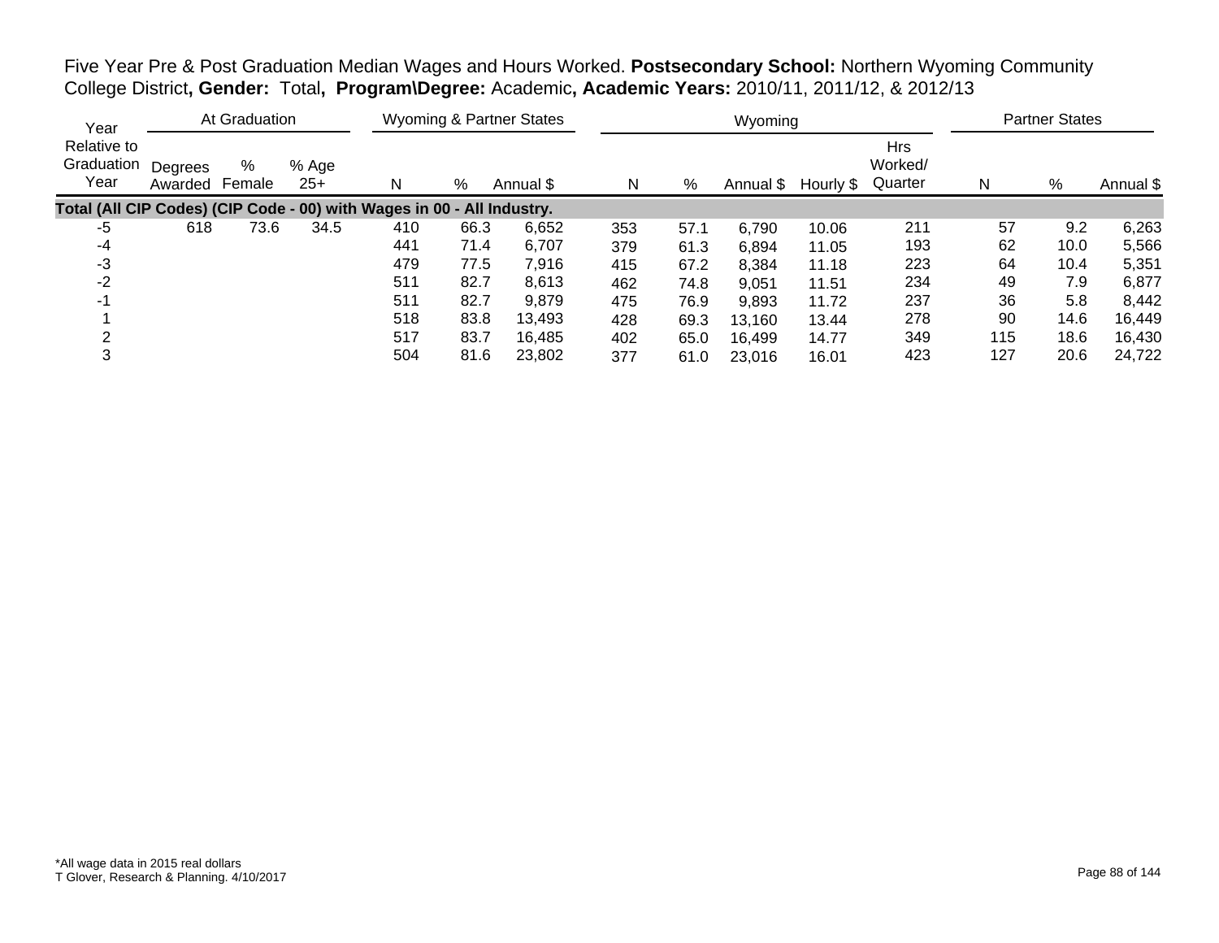Five Year Pre & Post Graduation Median Wages and Hours Worked. **Postsecondary School:** Northern Wyoming Community College District**, Gender:** Total**, Program\Degree:** Academic**, Academic Years:** 2010/11, 2011/12, & 2012/13

| Year | At Graduation | | | Wyoming & Partner States | | | Wyoming | | | | | Partner States | | |
|---|---|---|---|---|---|---|---|---|---|---|---|---|---|---|
| Relative to Graduation Year | Degrees Awarded | % Female | % Age 25+ | N | % | Annual $ | N | % | Annual $ | Hourly $ | Hrs Worked/ Quarter | N | % | Annual $ |
| **Total (All CIP Codes) (CIP Code - 00) with Wages in 00 - All Industry.** | | | | | | | | | | | | | | |
| -5 | 618 | 73.6 | 34.5 | 410 | 66.3 | 6,652 | 353 | 57.1 | 6,790 | 10.06 | 211 | 57 | 9.2 | 6,263 |
| -4 | | | | 441 | 71.4 | 6,707 | 379 | 61.3 | 6,894 | 11.05 | 193 | 62 | 10.0 | 5,566 |
| -3 | | | | 479 | 77.5 | 7,916 | 415 | 67.2 | 8,384 | 11.18 | 223 | 64 | 10.4 | 5,351 |
| -2 | | | | 511 | 82.7 | 8,613 | 462 | 74.8 | 9,051 | 11.51 | 234 | 49 | 7.9 | 6,877 |
| -1 | | | | 511 | 82.7 | 9,879 | 475 | 76.9 | 9,893 | 11.72 | 237 | 36 | 5.8 | 8,442 |
| 1 | | | | 518 | 83.8 | 13,493 | 428 | 69.3 | 13,160 | 13.44 | 278 | 90 | 14.6 | 16,449 |
| 2 | | | | 517 | 83.7 | 16,485 | 402 | 65.0 | 16,499 | 14.77 | 349 | 115 | 18.6 | 16,430 |
| 3 | | | | 504 | 81.6 | 23,802 | 377 | 61.0 | 23,016 | 16.01 | 423 | 127 | 20.6 | 24,722 |

*All wage data in 2015 real dollars
T Glover, Research & Planning. 4/10/2017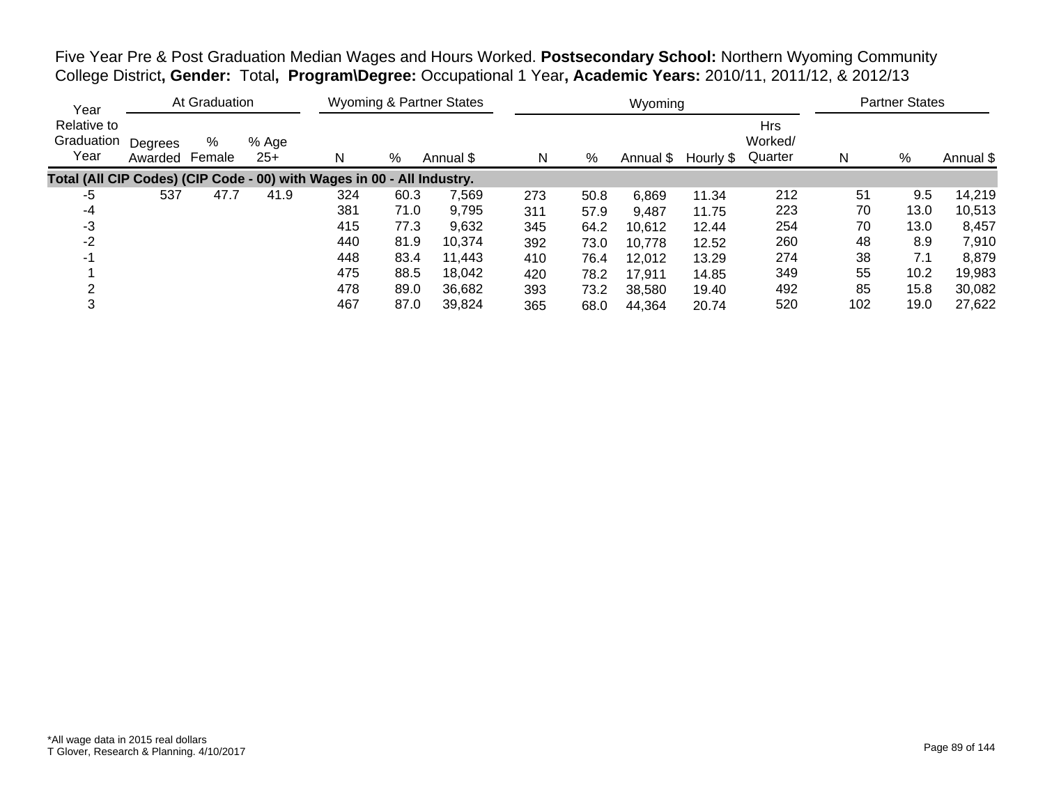Five Year Pre & Post Graduation Median Wages and Hours Worked. **Postsecondary School:** Northern Wyoming Community College District**, Gender:** Total**, Program\Degree:** Occupational 1 Year**, Academic Years:** 2010/11, 2011/12, & 2012/13

| Year | At Graduation | | | Wyoming & Partner States | | | Wyoming | | | | | Partner States | | |
|---|---|---|---|---|---|---|---|---|---|---|---|---|---|---|
| Relative to Graduation Year | Degrees Awarded | % Female | % Age 25+ | N | % | Annual $ | N | % | Annual $ | Hourly $ | Hrs Worked/ Quarter | N | % | Annual $ |
| **Total (All CIP Codes) (CIP Code - 00) with Wages in 00 - All Industry.** | | | | | | | | | | | | | | |
| -5 | 537 | 47.7 | 41.9 | 324 | 60.3 | 7,569 | 273 | 50.8 | 6,869 | 11.34 | 212 | 51 | 9.5 | 14,219 |
| -4 | | | | 381 | 71.0 | 9,795 | 311 | 57.9 | 9,487 | 11.75 | 223 | 70 | 13.0 | 10,513 |
| -3 | | | | 415 | 77.3 | 9,632 | 345 | 64.2 | 10,612 | 12.44 | 254 | 70 | 13.0 | 8,457 |
| -2 | | | | 440 | 81.9 | 10,374 | 392 | 73.0 | 10,778 | 12.52 | 260 | 48 | 8.9 | 7,910 |
| -1 | | | | 448 | 83.4 | 11,443 | 410 | 76.4 | 12,012 | 13.29 | 274 | 38 | 7.1 | 8,879 |
| 1 | | | | 475 | 88.5 | 18,042 | 420 | 78.2 | 17,911 | 14.85 | 349 | 55 | 10.2 | 19,983 |
| 2 | | | | 478 | 89.0 | 36,682 | 393 | 73.2 | 38,580 | 19.40 | 492 | 85 | 15.8 | 30,082 |
| 3 | | | | 467 | 87.0 | 39,824 | 365 | 68.0 | 44,364 | 20.74 | 520 | 102 | 19.0 | 27,622 |

*All wage data in 2015 real dollars
T Glover, Research & Planning. 4/10/2017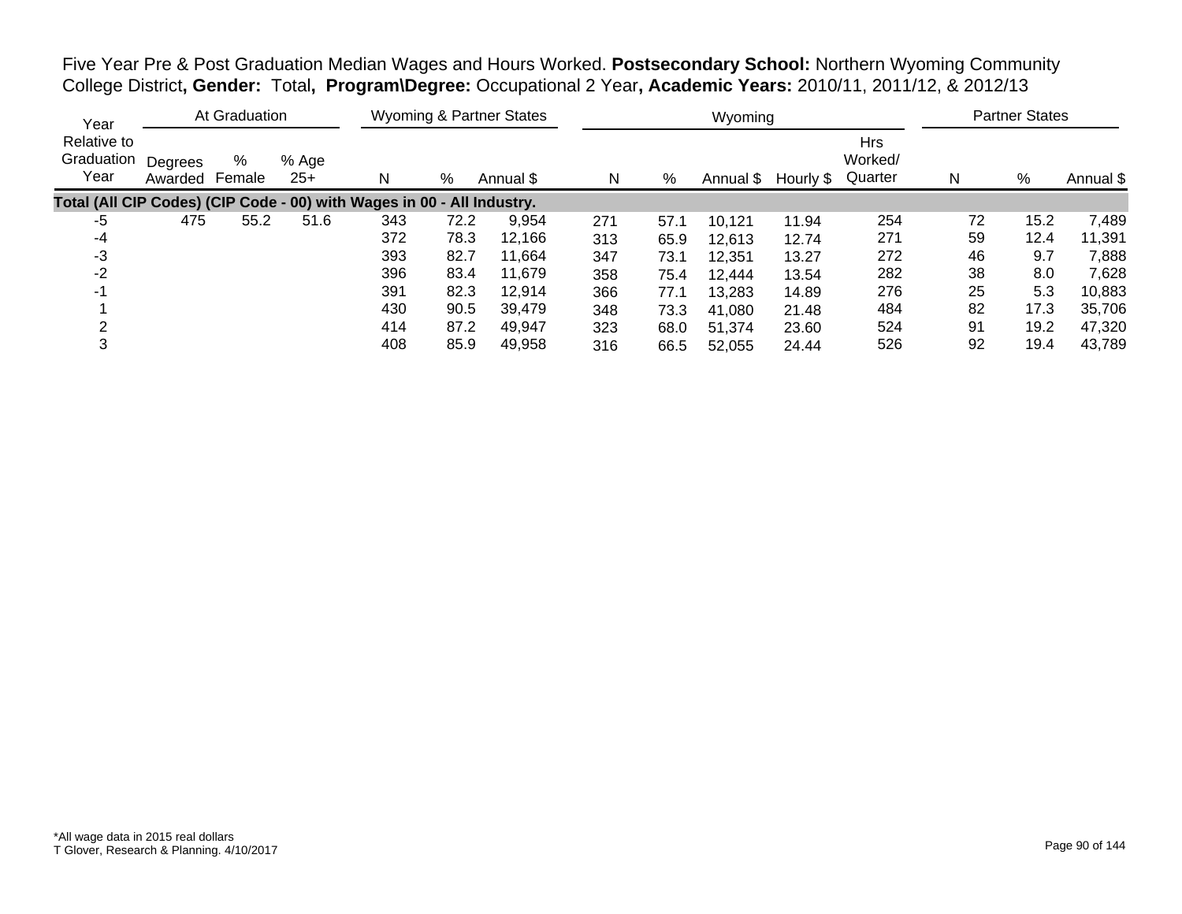Five Year Pre & Post Graduation Median Wages and Hours Worked. **Postsecondary School:** Northern Wyoming Community College District**, Gender:** Total**, Program\Degree:** Occupational 2 Year**, Academic Years:** 2010/11, 2011/12, & 2012/13

| Year | At Graduation | | | Wyoming & Partner States | | | Wyoming | | | | | Partner States | | |
|---|---|---|---|---|---|---|---|---|---|---|---|---|---|---|
| Relative to Graduation Year | Degrees Awarded | % Female | % Age 25+ | N | % | Annual $ | N | % | Annual $ | Hourly $ | Hrs Worked/ Quarter | N | % | Annual $ |
| **Total (All CIP Codes) (CIP Code - 00) with Wages in 00 - All Industry.** | | | | | | | | | | | | | | |
| -5 | 475 | 55.2 | 51.6 | 343 | 72.2 | 9,954 | 271 | 57.1 | 10,121 | 11.94 | 254 | 72 | 15.2 | 7,489 |
| -4 | | | | 372 | 78.3 | 12,166 | 313 | 65.9 | 12,613 | 12.74 | 271 | 59 | 12.4 | 11,391 |
| -3 | | | | 393 | 82.7 | 11,664 | 347 | 73.1 | 12,351 | 13.27 | 272 | 46 | 9.7 | 7,888 |
| -2 | | | | 396 | 83.4 | 11,679 | 358 | 75.4 | 12,444 | 13.54 | 282 | 38 | 8.0 | 7,628 |
| -1 | | | | 391 | 82.3 | 12,914 | 366 | 77.1 | 13,283 | 14.89 | 276 | 25 | 5.3 | 10,883 |
| 1 | | | | 430 | 90.5 | 39,479 | 348 | 73.3 | 41,080 | 21.48 | 484 | 82 | 17.3 | 35,706 |
| 2 | | | | 414 | 87.2 | 49,947 | 323 | 68.0 | 51,374 | 23.60 | 524 | 91 | 19.2 | 47,320 |
| 3 | | | | 408 | 85.9 | 49,958 | 316 | 66.5 | 52,055 | 24.44 | 526 | 92 | 19.4 | 43,789 |

*All wage data in 2015 real dollars
T Glover, Research & Planning. 4/10/2017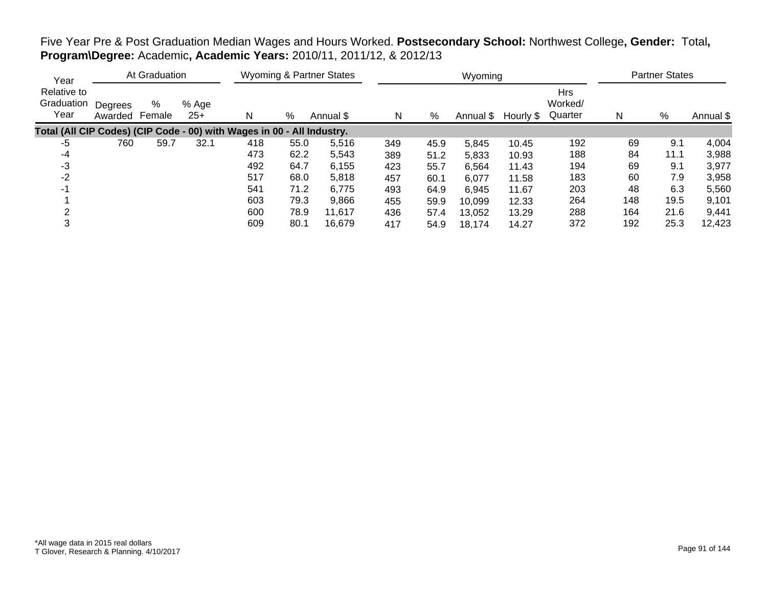Five Year Pre & Post Graduation Median Wages and Hours Worked. **Postsecondary School:** Northwest College**, Gender:** Total**, Program\Degree:** Academic**, Academic Years:** 2010/11, 2011/12, & 2012/13

| Year Relative to Graduation Year | At Graduation | | | Wyoming & Partner States | | | Wyoming | | | | | Partner States | | |
|---|---|---|---|---|---|---|---|---|---|---|---|---|---|---|
| | Degrees Awarded | % Female | % Age 25+ | N | % | Annual $ | N | % | Annual $ | Hourly $ | Hrs Worked/ Quarter | N | % | Annual $ |
| **Total (All CIP Codes) (CIP Code - 00) with Wages in 00 - All Industry.** | | | | | | | | | | | | | | |
| -5 | 760 | 59.7 | 32.1 | 418 | 55.0 | 5,516 | 349 | 45.9 | 5,845 | 10.45 | 192 | 69 | 9.1 | 4,004 |
| -4 | | | | 473 | 62.2 | 5,543 | 389 | 51.2 | 5,833 | 10.93 | 188 | 84 | 11.1 | 3,988 |
| -3 | | | | 492 | 64.7 | 6,155 | 423 | 55.7 | 6,564 | 11.43 | 194 | 69 | 9.1 | 3,977 |
| -2 | | | | 517 | 68.0 | 5,818 | 457 | 60.1 | 6,077 | 11.58 | 183 | 60 | 7.9 | 3,958 |
| -1 | | | | 541 | 71.2 | 6,775 | 493 | 64.9 | 6,945 | 11.67 | 203 | 48 | 6.3 | 5,560 |
| 1 | | | | 603 | 79.3 | 9,866 | 455 | 59.9 | 10,099 | 12.33 | 264 | 148 | 19.5 | 9,101 |
| 2 | | | | 600 | 78.9 | 11,617 | 436 | 57.4 | 13,052 | 13.29 | 288 | 164 | 21.6 | 9,441 |
| 3 | | | | 609 | 80.1 | 16,679 | 417 | 54.9 | 18,174 | 14.27 | 372 | 192 | 25.3 | 12,423 |

*All wage data in 2015 real dollars
T Glover, Research & Planning. 4/10/2017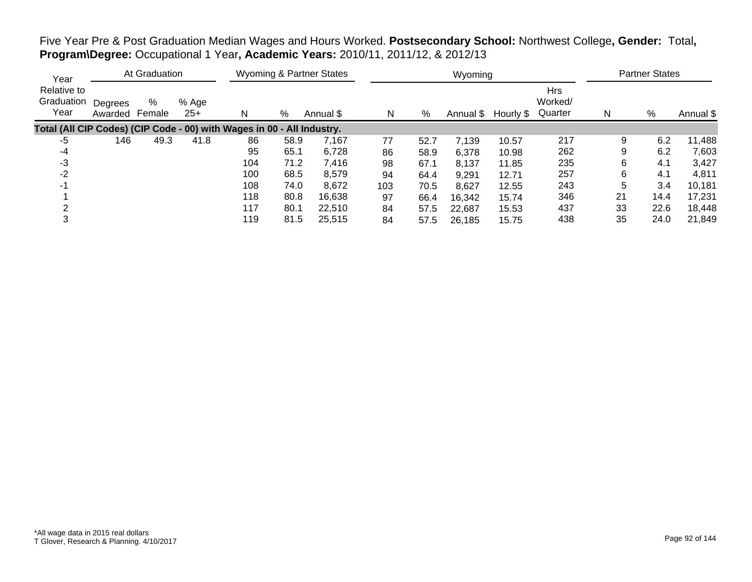Five Year Pre & Post Graduation Median Wages and Hours Worked. **Postsecondary School:** Northwest College**, Gender:** Total**, Program\Degree:** Occupational 1 Year**, Academic Years:** 2010/11, 2011/12, & 2012/13

| Year Relative to Graduation Year | At Graduation | | | Wyoming & Partner States | | | Wyoming | | | | | Partner States | | |
|---|---|---|---|---|---|---|---|---|---|---|---|---|---|---|
| | Degrees Awarded | % Female | % Age 25+ | N | % | Annual $ | N | % | Annual $ | Hourly $ | Hrs Worked/ Quarter | N | % | Annual $ |
| **Total (All CIP Codes) (CIP Code - 00) with Wages in 00 - All Industry.** | | | | | | | | | | | | | | |
| -5 | 146 | 49.3 | 41.8 | 86 | 58.9 | 7,167 | 77 | 52.7 | 7,139 | 10.57 | 217 | 9 | 6.2 | 11,488 |
| -4 | | | | 95 | 65.1 | 6,728 | 86 | 58.9 | 6,378 | 10.98 | 262 | 9 | 6.2 | 7,603 |
| -3 | | | | 104 | 71.2 | 7,416 | 98 | 67.1 | 8,137 | 11.85 | 235 | 6 | 4.1 | 3,427 |
| -2 | | | | 100 | 68.5 | 8,579 | 94 | 64.4 | 9,291 | 12.71 | 257 | 6 | 4.1 | 4,811 |
| -1 | | | | 108 | 74.0 | 8,672 | 103 | 70.5 | 8,627 | 12.55 | 243 | 5 | 3.4 | 10,181 |
| 1 | | | | 118 | 80.8 | 16,638 | 97 | 66.4 | 16,342 | 15.74 | 346 | 21 | 14.4 | 17,231 |
| 2 | | | | 117 | 80.1 | 22,510 | 84 | 57.5 | 22,687 | 15.53 | 437 | 33 | 22.6 | 18,448 |
| 3 | | | | 119 | 81.5 | 25,515 | 84 | 57.5 | 26,185 | 15.75 | 438 | 35 | 24.0 | 21,849 |

*All wage data in 2015 real dollars
T Glover, Research & Planning. 4/10/2017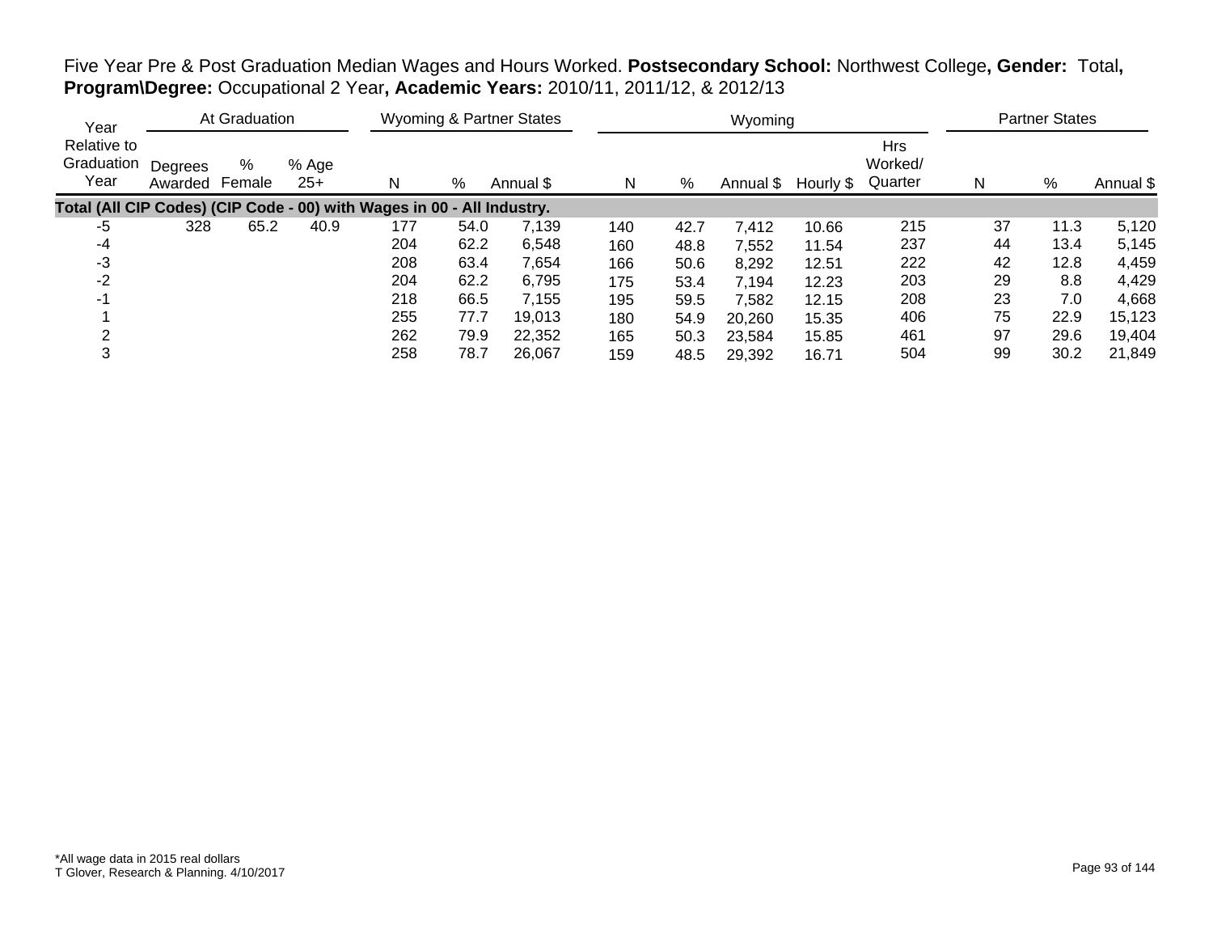Five Year Pre & Post Graduation Median Wages and Hours Worked. **Postsecondary School:** Northwest College**, Gender:** Total**, Program\Degree:** Occupational 2 Year**, Academic Years:** 2010/11, 2011/12, & 2012/13

| Year Relative to Graduation Year | At Graduation | | | Wyoming & Partner States | | | Wyoming | | | | | Partner States | | |
|---|---|---|---|---|---|---|---|---|---|---|---|---|---|---|
| | Degrees Awarded | % Female | % Age 25+ | N | % | Annual $ | N | % | Annual $ | Hourly $ | Hrs Worked/ Quarter | N | % | Annual $ |
| **Total (All CIP Codes) (CIP Code - 00) with Wages in 00 - All Industry.** | | | | | | | | | | | | | | |
| -5 | 328 | 65.2 | 40.9 | 177 | 54.0 | 7,139 | 140 | 42.7 | 7,412 | 10.66 | 215 | 37 | 11.3 | 5,120 |
| -4 | | | | 204 | 62.2 | 6,548 | 160 | 48.8 | 7,552 | 11.54 | 237 | 44 | 13.4 | 5,145 |
| -3 | | | | 208 | 63.4 | 7,654 | 166 | 50.6 | 8,292 | 12.51 | 222 | 42 | 12.8 | 4,459 |
| -2 | | | | 204 | 62.2 | 6,795 | 175 | 53.4 | 7,194 | 12.23 | 203 | 29 | 8.8 | 4,429 |
| -1 | | | | 218 | 66.5 | 7,155 | 195 | 59.5 | 7,582 | 12.15 | 208 | 23 | 7.0 | 4,668 |
| 1 | | | | 255 | 77.7 | 19,013 | 180 | 54.9 | 20,260 | 15.35 | 406 | 75 | 22.9 | 15,123 |
| 2 | | | | 262 | 79.9 | 22,352 | 165 | 50.3 | 23,584 | 15.85 | 461 | 97 | 29.6 | 19,404 |
| 3 | | | | 258 | 78.7 | 26,067 | 159 | 48.5 | 29,392 | 16.71 | 504 | 99 | 30.2 | 21,849 |

*All wage data in 2015 real dollars
T Glover, Research & Planning. 4/10/2017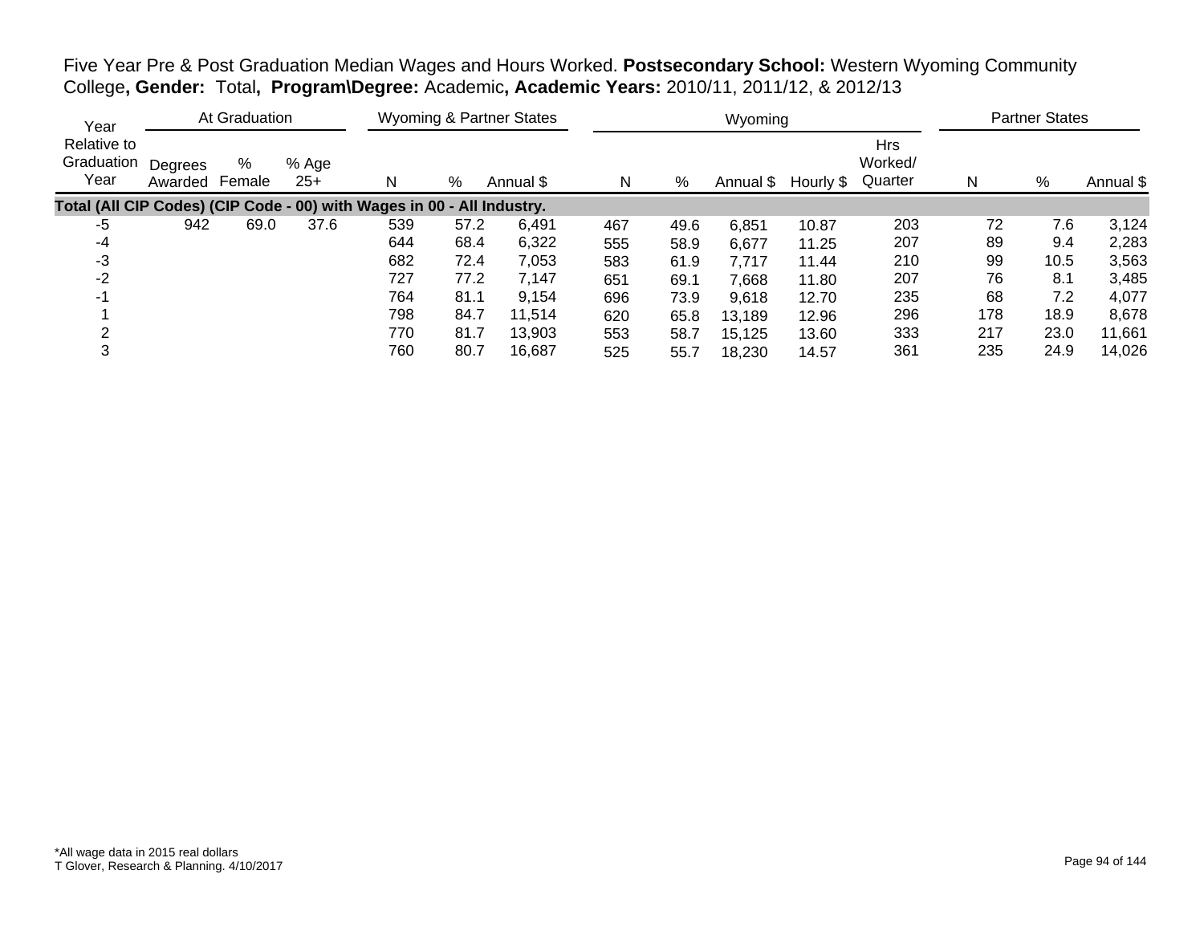Five Year Pre & Post Graduation Median Wages and Hours Worked. **Postsecondary School:** Western Wyoming Community College**, Gender:** Total**, Program\Degree:** Academic**, Academic Years:** 2010/11, 2011/12, & 2012/13

| Year | At Graduation | | | Wyoming & Partner States | | | Wyoming | | | | | Partner States | | |
|---|---|---|---|---|---|---|---|---|---|---|---|---|---|---|
| Relative to Graduation Year | Degrees Awarded | % Female | % Age 25+ | N | % | Annual $ | N | % | Annual $ | Hourly $ | Hrs Worked/ Quarter | N | % | Annual $ |
| **Total (All CIP Codes) (CIP Code - 00) with Wages in 00 - All Industry.** | | | | | | | | | | | | | | |
| -5 | 942 | 69.0 | 37.6 | 539 | 57.2 | 6,491 | 467 | 49.6 | 6,851 | 10.87 | 203 | 72 | 7.6 | 3,124 |
| -4 | | | | 644 | 68.4 | 6,322 | 555 | 58.9 | 6,677 | 11.25 | 207 | 89 | 9.4 | 2,283 |
| -3 | | | | 682 | 72.4 | 7,053 | 583 | 61.9 | 7,717 | 11.44 | 210 | 99 | 10.5 | 3,563 |
| -2 | | | | 727 | 77.2 | 7,147 | 651 | 69.1 | 7,668 | 11.80 | 207 | 76 | 8.1 | 3,485 |
| -1 | | | | 764 | 81.1 | 9,154 | 696 | 73.9 | 9,618 | 12.70 | 235 | 68 | 7.2 | 4,077 |
| 1 | | | | 798 | 84.7 | 11,514 | 620 | 65.8 | 13,189 | 12.96 | 296 | 178 | 18.9 | 8,678 |
| 2 | | | | 770 | 81.7 | 13,903 | 553 | 58.7 | 15,125 | 13.60 | 333 | 217 | 23.0 | 11,661 |
| 3 | | | | 760 | 80.7 | 16,687 | 525 | 55.7 | 18,230 | 14.57 | 361 | 235 | 24.9 | 14,026 |

*All wage data in 2015 real dollars
T Glover, Research & Planning. 4/10/2017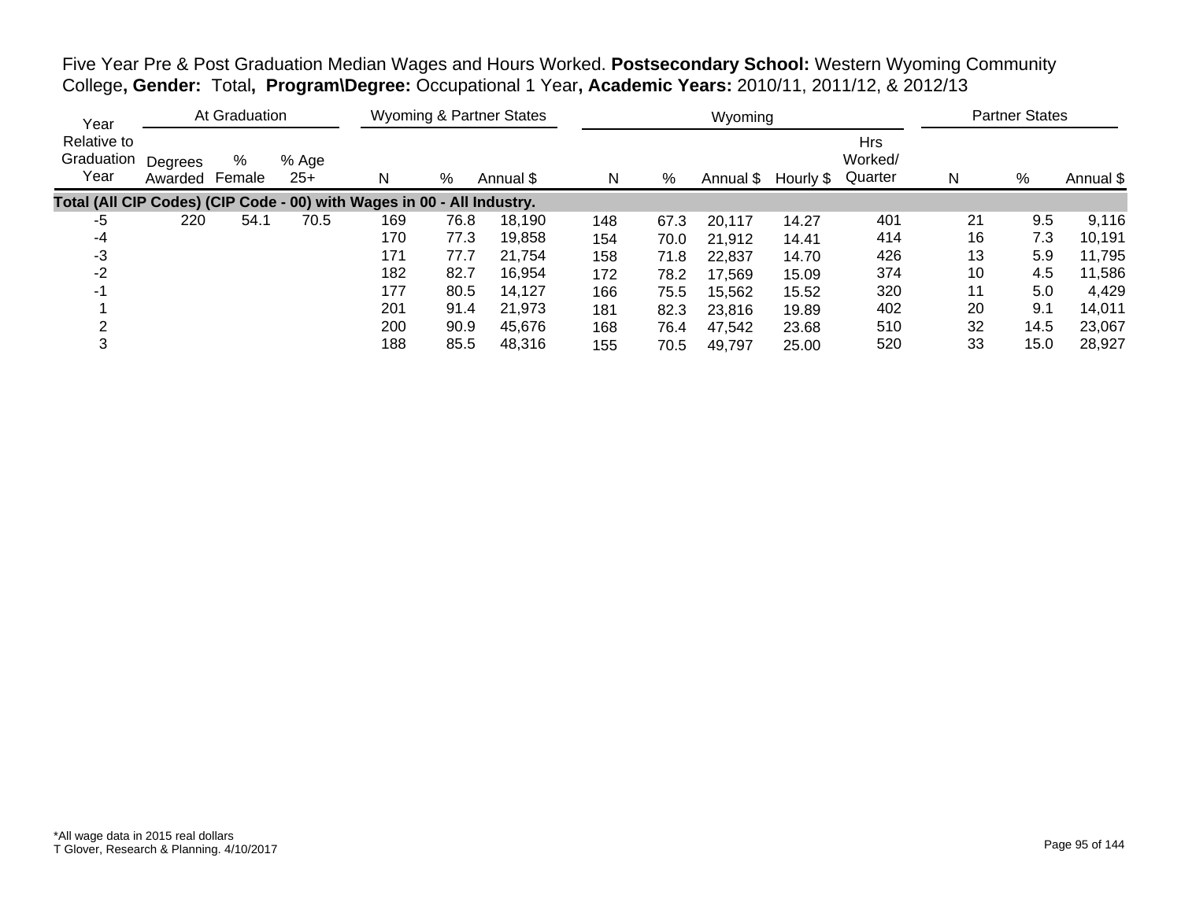Five Year Pre & Post Graduation Median Wages and Hours Worked. **Postsecondary School:** Western Wyoming Community College**, Gender:** Total**, Program\Degree:** Occupational 1 Year**, Academic Years:** 2010/11, 2011/12, & 2012/13

| Year | At Graduation | | | Wyoming & Partner States | | | Wyoming | | | | | Partner States | | |
|---|---|---|---|---|---|---|---|---|---|---|---|---|---|---|
| Relative to Graduation Year | Degrees Awarded | % Female | % Age 25+ | N | % | Annual $ | N | % | Annual $ | Hourly $ | Hrs Worked/ Quarter | N | % | Annual $ |
| **Total (All CIP Codes) (CIP Code - 00) with Wages in 00 - All Industry.** | | | | | | | | | | | | | | |
| -5 | 220 | 54.1 | 70.5 | 169 | 76.8 | 18,190 | 148 | 67.3 | 20,117 | 14.27 | 401 | 21 | 9.5 | 9,116 |
| -4 | | | | 170 | 77.3 | 19,858 | 154 | 70.0 | 21,912 | 14.41 | 414 | 16 | 7.3 | 10,191 |
| -3 | | | | 171 | 77.7 | 21,754 | 158 | 71.8 | 22,837 | 14.70 | 426 | 13 | 5.9 | 11,795 |
| -2 | | | | 182 | 82.7 | 16,954 | 172 | 78.2 | 17,569 | 15.09 | 374 | 10 | 4.5 | 11,586 |
| -1 | | | | 177 | 80.5 | 14,127 | 166 | 75.5 | 15,562 | 15.52 | 320 | 11 | 5.0 | 4,429 |
| 1 | | | | 201 | 91.4 | 21,973 | 181 | 82.3 | 23,816 | 19.89 | 402 | 20 | 9.1 | 14,011 |
| 2 | | | | 200 | 90.9 | 45,676 | 168 | 76.4 | 47,542 | 23.68 | 510 | 32 | 14.5 | 23,067 |
| 3 | | | | 188 | 85.5 | 48,316 | 155 | 70.5 | 49,797 | 25.00 | 520 | 33 | 15.0 | 28,927 |

*All wage data in 2015 real dollars
T Glover, Research & Planning. 4/10/2017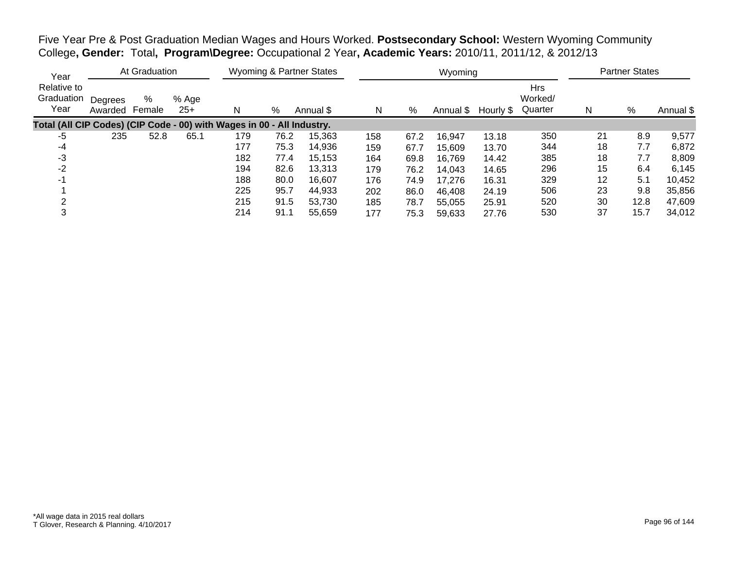Five Year Pre & Post Graduation Median Wages and Hours Worked. **Postsecondary School:** Western Wyoming Community College**, Gender:** Total**, Program\Degree:** Occupational 2 Year**, Academic Years:** 2010/11, 2011/12, & 2012/13

| Year | At Graduation | | | Wyoming & Partner States | | | Wyoming | | | | | Partner States | | |
|---|---|---|---|---|---|---|---|---|---|---|---|---|---|---|
| Year Relative to Graduation Year | Degrees Awarded | % Female | % Age 25+ | N | % | Annual $ | N | % | Annual $ | Hourly $ | Hrs Worked/ Quarter | N | % | Annual $ |
| **Total (All CIP Codes) (CIP Code - 00) with Wages in 00 - All Industry.** | | | | | | | | | | | | | | |
| -5 | 235 | 52.8 | 65.1 | 179 | 76.2 | 15,363 | 158 | 67.2 | 16,947 | 13.18 | 350 | 21 | 8.9 | 9,577 |
| -4 | | | | 177 | 75.3 | 14,936 | 159 | 67.7 | 15,609 | 13.70 | 344 | 18 | 7.7 | 6,872 |
| -3 | | | | 182 | 77.4 | 15,153 | 164 | 69.8 | 16,769 | 14.42 | 385 | 18 | 7.7 | 8,809 |
| -2 | | | | 194 | 82.6 | 13,313 | 179 | 76.2 | 14,043 | 14.65 | 296 | 15 | 6.4 | 6,145 |
| -1 | | | | 188 | 80.0 | 16,607 | 176 | 74.9 | 17,276 | 16.31 | 329 | 12 | 5.1 | 10,452 |
| 1 | | | | 225 | 95.7 | 44,933 | 202 | 86.0 | 46,408 | 24.19 | 506 | 23 | 9.8 | 35,856 |
| 2 | | | | 215 | 91.5 | 53,730 | 185 | 78.7 | 55,055 | 25.91 | 520 | 30 | 12.8 | 47,609 |
| 3 | | | | 214 | 91.1 | 55,659 | 177 | 75.3 | 59,633 | 27.76 | 530 | 37 | 15.7 | 34,012 |

*All wage data in 2015 real dollars
T Glover, Research & Planning. 4/10/2017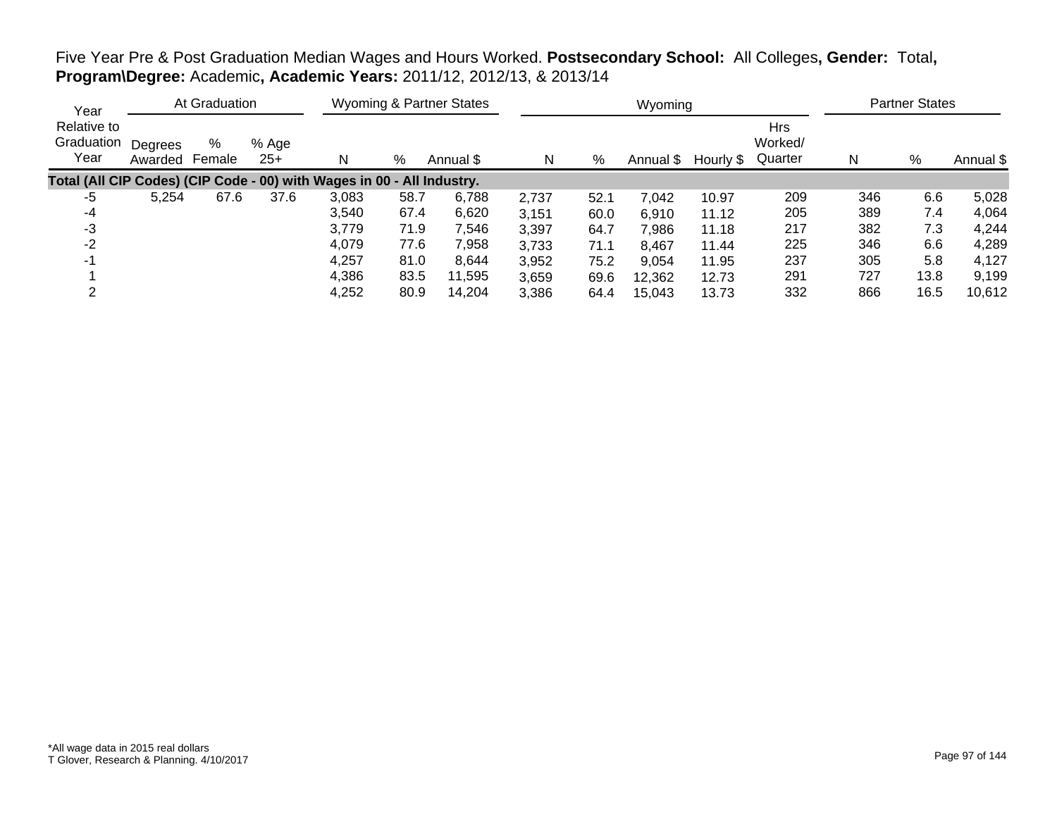Five Year Pre & Post Graduation Median Wages and Hours Worked. **Postsecondary School:** All Colleges**, Gender:** Total**, Program\Degree:** Academic**, Academic Years:** 2011/12, 2012/13, & 2013/14

| Year | At Graduation | | | Wyoming & Partner States | | | Wyoming | | | | | Partner States | | |
|---|---|---|---|---|---|---|---|---|---|---|---|---|---|---|
| Relative to Graduation Year | Degrees Awarded | % Female | % Age 25+ | N | % | Annual $ | N | % | Annual $ | Hourly $ | Hrs Worked/ Quarter | N | % | Annual $ |
| **Total (All CIP Codes) (CIP Code - 00) with Wages in 00 - All Industry.** | | | | | | | | | | | | | | |
| -5 | 5,254 | 67.6 | 37.6 | 3,083 | 58.7 | 6,788 | 2,737 | 52.1 | 7,042 | 10.97 | 209 | 346 | 6.6 | 5,028 |
| -4 | | | | 3,540 | 67.4 | 6,620 | 3,151 | 60.0 | 6,910 | 11.12 | 205 | 389 | 7.4 | 4,064 |
| -3 | | | | 3,779 | 71.9 | 7,546 | 3,397 | 64.7 | 7,986 | 11.18 | 217 | 382 | 7.3 | 4,244 |
| -2 | | | | 4,079 | 77.6 | 7,958 | 3,733 | 71.1 | 8,467 | 11.44 | 225 | 346 | 6.6 | 4,289 |
| -1 | | | | 4,257 | 81.0 | 8,644 | 3,952 | 75.2 | 9,054 | 11.95 | 237 | 305 | 5.8 | 4,127 |
| 1 | | | | 4,386 | 83.5 | 11,595 | 3,659 | 69.6 | 12,362 | 12.73 | 291 | 727 | 13.8 | 9,199 |
| 2 | | | | 4,252 | 80.9 | 14,204 | 3,386 | 64.4 | 15,043 | 13.73 | 332 | 866 | 16.5 | 10,612 |

*All wage data in 2015 real dollars
T Glover, Research & Planning. 4/10/2017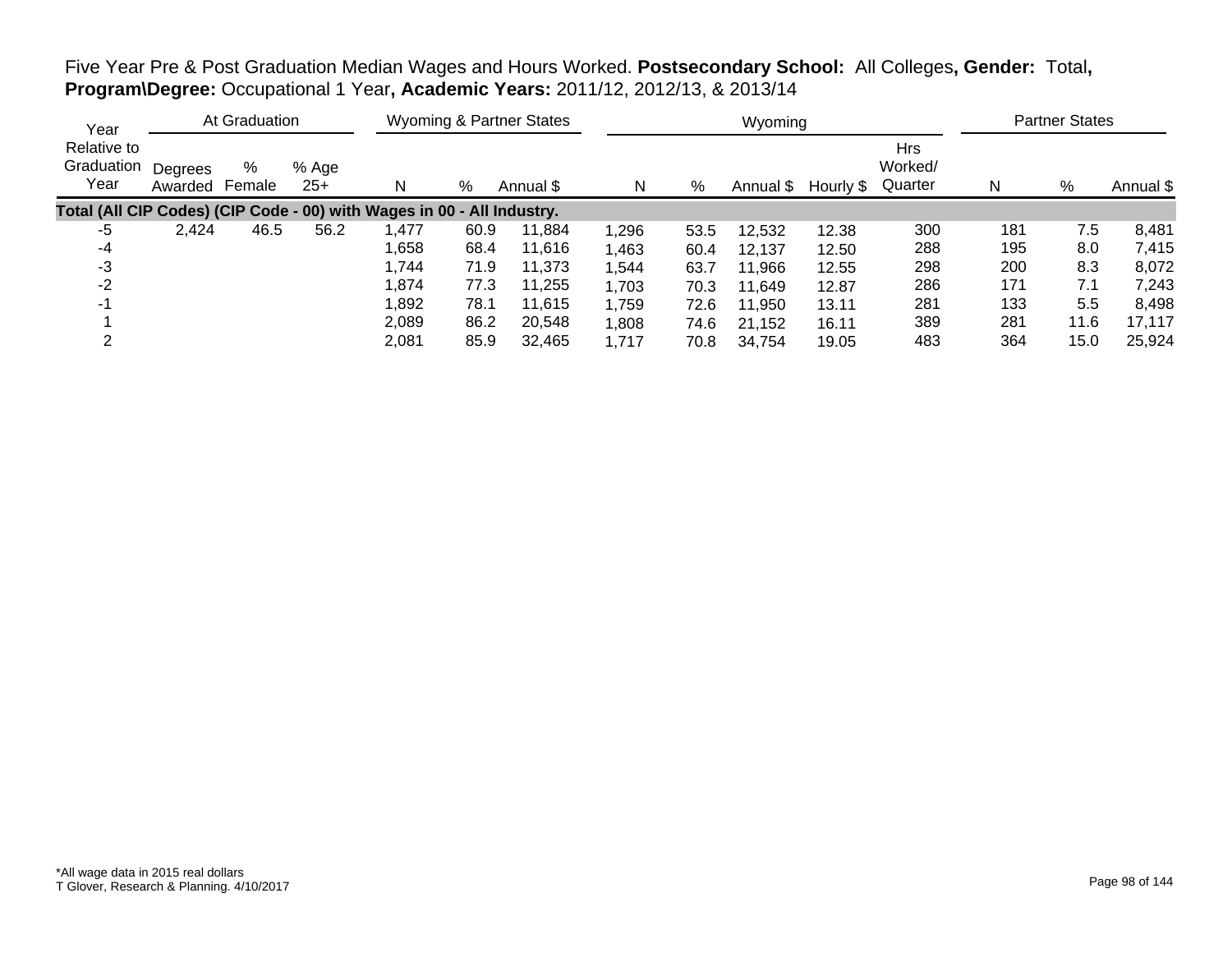Five Year Pre & Post Graduation Median Wages and Hours Worked. **Postsecondary School:** All Colleges**, Gender:** Total**, Program\Degree:** Occupational 1 Year**, Academic Years:** 2011/12, 2012/13, & 2013/14

| Year | At Graduation | | | Wyoming & Partner States | | | Wyoming | | | | | Partner States | | |
|---|---|---|---|---|---|---|---|---|---|---|---|---|---|---|
| Year Relative to Graduation Year | Degrees Awarded | % Female | % Age 25+ | N | % | Annual $ | N | % | Annual $ | Hourly $ | Hrs Worked/ Quarter | N | % | Annual $ |
| **Total (All CIP Codes) (CIP Code - 00) with Wages in 00 - All Industry.** | | | | | | | | | | | | | | |
| -5 | 2,424 | 46.5 | 56.2 | 1,477 | 60.9 | 11,884 | 1,296 | 53.5 | 12,532 | 12.38 | 300 | 181 | 7.5 | 8,481 |
| -4 | | | | 1,658 | 68.4 | 11,616 | 1,463 | 60.4 | 12,137 | 12.50 | 288 | 195 | 8.0 | 7,415 |
| -3 | | | | 1,744 | 71.9 | 11,373 | 1,544 | 63.7 | 11,966 | 12.55 | 298 | 200 | 8.3 | 8,072 |
| -2 | | | | 1,874 | 77.3 | 11,255 | 1,703 | 70.3 | 11,649 | 12.87 | 286 | 171 | 7.1 | 7,243 |
| -1 | | | | 1,892 | 78.1 | 11,615 | 1,759 | 72.6 | 11,950 | 13.11 | 281 | 133 | 5.5 | 8,498 |
| 1 | | | | 2,089 | 86.2 | 20,548 | 1,808 | 74.6 | 21,152 | 16.11 | 389 | 281 | 11.6 | 17,117 |
| 2 | | | | 2,081 | 85.9 | 32,465 | 1,717 | 70.8 | 34,754 | 19.05 | 483 | 364 | 15.0 | 25,924 |

*All wage data in 2015 real dollars
T Glover, Research & Planning. 4/10/2017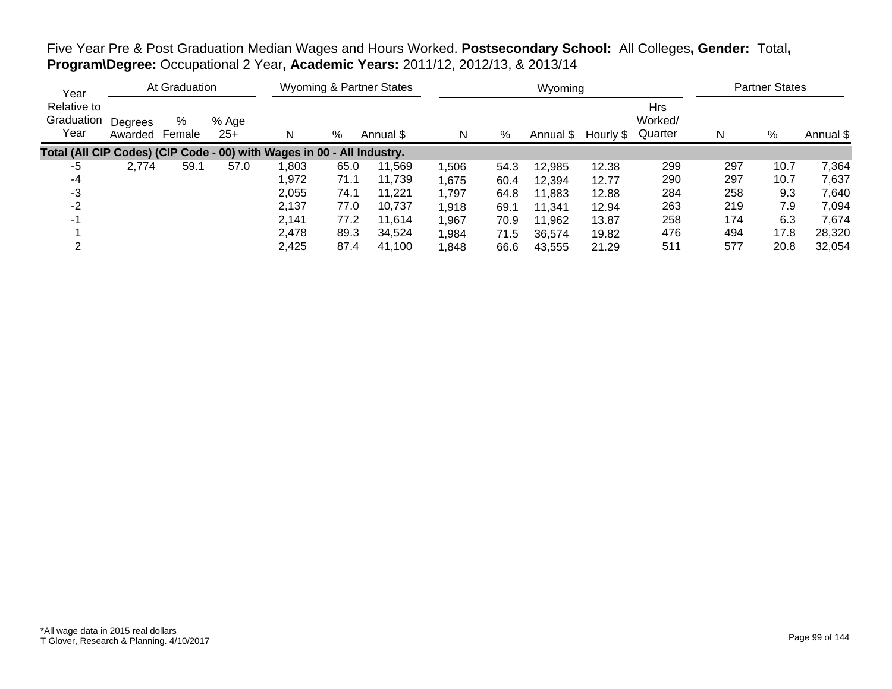Five Year Pre & Post Graduation Median Wages and Hours Worked. **Postsecondary School:** All Colleges**, Gender:** Total**, Program\Degree:** Occupational 2 Year**, Academic Years:** 2011/12, 2012/13, & 2013/14

| Year | At Graduation | | | Wyoming & Partner States | | | Wyoming | | | | | Partner States | | |
|---|---|---|---|---|---|---|---|---|---|---|---|---|---|---|
| Year Relative to Graduation Year | Degrees Awarded | % Female | % Age 25+ | N | % | Annual $ | N | % | Annual $ | Hourly $ | Hrs Worked/ Quarter | N | % | Annual $ |
| **Total (All CIP Codes) (CIP Code - 00) with Wages in 00 - All Industry.** | | | | | | | | | | | | | | |
| -5 | 2,774 | 59.1 | 57.0 | 1,803 | 65.0 | 11,569 | 1,506 | 54.3 | 12,985 | 12.38 | 299 | 297 | 10.7 | 7,364 |
| -4 | | | | 1,972 | 71.1 | 11,739 | 1,675 | 60.4 | 12,394 | 12.77 | 290 | 297 | 10.7 | 7,637 |
| -3 | | | | 2,055 | 74.1 | 11,221 | 1,797 | 64.8 | 11,883 | 12.88 | 284 | 258 | 9.3 | 7,640 |
| -2 | | | | 2,137 | 77.0 | 10,737 | 1,918 | 69.1 | 11,341 | 12.94 | 263 | 219 | 7.9 | 7,094 |
| -1 | | | | 2,141 | 77.2 | 11,614 | 1,967 | 70.9 | 11,962 | 13.87 | 258 | 174 | 6.3 | 7,674 |
| 1 | | | | 2,478 | 89.3 | 34,524 | 1,984 | 71.5 | 36,574 | 19.82 | 476 | 494 | 17.8 | 28,320 |
| 2 | | | | 2,425 | 87.4 | 41,100 | 1,848 | 66.6 | 43,555 | 21.29 | 511 | 577 | 20.8 | 32,054 |

*All wage data in 2015 real dollars
T Glover, Research & Planning. 4/10/2017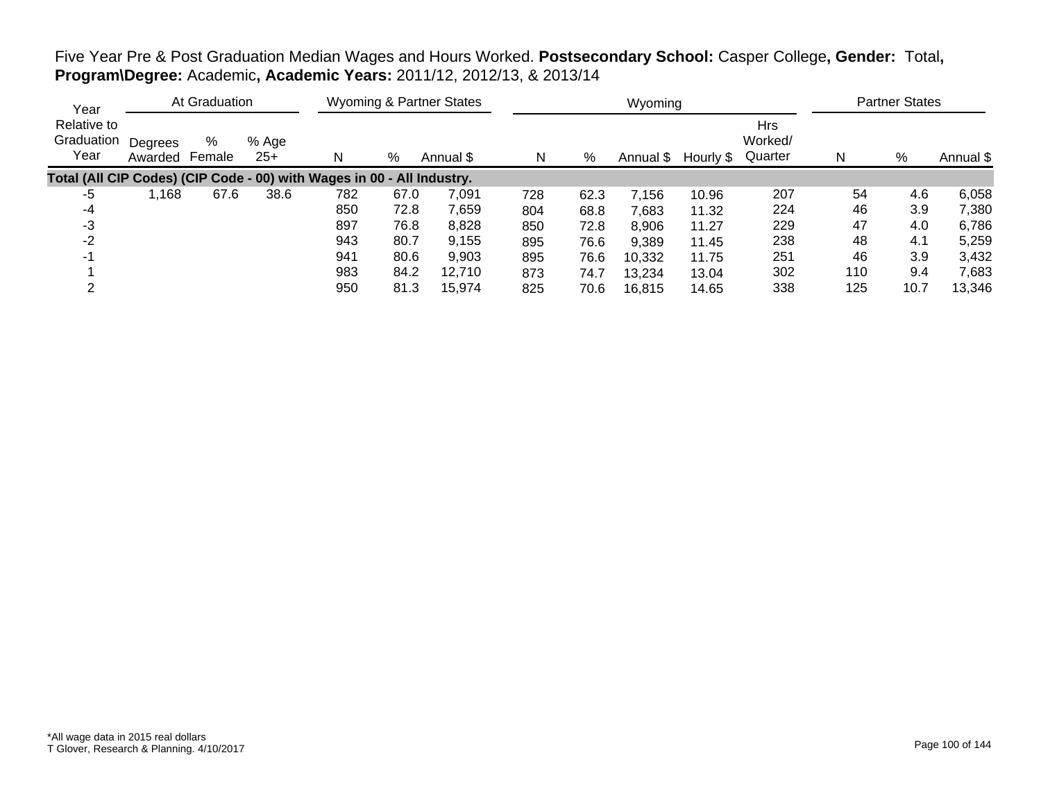Five Year Pre & Post Graduation Median Wages and Hours Worked. **Postsecondary School:** Casper College**, Gender:** Total**, Program\Degree:** Academic**, Academic Years:** 2011/12, 2012/13, & 2013/14

| Year | At Graduation | | | Wyoming & Partner States | | | Wyoming | | | | | Partner States | | |
|---|---|---|---|---|---|---|---|---|---|---|---|---|---|---|
| Year Relative to Graduation Year | Degrees Awarded | % Female | % Age 25+ | N | % | Annual $ | N | % | Annual $ | Hourly $ | Hrs Worked/ Quarter | N | % | Annual $ |
| **Total (All CIP Codes) (CIP Code - 00) with Wages in 00 - All Industry.** | | | | | | | | | | | | | | |
| -5 | 1,168 | 67.6 | 38.6 | 782 | 67.0 | 7,091 | 728 | 62.3 | 7,156 | 10.96 | 207 | 54 | 4.6 | 6,058 |
| -4 | | | | 850 | 72.8 | 7,659 | 804 | 68.8 | 7,683 | 11.32 | 224 | 46 | 3.9 | 7,380 |
| -3 | | | | 897 | 76.8 | 8,828 | 850 | 72.8 | 8,906 | 11.27 | 229 | 47 | 4.0 | 6,786 |
| -2 | | | | 943 | 80.7 | 9,155 | 895 | 76.6 | 9,389 | 11.45 | 238 | 48 | 4.1 | 5,259 |
| -1 | | | | 941 | 80.6 | 9,903 | 895 | 76.6 | 10,332 | 11.75 | 251 | 46 | 3.9 | 3,432 |
| 1 | | | | 983 | 84.2 | 12,710 | 873 | 74.7 | 13,234 | 13.04 | 302 | 110 | 9.4 | 7,683 |
| 2 | | | | 950 | 81.3 | 15,974 | 825 | 70.6 | 16,815 | 14.65 | 338 | 125 | 10.7 | 13,346 |

*All wage data in 2015 real dollars
T Glover, Research & Planning. 4/10/2017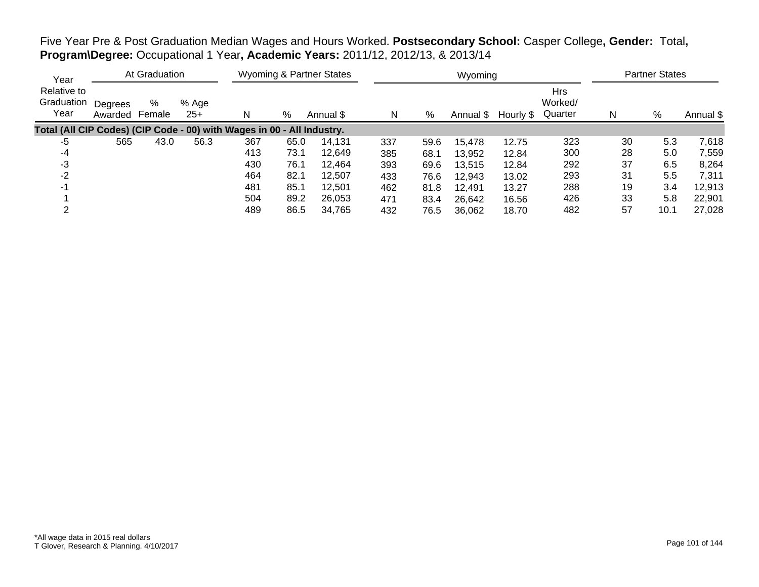Five Year Pre & Post Graduation Median Wages and Hours Worked. **Postsecondary School:** Casper College**, Gender:** Total**, Program\Degree:** Occupational 1 Year**, Academic Years:** 2011/12, 2012/13, & 2013/14

| Year | At Graduation | | | Wyoming & Partner States | | | Wyoming | | | | | Partner States | | |
|---|---|---|---|---|---|---|---|---|---|---|---|---|---|---|
| Year Relative to Graduation Year | Degrees Awarded | % Female | % Age 25+ | N | % | Annual $ | N | % | Annual $ | Hourly $ | Hrs Worked/ Quarter | N | % | Annual $ |
| **Total (All CIP Codes) (CIP Code - 00) with Wages in 00 - All Industry.** | | | | | | | | | | | | | | |
| -5 | 565 | 43.0 | 56.3 | 367 | 65.0 | 14,131 | 337 | 59.6 | 15,478 | 12.75 | 323 | 30 | 5.3 | 7,618 |
| -4 | | | | 413 | 73.1 | 12,649 | 385 | 68.1 | 13,952 | 12.84 | 300 | 28 | 5.0 | 7,559 |
| -3 | | | | 430 | 76.1 | 12,464 | 393 | 69.6 | 13,515 | 12.84 | 292 | 37 | 6.5 | 8,264 |
| -2 | | | | 464 | 82.1 | 12,507 | 433 | 76.6 | 12,943 | 13.02 | 293 | 31 | 5.5 | 7,311 |
| -1 | | | | 481 | 85.1 | 12,501 | 462 | 81.8 | 12,491 | 13.27 | 288 | 19 | 3.4 | 12,913 |
| 1 | | | | 504 | 89.2 | 26,053 | 471 | 83.4 | 26,642 | 16.56 | 426 | 33 | 5.8 | 22,901 |
| 2 | | | | 489 | 86.5 | 34,765 | 432 | 76.5 | 36,062 | 18.70 | 482 | 57 | 10.1 | 27,028 |

*All wage data in 2015 real dollars
T Glover, Research & Planning. 4/10/2017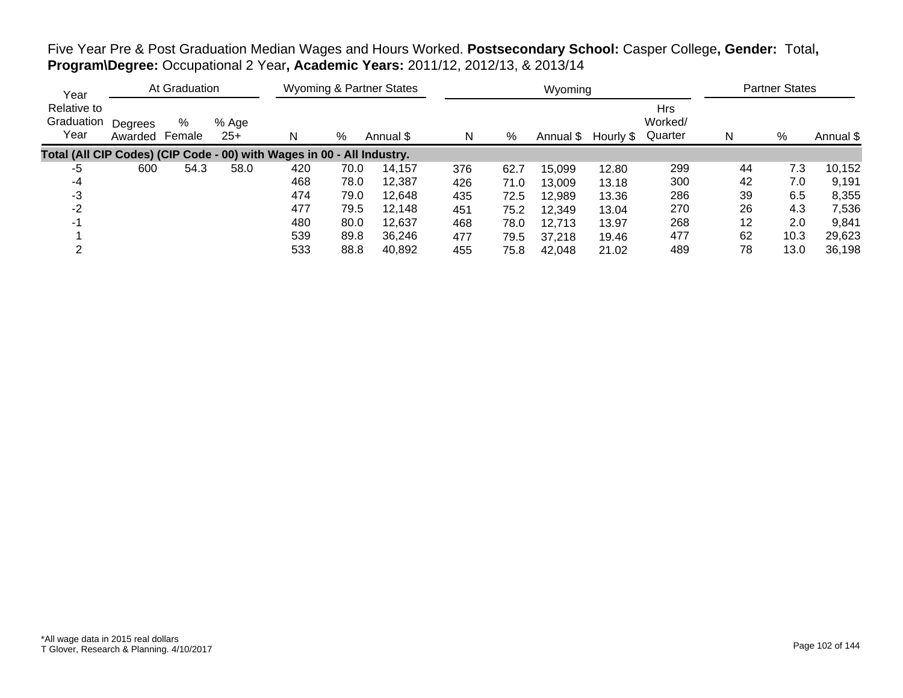Five Year Pre & Post Graduation Median Wages and Hours Worked. **Postsecondary School:** Casper College**, Gender:** Total**, Program\Degree:** Occupational 2 Year**, Academic Years:** 2011/12, 2012/13, & 2013/14

| Year | At Graduation | | | Wyoming & Partner States | | | Wyoming | | | | | Partner States | | |
|---|---|---|---|---|---|---|---|---|---|---|---|---|---|---|
| Relative to Graduation Year | Degrees Awarded | % Female | % Age 25+ | N | % | Annual $ | N | % | Annual $ | Hourly $ | Hrs Worked/ Quarter | N | % | Annual $ |
| **Total (All CIP Codes) (CIP Code - 00) with Wages in 00 - All Industry.** | | | | | | | | | | | | | | |
| -5 | 600 | 54.3 | 58.0 | 420 | 70.0 | 14,157 | 376 | 62.7 | 15,099 | 12.80 | 299 | 44 | 7.3 | 10,152 |
| -4 | | | | 468 | 78.0 | 12,387 | 426 | 71.0 | 13,009 | 13.18 | 300 | 42 | 7.0 | 9,191 |
| -3 | | | | 474 | 79.0 | 12,648 | 435 | 72.5 | 12,989 | 13.36 | 286 | 39 | 6.5 | 8,355 |
| -2 | | | | 477 | 79.5 | 12,148 | 451 | 75.2 | 12,349 | 13.04 | 270 | 26 | 4.3 | 7,536 |
| -1 | | | | 480 | 80.0 | 12,637 | 468 | 78.0 | 12,713 | 13.97 | 268 | 12 | 2.0 | 9,841 |
| 1 | | | | 539 | 89.8 | 36,246 | 477 | 79.5 | 37,218 | 19.46 | 477 | 62 | 10.3 | 29,623 |
| 2 | | | | 533 | 88.8 | 40,892 | 455 | 75.8 | 42,048 | 21.02 | 489 | 78 | 13.0 | 36,198 |

*All wage data in 2015 real dollars
T Glover, Research & Planning. 4/10/2017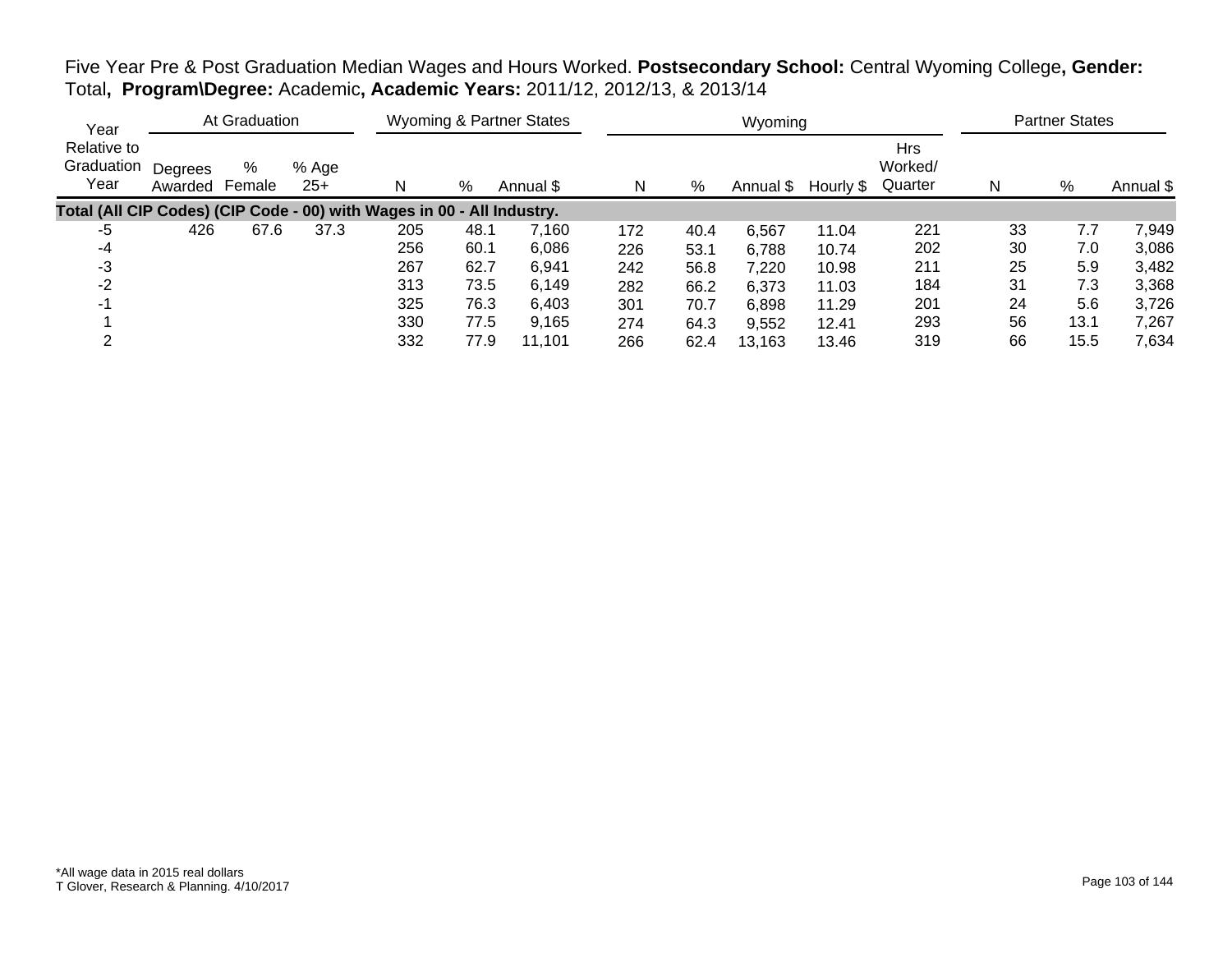Five Year Pre & Post Graduation Median Wages and Hours Worked. **Postsecondary School:** Central Wyoming College**, Gender:** Total**, Program\Degree:** Academic**, Academic Years:** 2011/12, 2012/13, & 2013/14

| Year | At Graduation | | | Wyoming & Partner States | | | Wyoming | | | | | Partner States | | |
|---|---|---|---|---|---|---|---|---|---|---|---|---|---|---|
| Relative to Graduation Year | Degrees Awarded | % Female | % Age 25+ | N | % | Annual $ | N | % | Annual $ | Hourly $ | Hrs Worked/ Quarter | N | % | Annual $ |
| **Total (All CIP Codes) (CIP Code - 00) with Wages in 00 - All Industry.** | | | | | | | | | | | | | | |
| -5 | 426 | 67.6 | 37.3 | 205 | 48.1 | 7,160 | 172 | 40.4 | 6,567 | 11.04 | 221 | 33 | 7.7 | 7,949 |
| -4 | | | | 256 | 60.1 | 6,086 | 226 | 53.1 | 6,788 | 10.74 | 202 | 30 | 7.0 | 3,086 |
| -3 | | | | 267 | 62.7 | 6,941 | 242 | 56.8 | 7,220 | 10.98 | 211 | 25 | 5.9 | 3,482 |
| -2 | | | | 313 | 73.5 | 6,149 | 282 | 66.2 | 6,373 | 11.03 | 184 | 31 | 7.3 | 3,368 |
| -1 | | | | 325 | 76.3 | 6,403 | 301 | 70.7 | 6,898 | 11.29 | 201 | 24 | 5.6 | 3,726 |
| 1 | | | | 330 | 77.5 | 9,165 | 274 | 64.3 | 9,552 | 12.41 | 293 | 56 | 13.1 | 7,267 |
| 2 | | | | 332 | 77.9 | 11,101 | 266 | 62.4 | 13,163 | 13.46 | 319 | 66 | 15.5 | 7,634 |

*All wage data in 2015 real dollars
T Glover, Research & Planning. 4/10/2017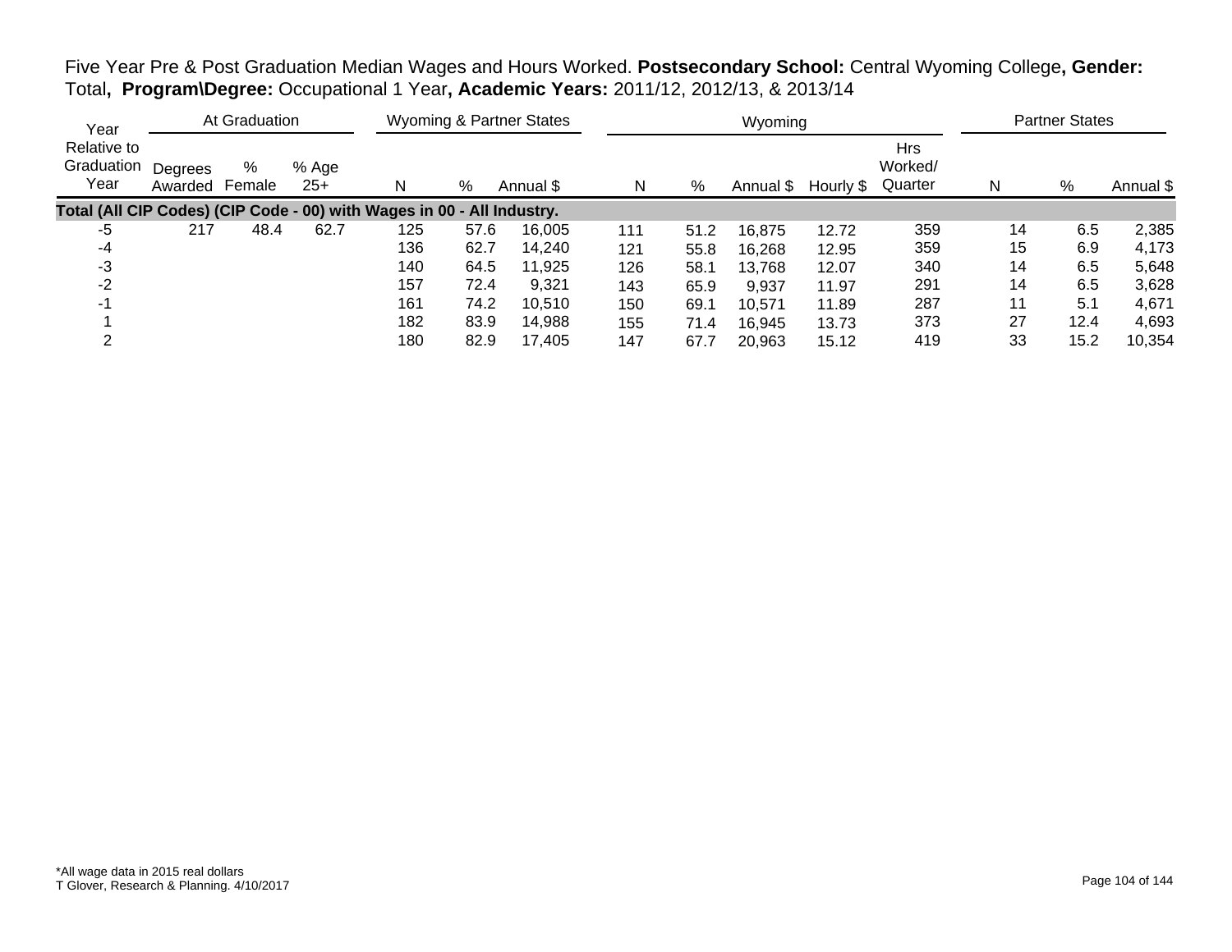Five Year Pre & Post Graduation Median Wages and Hours Worked. **Postsecondary School:** Central Wyoming College**, Gender:** Total**, Program\Degree:** Occupational 1 Year**, Academic Years:** 2011/12, 2012/13, & 2013/14

| Year Relative to Graduation Year | At Graduation | | | Wyoming & Partner States | | | Wyoming | | | | | Partner States | | |
|---|---|---|---|---|---|---|---|---|---|---|---|---|---|---|
| | Degrees Awarded | % Female | % Age 25+ | N | % | Annual $ | N | % | Annual $ | Hourly $ | Hrs Worked/ Quarter | N | % | Annual $ |
| **Total (All CIP Codes) (CIP Code - 00) with Wages in 00 - All Industry.** | | | | | | | | | | | | | | |
| -5 | 217 | 48.4 | 62.7 | 125 | 57.6 | 16,005 | 111 | 51.2 | 16,875 | 12.72 | 359 | 14 | 6.5 | 2,385 |
| -4 | | | | 136 | 62.7 | 14,240 | 121 | 55.8 | 16,268 | 12.95 | 359 | 15 | 6.9 | 4,173 |
| -3 | | | | 140 | 64.5 | 11,925 | 126 | 58.1 | 13,768 | 12.07 | 340 | 14 | 6.5 | 5,648 |
| -2 | | | | 157 | 72.4 | 9,321 | 143 | 65.9 | 9,937 | 11.97 | 291 | 14 | 6.5 | 3,628 |
| -1 | | | | 161 | 74.2 | 10,510 | 150 | 69.1 | 10,571 | 11.89 | 287 | 11 | 5.1 | 4,671 |
| 1 | | | | 182 | 83.9 | 14,988 | 155 | 71.4 | 16,945 | 13.73 | 373 | 27 | 12.4 | 4,693 |
| 2 | | | | 180 | 82.9 | 17,405 | 147 | 67.7 | 20,963 | 15.12 | 419 | 33 | 15.2 | 10,354 |

*All wage data in 2015 real dollars
T Glover, Research & Planning. 4/10/2017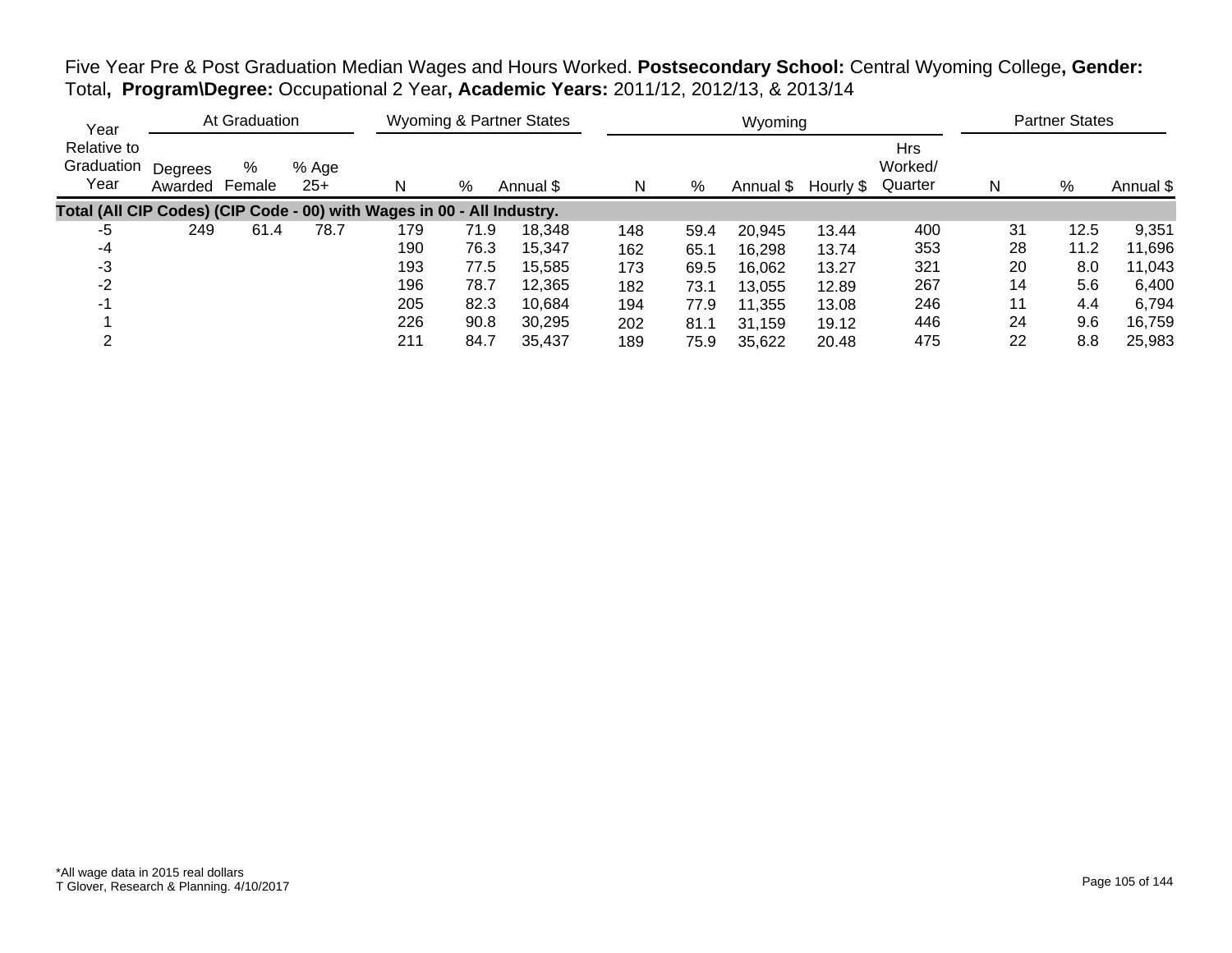Five Year Pre & Post Graduation Median Wages and Hours Worked. **Postsecondary School:** Central Wyoming College**, Gender:** Total**, Program\Degree:** Occupational 2 Year**, Academic Years:** 2011/12, 2012/13, & 2013/14

| Year Relative to Graduation Year | At Graduation | | | Wyoming & Partner States | | | Wyoming | | | | | Partner States | | |
|---|---|---|---|---|---|---|---|---|---|---|---|---|---|---|
| | Degrees Awarded | % Female | % Age 25+ | N | % | Annual $ | N | % | Annual $ | Hourly $ | Hrs Worked/ Quarter | N | % | Annual $ |
| **Total (All CIP Codes) (CIP Code - 00) with Wages in 00 - All Industry.** | | | | | | | | | | | | | | |
| -5 | 249 | 61.4 | 78.7 | 179 | 71.9 | 18,348 | 148 | 59.4 | 20,945 | 13.44 | 400 | 31 | 12.5 | 9,351 |
| -4 | | | | 190 | 76.3 | 15,347 | 162 | 65.1 | 16,298 | 13.74 | 353 | 28 | 11.2 | 11,696 |
| -3 | | | | 193 | 77.5 | 15,585 | 173 | 69.5 | 16,062 | 13.27 | 321 | 20 | 8.0 | 11,043 |
| -2 | | | | 196 | 78.7 | 12,365 | 182 | 73.1 | 13,055 | 12.89 | 267 | 14 | 5.6 | 6,400 |
| -1 | | | | 205 | 82.3 | 10,684 | 194 | 77.9 | 11,355 | 13.08 | 246 | 11 | 4.4 | 6,794 |
| 1 | | | | 226 | 90.8 | 30,295 | 202 | 81.1 | 31,159 | 19.12 | 446 | 24 | 9.6 | 16,759 |
| 2 | | | | 211 | 84.7 | 35,437 | 189 | 75.9 | 35,622 | 20.48 | 475 | 22 | 8.8 | 25,983 |

*All wage data in 2015 real dollars
T Glover, Research & Planning. 4/10/2017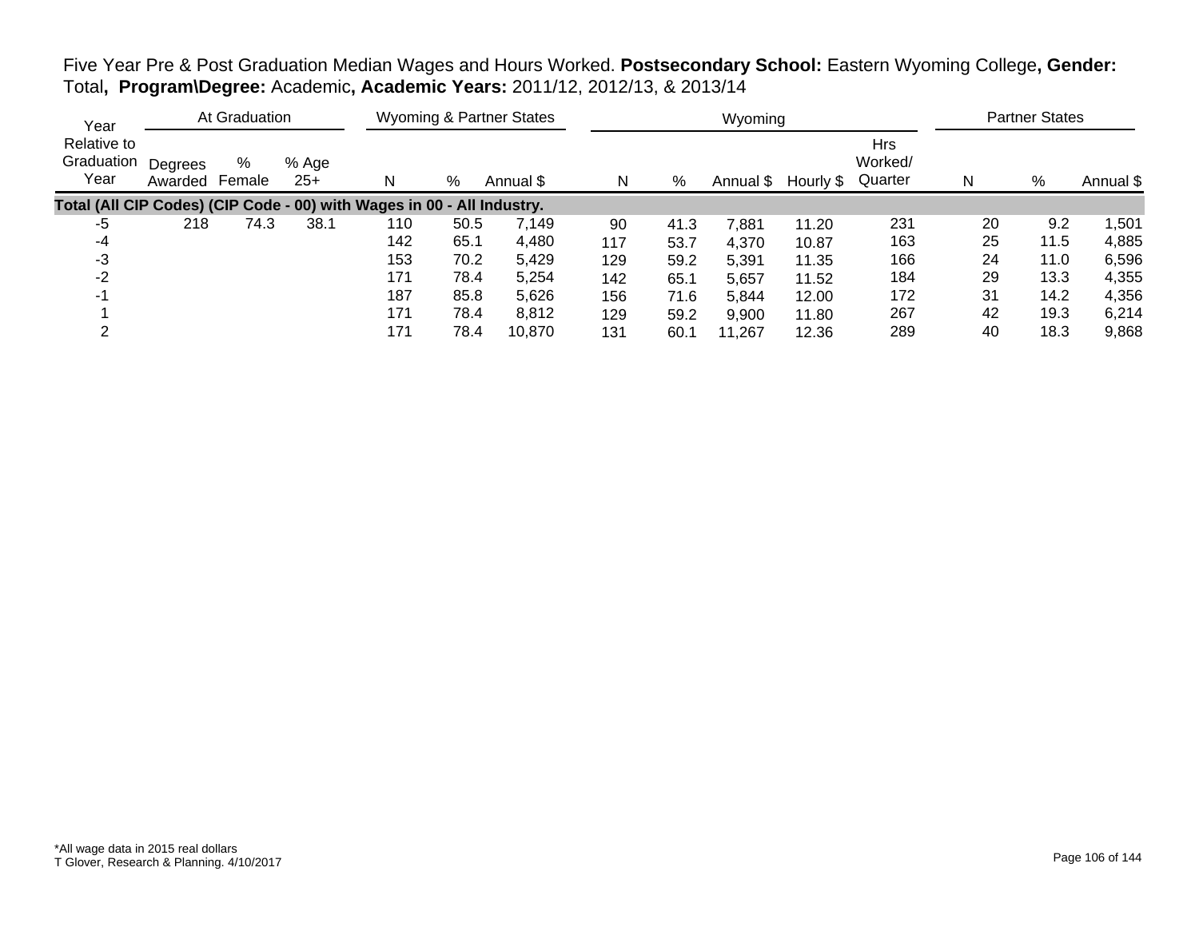Five Year Pre & Post Graduation Median Wages and Hours Worked. **Postsecondary School:** Eastern Wyoming College**, Gender:** Total**, Program\Degree:** Academic**, Academic Years:** 2011/12, 2012/13, & 2013/14

| Year Relative to Graduation Year | At Graduation | | | Wyoming & Partner States | | | Wyoming | | | | | Partner States | | |
|---|---|---|---|---|---|---|---|---|---|---|---|---|---|---|
| | Degrees Awarded | % Female | % Age 25+ | N | % | Annual $ | N | % | Annual $ | Hourly $ | Hrs Worked/ Quarter | N | % | Annual $ |
| **Total (All CIP Codes) (CIP Code - 00) with Wages in 00 - All Industry.** | | | | | | | | | | | | | | |
| -5 | 218 | 74.3 | 38.1 | 110 | 50.5 | 7,149 | 90 | 41.3 | 7,881 | 11.20 | 231 | 20 | 9.2 | 1,501 |
| -4 | | | | 142 | 65.1 | 4,480 | 117 | 53.7 | 4,370 | 10.87 | 163 | 25 | 11.5 | 4,885 |
| -3 | | | | 153 | 70.2 | 5,429 | 129 | 59.2 | 5,391 | 11.35 | 166 | 24 | 11.0 | 6,596 |
| -2 | | | | 171 | 78.4 | 5,254 | 142 | 65.1 | 5,657 | 11.52 | 184 | 29 | 13.3 | 4,355 |
| -1 | | | | 187 | 85.8 | 5,626 | 156 | 71.6 | 5,844 | 12.00 | 172 | 31 | 14.2 | 4,356 |
| 1 | | | | 171 | 78.4 | 8,812 | 129 | 59.2 | 9,900 | 11.80 | 267 | 42 | 19.3 | 6,214 |
| 2 | | | | 171 | 78.4 | 10,870 | 131 | 60.1 | 11,267 | 12.36 | 289 | 40 | 18.3 | 9,868 |

*All wage data in 2015 real dollars
T Glover, Research & Planning. 4/10/2017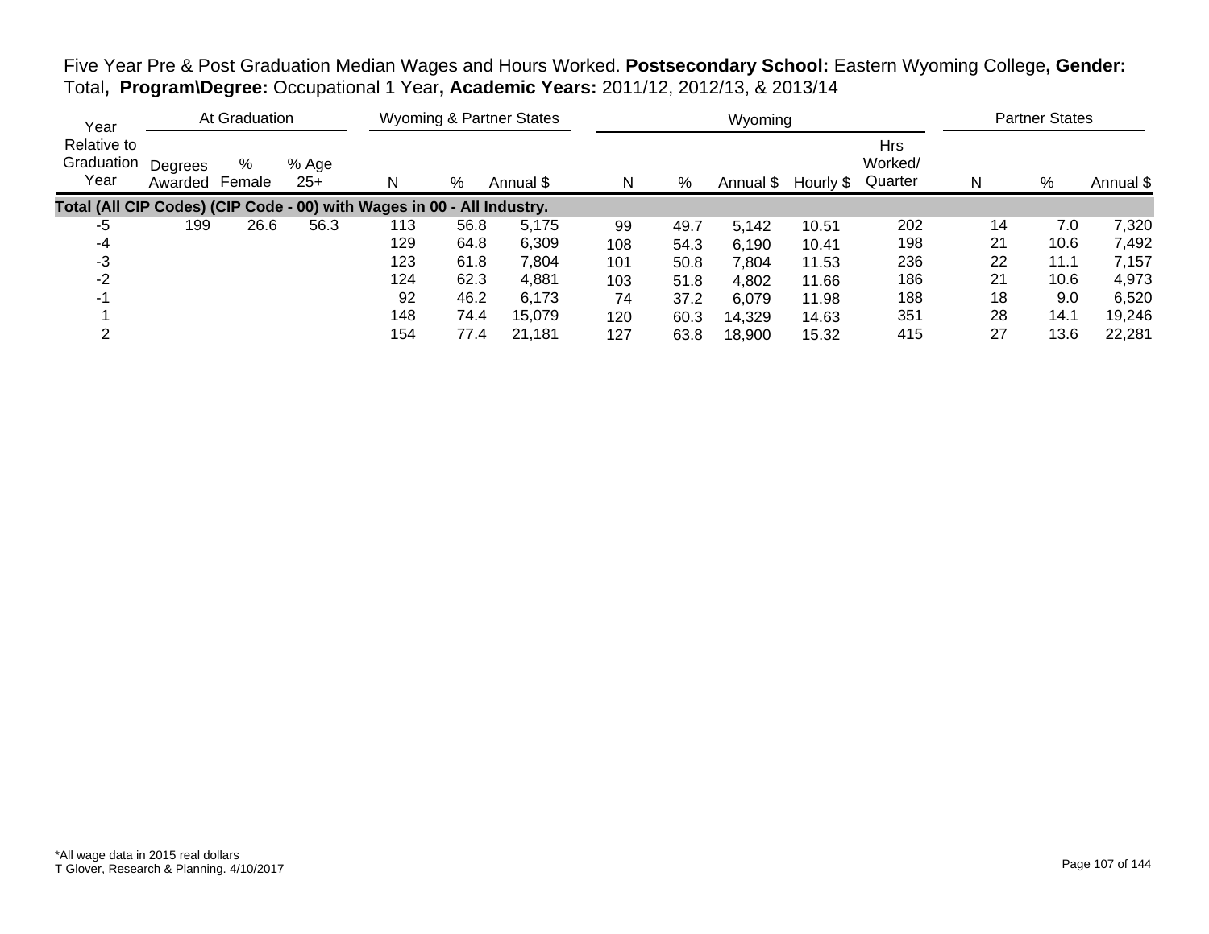Five Year Pre & Post Graduation Median Wages and Hours Worked. **Postsecondary School:** Eastern Wyoming College**, Gender:** Total**, Program\Degree:** Occupational 1 Year**, Academic Years:** 2011/12, 2012/13, & 2013/14

| Year Relative to Graduation Year | At Graduation | | | Wyoming & Partner States | | | Wyoming | | | | | Partner States | | |
|---|---|---|---|---|---|---|---|---|---|---|---|---|---|---|
| | Degrees Awarded | % Female | % Age 25+ | N | % | Annual $ | N | % | Annual $ | Hourly $ | Hrs Worked/ Quarter | N | % | Annual $ |
| **Total (All CIP Codes) (CIP Code - 00) with Wages in 00 - All Industry.** | | | | | | | | | | | | | | |
| -5 | 199 | 26.6 | 56.3 | 113 | 56.8 | 5,175 | 99 | 49.7 | 5,142 | 10.51 | 202 | 14 | 7.0 | 7,320 |
| -4 | | | | 129 | 64.8 | 6,309 | 108 | 54.3 | 6,190 | 10.41 | 198 | 21 | 10.6 | 7,492 |
| -3 | | | | 123 | 61.8 | 7,804 | 101 | 50.8 | 7,804 | 11.53 | 236 | 22 | 11.1 | 7,157 |
| -2 | | | | 124 | 62.3 | 4,881 | 103 | 51.8 | 4,802 | 11.66 | 186 | 21 | 10.6 | 4,973 |
| -1 | | | | 92 | 46.2 | 6,173 | 74 | 37.2 | 6,079 | 11.98 | 188 | 18 | 9.0 | 6,520 |
| 1 | | | | 148 | 74.4 | 15,079 | 120 | 60.3 | 14,329 | 14.63 | 351 | 28 | 14.1 | 19,246 |
| 2 | | | | 154 | 77.4 | 21,181 | 127 | 63.8 | 18,900 | 15.32 | 415 | 27 | 13.6 | 22,281 |

*All wage data in 2015 real dollars
T Glover, Research & Planning. 4/10/2017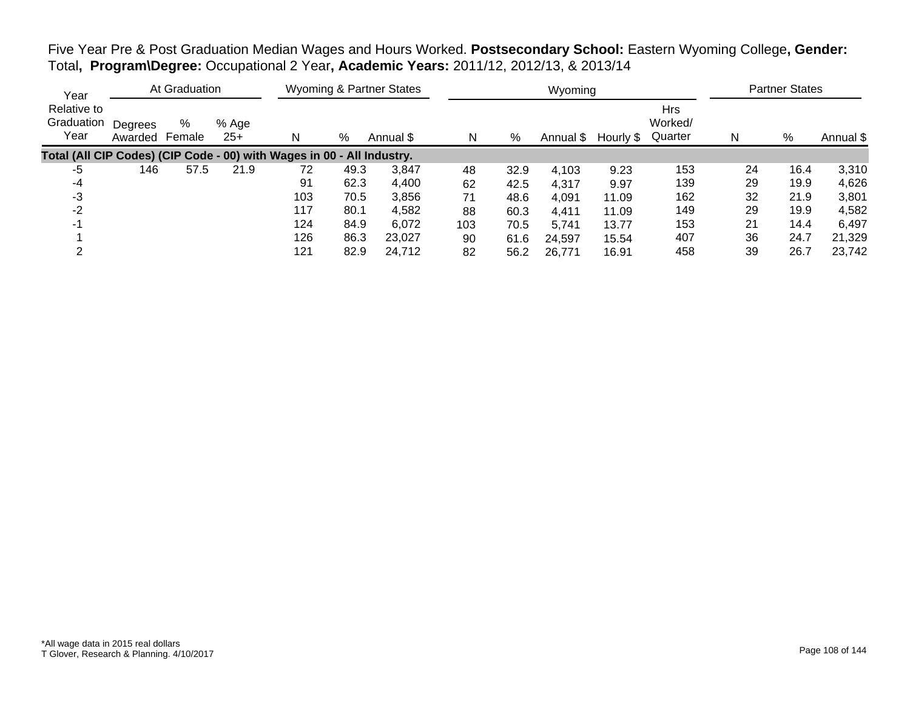Five Year Pre & Post Graduation Median Wages and Hours Worked. **Postsecondary School:** Eastern Wyoming College**, Gender:** Total**, Program\Degree:** Occupational 2 Year**, Academic Years:** 2011/12, 2012/13, & 2013/14

| Year | At Graduation | | | Wyoming & Partner States | | | Wyoming | | | | | Partner States | | |
|---|---|---|---|---|---|---|---|---|---|---|---|---|---|---|
| Relative to Graduation Year | Degrees Awarded | % Female | % Age 25+ | N | % | Annual $ | N | % | Annual $ | Hourly $ | Hrs Worked/ Quarter | N | % | Annual $ |
| **Total (All CIP Codes) (CIP Code - 00) with Wages in 00 - All Industry.** | | | | | | | | | | | | | | |
| -5 | 146 | 57.5 | 21.9 | 72 | 49.3 | 3,847 | 48 | 32.9 | 4,103 | 9.23 | 153 | 24 | 16.4 | 3,310 |
| -4 | | | | 91 | 62.3 | 4,400 | 62 | 42.5 | 4,317 | 9.97 | 139 | 29 | 19.9 | 4,626 |
| -3 | | | | 103 | 70.5 | 3,856 | 71 | 48.6 | 4,091 | 11.09 | 162 | 32 | 21.9 | 3,801 |
| -2 | | | | 117 | 80.1 | 4,582 | 88 | 60.3 | 4,411 | 11.09 | 149 | 29 | 19.9 | 4,582 |
| -1 | | | | 124 | 84.9 | 6,072 | 103 | 70.5 | 5,741 | 13.77 | 153 | 21 | 14.4 | 6,497 |
| 1 | | | | 126 | 86.3 | 23,027 | 90 | 61.6 | 24,597 | 15.54 | 407 | 36 | 24.7 | 21,329 |
| 2 | | | | 121 | 82.9 | 24,712 | 82 | 56.2 | 26,771 | 16.91 | 458 | 39 | 26.7 | 23,742 |

*All wage data in 2015 real dollars
T Glover, Research & Planning. 4/10/2017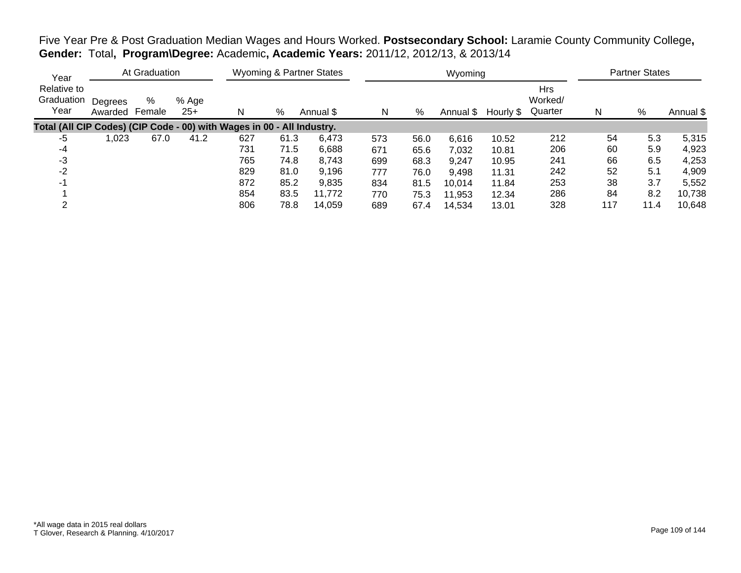Five Year Pre & Post Graduation Median Wages and Hours Worked. **Postsecondary School:** Laramie County Community College**, Gender:** Total**, Program\Degree:** Academic**, Academic Years:** 2011/12, 2012/13, & 2013/14

| Year Relative to Graduation Year | At Graduation | | | Wyoming & Partner States | | | Wyoming | | | | | Partner States | | |
|---|---|---|---|---|---|---|---|---|---|---|---|---|---|---|
| | Degrees Awarded | % Female | % Age 25+ | N | % | Annual $ | N | % | Annual $ | Hourly $ | Hrs Worked/ Quarter | N | % | Annual $ |
| **Total (All CIP Codes) (CIP Code - 00) with Wages in 00 - All Industry.** | | | | | | | | | | | | | | |
| -5 | 1,023 | 67.0 | 41.2 | 627 | 61.3 | 6,473 | 573 | 56.0 | 6,616 | 10.52 | 212 | 54 | 5.3 | 5,315 |
| -4 | | | | 731 | 71.5 | 6,688 | 671 | 65.6 | 7,032 | 10.81 | 206 | 60 | 5.9 | 4,923 |
| -3 | | | | 765 | 74.8 | 8,743 | 699 | 68.3 | 9,247 | 10.95 | 241 | 66 | 6.5 | 4,253 |
| -2 | | | | 829 | 81.0 | 9,196 | 777 | 76.0 | 9,498 | 11.31 | 242 | 52 | 5.1 | 4,909 |
| -1 | | | | 872 | 85.2 | 9,835 | 834 | 81.5 | 10,014 | 11.84 | 253 | 38 | 3.7 | 5,552 |
| 1 | | | | 854 | 83.5 | 11,772 | 770 | 75.3 | 11,953 | 12.34 | 286 | 84 | 8.2 | 10,738 |
| 2 | | | | 806 | 78.8 | 14,059 | 689 | 67.4 | 14,534 | 13.01 | 328 | 117 | 11.4 | 10,648 |

*All wage data in 2015 real dollars
T Glover, Research & Planning. 4/10/2017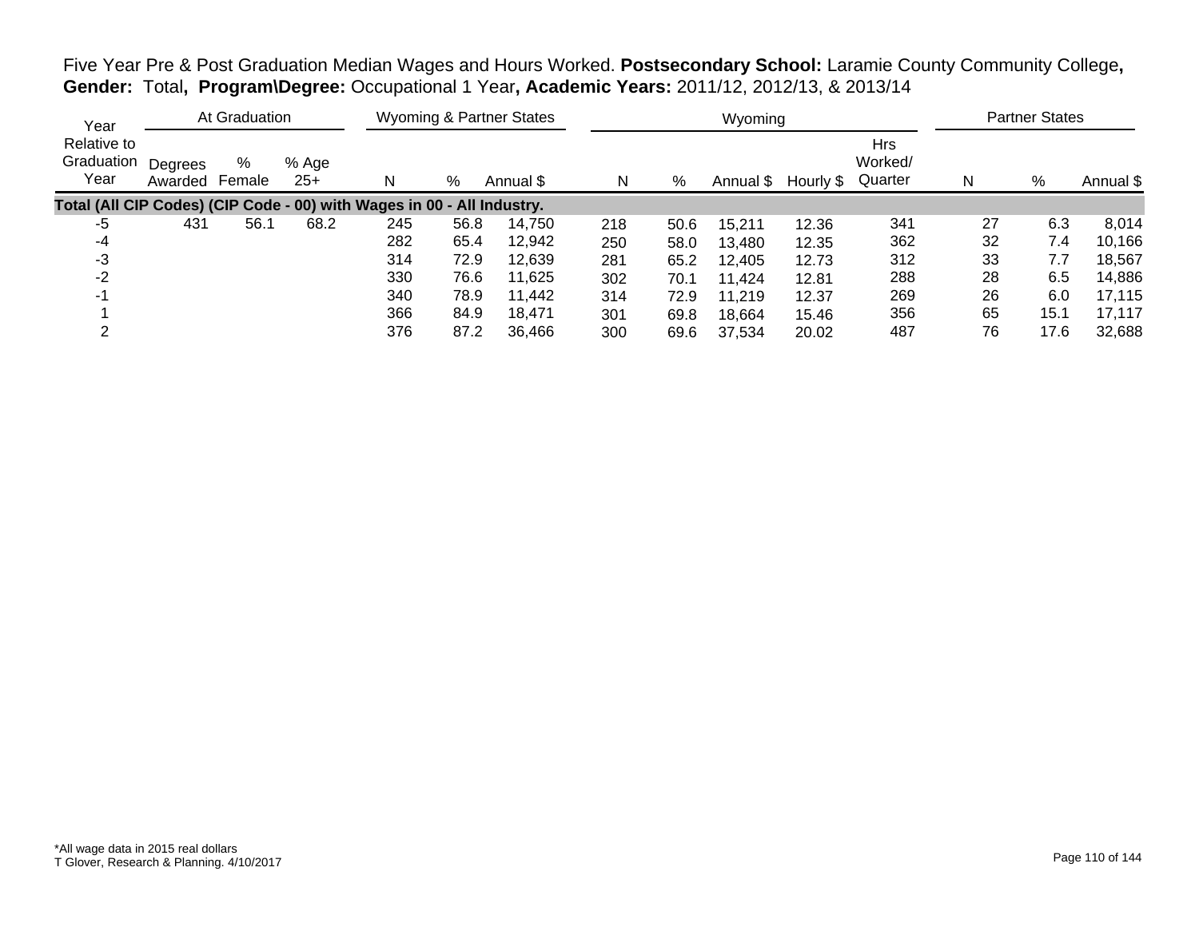Five Year Pre & Post Graduation Median Wages and Hours Worked. **Postsecondary School:** Laramie County Community College**, Gender:** Total**, Program\Degree:** Occupational 1 Year**, Academic Years:** 2011/12, 2012/13, & 2013/14

| Year Relative to Graduation Year | At Graduation | | | Wyoming & Partner States | | | Wyoming | | | | | Partner States | | |
|---|---|---|---|---|---|---|---|---|---|---|---|---|---|---|
| | Degrees Awarded | % Female | % Age 25+ | N | % | Annual $ | N | % | Annual $ | Hourly $ | Hrs Worked/ Quarter | N | % | Annual $ |
| **Total (All CIP Codes) (CIP Code - 00) with Wages in 00 - All Industry.** | | | | | | | | | | | | | | |
| -5 | 431 | 56.1 | 68.2 | 245 | 56.8 | 14,750 | 218 | 50.6 | 15,211 | 12.36 | 341 | 27 | 6.3 | 8,014 |
| -4 | | | | 282 | 65.4 | 12,942 | 250 | 58.0 | 13,480 | 12.35 | 362 | 32 | 7.4 | 10,166 |
| -3 | | | | 314 | 72.9 | 12,639 | 281 | 65.2 | 12,405 | 12.73 | 312 | 33 | 7.7 | 18,567 |
| -2 | | | | 330 | 76.6 | 11,625 | 302 | 70.1 | 11,424 | 12.81 | 288 | 28 | 6.5 | 14,886 |
| -1 | | | | 340 | 78.9 | 11,442 | 314 | 72.9 | 11,219 | 12.37 | 269 | 26 | 6.0 | 17,115 |
| 1 | | | | 366 | 84.9 | 18,471 | 301 | 69.8 | 18,664 | 15.46 | 356 | 65 | 15.1 | 17,117 |
| 2 | | | | 376 | 87.2 | 36,466 | 300 | 69.6 | 37,534 | 20.02 | 487 | 76 | 17.6 | 32,688 |

*All wage data in 2015 real dollars
T Glover, Research & Planning. 4/10/2017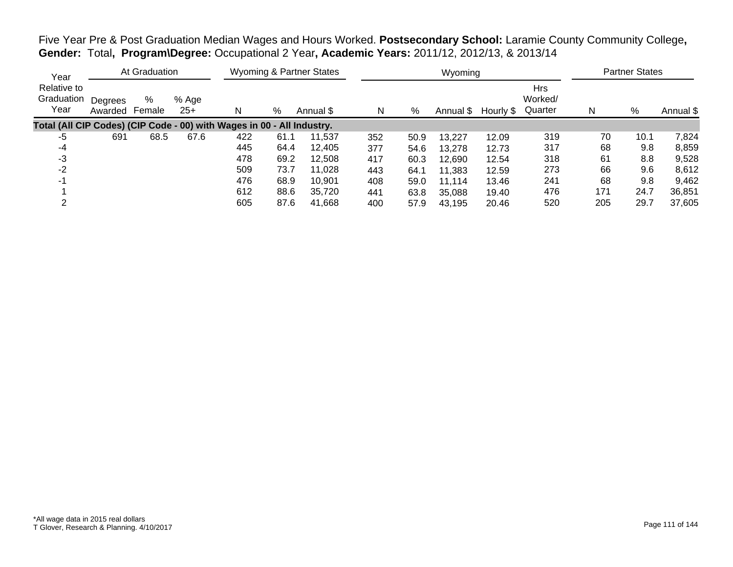Five Year Pre & Post Graduation Median Wages and Hours Worked. **Postsecondary School:** Laramie County Community College**, Gender:** Total**, Program\Degree:** Occupational 2 Year**, Academic Years:** 2011/12, 2012/13, & 2013/14

| Year | At Graduation | | | Wyoming & Partner States | | | Wyoming | | | | | Partner States | | |
|---|---|---|---|---|---|---|---|---|---|---|---|---|---|---|
| Relative to Graduation Year | Degrees Awarded | % Female | % Age 25+ | N | % | Annual $ | N | % | Annual $ | Hourly $ | Hrs Worked/ Quarter | N | % | Annual $ |
| **Total (All CIP Codes) (CIP Code - 00) with Wages in 00 - All Industry.** | | | | | | | | | | | | | | |
| -5 | 691 | 68.5 | 67.6 | 422 | 61.1 | 11,537 | 352 | 50.9 | 13,227 | 12.09 | 319 | 70 | 10.1 | 7,824 |
| -4 | | | | 445 | 64.4 | 12,405 | 377 | 54.6 | 13,278 | 12.73 | 317 | 68 | 9.8 | 8,859 |
| -3 | | | | 478 | 69.2 | 12,508 | 417 | 60.3 | 12,690 | 12.54 | 318 | 61 | 8.8 | 9,528 |
| -2 | | | | 509 | 73.7 | 11,028 | 443 | 64.1 | 11,383 | 12.59 | 273 | 66 | 9.6 | 8,612 |
| -1 | | | | 476 | 68.9 | 10,901 | 408 | 59.0 | 11,114 | 13.46 | 241 | 68 | 9.8 | 9,462 |
| 1 | | | | 612 | 88.6 | 35,720 | 441 | 63.8 | 35,088 | 19.40 | 476 | 171 | 24.7 | 36,851 |
| 2 | | | | 605 | 87.6 | 41,668 | 400 | 57.9 | 43,195 | 20.46 | 520 | 205 | 29.7 | 37,605 |

*All wage data in 2015 real dollars
T Glover, Research & Planning. 4/10/2017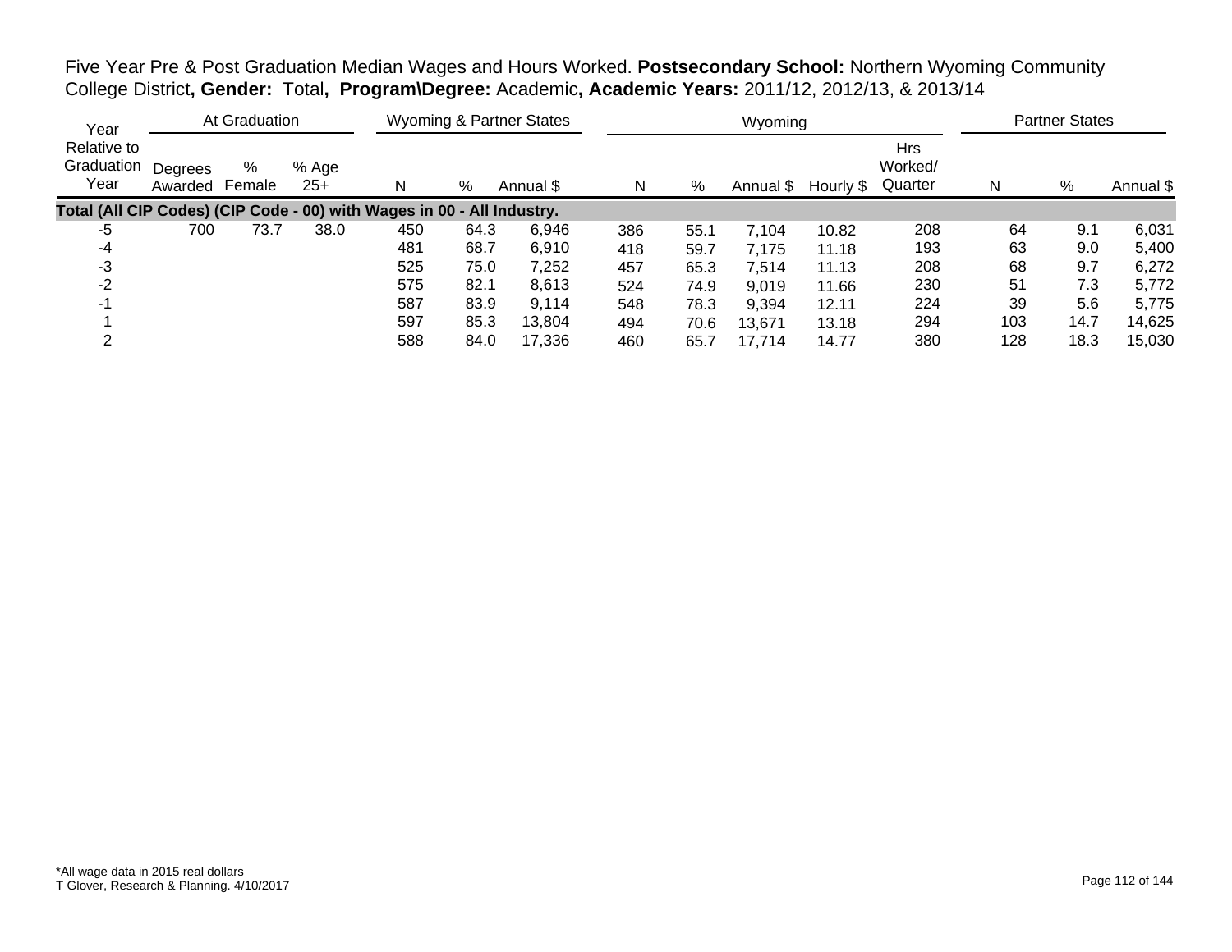Five Year Pre & Post Graduation Median Wages and Hours Worked. **Postsecondary School:** Northern Wyoming Community College District**, Gender:** Total**, Program\Degree:** Academic**, Academic Years:** 2011/12, 2012/13, & 2013/14

| Year | At Graduation | | | Wyoming & Partner States | | | Wyoming | | | | | Partner States | | |
|---|---|---|---|---|---|---|---|---|---|---|---|---|---|---|
| Relative to Graduation Year | Degrees Awarded | % Female | % Age 25+ | N | % | Annual $ | N | % | Annual $ | Hourly $ | Hrs Worked/ Quarter | N | % | Annual $ |
| **Total (All CIP Codes) (CIP Code - 00) with Wages in 00 - All Industry.** | | | | | | | | | | | | | | |
| -5 | 700 | 73.7 | 38.0 | 450 | 64.3 | 6,946 | 386 | 55.1 | 7,104 | 10.82 | 208 | 64 | 9.1 | 6,031 |
| -4 | | | | 481 | 68.7 | 6,910 | 418 | 59.7 | 7,175 | 11.18 | 193 | 63 | 9.0 | 5,400 |
| -3 | | | | 525 | 75.0 | 7,252 | 457 | 65.3 | 7,514 | 11.13 | 208 | 68 | 9.7 | 6,272 |
| -2 | | | | 575 | 82.1 | 8,613 | 524 | 74.9 | 9,019 | 11.66 | 230 | 51 | 7.3 | 5,772 |
| -1 | | | | 587 | 83.9 | 9,114 | 548 | 78.3 | 9,394 | 12.11 | 224 | 39 | 5.6 | 5,775 |
| 1 | | | | 597 | 85.3 | 13,804 | 494 | 70.6 | 13,671 | 13.18 | 294 | 103 | 14.7 | 14,625 |
| 2 | | | | 588 | 84.0 | 17,336 | 460 | 65.7 | 17,714 | 14.77 | 380 | 128 | 18.3 | 15,030 |

*All wage data in 2015 real dollars
T Glover, Research & Planning. 4/10/2017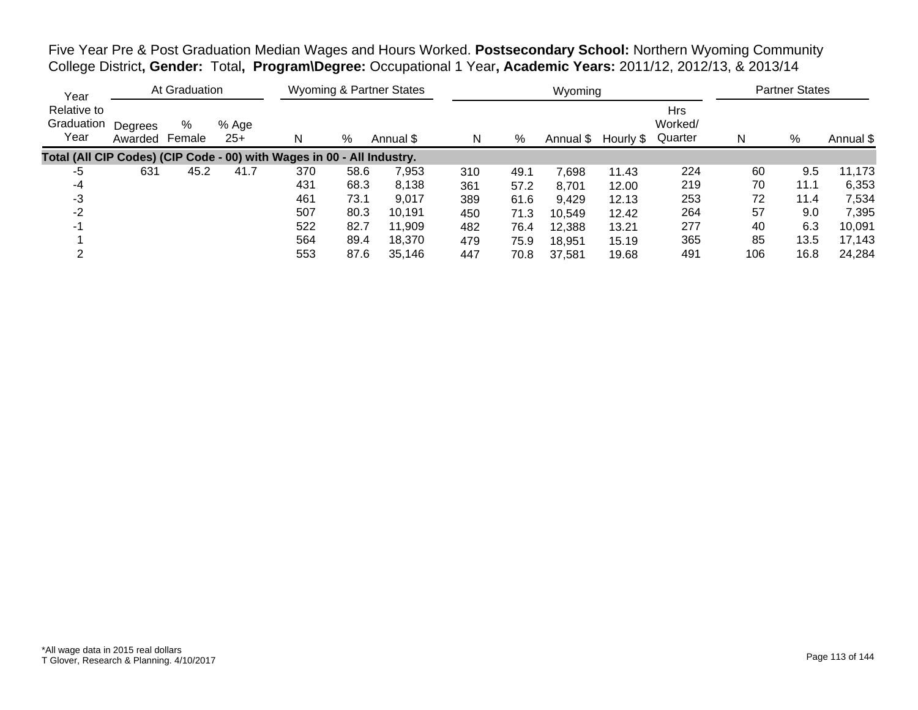Five Year Pre & Post Graduation Median Wages and Hours Worked. **Postsecondary School:** Northern Wyoming Community College District**, Gender:** Total**, Program\Degree:** Occupational 1 Year**, Academic Years:** 2011/12, 2012/13, & 2013/14

| Year | At Graduation | | | Wyoming & Partner States | | | Wyoming | | | | | Partner States | | |
|---|---|---|---|---|---|---|---|---|---|---|---|---|---|---|
| Relative to Graduation Year | Degrees Awarded | % Female | % Age 25+ | N | % | Annual $ | N | % | Annual $ | Hourly $ | Hrs Worked/ Quarter | N | % | Annual $ |
| **Total (All CIP Codes) (CIP Code - 00) with Wages in 00 - All Industry.** | | | | | | | | | | | | | | |
| -5 | 631 | 45.2 | 41.7 | 370 | 58.6 | 7,953 | 310 | 49.1 | 7,698 | 11.43 | 224 | 60 | 9.5 | 11,173 |
| -4 | | | | 431 | 68.3 | 8,138 | 361 | 57.2 | 8,701 | 12.00 | 219 | 70 | 11.1 | 6,353 |
| -3 | | | | 461 | 73.1 | 9,017 | 389 | 61.6 | 9,429 | 12.13 | 253 | 72 | 11.4 | 7,534 |
| -2 | | | | 507 | 80.3 | 10,191 | 450 | 71.3 | 10,549 | 12.42 | 264 | 57 | 9.0 | 7,395 |
| -1 | | | | 522 | 82.7 | 11,909 | 482 | 76.4 | 12,388 | 13.21 | 277 | 40 | 6.3 | 10,091 |
| 1 | | | | 564 | 89.4 | 18,370 | 479 | 75.9 | 18,951 | 15.19 | 365 | 85 | 13.5 | 17,143 |
| 2 | | | | 553 | 87.6 | 35,146 | 447 | 70.8 | 37,581 | 19.68 | 491 | 106 | 16.8 | 24,284 |

*All wage data in 2015 real dollars
T Glover, Research & Planning. 4/10/2017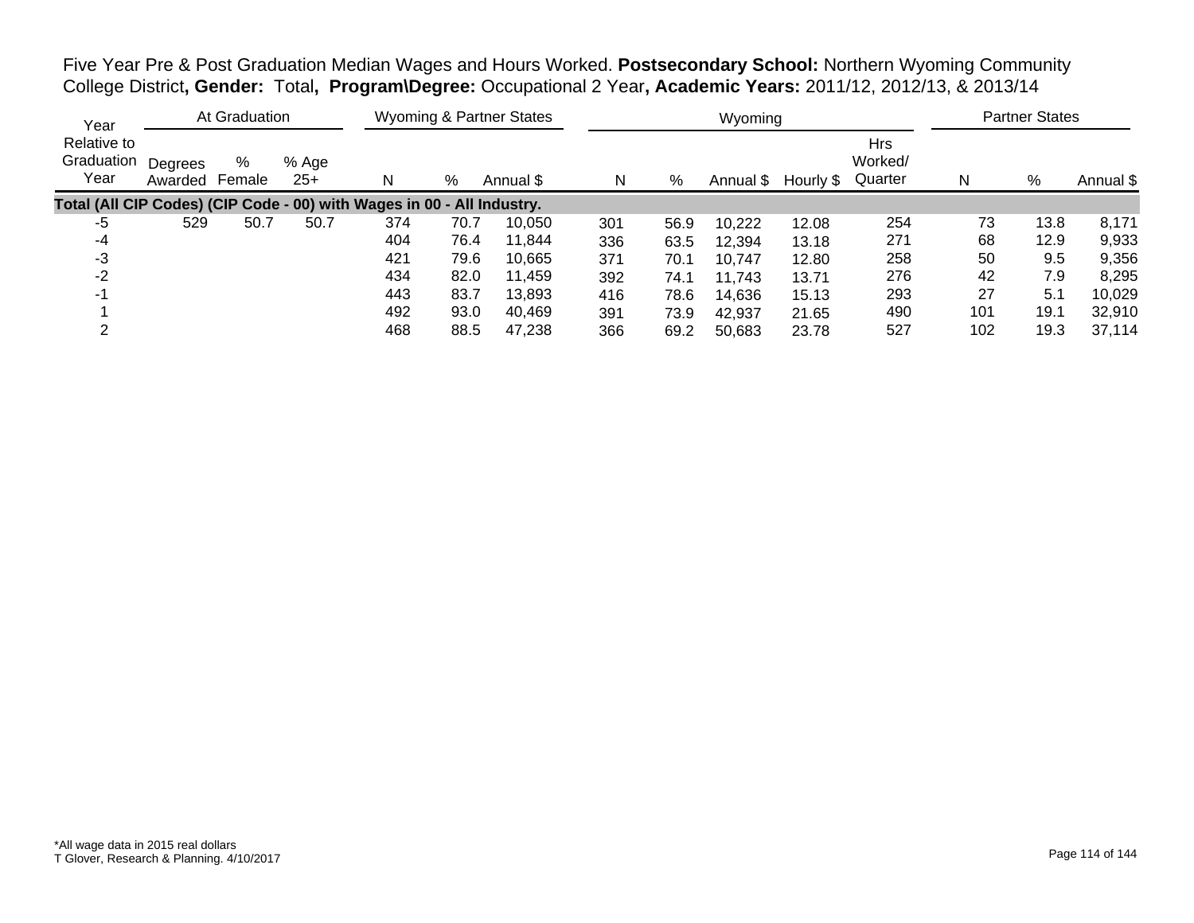Five Year Pre & Post Graduation Median Wages and Hours Worked. **Postsecondary School:** Northern Wyoming Community College District**, Gender:** Total**, Program\Degree:** Occupational 2 Year**, Academic Years:** 2011/12, 2012/13, & 2013/14

| Year | At Graduation | | | Wyoming & Partner States | | | Wyoming | | | | | Partner States | | |
|---|---|---|---|---|---|---|---|---|---|---|---|---|---|---|
| Relative to Graduation Year | Degrees Awarded | % Female | % Age 25+ | N | % | Annual $ | N | % | Annual $ | Hourly $ | Hrs Worked/ Quarter | N | % | Annual $ |
| **Total (All CIP Codes) (CIP Code - 00) with Wages in 00 - All Industry.** | | | | | | | | | | | | | | |
| -5 | 529 | 50.7 | 50.7 | 374 | 70.7 | 10,050 | 301 | 56.9 | 10,222 | 12.08 | 254 | 73 | 13.8 | 8,171 |
| -4 | | | | 404 | 76.4 | 11,844 | 336 | 63.5 | 12,394 | 13.18 | 271 | 68 | 12.9 | 9,933 |
| -3 | | | | 421 | 79.6 | 10,665 | 371 | 70.1 | 10,747 | 12.80 | 258 | 50 | 9.5 | 9,356 |
| -2 | | | | 434 | 82.0 | 11,459 | 392 | 74.1 | 11,743 | 13.71 | 276 | 42 | 7.9 | 8,295 |
| -1 | | | | 443 | 83.7 | 13,893 | 416 | 78.6 | 14,636 | 15.13 | 293 | 27 | 5.1 | 10,029 |
| 1 | | | | 492 | 93.0 | 40,469 | 391 | 73.9 | 42,937 | 21.65 | 490 | 101 | 19.1 | 32,910 |
| 2 | | | | 468 | 88.5 | 47,238 | 366 | 69.2 | 50,683 | 23.78 | 527 | 102 | 19.3 | 37,114 |

*All wage data in 2015 real dollars
T Glover, Research & Planning. 4/10/2017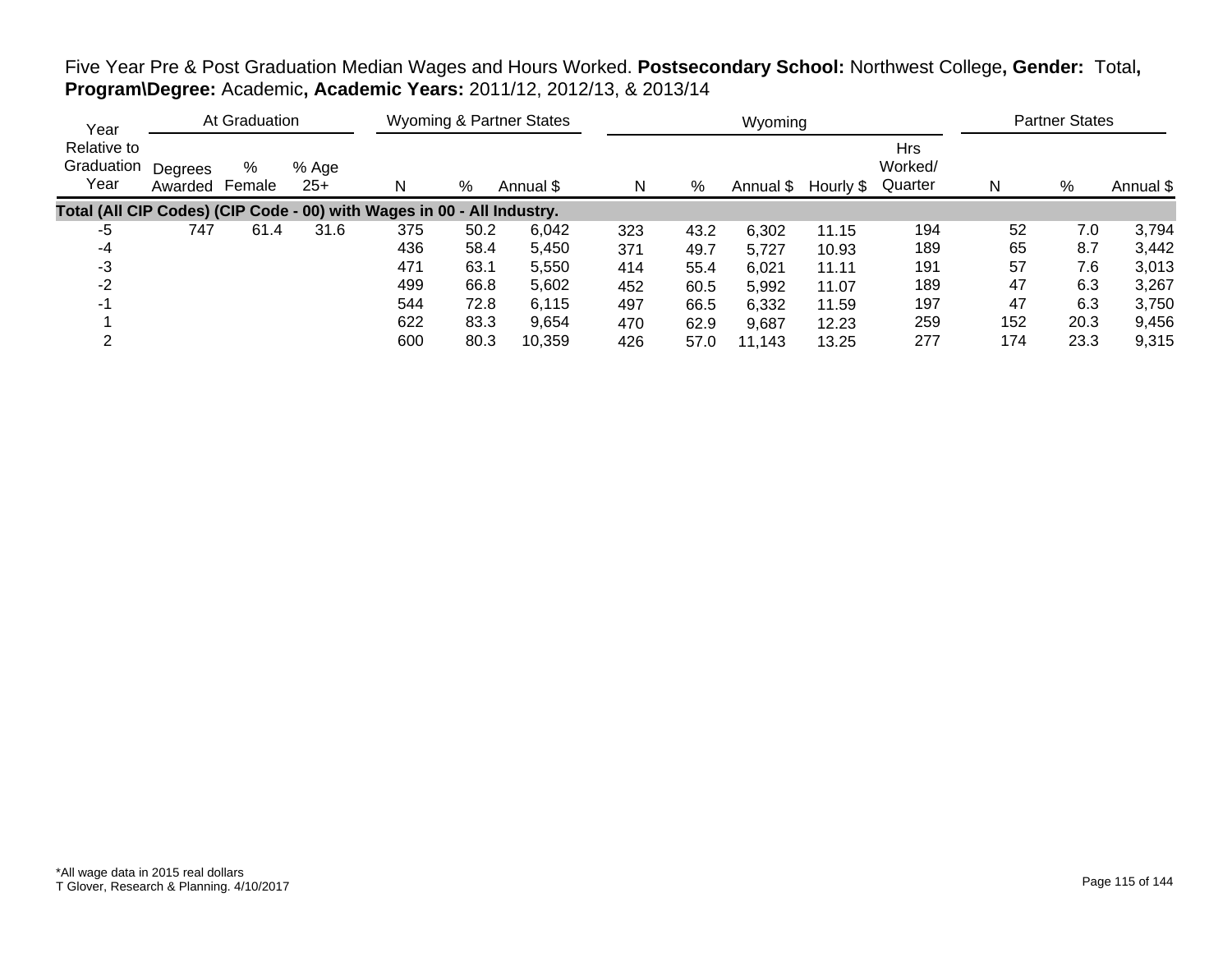Five Year Pre & Post Graduation Median Wages and Hours Worked. **Postsecondary School:** Northwest College**, Gender:** Total**, Program\Degree:** Academic**, Academic Years:** 2011/12, 2012/13, & 2013/14

| Year | At Graduation | | | Wyoming & Partner States | | | Wyoming | | | | | Partner States | | |
|---|---|---|---|---|---|---|---|---|---|---|---|---|---|---|
| Year Relative to Graduation Year | Degrees Awarded | % Female | % Age 25+ | N | % | Annual $ | N | % | Annual $ | Hourly $ | Hrs Worked/ Quarter | N | % | Annual $ |
| **Total (All CIP Codes) (CIP Code - 00) with Wages in 00 - All Industry.** | | | | | | | | | | | | | | |
| -5 | 747 | 61.4 | 31.6 | 375 | 50.2 | 6,042 | 323 | 43.2 | 6,302 | 11.15 | 194 | 52 | 7.0 | 3,794 |
| -4 | | | | 436 | 58.4 | 5,450 | 371 | 49.7 | 5,727 | 10.93 | 189 | 65 | 8.7 | 3,442 |
| -3 | | | | 471 | 63.1 | 5,550 | 414 | 55.4 | 6,021 | 11.11 | 191 | 57 | 7.6 | 3,013 |
| -2 | | | | 499 | 66.8 | 5,602 | 452 | 60.5 | 5,992 | 11.07 | 189 | 47 | 6.3 | 3,267 |
| -1 | | | | 544 | 72.8 | 6,115 | 497 | 66.5 | 6,332 | 11.59 | 197 | 47 | 6.3 | 3,750 |
| 1 | | | | 622 | 83.3 | 9,654 | 470 | 62.9 | 9,687 | 12.23 | 259 | 152 | 20.3 | 9,456 |
| 2 | | | | 600 | 80.3 | 10,359 | 426 | 57.0 | 11,143 | 13.25 | 277 | 174 | 23.3 | 9,315 |

*All wage data in 2015 real dollars
T Glover, Research & Planning. 4/10/2017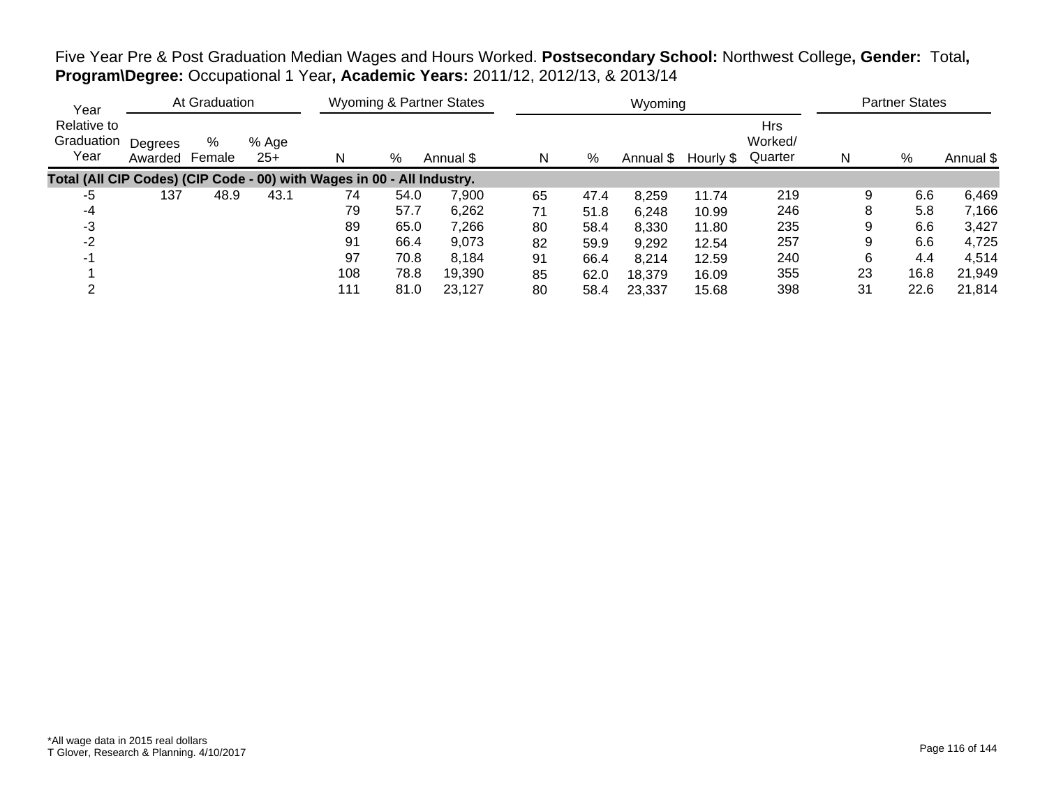Five Year Pre & Post Graduation Median Wages and Hours Worked. **Postsecondary School:** Northwest College**, Gender:** Total**, Program\Degree:** Occupational 1 Year**, Academic Years:** 2011/12, 2012/13, & 2013/14

| Year | At Graduation | | | Wyoming & Partner States | | | Wyoming | | | | | Partner States | | |
|---|---|---|---|---|---|---|---|---|---|---|---|---|---|---|
| Relative to Graduation Year | Degrees Awarded | % Female | % Age 25+ | N | % | Annual $ | N | % | Annual $ | Hourly $ | Hrs Worked/ Quarter | N | % | Annual $ |
| **Total (All CIP Codes) (CIP Code - 00) with Wages in 00 - All Industry.** | | | | | | | | | | | | | | |
| -5 | 137 | 48.9 | 43.1 | 74 | 54.0 | 7,900 | 65 | 47.4 | 8,259 | 11.74 | 219 | 9 | 6.6 | 6,469 |
| -4 | | | | 79 | 57.7 | 6,262 | 71 | 51.8 | 6,248 | 10.99 | 246 | 8 | 5.8 | 7,166 |
| -3 | | | | 89 | 65.0 | 7,266 | 80 | 58.4 | 8,330 | 11.80 | 235 | 9 | 6.6 | 3,427 |
| -2 | | | | 91 | 66.4 | 9,073 | 82 | 59.9 | 9,292 | 12.54 | 257 | 9 | 6.6 | 4,725 |
| -1 | | | | 97 | 70.8 | 8,184 | 91 | 66.4 | 8,214 | 12.59 | 240 | 6 | 4.4 | 4,514 |
| 1 | | | | 108 | 78.8 | 19,390 | 85 | 62.0 | 18,379 | 16.09 | 355 | 23 | 16.8 | 21,949 |
| 2 | | | | 111 | 81.0 | 23,127 | 80 | 58.4 | 23,337 | 15.68 | 398 | 31 | 22.6 | 21,814 |

*All wage data in 2015 real dollars
T Glover, Research & Planning. 4/10/2017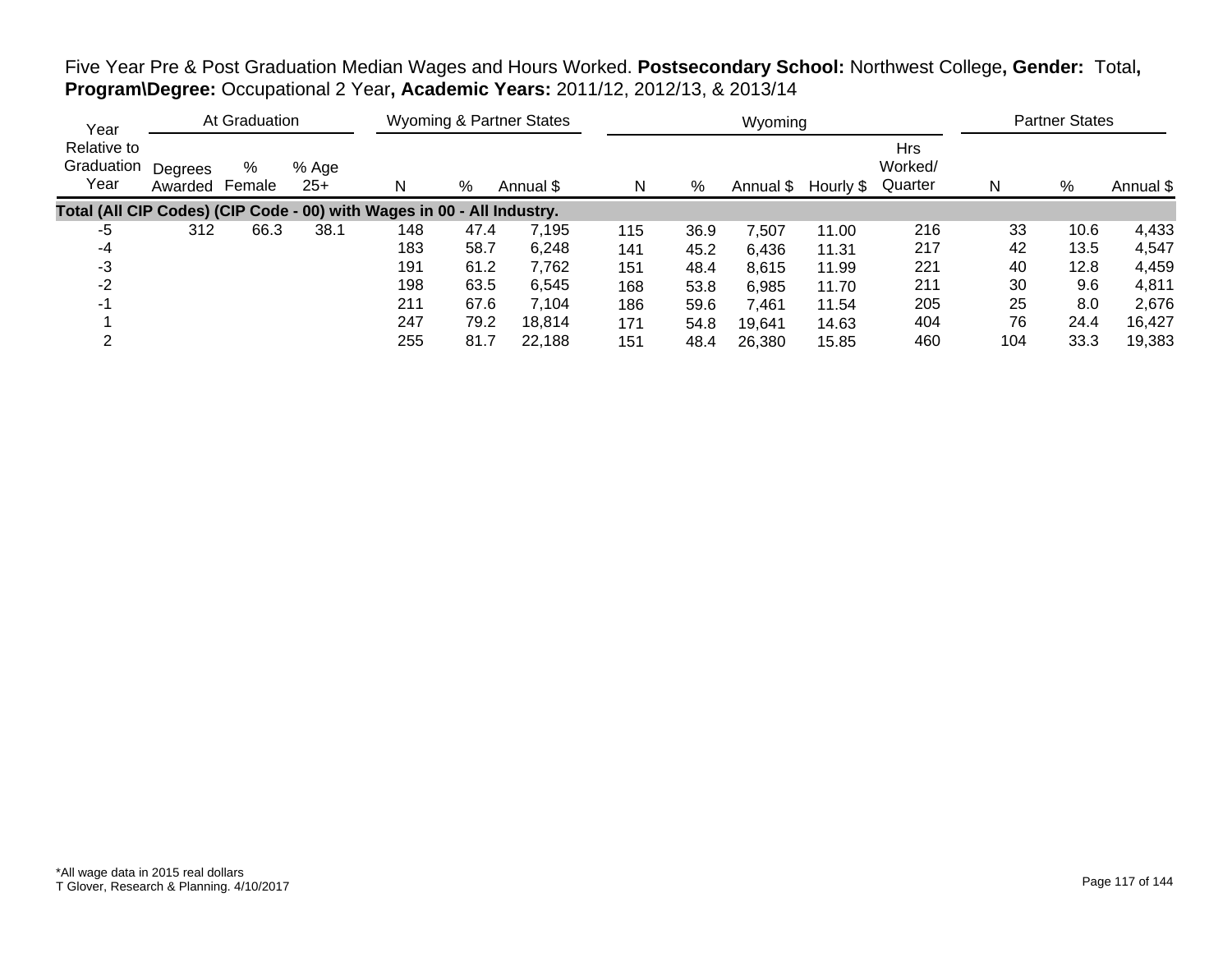Five Year Pre & Post Graduation Median Wages and Hours Worked. **Postsecondary School:** Northwest College**, Gender:** Total**, Program\Degree:** Occupational 2 Year**, Academic Years:** 2011/12, 2012/13, & 2013/14

| Year | At Graduation | | | Wyoming & Partner States | | | Wyoming | | | | | Partner States | | |
|---|---|---|---|---|---|---|---|---|---|---|---|---|---|---|
| Relative to Graduation Year | Degrees Awarded | % Female | % Age 25+ | N | % | Annual $ | N | % | Annual $ | Hourly $ | Hrs Worked/ Quarter | N | % | Annual $ |
| **Total (All CIP Codes) (CIP Code - 00) with Wages in 00 - All Industry.** | | | | | | | | | | | | | | |
| -5 | 312 | 66.3 | 38.1 | 148 | 47.4 | 7,195 | 115 | 36.9 | 7,507 | 11.00 | 216 | 33 | 10.6 | 4,433 |
| -4 | | | | 183 | 58.7 | 6,248 | 141 | 45.2 | 6,436 | 11.31 | 217 | 42 | 13.5 | 4,547 |
| -3 | | | | 191 | 61.2 | 7,762 | 151 | 48.4 | 8,615 | 11.99 | 221 | 40 | 12.8 | 4,459 |
| -2 | | | | 198 | 63.5 | 6,545 | 168 | 53.8 | 6,985 | 11.70 | 211 | 30 | 9.6 | 4,811 |
| -1 | | | | 211 | 67.6 | 7,104 | 186 | 59.6 | 7,461 | 11.54 | 205 | 25 | 8.0 | 2,676 |
| 1 | | | | 247 | 79.2 | 18,814 | 171 | 54.8 | 19,641 | 14.63 | 404 | 76 | 24.4 | 16,427 |
| 2 | | | | 255 | 81.7 | 22,188 | 151 | 48.4 | 26,380 | 15.85 | 460 | 104 | 33.3 | 19,383 |

*All wage data in 2015 real dollars
T Glover, Research & Planning. 4/10/2017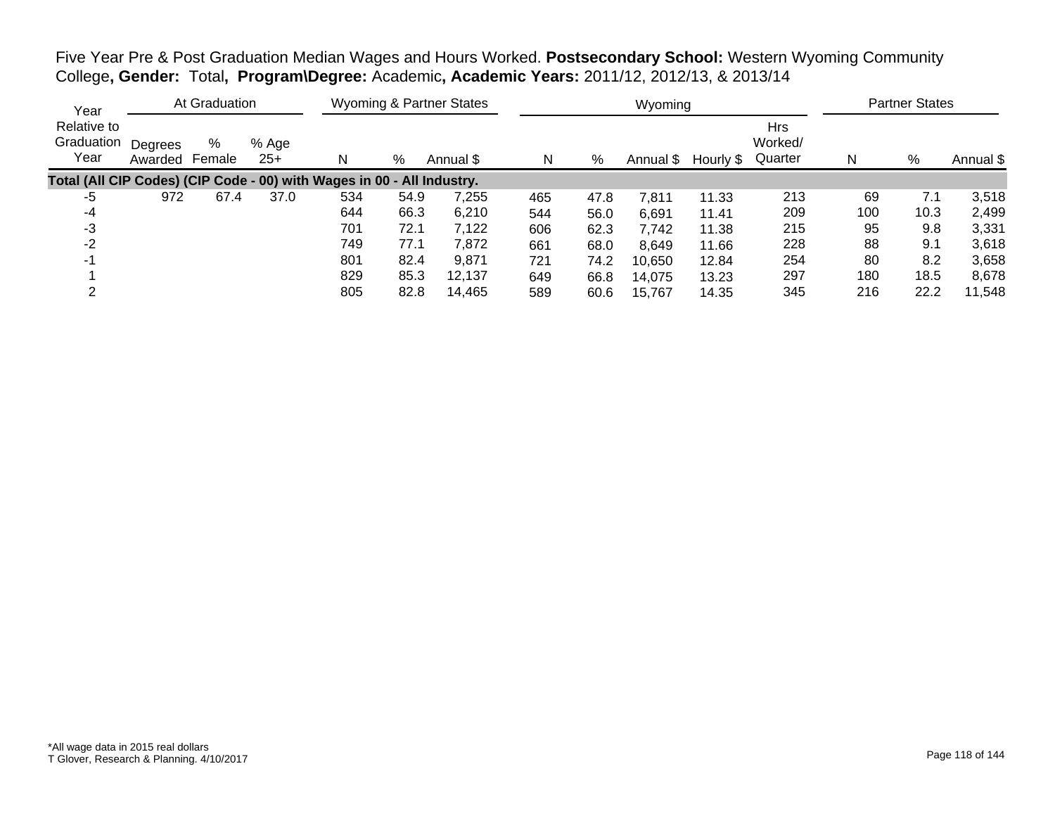Five Year Pre & Post Graduation Median Wages and Hours Worked. **Postsecondary School:** Western Wyoming Community College**, Gender:** Total**, Program\Degree:** Academic**, Academic Years:** 2011/12, 2012/13, & 2013/14

| Year | At Graduation | | | Wyoming & Partner States | | | Wyoming | | | | | Partner States | | |
|---|---|---|---|---|---|---|---|---|---|---|---|---|---|---|
| Relative to Graduation Year | Degrees Awarded | % Female | % Age 25+ | N | % | Annual $ | N | % | Annual $ | Hourly $ | Hrs Worked/ Quarter | N | % | Annual $ |
| **Total (All CIP Codes) (CIP Code - 00) with Wages in 00 - All Industry.** | | | | | | | | | | | | | | |
| -5 | 972 | 67.4 | 37.0 | 534 | 54.9 | 7,255 | 465 | 47.8 | 7,811 | 11.33 | 213 | 69 | 7.1 | 3,518 |
| -4 | | | | 644 | 66.3 | 6,210 | 544 | 56.0 | 6,691 | 11.41 | 209 | 100 | 10.3 | 2,499 |
| -3 | | | | 701 | 72.1 | 7,122 | 606 | 62.3 | 7,742 | 11.38 | 215 | 95 | 9.8 | 3,331 |
| -2 | | | | 749 | 77.1 | 7,872 | 661 | 68.0 | 8,649 | 11.66 | 228 | 88 | 9.1 | 3,618 |
| -1 | | | | 801 | 82.4 | 9,871 | 721 | 74.2 | 10,650 | 12.84 | 254 | 80 | 8.2 | 3,658 |
| 1 | | | | 829 | 85.3 | 12,137 | 649 | 66.8 | 14,075 | 13.23 | 297 | 180 | 18.5 | 8,678 |
| 2 | | | | 805 | 82.8 | 14,465 | 589 | 60.6 | 15,767 | 14.35 | 345 | 216 | 22.2 | 11,548 |

*All wage data in 2015 real dollars
T Glover, Research & Planning. 4/10/2017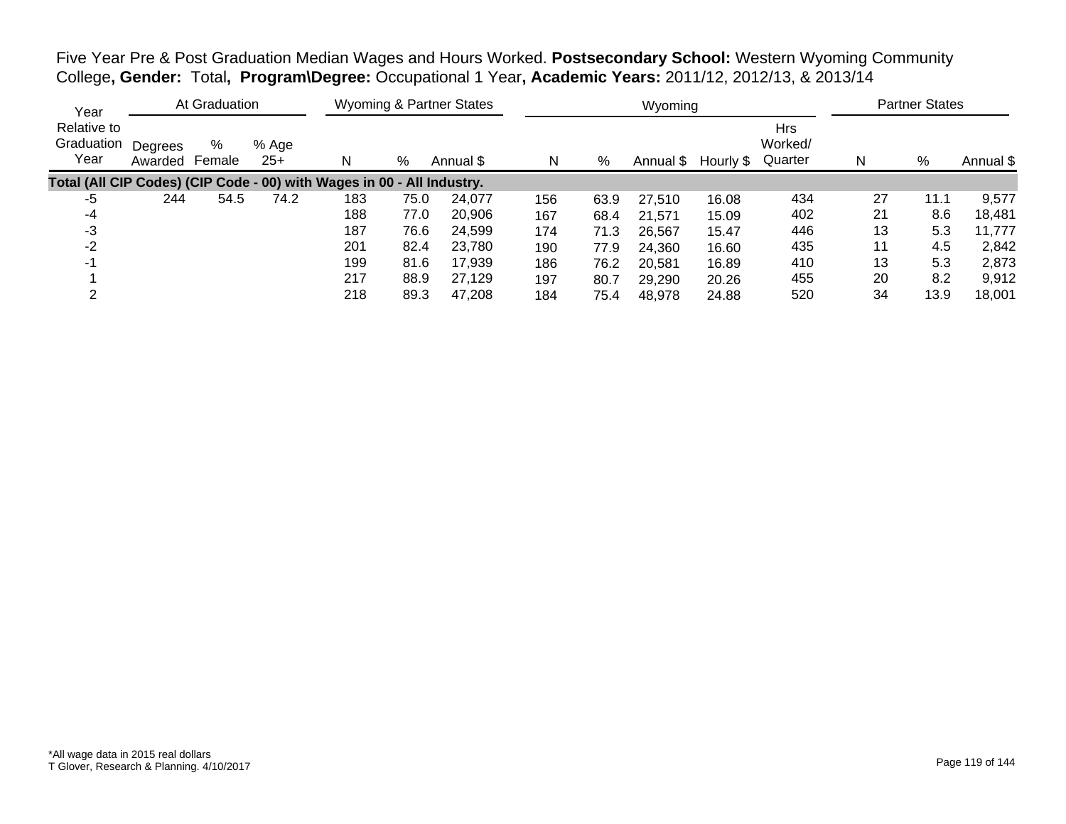Five Year Pre & Post Graduation Median Wages and Hours Worked. **Postsecondary School:** Western Wyoming Community College**, Gender:** Total**, Program\Degree:** Occupational 1 Year**, Academic Years:** 2011/12, 2012/13, & 2013/14

| Year Relative to Graduation Year | At Graduation | | | Wyoming & Partner States | | | Wyoming | | | | | Partner States | | |
|---|---|---|---|---|---|---|---|---|---|---|---|---|---|---|
| | Degrees Awarded | % Female | % Age 25+ | N | % | Annual $ | N | % | Annual $ | Hourly $ | Hrs Worked/ Quarter | N | % | Annual $ |
| **Total (All CIP Codes) (CIP Code - 00) with Wages in 00 - All Industry.** | | | | | | | | | | | | | | |
| -5 | 244 | 54.5 | 74.2 | 183 | 75.0 | 24,077 | 156 | 63.9 | 27,510 | 16.08 | 434 | 27 | 11.1 | 9,577 |
| -4 | | | | 188 | 77.0 | 20,906 | 167 | 68.4 | 21,571 | 15.09 | 402 | 21 | 8.6 | 18,481 |
| -3 | | | | 187 | 76.6 | 24,599 | 174 | 71.3 | 26,567 | 15.47 | 446 | 13 | 5.3 | 11,777 |
| -2 | | | | 201 | 82.4 | 23,780 | 190 | 77.9 | 24,360 | 16.60 | 435 | 11 | 4.5 | 2,842 |
| -1 | | | | 199 | 81.6 | 17,939 | 186 | 76.2 | 20,581 | 16.89 | 410 | 13 | 5.3 | 2,873 |
| 1 | | | | 217 | 88.9 | 27,129 | 197 | 80.7 | 29,290 | 20.26 | 455 | 20 | 8.2 | 9,912 |
| 2 | | | | 218 | 89.3 | 47,208 | 184 | 75.4 | 48,978 | 24.88 | 520 | 34 | 13.9 | 18,001 |

*All wage data in 2015 real dollars
T Glover, Research & Planning. 4/10/2017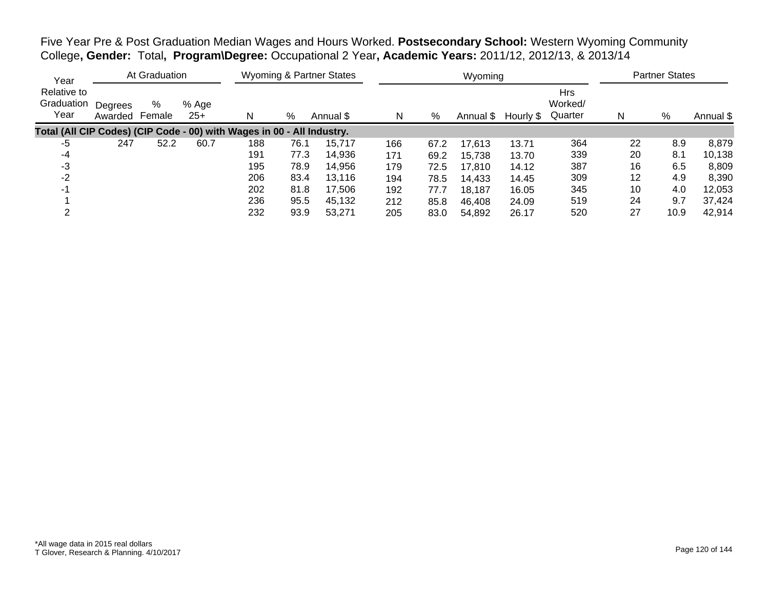Five Year Pre & Post Graduation Median Wages and Hours Worked. **Postsecondary School:** Western Wyoming Community College**, Gender:** Total**, Program\Degree:** Occupational 2 Year**, Academic Years:** 2011/12, 2012/13, & 2013/14

| Year Relative to Graduation Year | At Graduation | | | Wyoming & Partner States | | | Wyoming | | | | | Partner States | | |
|---|---|---|---|---|---|---|---|---|---|---|---|---|---|---|
| | Degrees Awarded | % Female | % Age 25+ | N | % | Annual $ | N | % | Annual $ | Hourly $ | Hrs Worked/ Quarter | N | % | Annual $ |
| **Total (All CIP Codes) (CIP Code - 00) with Wages in 00 - All Industry.** | | | | | | | | | | | | | | |
| -5 | 247 | 52.2 | 60.7 | 188 | 76.1 | 15,717 | 166 | 67.2 | 17,613 | 13.71 | 364 | 22 | 8.9 | 8,879 |
| -4 | | | | 191 | 77.3 | 14,936 | 171 | 69.2 | 15,738 | 13.70 | 339 | 20 | 8.1 | 10,138 |
| -3 | | | | 195 | 78.9 | 14,956 | 179 | 72.5 | 17,810 | 14.12 | 387 | 16 | 6.5 | 8,809 |
| -2 | | | | 206 | 83.4 | 13,116 | 194 | 78.5 | 14,433 | 14.45 | 309 | 12 | 4.9 | 8,390 |
| -1 | | | | 202 | 81.8 | 17,506 | 192 | 77.7 | 18,187 | 16.05 | 345 | 10 | 4.0 | 12,053 |
| 1 | | | | 236 | 95.5 | 45,132 | 212 | 85.8 | 46,408 | 24.09 | 519 | 24 | 9.7 | 37,424 |
| 2 | | | | 232 | 93.9 | 53,271 | 205 | 83.0 | 54,892 | 26.17 | 520 | 27 | 10.9 | 42,914 |

*All wage data in 2015 real dollars
T Glover, Research & Planning. 4/10/2017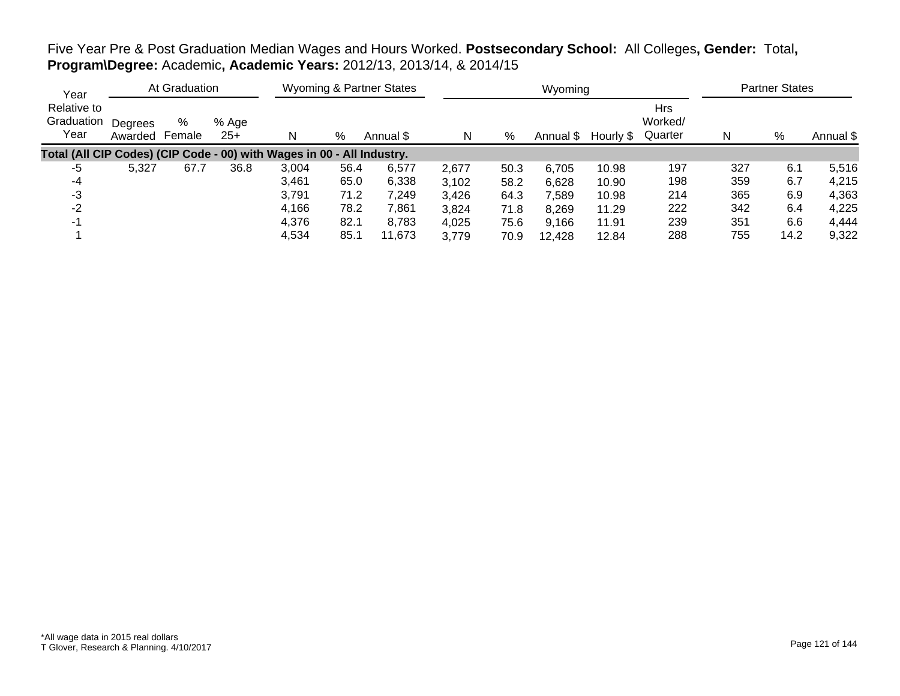Five Year Pre & Post Graduation Median Wages and Hours Worked. **Postsecondary School:** All Colleges**, Gender:** Total**, Program\Degree:** Academic**, Academic Years:** 2012/13, 2013/14, & 2014/15

| Year Relative to Graduation Year | At Graduation | | | Wyoming & Partner States | | | Wyoming | | | | | Partner States | | |
|---|---|---|---|---|---|---|---|---|---|---|---|---|---|---|
| | Degrees Awarded | % Female | % Age 25+ | N | % | Annual $ | N | % | Annual $ | Hourly $ | Hrs Worked/ Quarter | N | % | Annual $ |
| **Total (All CIP Codes) (CIP Code - 00) with Wages in 00 - All Industry.** | | | | | | | | | | | | | | |
| -5 | 5,327 | 67.7 | 36.8 | 3,004 | 56.4 | 6,577 | 2,677 | 50.3 | 6,705 | 10.98 | 197 | 327 | 6.1 | 5,516 |
| -4 | | | | 3,461 | 65.0 | 6,338 | 3,102 | 58.2 | 6,628 | 10.90 | 198 | 359 | 6.7 | 4,215 |
| -3 | | | | 3,791 | 71.2 | 7,249 | 3,426 | 64.3 | 7,589 | 10.98 | 214 | 365 | 6.9 | 4,363 |
| -2 | | | | 4,166 | 78.2 | 7,861 | 3,824 | 71.8 | 8,269 | 11.29 | 222 | 342 | 6.4 | 4,225 |
| -1 | | | | 4,376 | 82.1 | 8,783 | 4,025 | 75.6 | 9,166 | 11.91 | 239 | 351 | 6.6 | 4,444 |
| 1 | | | | 4,534 | 85.1 | 11,673 | 3,779 | 70.9 | 12,428 | 12.84 | 288 | 755 | 14.2 | 9,322 |

*All wage data in 2015 real dollars
T Glover, Research & Planning. 4/10/2017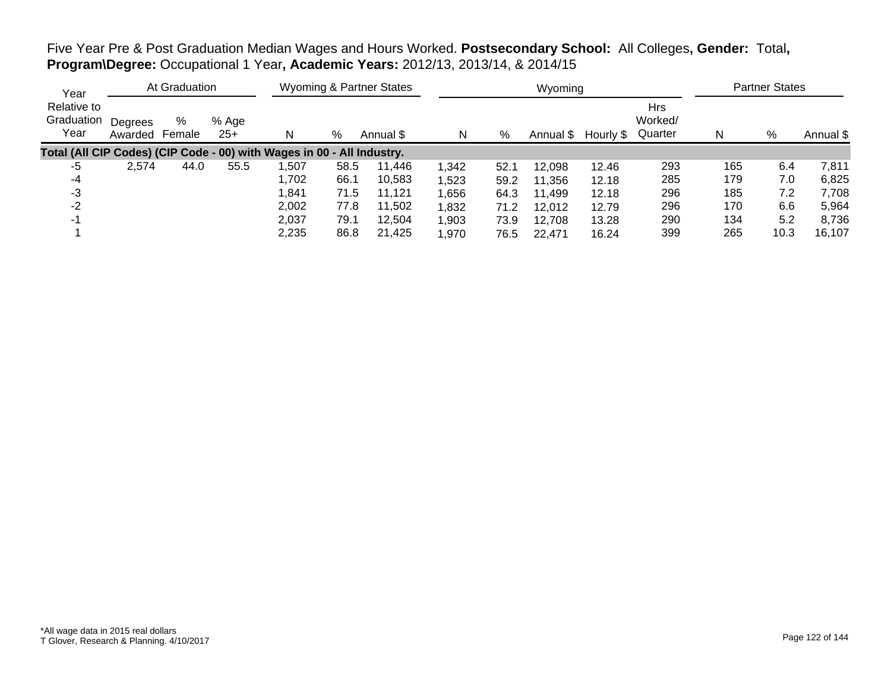Five Year Pre & Post Graduation Median Wages and Hours Worked. **Postsecondary School:** All Colleges**, Gender:** Total**, Program\Degree:** Occupational 1 Year**, Academic Years:** 2012/13, 2013/14, & 2014/15

| Year | At Graduation | | | Wyoming & Partner States | | | Wyoming | | | | | Partner States | | |
|---|---|---|---|---|---|---|---|---|---|---|---|---|---|---|
| Relative to Graduation Year | Degrees Awarded | % Female | % Age 25+ | N | % | Annual $ | N | % | Annual $ | Hourly $ | Hrs Worked/ Quarter | N | % | Annual $ |
| **Total (All CIP Codes) (CIP Code - 00) with Wages in 00 - All Industry.** | | | | | | | | | | | | | | |
| -5 | 2,574 | 44.0 | 55.5 | 1,507 | 58.5 | 11,446 | 1,342 | 52.1 | 12,098 | 12.46 | 293 | 165 | 6.4 | 7,811 |
| -4 | | | | 1,702 | 66.1 | 10,583 | 1,523 | 59.2 | 11,356 | 12.18 | 285 | 179 | 7.0 | 6,825 |
| -3 | | | | 1,841 | 71.5 | 11,121 | 1,656 | 64.3 | 11,499 | 12.18 | 296 | 185 | 7.2 | 7,708 |
| -2 | | | | 2,002 | 77.8 | 11,502 | 1,832 | 71.2 | 12,012 | 12.79 | 296 | 170 | 6.6 | 5,964 |
| -1 | | | | 2,037 | 79.1 | 12,504 | 1,903 | 73.9 | 12,708 | 13.28 | 290 | 134 | 5.2 | 8,736 |
| 1 | | | | 2,235 | 86.8 | 21,425 | 1,970 | 76.5 | 22,471 | 16.24 | 399 | 265 | 10.3 | 16,107 |

*All wage data in 2015 real dollars
T Glover, Research & Planning. 4/10/2017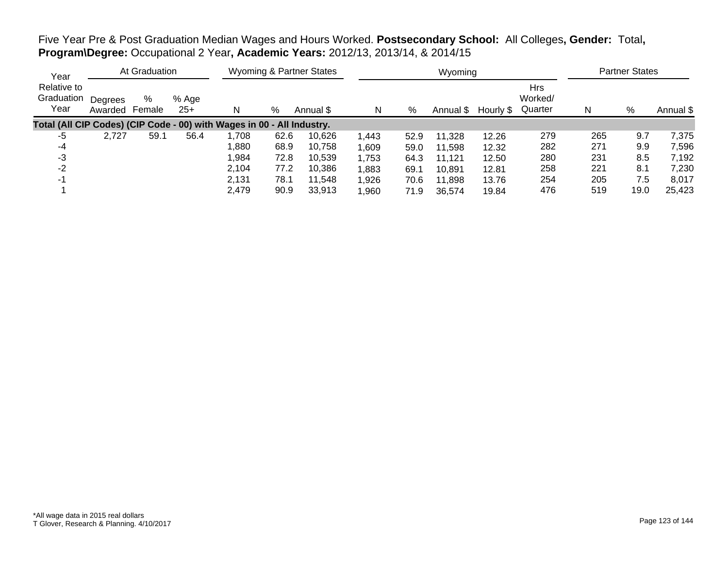Five Year Pre & Post Graduation Median Wages and Hours Worked. **Postsecondary School:** All Colleges**, Gender:** Total**, Program\Degree:** Occupational 2 Year**, Academic Years:** 2012/13, 2013/14, & 2014/15

| Year | At Graduation | | | Wyoming & Partner States | | | Wyoming | | | | | Partner States | | |
|---|---|---|---|---|---|---|---|---|---|---|---|---|---|---|
| Relative to Graduation Year | Degrees Awarded | % Female | % Age 25+ | N | % | Annual $ | N | % | Annual $ | Hourly $ | Hrs Worked/ Quarter | N | % | Annual $ |
| **Total (All CIP Codes) (CIP Code - 00) with Wages in 00 - All Industry.** | | | | | | | | | | | | | | |
| -5 | 2,727 | 59.1 | 56.4 | 1,708 | 62.6 | 10,626 | 1,443 | 52.9 | 11,328 | 12.26 | 279 | 265 | 9.7 | 7,375 |
| -4 | | | | 1,880 | 68.9 | 10,758 | 1,609 | 59.0 | 11,598 | 12.32 | 282 | 271 | 9.9 | 7,596 |
| -3 | | | | 1,984 | 72.8 | 10,539 | 1,753 | 64.3 | 11,121 | 12.50 | 280 | 231 | 8.5 | 7,192 |
| -2 | | | | 2,104 | 77.2 | 10,386 | 1,883 | 69.1 | 10,891 | 12.81 | 258 | 221 | 8.1 | 7,230 |
| -1 | | | | 2,131 | 78.1 | 11,548 | 1,926 | 70.6 | 11,898 | 13.76 | 254 | 205 | 7.5 | 8,017 |
| 1 | | | | 2,479 | 90.9 | 33,913 | 1,960 | 71.9 | 36,574 | 19.84 | 476 | 519 | 19.0 | 25,423 |

*All wage data in 2015 real dollars
T Glover, Research & Planning. 4/10/2017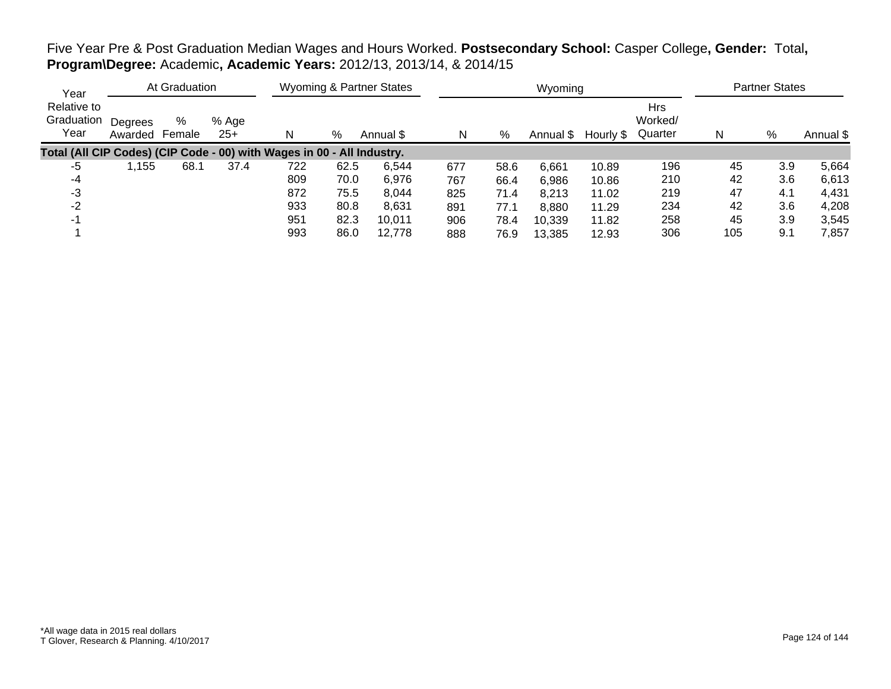Five Year Pre & Post Graduation Median Wages and Hours Worked. **Postsecondary School:** Casper College**, Gender:** Total**, Program\Degree:** Academic**, Academic Years:** 2012/13, 2013/14, & 2014/15

| Year | At Graduation | | | Wyoming & Partner States | | | Wyoming | | | | | Partner States | | |
|---|---|---|---|---|---|---|---|---|---|---|---|---|---|---|
| Relative to Graduation Year | Degrees Awarded | % Female | % Age 25+ | N | % | Annual $ | N | % | Annual $ | Hourly $ | Hrs Worked/ Quarter | N | % | Annual $ |
| **Total (All CIP Codes) (CIP Code - 00) with Wages in 00 - All Industry.** | | | | | | | | | | | | | | |
| -5 | 1,155 | 68.1 | 37.4 | 722 | 62.5 | 6,544 | 677 | 58.6 | 6,661 | 10.89 | 196 | 45 | 3.9 | 5,664 |
| -4 | | | | 809 | 70.0 | 6,976 | 767 | 66.4 | 6,986 | 10.86 | 210 | 42 | 3.6 | 6,613 |
| -3 | | | | 872 | 75.5 | 8,044 | 825 | 71.4 | 8,213 | 11.02 | 219 | 47 | 4.1 | 4,431 |
| -2 | | | | 933 | 80.8 | 8,631 | 891 | 77.1 | 8,880 | 11.29 | 234 | 42 | 3.6 | 4,208 |
| -1 | | | | 951 | 82.3 | 10,011 | 906 | 78.4 | 10,339 | 11.82 | 258 | 45 | 3.9 | 3,545 |
| 1 | | | | 993 | 86.0 | 12,778 | 888 | 76.9 | 13,385 | 12.93 | 306 | 105 | 9.1 | 7,857 |

*All wage data in 2015 real dollars
T Glover, Research & Planning. 4/10/2017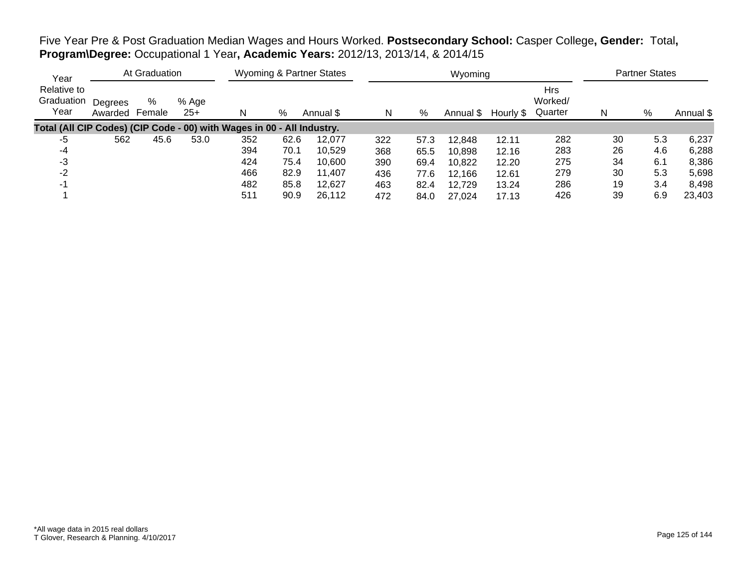Five Year Pre & Post Graduation Median Wages and Hours Worked. **Postsecondary School:** Casper College**, Gender:** Total**, Program\Degree:** Occupational 1 Year**, Academic Years:** 2012/13, 2013/14, & 2014/15

| Year Relative to Graduation Year | At Graduation | | | Wyoming & Partner States | | | Wyoming | | | | | Partner States | | |
|---|---|---|---|---|---|---|---|---|---|---|---|---|---|---|
| | Degrees Awarded | % Female | % Age 25+ | N | % | Annual $ | N | % | Annual $ | Hourly $ | Hrs Worked/ Quarter | N | % | Annual $ |
| **Total (All CIP Codes) (CIP Code - 00) with Wages in 00 - All Industry.** | | | | | | | | | | | | | | |
| -5 | 562 | 45.6 | 53.0 | 352 | 62.6 | 12,077 | 322 | 57.3 | 12,848 | 12.11 | 282 | 30 | 5.3 | 6,237 |
| -4 | | | | 394 | 70.1 | 10,529 | 368 | 65.5 | 10,898 | 12.16 | 283 | 26 | 4.6 | 6,288 |
| -3 | | | | 424 | 75.4 | 10,600 | 390 | 69.4 | 10,822 | 12.20 | 275 | 34 | 6.1 | 8,386 |
| -2 | | | | 466 | 82.9 | 11,407 | 436 | 77.6 | 12,166 | 12.61 | 279 | 30 | 5.3 | 5,698 |
| -1 | | | | 482 | 85.8 | 12,627 | 463 | 82.4 | 12,729 | 13.24 | 286 | 19 | 3.4 | 8,498 |
| 1 | | | | 511 | 90.9 | 26,112 | 472 | 84.0 | 27,024 | 17.13 | 426 | 39 | 6.9 | 23,403 |

*All wage data in 2015 real dollars
T Glover, Research & Planning. 4/10/2017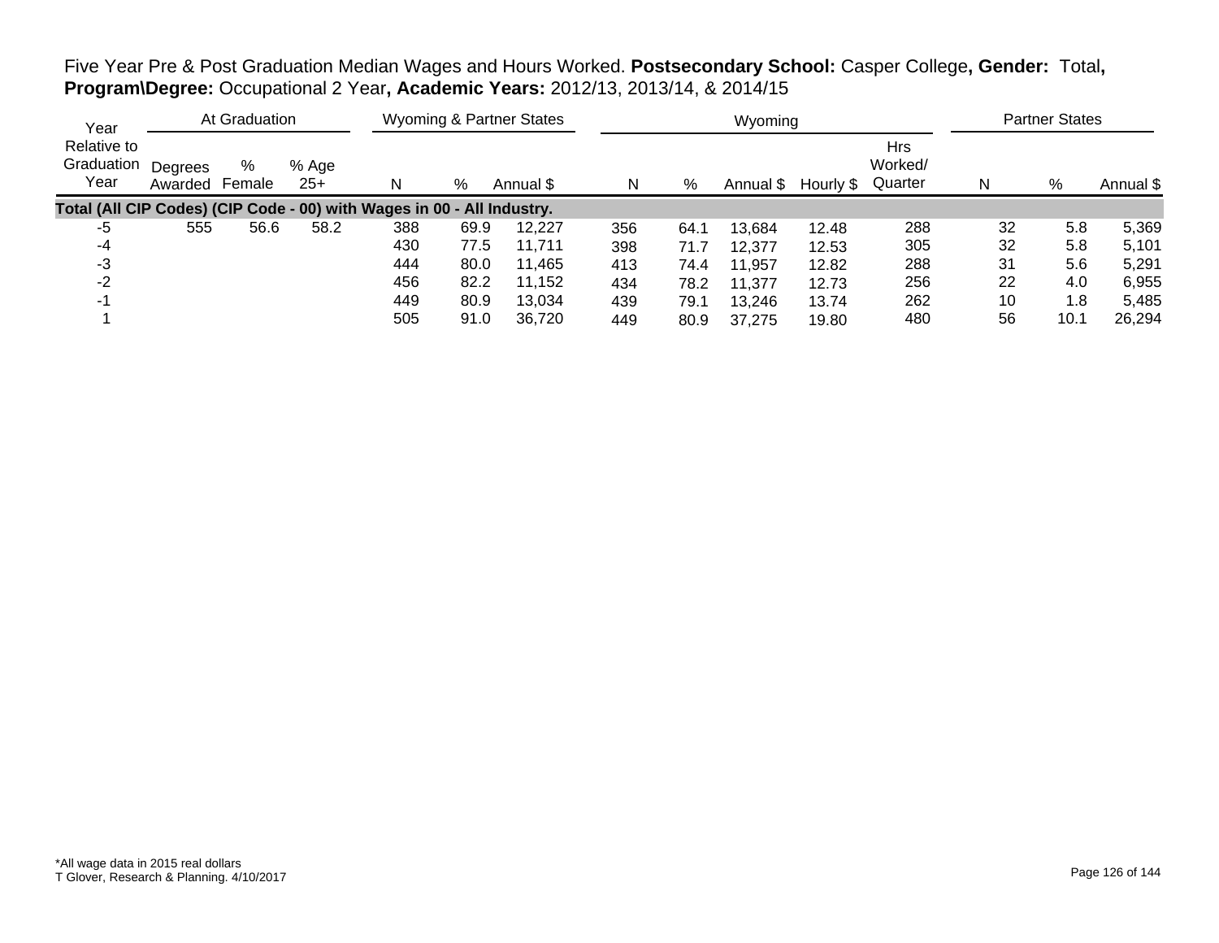Five Year Pre & Post Graduation Median Wages and Hours Worked. **Postsecondary School:** Casper College**, Gender:** Total**, Program\Degree:** Occupational 2 Year**, Academic Years:** 2012/13, 2013/14, & 2014/15

| Year | At Graduation | | | Wyoming & Partner States | | | Wyoming | | | | | Partner States | | |
|---|---|---|---|---|---|---|---|---|---|---|---|---|---|---|
| Relative to Graduation Year | Degrees Awarded | % Female | % Age 25+ | N | % | Annual $ | N | % | Annual $ | Hourly $ | Hrs Worked/ Quarter | N | % | Annual $ |
| **Total (All CIP Codes) (CIP Code - 00) with Wages in 00 - All Industry.** | | | | | | | | | | | | | | |
| -5 | 555 | 56.6 | 58.2 | 388 | 69.9 | 12,227 | 356 | 64.1 | 13,684 | 12.48 | 288 | 32 | 5.8 | 5,369 |
| -4 | | | | 430 | 77.5 | 11,711 | 398 | 71.7 | 12,377 | 12.53 | 305 | 32 | 5.8 | 5,101 |
| -3 | | | | 444 | 80.0 | 11,465 | 413 | 74.4 | 11,957 | 12.82 | 288 | 31 | 5.6 | 5,291 |
| -2 | | | | 456 | 82.2 | 11,152 | 434 | 78.2 | 11,377 | 12.73 | 256 | 22 | 4.0 | 6,955 |
| -1 | | | | 449 | 80.9 | 13,034 | 439 | 79.1 | 13,246 | 13.74 | 262 | 10 | 1.8 | 5,485 |
| 1 | | | | 505 | 91.0 | 36,720 | 449 | 80.9 | 37,275 | 19.80 | 480 | 56 | 10.1 | 26,294 |

*All wage data in 2015 real dollars
T Glover, Research & Planning. 4/10/2017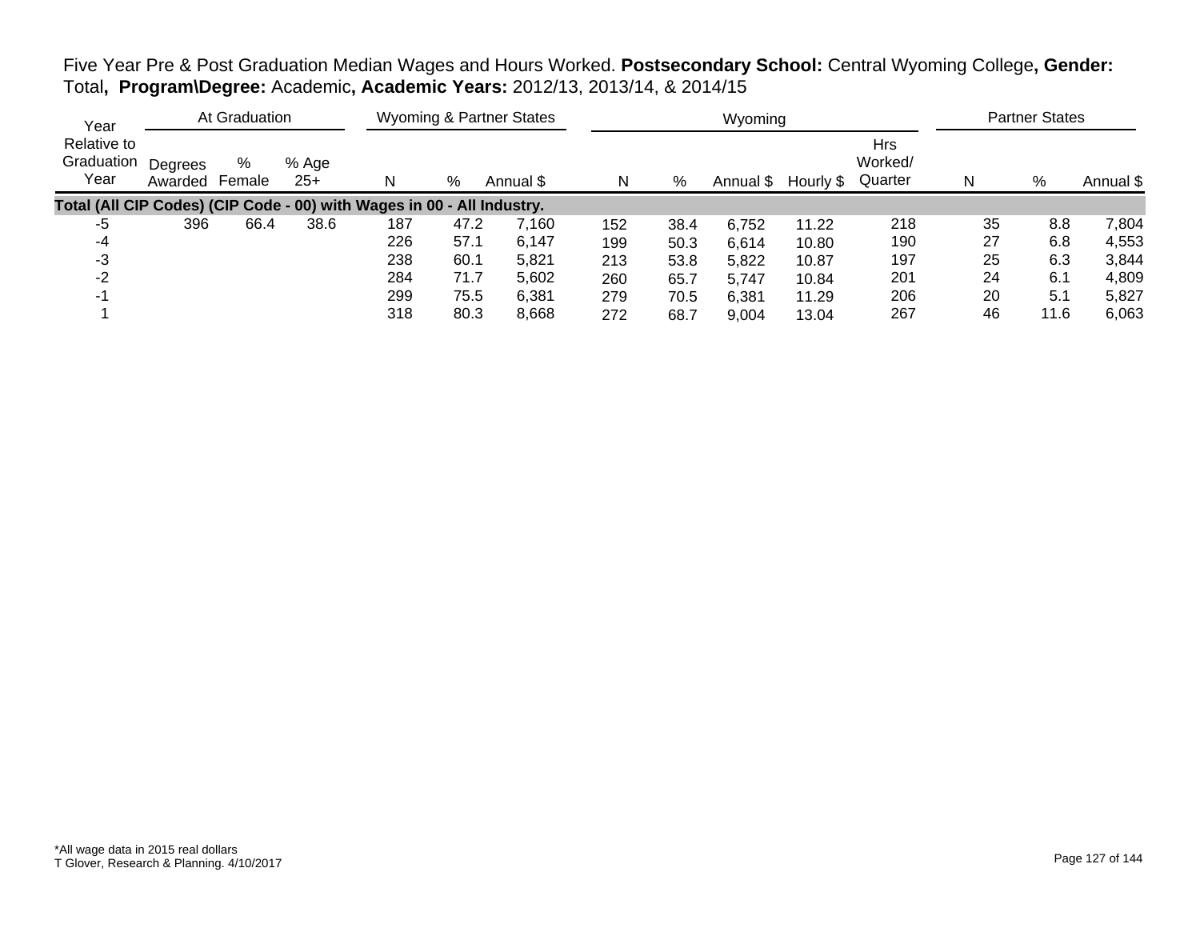Five Year Pre & Post Graduation Median Wages and Hours Worked. **Postsecondary School:** Central Wyoming College**, Gender:** Total**, Program\Degree:** Academic**, Academic Years:** 2012/13, 2013/14, & 2014/15

| Year Relative to Graduation Year | At Graduation | | | Wyoming & Partner States | | | Wyoming | | | | | Partner States | | |
|---|---|---|---|---|---|---|---|---|---|---|---|---|---|---|
| | Degrees Awarded | % Female | % Age 25+ | N | % | Annual $ | N | % | Annual $ | Hourly $ | Hrs Worked/ Quarter | N | % | Annual $ |
| **Total (All CIP Codes) (CIP Code - 00) with Wages in 00 - All Industry.** | | | | | | | | | | | | | | |
| -5 | 396 | 66.4 | 38.6 | 187 | 47.2 | 7,160 | 152 | 38.4 | 6,752 | 11.22 | 218 | 35 | 8.8 | 7,804 |
| -4 | | | | 226 | 57.1 | 6,147 | 199 | 50.3 | 6,614 | 10.80 | 190 | 27 | 6.8 | 4,553 |
| -3 | | | | 238 | 60.1 | 5,821 | 213 | 53.8 | 5,822 | 10.87 | 197 | 25 | 6.3 | 3,844 |
| -2 | | | | 284 | 71.7 | 5,602 | 260 | 65.7 | 5,747 | 10.84 | 201 | 24 | 6.1 | 4,809 |
| -1 | | | | 299 | 75.5 | 6,381 | 279 | 70.5 | 6,381 | 11.29 | 206 | 20 | 5.1 | 5,827 |
| 1 | | | | 318 | 80.3 | 8,668 | 272 | 68.7 | 9,004 | 13.04 | 267 | 46 | 11.6 | 6,063 |

*All wage data in 2015 real dollars
T Glover, Research & Planning. 4/10/2017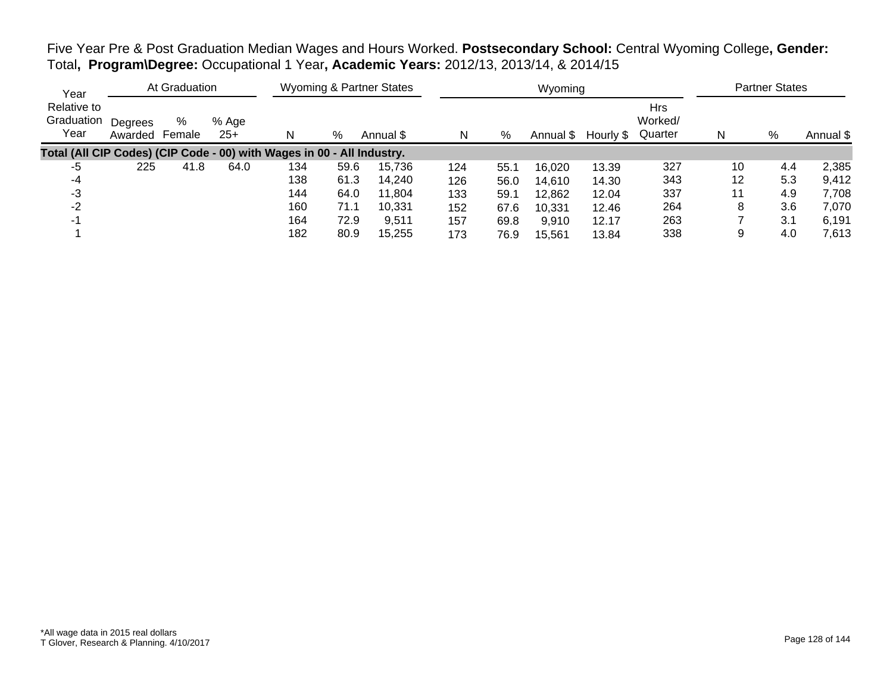Five Year Pre & Post Graduation Median Wages and Hours Worked. **Postsecondary School:** Central Wyoming College**, Gender:** Total**, Program\Degree:** Occupational 1 Year**, Academic Years:** 2012/13, 2013/14, & 2014/15

| Year Relative to Graduation Year | At Graduation | | | Wyoming & Partner States | | | Wyoming | | | | | Partner States | | |
|---|---|---|---|---|---|---|---|---|---|---|---|---|---|---|
| | Degrees Awarded | % Female | % Age 25+ | N | % | Annual $ | N | % | Annual $ | Hourly $ | Hrs Worked/ Quarter | N | % | Annual $ |
| **Total (All CIP Codes) (CIP Code - 00) with Wages in 00 - All Industry.** | | | | | | | | | | | | | | |
| -5 | 225 | 41.8 | 64.0 | 134 | 59.6 | 15,736 | 124 | 55.1 | 16,020 | 13.39 | 327 | 10 | 4.4 | 2,385 |
| -4 | | | | 138 | 61.3 | 14,240 | 126 | 56.0 | 14,610 | 14.30 | 343 | 12 | 5.3 | 9,412 |
| -3 | | | | 144 | 64.0 | 11,804 | 133 | 59.1 | 12,862 | 12.04 | 337 | 11 | 4.9 | 7,708 |
| -2 | | | | 160 | 71.1 | 10,331 | 152 | 67.6 | 10,331 | 12.46 | 264 | 8 | 3.6 | 7,070 |
| -1 | | | | 164 | 72.9 | 9,511 | 157 | 69.8 | 9,910 | 12.17 | 263 | 7 | 3.1 | 6,191 |
| 1 | | | | 182 | 80.9 | 15,255 | 173 | 76.9 | 15,561 | 13.84 | 338 | 9 | 4.0 | 7,613 |

*All wage data in 2015 real dollars
T Glover, Research & Planning. 4/10/2017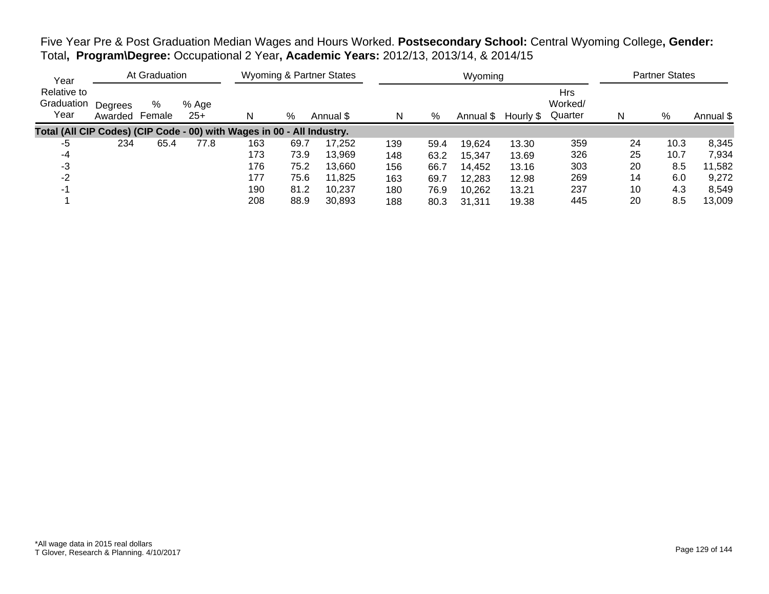Five Year Pre & Post Graduation Median Wages and Hours Worked. **Postsecondary School:** Central Wyoming College**, Gender:** Total**, Program\Degree:** Occupational 2 Year**, Academic Years:** 2012/13, 2013/14, & 2014/15

| Year Relative to Graduation Year | At Graduation | | | Wyoming & Partner States | | | Wyoming | | | | | Partner States | | |
|---|---|---|---|---|---|---|---|---|---|---|---|---|---|---|
| | Degrees Awarded | % Female | % Age 25+ | N | % | Annual $ | N | % | Annual $ | Hourly $ | Hrs Worked/ Quarter | N | % | Annual $ |
| **Total (All CIP Codes) (CIP Code - 00) with Wages in 00 - All Industry.** | | | | | | | | | | | | | | |
| -5 | 234 | 65.4 | 77.8 | 163 | 69.7 | 17,252 | 139 | 59.4 | 19,624 | 13.30 | 359 | 24 | 10.3 | 8,345 |
| -4 | | | | 173 | 73.9 | 13,969 | 148 | 63.2 | 15,347 | 13.69 | 326 | 25 | 10.7 | 7,934 |
| -3 | | | | 176 | 75.2 | 13,660 | 156 | 66.7 | 14,452 | 13.16 | 303 | 20 | 8.5 | 11,582 |
| -2 | | | | 177 | 75.6 | 11,825 | 163 | 69.7 | 12,283 | 12.98 | 269 | 14 | 6.0 | 9,272 |
| -1 | | | | 190 | 81.2 | 10,237 | 180 | 76.9 | 10,262 | 13.21 | 237 | 10 | 4.3 | 8,549 |
| 1 | | | | 208 | 88.9 | 30,893 | 188 | 80.3 | 31,311 | 19.38 | 445 | 20 | 8.5 | 13,009 |

*All wage data in 2015 real dollars
T Glover, Research & Planning. 4/10/2017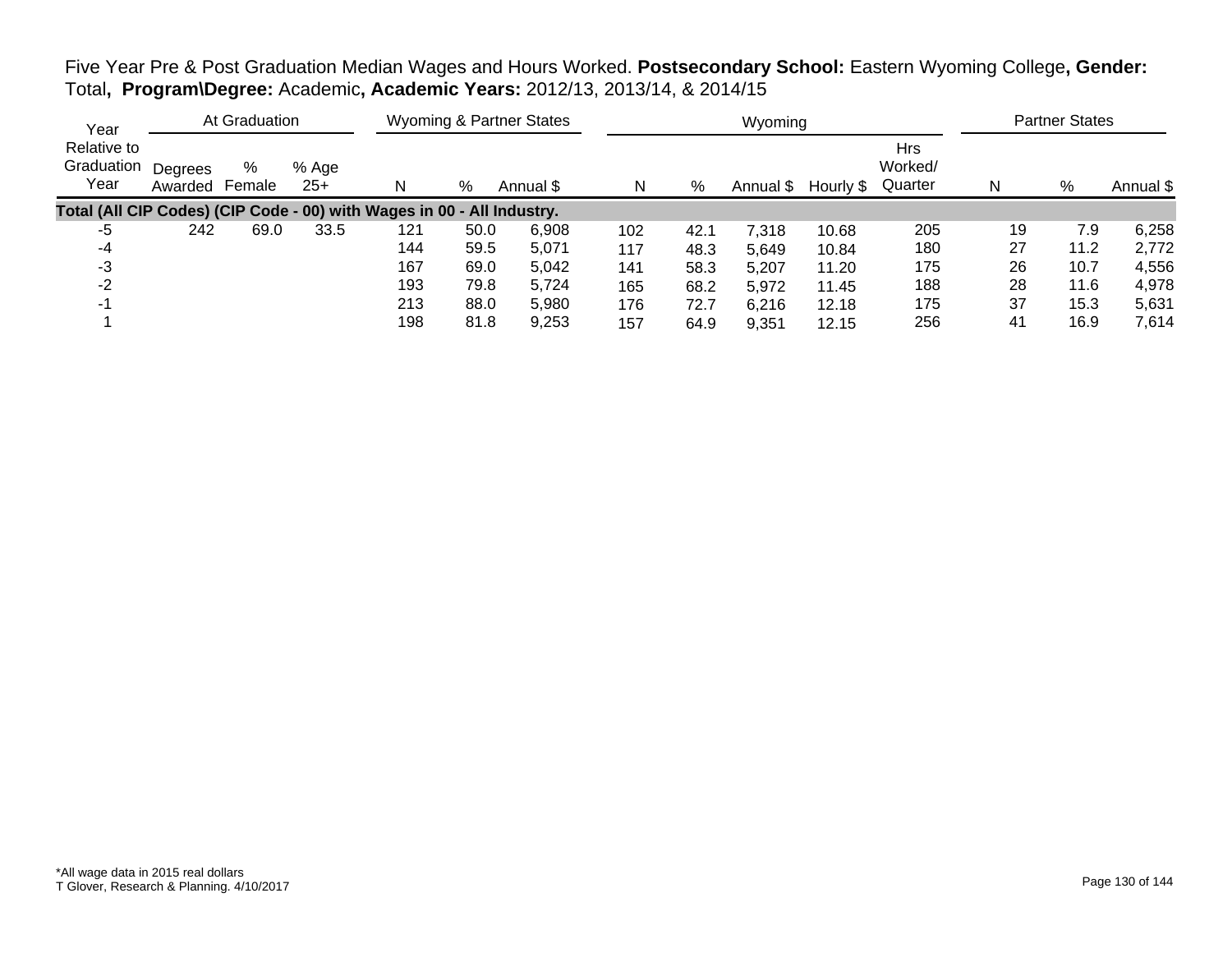Five Year Pre & Post Graduation Median Wages and Hours Worked. **Postsecondary School:** Eastern Wyoming College**, Gender:** Total**, Program\Degree:** Academic**, Academic Years:** 2012/13, 2013/14, & 2014/15

| Year | At Graduation | | | Wyoming & Partner States | | | Wyoming | | | | | Partner States | | |
|---|---|---|---|---|---|---|---|---|---|---|---|---|---|---|
| Relative to Graduation Year | Degrees Awarded | % Female | % Age 25+ | N | % | Annual $ | N | % | Annual $ | Hourly $ | Hrs Worked/ Quarter | N | % | Annual $ |
| **Total (All CIP Codes) (CIP Code - 00) with Wages in 00 - All Industry.** | | | | | | | | | | | | | | |
| -5 | 242 | 69.0 | 33.5 | 121 | 50.0 | 6,908 | 102 | 42.1 | 7,318 | 10.68 | 205 | 19 | 7.9 | 6,258 |
| -4 | | | | 144 | 59.5 | 5,071 | 117 | 48.3 | 5,649 | 10.84 | 180 | 27 | 11.2 | 2,772 |
| -3 | | | | 167 | 69.0 | 5,042 | 141 | 58.3 | 5,207 | 11.20 | 175 | 26 | 10.7 | 4,556 |
| -2 | | | | 193 | 79.8 | 5,724 | 165 | 68.2 | 5,972 | 11.45 | 188 | 28 | 11.6 | 4,978 |
| -1 | | | | 213 | 88.0 | 5,980 | 176 | 72.7 | 6,216 | 12.18 | 175 | 37 | 15.3 | 5,631 |
| 1 | | | | 198 | 81.8 | 9,253 | 157 | 64.9 | 9,351 | 12.15 | 256 | 41 | 16.9 | 7,614 |

*All wage data in 2015 real dollars
T Glover, Research & Planning. 4/10/2017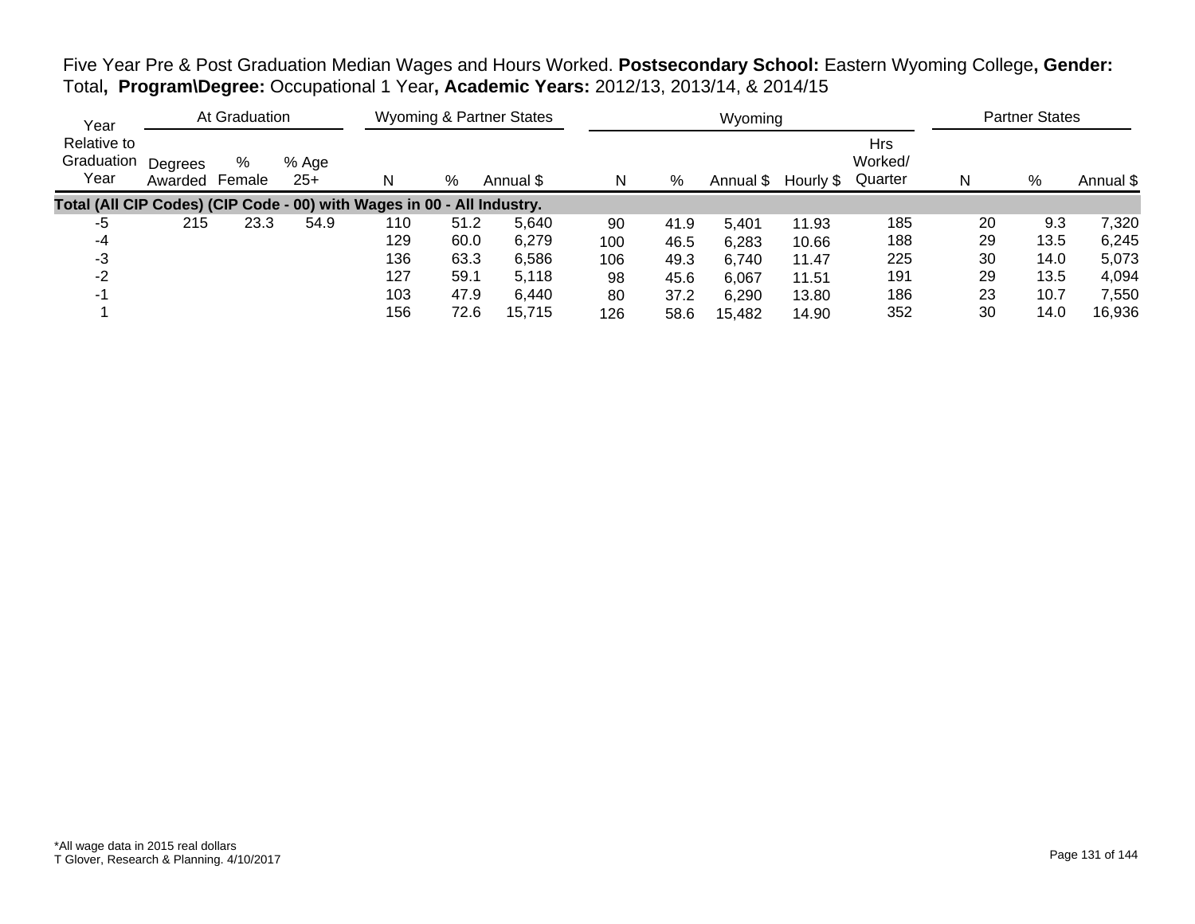Five Year Pre & Post Graduation Median Wages and Hours Worked. **Postsecondary School:** Eastern Wyoming College**, Gender:** Total**, Program\Degree:** Occupational 1 Year**, Academic Years:** 2012/13, 2013/14, & 2014/15

| Year | At Graduation | | | Wyoming & Partner States | | | Wyoming | | | | | Partner States | | |
|---|---|---|---|---|---|---|---|---|---|---|---|---|---|---|
| Relative to Graduation Year | Degrees Awarded | % Female | % Age 25+ | N | % | Annual $ | N | % | Annual $ | Hourly $ | Hrs Worked/ Quarter | N | % | Annual $ |
| **Total (All CIP Codes) (CIP Code - 00) with Wages in 00 - All Industry.** | | | | | | | | | | | | | | |
| -5 | 215 | 23.3 | 54.9 | 110 | 51.2 | 5,640 | 90 | 41.9 | 5,401 | 11.93 | 185 | 20 | 9.3 | 7,320 |
| -4 | | | | 129 | 60.0 | 6,279 | 100 | 46.5 | 6,283 | 10.66 | 188 | 29 | 13.5 | 6,245 |
| -3 | | | | 136 | 63.3 | 6,586 | 106 | 49.3 | 6,740 | 11.47 | 225 | 30 | 14.0 | 5,073 |
| -2 | | | | 127 | 59.1 | 5,118 | 98 | 45.6 | 6,067 | 11.51 | 191 | 29 | 13.5 | 4,094 |
| -1 | | | | 103 | 47.9 | 6,440 | 80 | 37.2 | 6,290 | 13.80 | 186 | 23 | 10.7 | 7,550 |
| 1 | | | | 156 | 72.6 | 15,715 | 126 | 58.6 | 15,482 | 14.90 | 352 | 30 | 14.0 | 16,936 |

*All wage data in 2015 real dollars
T Glover, Research & Planning. 4/10/2017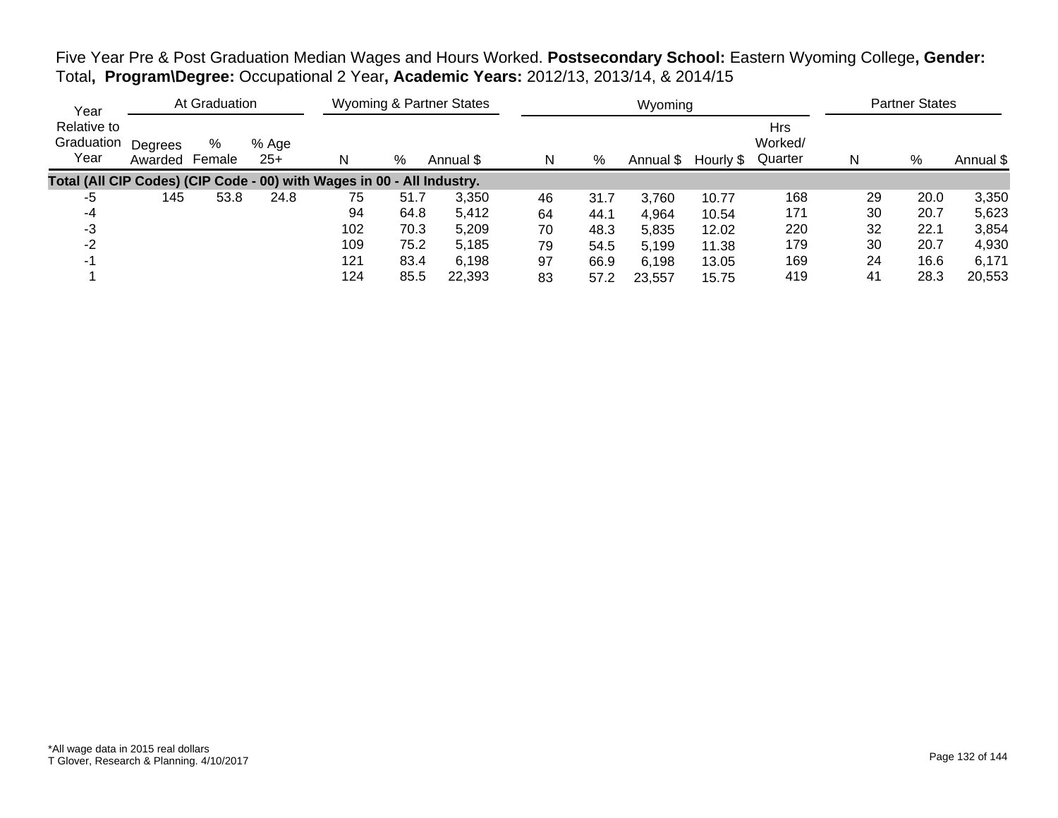Five Year Pre & Post Graduation Median Wages and Hours Worked. **Postsecondary School:** Eastern Wyoming College**, Gender:** Total**, Program\Degree:** Occupational 2 Year**, Academic Years:** 2012/13, 2013/14, & 2014/15

| Year | At Graduation | | | Wyoming & Partner States | | | Wyoming | | | | | Partner States | | |
|---|---|---|---|---|---|---|---|---|---|---|---|---|---|---|
| Relative to Graduation Year | Degrees Awarded | % Female | % Age 25+ | N | % | Annual $ | N | % | Annual $ | Hourly $ | Hrs Worked/ Quarter | N | % | Annual $ |
| **Total (All CIP Codes) (CIP Code - 00) with Wages in 00 - All Industry.** | | | | | | | | | | | | | | |
| -5 | 145 | 53.8 | 24.8 | 75 | 51.7 | 3,350 | 46 | 31.7 | 3,760 | 10.77 | 168 | 29 | 20.0 | 3,350 |
| -4 | | | | 94 | 64.8 | 5,412 | 64 | 44.1 | 4,964 | 10.54 | 171 | 30 | 20.7 | 5,623 |
| -3 | | | | 102 | 70.3 | 5,209 | 70 | 48.3 | 5,835 | 12.02 | 220 | 32 | 22.1 | 3,854 |
| -2 | | | | 109 | 75.2 | 5,185 | 79 | 54.5 | 5,199 | 11.38 | 179 | 30 | 20.7 | 4,930 |
| -1 | | | | 121 | 83.4 | 6,198 | 97 | 66.9 | 6,198 | 13.05 | 169 | 24 | 16.6 | 6,171 |
| 1 | | | | 124 | 85.5 | 22,393 | 83 | 57.2 | 23,557 | 15.75 | 419 | 41 | 28.3 | 20,553 |

*All wage data in 2015 real dollars
T Glover, Research & Planning. 4/10/2017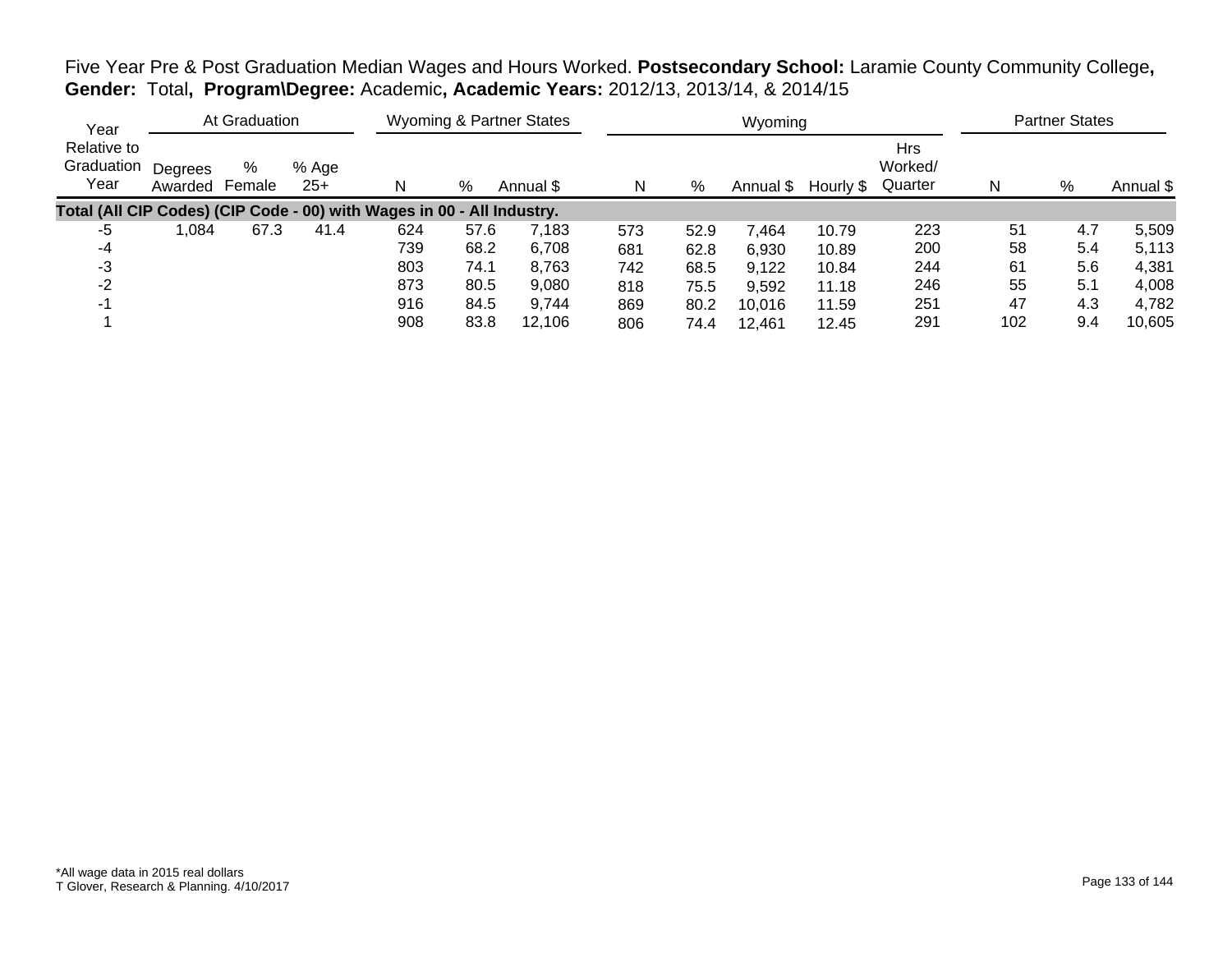Five Year Pre & Post Graduation Median Wages and Hours Worked. **Postsecondary School:** Laramie County Community College**, Gender:** Total**, Program\Degree:** Academic**, Academic Years:** 2012/13, 2013/14, & 2014/15

| Year | At Graduation | | | Wyoming & Partner States | | | Wyoming | | | | | Partner States | | |
|---|---|---|---|---|---|---|---|---|---|---|---|---|---|---|
| Relative to Graduation Year | Degrees Awarded | % Female | % Age 25+ | N | % | Annual $ | N | % | Annual $ | Hourly $ | Hrs Worked/ Quarter | N | % | Annual $ |
| **Total (All CIP Codes) (CIP Code - 00) with Wages in 00 - All Industry.** | | | | | | | | | | | | | | |
| -5 | 1,084 | 67.3 | 41.4 | 624 | 57.6 | 7,183 | 573 | 52.9 | 7,464 | 10.79 | 223 | 51 | 4.7 | 5,509 |
| -4 | | | | 739 | 68.2 | 6,708 | 681 | 62.8 | 6,930 | 10.89 | 200 | 58 | 5.4 | 5,113 |
| -3 | | | | 803 | 74.1 | 8,763 | 742 | 68.5 | 9,122 | 10.84 | 244 | 61 | 5.6 | 4,381 |
| -2 | | | | 873 | 80.5 | 9,080 | 818 | 75.5 | 9,592 | 11.18 | 246 | 55 | 5.1 | 4,008 |
| -1 | | | | 916 | 84.5 | 9,744 | 869 | 80.2 | 10,016 | 11.59 | 251 | 47 | 4.3 | 4,782 |
| 1 | | | | 908 | 83.8 | 12,106 | 806 | 74.4 | 12,461 | 12.45 | 291 | 102 | 9.4 | 10,605 |

*All wage data in 2015 real dollars
T Glover, Research & Planning. 4/10/2017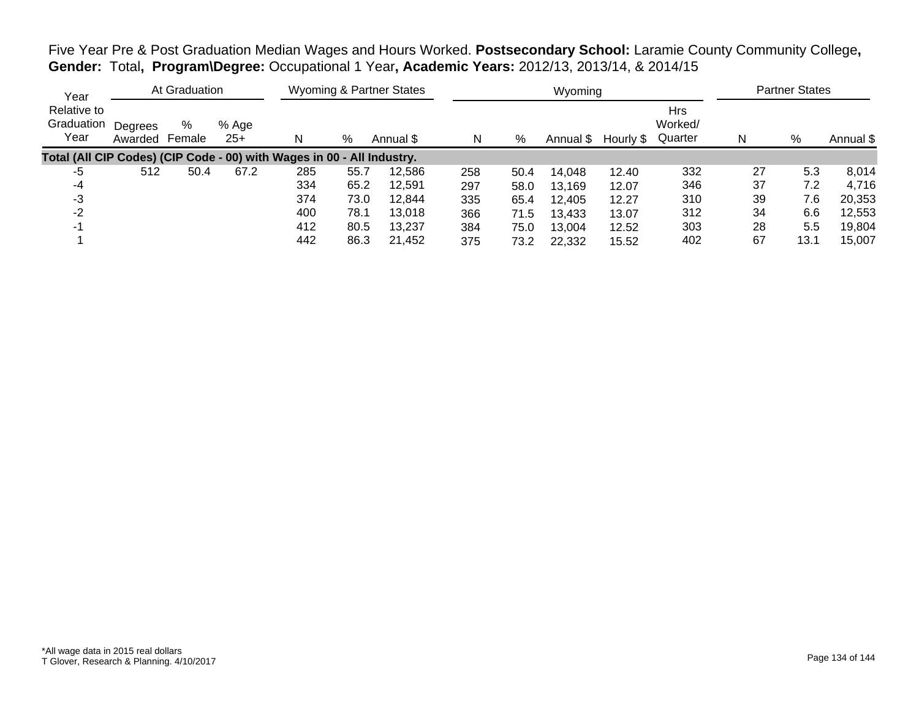Five Year Pre & Post Graduation Median Wages and Hours Worked. **Postsecondary School:** Laramie County Community College**, Gender:** Total**, Program\Degree:** Occupational 1 Year**, Academic Years:** 2012/13, 2013/14, & 2014/15

| Year Relative to Graduation Year | At Graduation | | | Wyoming & Partner States | | | Wyoming | | | | | Partner States | | |
|---|---|---|---|---|---|---|---|---|---|---|---|---|---|---|
| | Degrees Awarded | % Female | % Age 25+ | N | % | Annual $ | N | % | Annual $ | Hourly $ | Hrs Worked/ Quarter | N | % | Annual $ |
| **Total (All CIP Codes) (CIP Code - 00) with Wages in 00 - All Industry.** | | | | | | | | | | | | | | |
| -5 | 512 | 50.4 | 67.2 | 285 | 55.7 | 12,586 | 258 | 50.4 | 14,048 | 12.40 | 332 | 27 | 5.3 | 8,014 |
| -4 | | | | 334 | 65.2 | 12,591 | 297 | 58.0 | 13,169 | 12.07 | 346 | 37 | 7.2 | 4,716 |
| -3 | | | | 374 | 73.0 | 12,844 | 335 | 65.4 | 12,405 | 12.27 | 310 | 39 | 7.6 | 20,353 |
| -2 | | | | 400 | 78.1 | 13,018 | 366 | 71.5 | 13,433 | 13.07 | 312 | 34 | 6.6 | 12,553 |
| -1 | | | | 412 | 80.5 | 13,237 | 384 | 75.0 | 13,004 | 12.52 | 303 | 28 | 5.5 | 19,804 |
| 1 | | | | 442 | 86.3 | 21,452 | 375 | 73.2 | 22,332 | 15.52 | 402 | 67 | 13.1 | 15,007 |

*All wage data in 2015 real dollars
T Glover, Research & Planning. 4/10/2017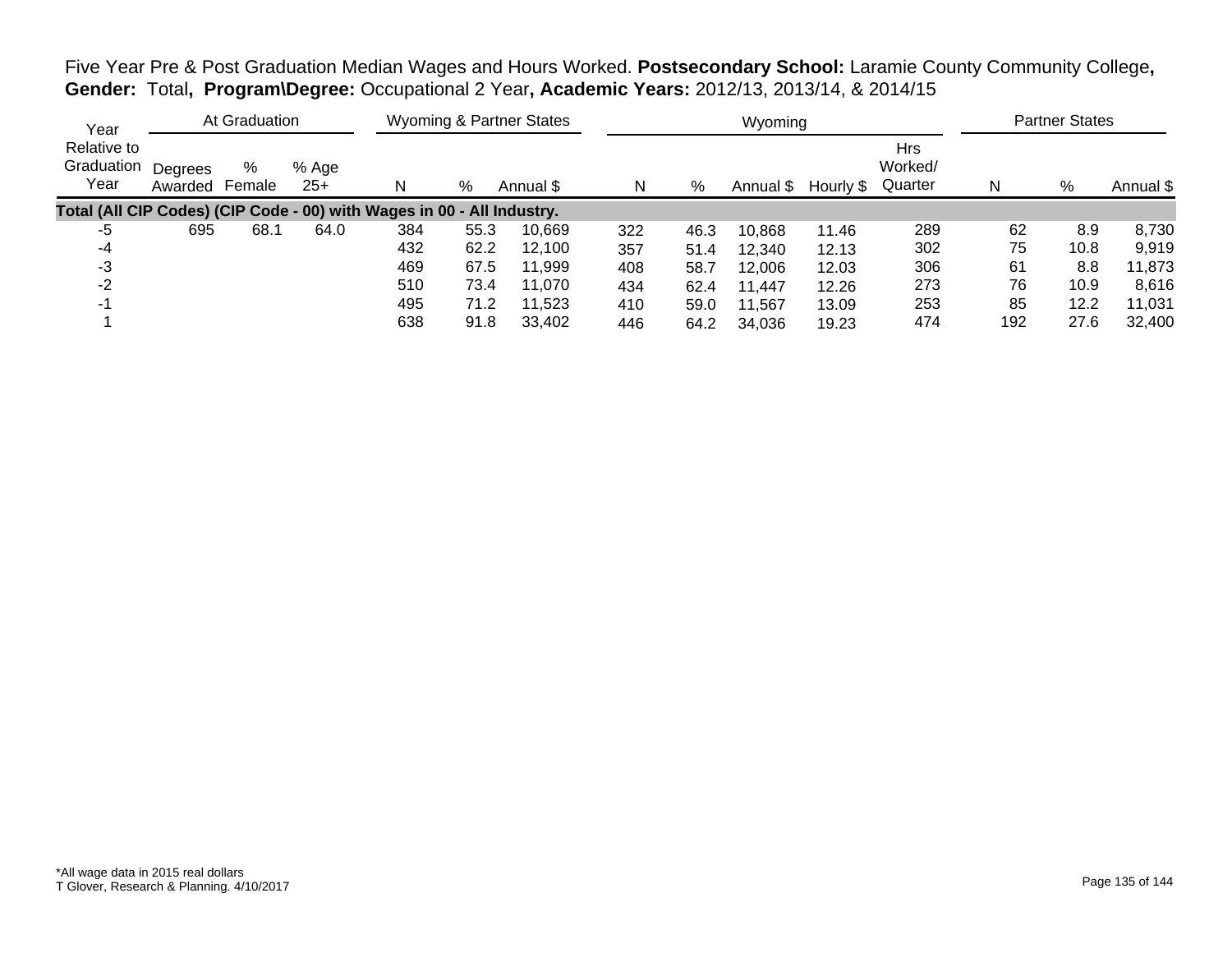Five Year Pre & Post Graduation Median Wages and Hours Worked. **Postsecondary School:** Laramie County Community College**, Gender:** Total**, Program\Degree:** Occupational 2 Year**, Academic Years:** 2012/13, 2013/14, & 2014/15

| Year | At Graduation | | | Wyoming & Partner States | | | Wyoming | | | | | Partner States | | |
|---|---|---|---|---|---|---|---|---|---|---|---|---|---|---|
| Relative to Graduation Year | Degrees Awarded | % Female | % Age 25+ | N | % | Annual $ | N | % | Annual $ | Hourly $ | Hrs Worked/ Quarter | N | % | Annual $ |
| **Total (All CIP Codes) (CIP Code - 00) with Wages in 00 - All Industry.** | | | | | | | | | | | | | | |
| -5 | 695 | 68.1 | 64.0 | 384 | 55.3 | 10,669 | 322 | 46.3 | 10,868 | 11.46 | 289 | 62 | 8.9 | 8,730 |
| -4 | | | | 432 | 62.2 | 12,100 | 357 | 51.4 | 12,340 | 12.13 | 302 | 75 | 10.8 | 9,919 |
| -3 | | | | 469 | 67.5 | 11,999 | 408 | 58.7 | 12,006 | 12.03 | 306 | 61 | 8.8 | 11,873 |
| -2 | | | | 510 | 73.4 | 11,070 | 434 | 62.4 | 11,447 | 12.26 | 273 | 76 | 10.9 | 8,616 |
| -1 | | | | 495 | 71.2 | 11,523 | 410 | 59.0 | 11,567 | 13.09 | 253 | 85 | 12.2 | 11,031 |
| 1 | | | | 638 | 91.8 | 33,402 | 446 | 64.2 | 34,036 | 19.23 | 474 | 192 | 27.6 | 32,400 |

*All wage data in 2015 real dollars
T Glover, Research & Planning. 4/10/2017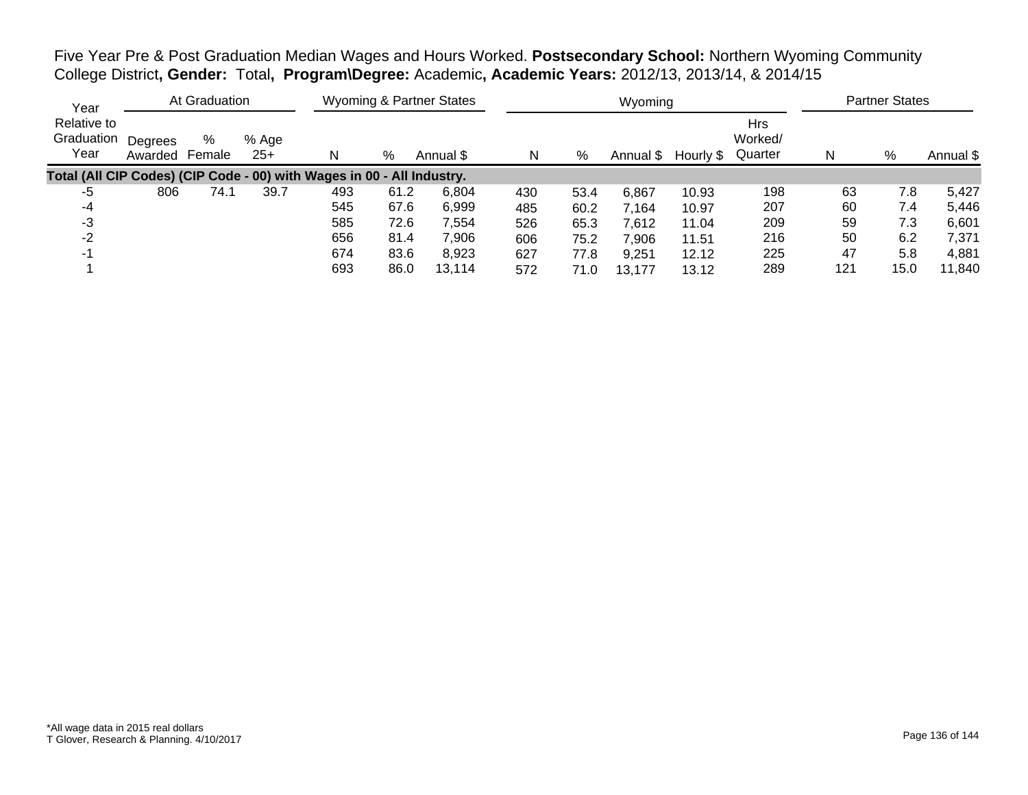Five Year Pre & Post Graduation Median Wages and Hours Worked. **Postsecondary School:** Northern Wyoming Community College District**, Gender:** Total**, Program\Degree:** Academic**, Academic Years:** 2012/13, 2013/14, & 2014/15

| Year | At Graduation | | | Wyoming & Partner States | | | Wyoming | | | | | Partner States | | |
|---|---|---|---|---|---|---|---|---|---|---|---|---|---|---|
| Relative to Graduation Year | Degrees Awarded | % Female | % Age 25+ | N | % | Annual $ | N | % | Annual $ | Hourly $ | Hrs Worked/ Quarter | N | % | Annual $ |
| **Total (All CIP Codes) (CIP Code - 00) with Wages in 00 - All Industry.** | | | | | | | | | | | | | | |
| -5 | 806 | 74.1 | 39.7 | 493 | 61.2 | 6,804 | 430 | 53.4 | 6,867 | 10.93 | 198 | 63 | 7.8 | 5,427 |
| -4 | | | | 545 | 67.6 | 6,999 | 485 | 60.2 | 7,164 | 10.97 | 207 | 60 | 7.4 | 5,446 |
| -3 | | | | 585 | 72.6 | 7,554 | 526 | 65.3 | 7,612 | 11.04 | 209 | 59 | 7.3 | 6,601 |
| -2 | | | | 656 | 81.4 | 7,906 | 606 | 75.2 | 7,906 | 11.51 | 216 | 50 | 6.2 | 7,371 |
| -1 | | | | 674 | 83.6 | 8,923 | 627 | 77.8 | 9,251 | 12.12 | 225 | 47 | 5.8 | 4,881 |
| 1 | | | | 693 | 86.0 | 13,114 | 572 | 71.0 | 13,177 | 13.12 | 289 | 121 | 15.0 | 11,840 |

*All wage data in 2015 real dollars
T Glover, Research & Planning. 4/10/2017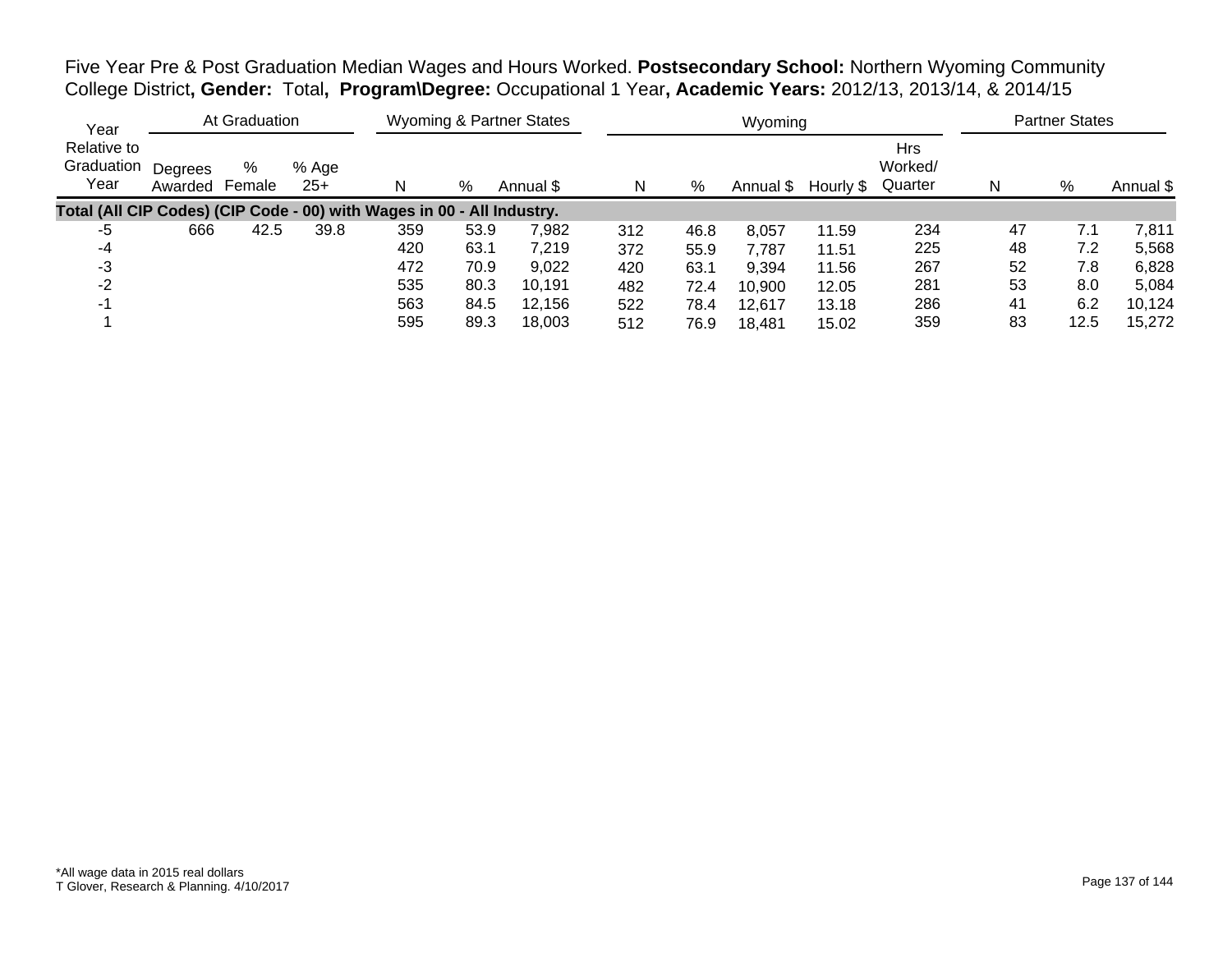Five Year Pre & Post Graduation Median Wages and Hours Worked. **Postsecondary School:** Northern Wyoming Community College District**, Gender:** Total**, Program\Degree:** Occupational 1 Year**, Academic Years:** 2012/13, 2013/14, & 2014/15

| Year Relative to Graduation Year | At Graduation | | | Wyoming & Partner States | | | Wyoming | | | | | Partner States | | |
|---|---|---|---|---|---|---|---|---|---|---|---|---|---|---|
| | Degrees Awarded | % Female | % Age 25+ | N | % | Annual $ | N | % | Annual $ | Hourly $ | Hrs Worked/ Quarter | N | % | Annual $ |
| **Total (All CIP Codes) (CIP Code - 00) with Wages in 00 - All Industry.** | | | | | | | | | | | | | | |
| -5 | 666 | 42.5 | 39.8 | 359 | 53.9 | 7,982 | 312 | 46.8 | 8,057 | 11.59 | 234 | 47 | 7.1 | 7,811 |
| -4 | | | | 420 | 63.1 | 7,219 | 372 | 55.9 | 7,787 | 11.51 | 225 | 48 | 7.2 | 5,568 |
| -3 | | | | 472 | 70.9 | 9,022 | 420 | 63.1 | 9,394 | 11.56 | 267 | 52 | 7.8 | 6,828 |
| -2 | | | | 535 | 80.3 | 10,191 | 482 | 72.4 | 10,900 | 12.05 | 281 | 53 | 8.0 | 5,084 |
| -1 | | | | 563 | 84.5 | 12,156 | 522 | 78.4 | 12,617 | 13.18 | 286 | 41 | 6.2 | 10,124 |
| 1 | | | | 595 | 89.3 | 18,003 | 512 | 76.9 | 18,481 | 15.02 | 359 | 83 | 12.5 | 15,272 |

*All wage data in 2015 real dollars
T Glover, Research & Planning. 4/10/2017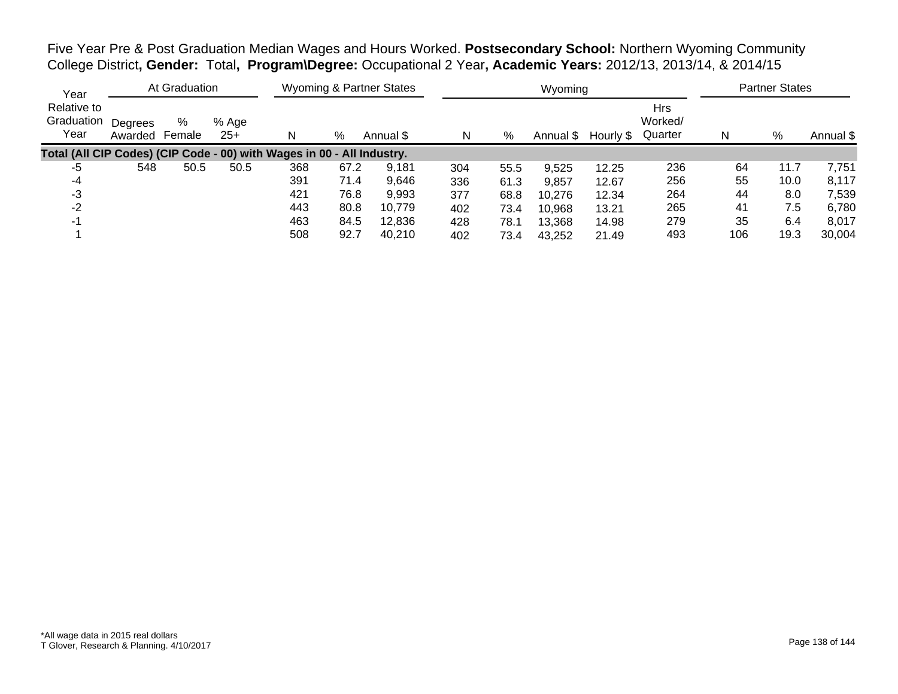Five Year Pre & Post Graduation Median Wages and Hours Worked. **Postsecondary School:** Northern Wyoming Community College District**, Gender:** Total**, Program\Degree:** Occupational 2 Year**, Academic Years:** 2012/13, 2013/14, & 2014/15

| Year Relative to Graduation Year | At Graduation | | | Wyoming & Partner States | | | Wyoming | | | | | Partner States | | |
|---|---|---|---|---|---|---|---|---|---|---|---|---|---|---|
| | Degrees Awarded | % Female | % Age 25+ | N | % | Annual $ | N | % | Annual $ | Hourly $ | Hrs Worked/ Quarter | N | % | Annual $ |
| **Total (All CIP Codes) (CIP Code - 00) with Wages in 00 - All Industry.** | | | | | | | | | | | | | | |
| -5 | 548 | 50.5 | 50.5 | 368 | 67.2 | 9,181 | 304 | 55.5 | 9,525 | 12.25 | 236 | 64 | 11.7 | 7,751 |
| -4 | | | | 391 | 71.4 | 9,646 | 336 | 61.3 | 9,857 | 12.67 | 256 | 55 | 10.0 | 8,117 |
| -3 | | | | 421 | 76.8 | 9,993 | 377 | 68.8 | 10,276 | 12.34 | 264 | 44 | 8.0 | 7,539 |
| -2 | | | | 443 | 80.8 | 10,779 | 402 | 73.4 | 10,968 | 13.21 | 265 | 41 | 7.5 | 6,780 |
| -1 | | | | 463 | 84.5 | 12,836 | 428 | 78.1 | 13,368 | 14.98 | 279 | 35 | 6.4 | 8,017 |
| 1 | | | | 508 | 92.7 | 40,210 | 402 | 73.4 | 43,252 | 21.49 | 493 | 106 | 19.3 | 30,004 |

*All wage data in 2015 real dollars
T Glover, Research & Planning. 4/10/2017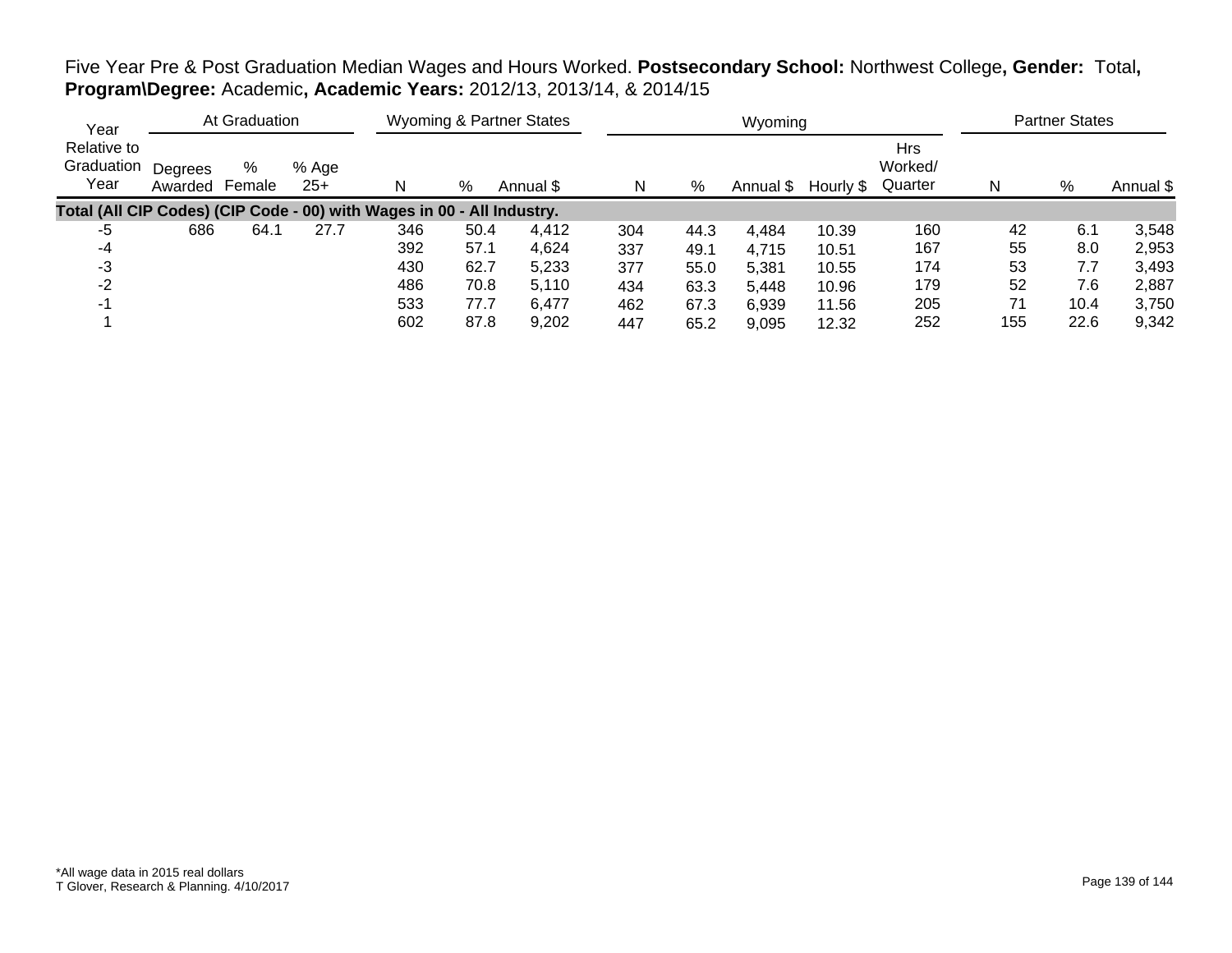Five Year Pre & Post Graduation Median Wages and Hours Worked. **Postsecondary School:** Northwest College**, Gender:** Total**, Program\Degree:** Academic**, Academic Years:** 2012/13, 2013/14, & 2014/15

| Year | At Graduation | | | Wyoming & Partner States | | | Wyoming | | | | | Partner States | | |
|---|---|---|---|---|---|---|---|---|---|---|---|---|---|---|
| Relative to Graduation Year | Degrees Awarded | % Female | % Age 25+ | N | % | Annual $ | N | % | Annual $ | Hourly $ | Hrs Worked/ Quarter | N | % | Annual $ |
| **Total (All CIP Codes) (CIP Code - 00) with Wages in 00 - All Industry.** | | | | | | | | | | | | | | |
| -5 | 686 | 64.1 | 27.7 | 346 | 50.4 | 4,412 | 304 | 44.3 | 4,484 | 10.39 | 160 | 42 | 6.1 | 3,548 |
| -4 | | | | 392 | 57.1 | 4,624 | 337 | 49.1 | 4,715 | 10.51 | 167 | 55 | 8.0 | 2,953 |
| -3 | | | | 430 | 62.7 | 5,233 | 377 | 55.0 | 5,381 | 10.55 | 174 | 53 | 7.7 | 3,493 |
| -2 | | | | 486 | 70.8 | 5,110 | 434 | 63.3 | 5,448 | 10.96 | 179 | 52 | 7.6 | 2,887 |
| -1 | | | | 533 | 77.7 | 6,477 | 462 | 67.3 | 6,939 | 11.56 | 205 | 71 | 10.4 | 3,750 |
| 1 | | | | 602 | 87.8 | 9,202 | 447 | 65.2 | 9,095 | 12.32 | 252 | 155 | 22.6 | 9,342 |

*All wage data in 2015 real dollars
T Glover, Research & Planning. 4/10/2017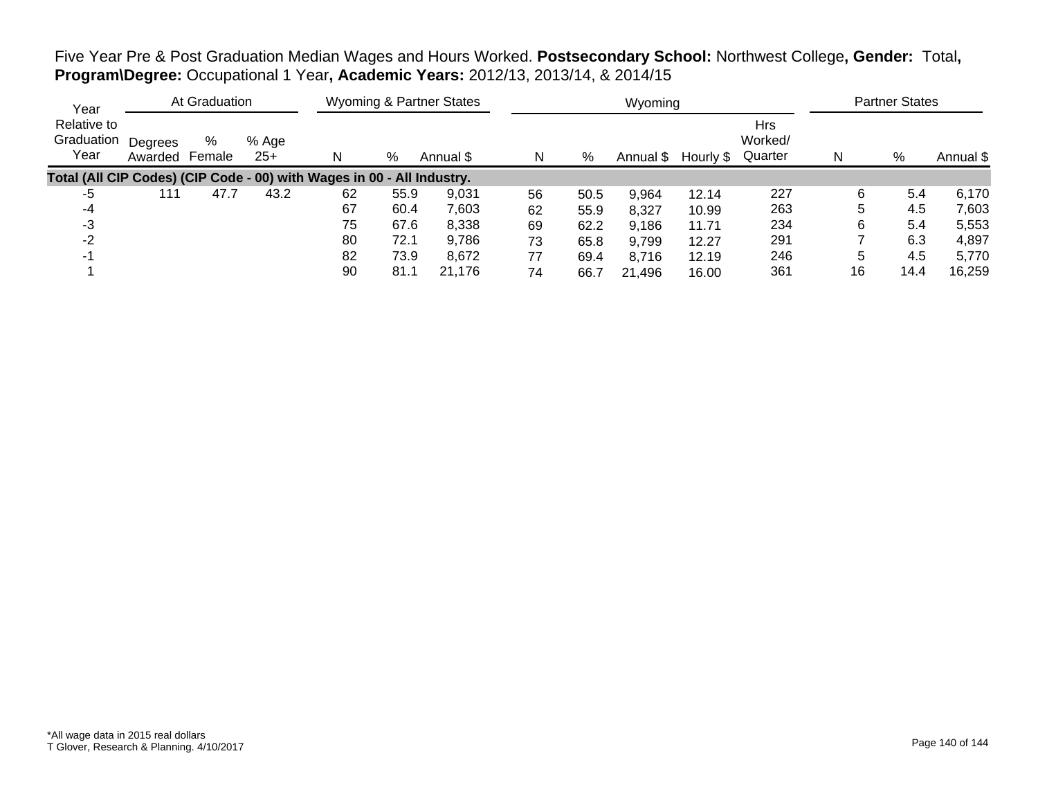Five Year Pre & Post Graduation Median Wages and Hours Worked. **Postsecondary School:** Northwest College**, Gender:** Total**, Program\Degree:** Occupational 1 Year**, Academic Years:** 2012/13, 2013/14, & 2014/15

| Year | At Graduation | | | Wyoming & Partner States | | | Wyoming | | | | | Partner States | | |
|---|---|---|---|---|---|---|---|---|---|---|---|---|---|---|
| Relative to Graduation Year | Degrees Awarded | % Female | % Age 25+ | N | % | Annual $ | N | % | Annual $ | Hourly $ | Hrs Worked/ Quarter | N | % | Annual $ |
| **Total (All CIP Codes) (CIP Code - 00) with Wages in 00 - All Industry.** | | | | | | | | | | | | | | |
| -5 | 111 | 47.7 | 43.2 | 62 | 55.9 | 9,031 | 56 | 50.5 | 9,964 | 12.14 | 227 | 6 | 5.4 | 6,170 |
| -4 | | | | 67 | 60.4 | 7,603 | 62 | 55.9 | 8,327 | 10.99 | 263 | 5 | 4.5 | 7,603 |
| -3 | | | | 75 | 67.6 | 8,338 | 69 | 62.2 | 9,186 | 11.71 | 234 | 6 | 5.4 | 5,553 |
| -2 | | | | 80 | 72.1 | 9,786 | 73 | 65.8 | 9,799 | 12.27 | 291 | 7 | 6.3 | 4,897 |
| -1 | | | | 82 | 73.9 | 8,672 | 77 | 69.4 | 8,716 | 12.19 | 246 | 5 | 4.5 | 5,770 |
| 1 | | | | 90 | 81.1 | 21,176 | 74 | 66.7 | 21,496 | 16.00 | 361 | 16 | 14.4 | 16,259 |

*All wage data in 2015 real dollars
T Glover, Research & Planning. 4/10/2017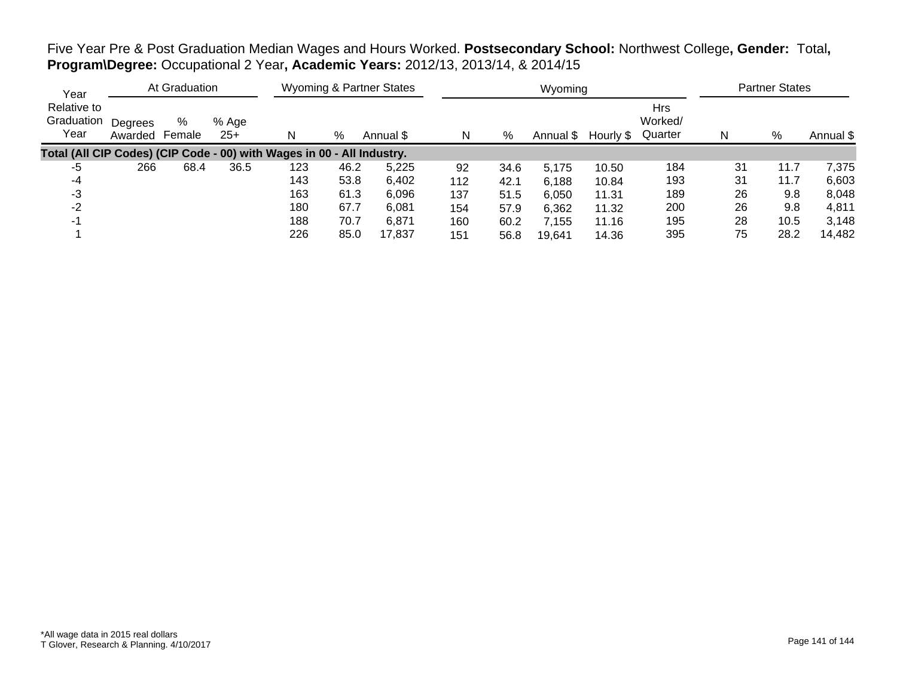Five Year Pre & Post Graduation Median Wages and Hours Worked. **Postsecondary School:** Northwest College**, Gender:** Total**, Program\Degree:** Occupational 2 Year**, Academic Years:** 2012/13, 2013/14, & 2014/15

| Year Relative to Graduation Year | At Graduation | | | Wyoming & Partner States | | | Wyoming | | | | | Partner States | | |
|---|---|---|---|---|---|---|---|---|---|---|---|---|---|---|
| | Degrees Awarded | % Female | % Age 25+ | N | % | Annual $ | N | % | Annual $ | Hourly $ | Hrs Worked/ Quarter | N | % | Annual $ |
| **Total (All CIP Codes) (CIP Code - 00) with Wages in 00 - All Industry.** | | | | | | | | | | | | | | |
| -5 | 266 | 68.4 | 36.5 | 123 | 46.2 | 5,225 | 92 | 34.6 | 5,175 | 10.50 | 184 | 31 | 11.7 | 7,375 |
| -4 | | | | 143 | 53.8 | 6,402 | 112 | 42.1 | 6,188 | 10.84 | 193 | 31 | 11.7 | 6,603 |
| -3 | | | | 163 | 61.3 | 6,096 | 137 | 51.5 | 6,050 | 11.31 | 189 | 26 | 9.8 | 8,048 |
| -2 | | | | 180 | 67.7 | 6,081 | 154 | 57.9 | 6,362 | 11.32 | 200 | 26 | 9.8 | 4,811 |
| -1 | | | | 188 | 70.7 | 6,871 | 160 | 60.2 | 7,155 | 11.16 | 195 | 28 | 10.5 | 3,148 |
| 1 | | | | 226 | 85.0 | 17,837 | 151 | 56.8 | 19,641 | 14.36 | 395 | 75 | 28.2 | 14,482 |

*All wage data in 2015 real dollars
T Glover, Research & Planning. 4/10/2017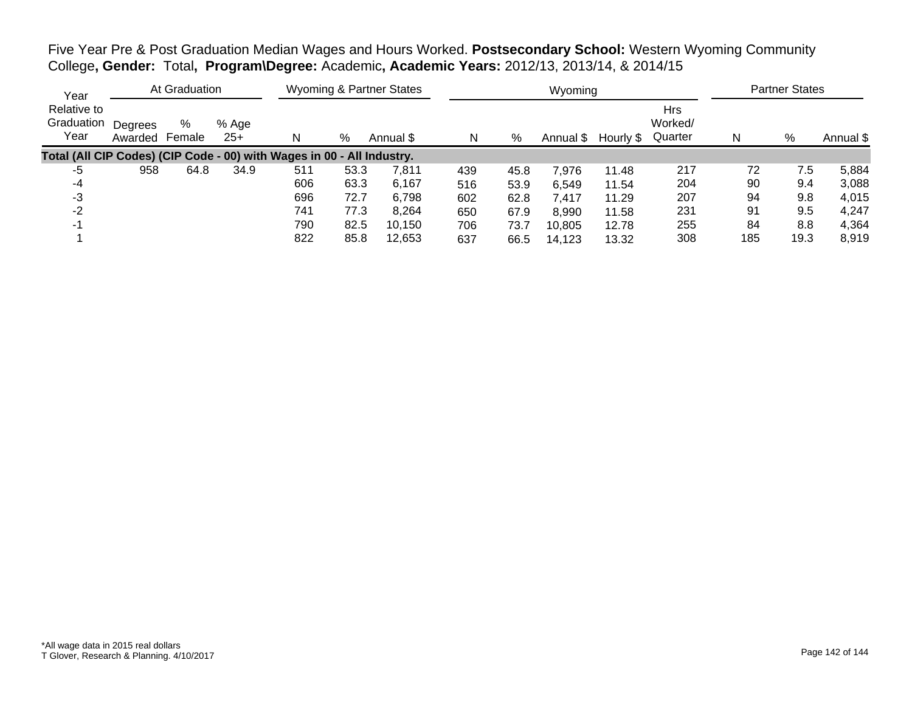Five Year Pre & Post Graduation Median Wages and Hours Worked. **Postsecondary School:** Western Wyoming Community College**, Gender:** Total**, Program\Degree:** Academic**, Academic Years:** 2012/13, 2013/14, & 2014/15

| Year Relative to Graduation Year | At Graduation | | | Wyoming & Partner States | | | Wyoming | | | | | Partner States | | |
|---|---|---|---|---|---|---|---|---|---|---|---|---|---|---|
| | Degrees Awarded | % Female | % Age 25+ | N | % | Annual $ | N | % | Annual $ | Hourly $ | Hrs Worked/ Quarter | N | % | Annual $ |
| **Total (All CIP Codes) (CIP Code - 00) with Wages in 00 - All Industry.** | | | | | | | | | | | | | | |
| -5 | 958 | 64.8 | 34.9 | 511 | 53.3 | 7,811 | 439 | 45.8 | 7,976 | 11.48 | 217 | 72 | 7.5 | 5,884 |
| -4 | | | | 606 | 63.3 | 6,167 | 516 | 53.9 | 6,549 | 11.54 | 204 | 90 | 9.4 | 3,088 |
| -3 | | | | 696 | 72.7 | 6,798 | 602 | 62.8 | 7,417 | 11.29 | 207 | 94 | 9.8 | 4,015 |
| -2 | | | | 741 | 77.3 | 8,264 | 650 | 67.9 | 8,990 | 11.58 | 231 | 91 | 9.5 | 4,247 |
| -1 | | | | 790 | 82.5 | 10,150 | 706 | 73.7 | 10,805 | 12.78 | 255 | 84 | 8.8 | 4,364 |
| 1 | | | | 822 | 85.8 | 12,653 | 637 | 66.5 | 14,123 | 13.32 | 308 | 185 | 19.3 | 8,919 |

*All wage data in 2015 real dollars
T Glover, Research & Planning. 4/10/2017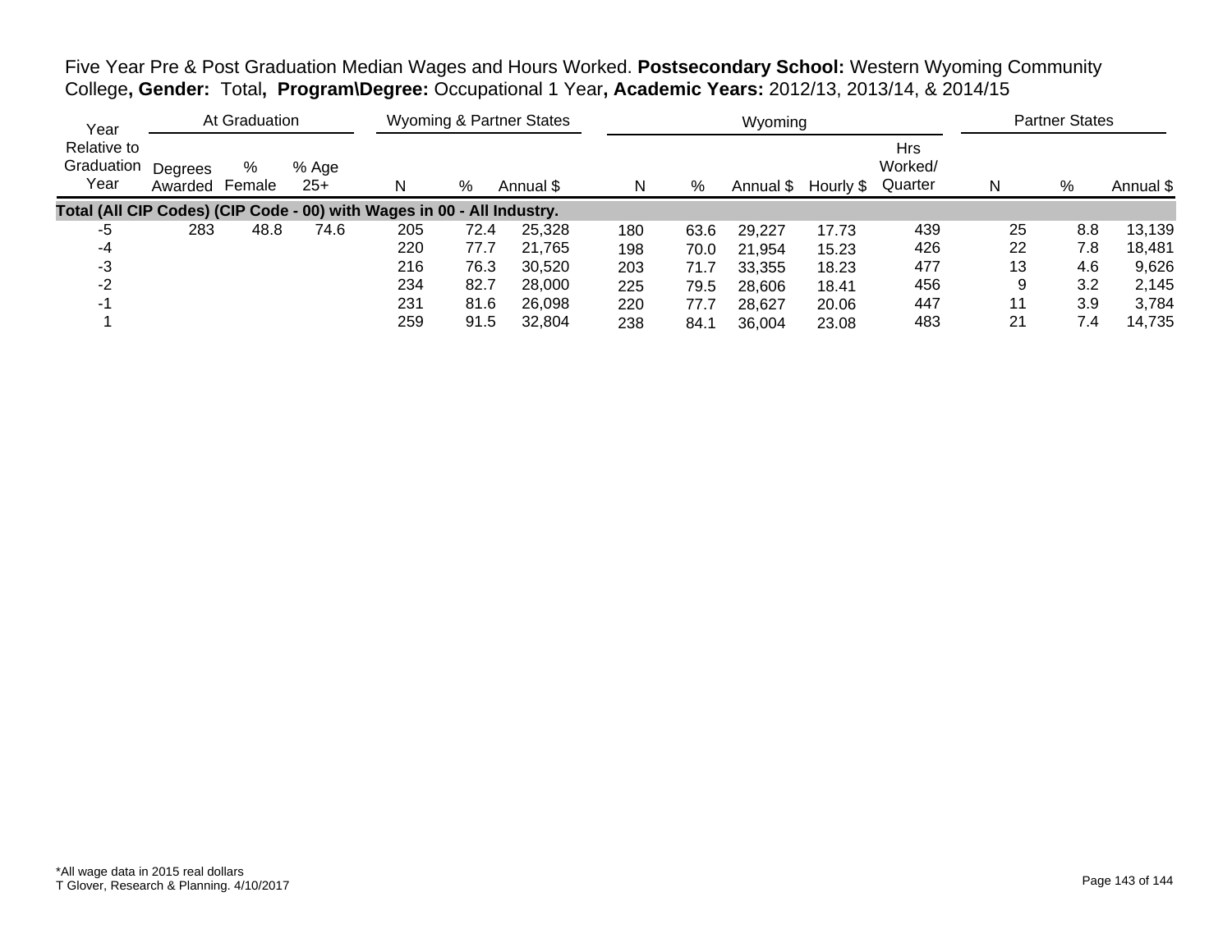Five Year Pre & Post Graduation Median Wages and Hours Worked. **Postsecondary School:** Western Wyoming Community College**, Gender:** Total**, Program\Degree:** Occupational 1 Year**, Academic Years:** 2012/13, 2013/14, & 2014/15

| Year | At Graduation | | | Wyoming & Partner States | | | Wyoming | | | | | Partner States | | |
|---|---|---|---|---|---|---|---|---|---|---|---|---|---|---|
| Relative to Graduation Year | Degrees Awarded | % Female | % Age 25+ | N | % | Annual $ | N | % | Annual $ | Hourly $ | Hrs Worked/ Quarter | N | % | Annual $ |
| **Total (All CIP Codes) (CIP Code - 00) with Wages in 00 - All Industry.** | | | | | | | | | | | | | | |
| -5 | 283 | 48.8 | 74.6 | 205 | 72.4 | 25,328 | 180 | 63.6 | 29,227 | 17.73 | 439 | 25 | 8.8 | 13,139 |
| -4 | | | | 220 | 77.7 | 21,765 | 198 | 70.0 | 21,954 | 15.23 | 426 | 22 | 7.8 | 18,481 |
| -3 | | | | 216 | 76.3 | 30,520 | 203 | 71.7 | 33,355 | 18.23 | 477 | 13 | 4.6 | 9,626 |
| -2 | | | | 234 | 82.7 | 28,000 | 225 | 79.5 | 28,606 | 18.41 | 456 | 9 | 3.2 | 2,145 |
| -1 | | | | 231 | 81.6 | 26,098 | 220 | 77.7 | 28,627 | 20.06 | 447 | 11 | 3.9 | 3,784 |
| 1 | | | | 259 | 91.5 | 32,804 | 238 | 84.1 | 36,004 | 23.08 | 483 | 21 | 7.4 | 14,735 |

*All wage data in 2015 real dollars
T Glover, Research & Planning. 4/10/2017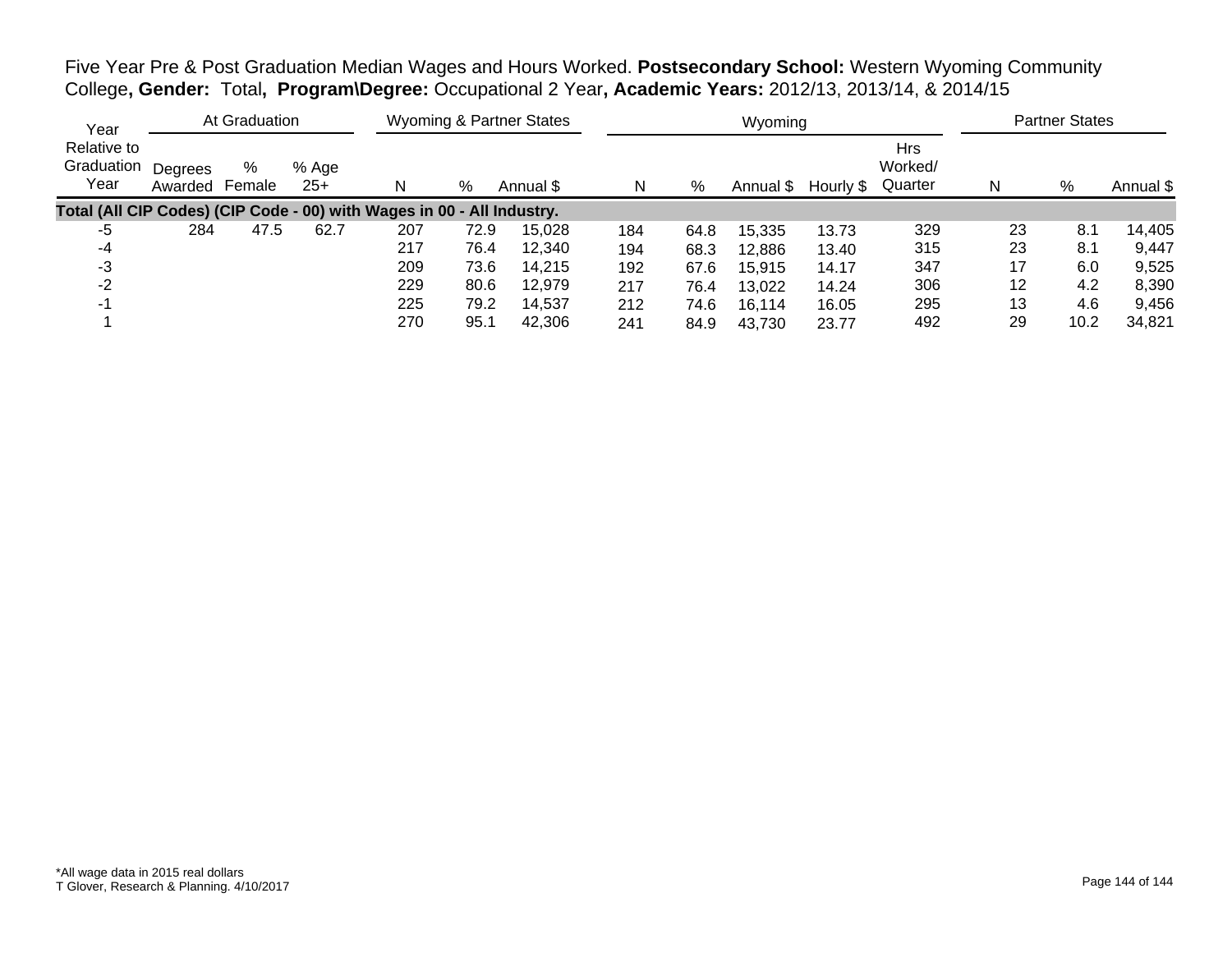Five Year Pre & Post Graduation Median Wages and Hours Worked. **Postsecondary School:** Western Wyoming Community College**, Gender:** Total**, Program\Degree:** Occupational 2 Year**, Academic Years:** 2012/13, 2013/14, & 2014/15

| Year Relative to Graduation Year | At Graduation | | | Wyoming & Partner States | | | Wyoming | | | | | Partner States | | |
|---|---|---|---|---|---|---|---|---|---|---|---|---|---|---|
| | Degrees Awarded | % Female | % Age 25+ | N | % | Annual $ | N | % | Annual $ | Hourly $ | Hrs Worked/ Quarter | N | % | Annual $ |
| **Total (All CIP Codes) (CIP Code - 00) with Wages in 00 - All Industry.** | | | | | | | | | | | | | | |
| -5 | 284 | 47.5 | 62.7 | 207 | 72.9 | 15,028 | 184 | 64.8 | 15,335 | 13.73 | 329 | 23 | 8.1 | 14,405 |
| -4 | | | | 217 | 76.4 | 12,340 | 194 | 68.3 | 12,886 | 13.40 | 315 | 23 | 8.1 | 9,447 |
| -3 | | | | 209 | 73.6 | 14,215 | 192 | 67.6 | 15,915 | 14.17 | 347 | 17 | 6.0 | 9,525 |
| -2 | | | | 229 | 80.6 | 12,979 | 217 | 76.4 | 13,022 | 14.24 | 306 | 12 | 4.2 | 8,390 |
| -1 | | | | 225 | 79.2 | 14,537 | 212 | 74.6 | 16,114 | 16.05 | 295 | 13 | 4.6 | 9,456 |
| 1 | | | | 270 | 95.1 | 42,306 | 241 | 84.9 | 43,730 | 23.77 | 492 | 29 | 10.2 | 34,821 |

*All wage data in 2015 real dollars
T Glover, Research & Planning. 4/10/2017